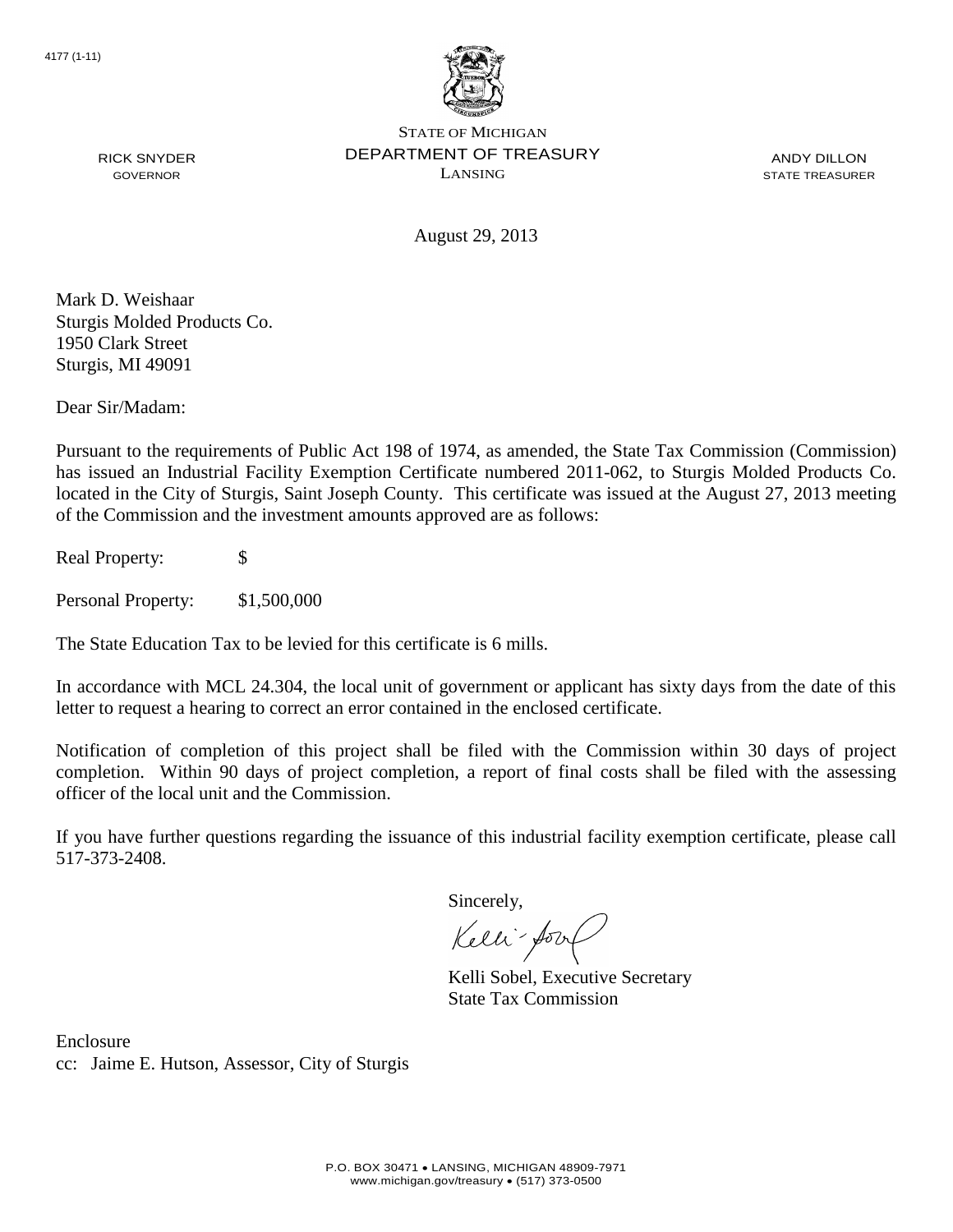4177 (1-11)

STATE OF MICHIGAN
DEPARTMENT OF TREASURY
LANSING

RICK SNYDER
GOVERNOR

ANDY DILLON
STATE TREASURER

August 29, 2013

Mark D. Weishaar
Sturgis Molded Products Co.
1950 Clark Street
Sturgis, MI 49091

Dear Sir/Madam:

Pursuant to the requirements of Public Act 198 of 1974, as amended, the State Tax Commission (Commission) has issued an Industrial Facility Exemption Certificate numbered 2011-062, to Sturgis Molded Products Co. located in the City of Sturgis, Saint Joseph County. This certificate was issued at the August 27, 2013 meeting of the Commission and the investment amounts approved are as follows:

Real Property: $

Personal Property: $1,500,000

The State Education Tax to be levied for this certificate is 6 mills.

In accordance with MCL 24.304, the local unit of government or applicant has sixty days from the date of this letter to request a hearing to correct an error contained in the enclosed certificate.

Notification of completion of this project shall be filed with the Commission within 30 days of project completion. Within 90 days of project completion, a report of final costs shall be filed with the assessing officer of the local unit and the Commission.

If you have further questions regarding the issuance of this industrial facility exemption certificate, please call 517-373-2408.

Sincerely,

Kelli Sobel, Executive Secretary
State Tax Commission

Enclosure
cc: Jaime E. Hutson, Assessor, City of Sturgis

P.O. BOX 30471 • LANSING, MICHIGAN 48909-7971
www.michigan.gov/treasury • (517) 373-0500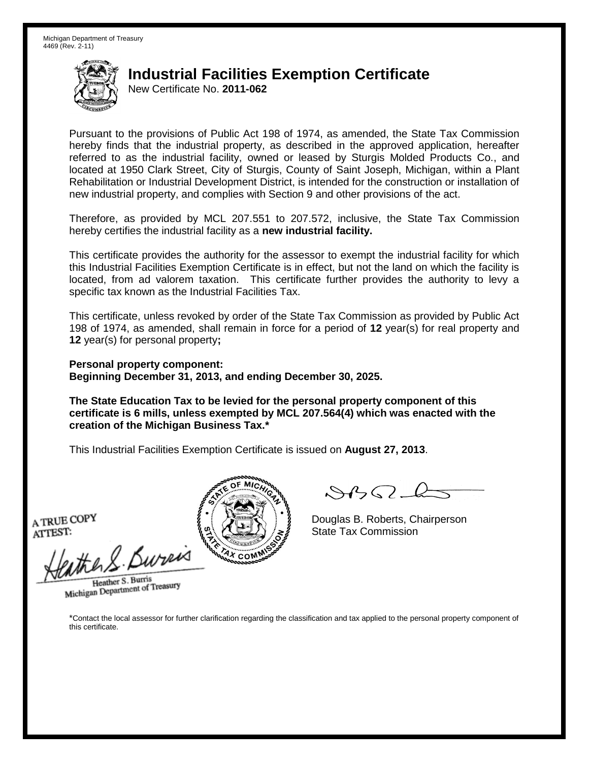Michigan Department of Treasury
4469 (Rev. 2-11)

# Industrial Facilities Exemption Certificate

New Certificate No. **2011-062**

Pursuant to the provisions of Public Act 198 of 1974, as amended, the State Tax Commission hereby finds that the industrial property, as described in the approved application, hereafter referred to as the industrial facility, owned or leased by Sturgis Molded Products Co., and located at 1950 Clark Street, City of Sturgis, County of Saint Joseph, Michigan, within a Plant Rehabilitation or Industrial Development District, is intended for the construction or installation of new industrial property, and complies with Section 9 and other provisions of the act.

Therefore, as provided by MCL 207.551 to 207.572, inclusive, the State Tax Commission hereby certifies the industrial facility as a **new industrial facility.**

This certificate provides the authority for the assessor to exempt the industrial facility for which this Industrial Facilities Exemption Certificate is in effect, but not the land on which the facility is located, from ad valorem taxation. This certificate further provides the authority to levy a specific tax known as the Industrial Facilities Tax.

This certificate, unless revoked by order of the State Tax Commission as provided by Public Act 198 of 1974, as amended, shall remain in force for a period of **12** year(s) for real property and **12** year(s) for personal property**;**

**Personal property component:**
**Beginning December 31, 2013, and ending December 30, 2025.**

**The State Education Tax to be levied for the personal property component of this certificate is 6 mills, unless exempted by MCL 207.564(4) which was enacted with the creation of the Michigan Business Tax.***

This Industrial Facilities Exemption Certificate is issued on **August 27, 2013**.

A TRUE COPY
ATTEST:

Heather S. Burris
Michigan Department of Treasury

Douglas B. Roberts, Chairperson
State Tax Commission

*Contact the local assessor for further clarification regarding the classification and tax applied to the personal property component of this certificate.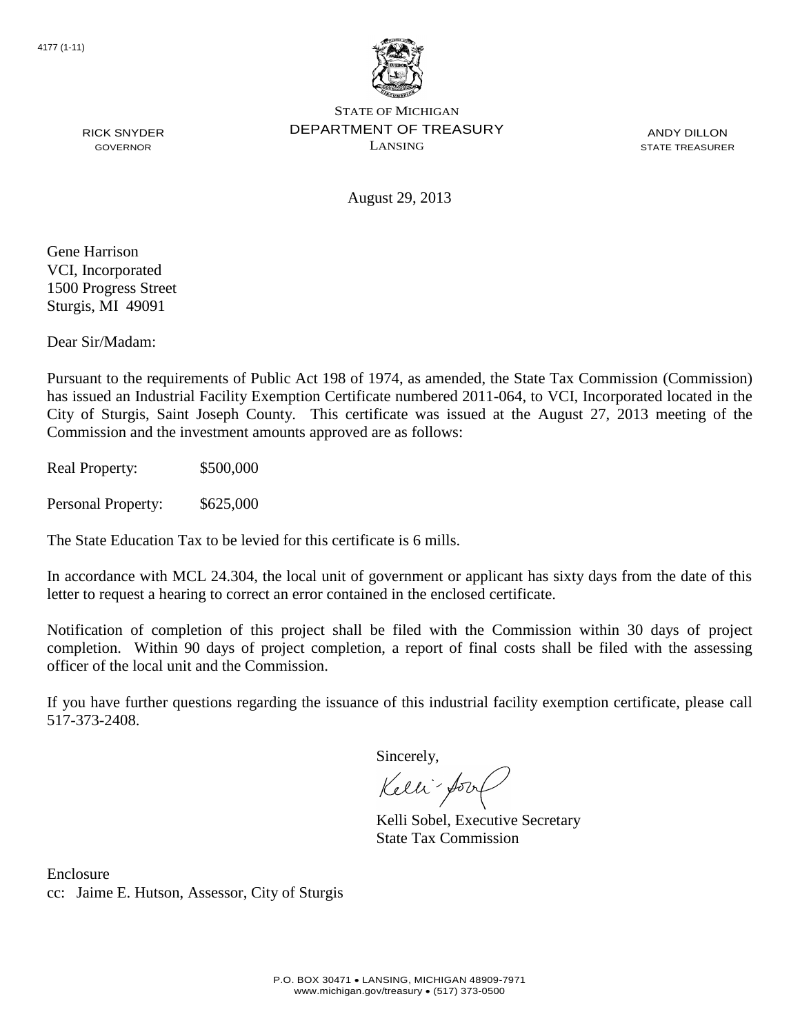4177 (1-11)

STATE OF MICHIGAN
DEPARTMENT OF TREASURY
LANSING

RICK SNYDER
GOVERNOR

ANDY DILLON
STATE TREASURER

August 29, 2013

Gene Harrison
VCI, Incorporated
1500 Progress Street
Sturgis, MI 49091

Dear Sir/Madam:

Pursuant to the requirements of Public Act 198 of 1974, as amended, the State Tax Commission (Commission) has issued an Industrial Facility Exemption Certificate numbered 2011-064, to VCI, Incorporated located in the City of Sturgis, Saint Joseph County. This certificate was issued at the August 27, 2013 meeting of the Commission and the investment amounts approved are as follows:

Real Property: $500,000

Personal Property: $625,000

The State Education Tax to be levied for this certificate is 6 mills.

In accordance with MCL 24.304, the local unit of government or applicant has sixty days from the date of this letter to request a hearing to correct an error contained in the enclosed certificate.

Notification of completion of this project shall be filed with the Commission within 30 days of project completion. Within 90 days of project completion, a report of final costs shall be filed with the assessing officer of the local unit and the Commission.

If you have further questions regarding the issuance of this industrial facility exemption certificate, please call 517-373-2408.

Sincerely,

Kelli Sobel, Executive Secretary
State Tax Commission

Enclosure
cc: Jaime E. Hutson, Assessor, City of Sturgis

P.O. BOX 30471 • LANSING, MICHIGAN 48909-7971
www.michigan.gov/treasury • (517) 373-0500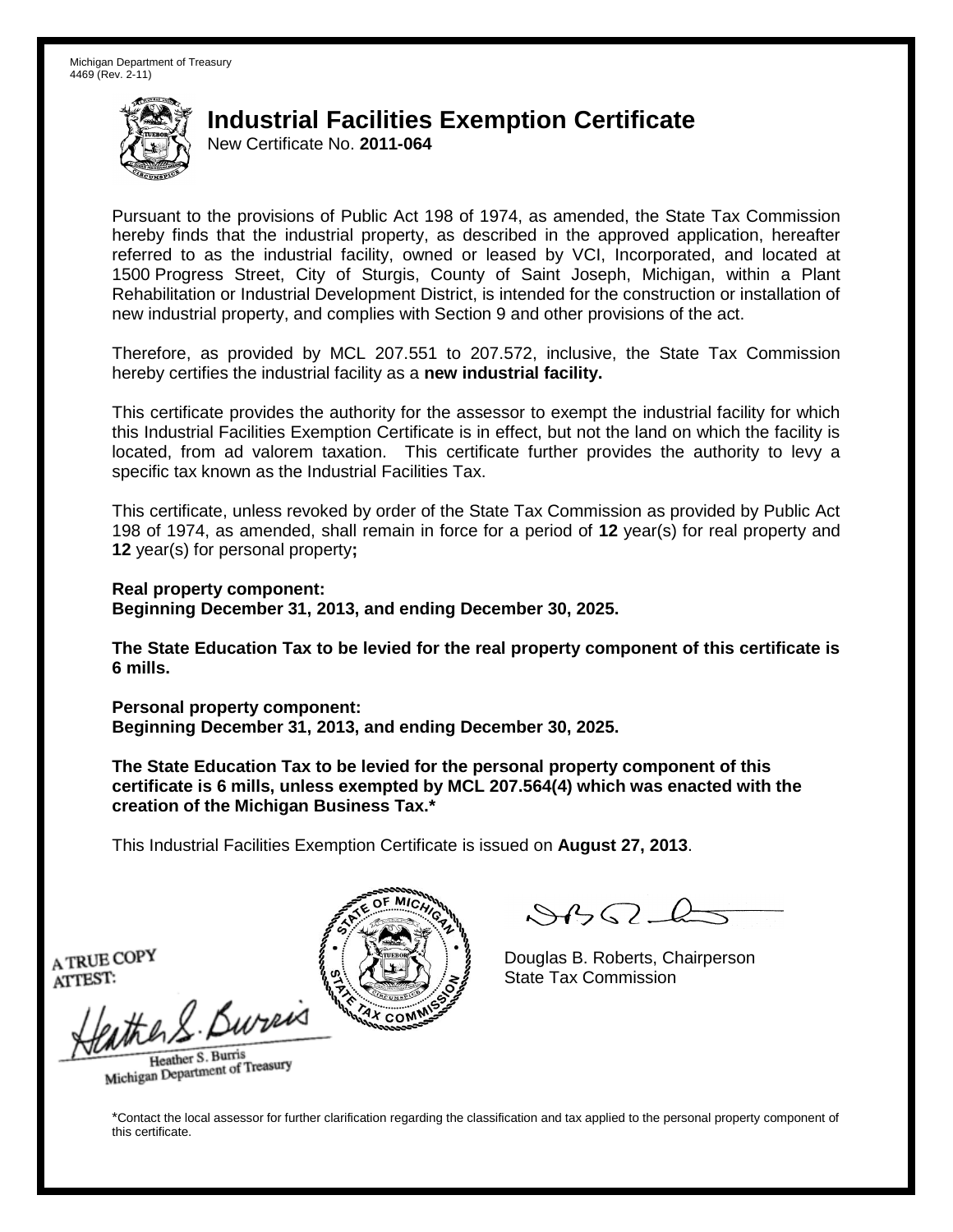Michigan Department of Treasury
4469 (Rev. 2-11)

# Industrial Facilities Exemption Certificate

New Certificate No. **2011-064**

Pursuant to the provisions of Public Act 198 of 1974, as amended, the State Tax Commission hereby finds that the industrial property, as described in the approved application, hereafter referred to as the industrial facility, owned or leased by VCI, Incorporated, and located at 1500 Progress Street, City of Sturgis, County of Saint Joseph, Michigan, within a Plant Rehabilitation or Industrial Development District, is intended for the construction or installation of new industrial property, and complies with Section 9 and other provisions of the act.

Therefore, as provided by MCL 207.551 to 207.572, inclusive, the State Tax Commission hereby certifies the industrial facility as a **new industrial facility.**

This certificate provides the authority for the assessor to exempt the industrial facility for which this Industrial Facilities Exemption Certificate is in effect, but not the land on which the facility is located, from ad valorem taxation. This certificate further provides the authority to levy a specific tax known as the Industrial Facilities Tax.

This certificate, unless revoked by order of the State Tax Commission as provided by Public Act 198 of 1974, as amended, shall remain in force for a period of **12** year(s) for real property and **12** year(s) for personal property**;**

**Real property component:**
**Beginning December 31, 2013, and ending December 30, 2025.**

**The State Education Tax to be levied for the real property component of this certificate is 6 mills.**

**Personal property component:**
**Beginning December 31, 2013, and ending December 30, 2025.**

**The State Education Tax to be levied for the personal property component of this certificate is 6 mills, unless exempted by MCL 207.564(4) which was enacted with the creation of the Michigan Business Tax.***

This Industrial Facilities Exemption Certificate is issued on **August 27, 2013**.

A TRUE COPY
ATTEST:

Heather S. Burris
Michigan Department of Treasury

Douglas B. Roberts, Chairperson
State Tax Commission

*Contact the local assessor for further clarification regarding the classification and tax applied to the personal property component of this certificate.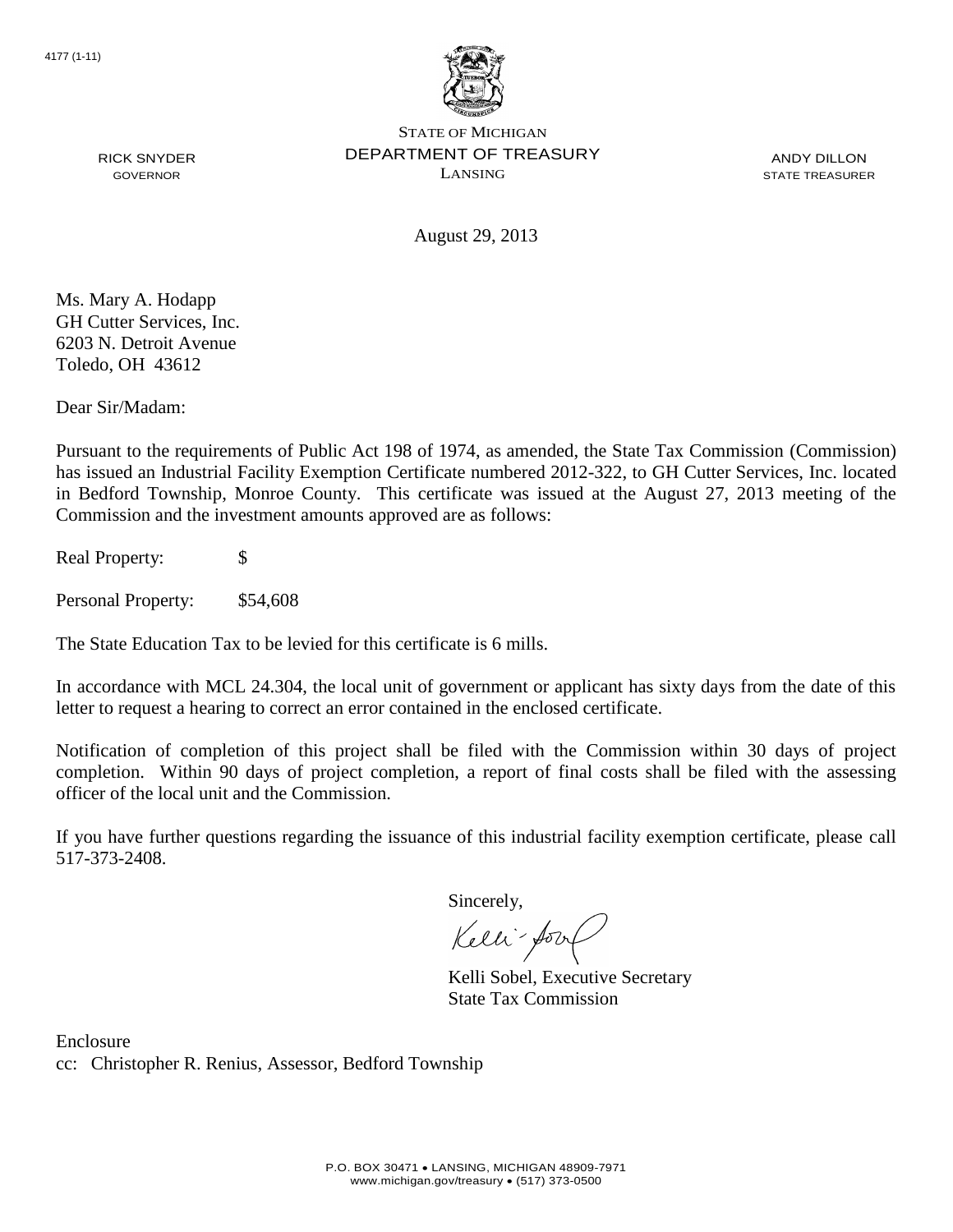4177 (1-11)

STATE OF MICHIGAN
DEPARTMENT OF TREASURY
LANSING

RICK SNYDER
GOVERNOR

ANDY DILLON
STATE TREASURER

August 29, 2013

Ms. Mary A. Hodapp
GH Cutter Services, Inc.
6203 N. Detroit Avenue
Toledo, OH 43612

Dear Sir/Madam:

Pursuant to the requirements of Public Act 198 of 1974, as amended, the State Tax Commission (Commission) has issued an Industrial Facility Exemption Certificate numbered 2012-322, to GH Cutter Services, Inc. located in Bedford Township, Monroe County. This certificate was issued at the August 27, 2013 meeting of the Commission and the investment amounts approved are as follows:

Real Property: $

Personal Property: $54,608

The State Education Tax to be levied for this certificate is 6 mills.

In accordance with MCL 24.304, the local unit of government or applicant has sixty days from the date of this letter to request a hearing to correct an error contained in the enclosed certificate.

Notification of completion of this project shall be filed with the Commission within 30 days of project completion. Within 90 days of project completion, a report of final costs shall be filed with the assessing officer of the local unit and the Commission.

If you have further questions regarding the issuance of this industrial facility exemption certificate, please call 517-373-2408.

Sincerely,

Kelli Sobel, Executive Secretary
State Tax Commission

Enclosure
cc: Christopher R. Renius, Assessor, Bedford Township

P.O. BOX 30471 • LANSING, MICHIGAN 48909-7971
www.michigan.gov/treasury • (517) 373-0500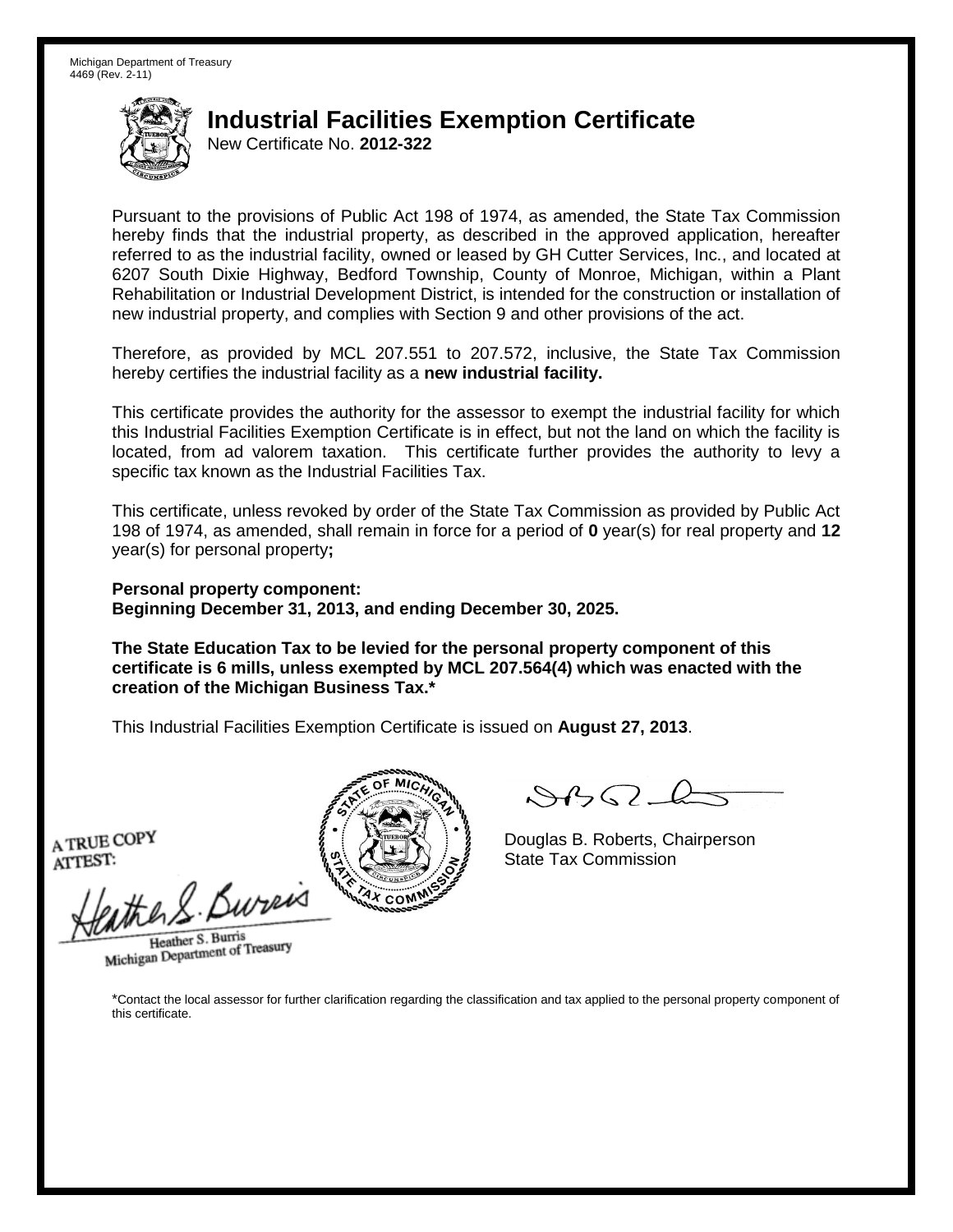Michigan Department of Treasury
4469 (Rev. 2-11)

# Industrial Facilities Exemption Certificate

New Certificate No. **2012-322**

Pursuant to the provisions of Public Act 198 of 1974, as amended, the State Tax Commission hereby finds that the industrial property, as described in the approved application, hereafter referred to as the industrial facility, owned or leased by GH Cutter Services, Inc., and located at 6207 South Dixie Highway, Bedford Township, County of Monroe, Michigan, within a Plant Rehabilitation or Industrial Development District, is intended for the construction or installation of new industrial property, and complies with Section 9 and other provisions of the act.

Therefore, as provided by MCL 207.551 to 207.572, inclusive, the State Tax Commission hereby certifies the industrial facility as a **new industrial facility.**

This certificate provides the authority for the assessor to exempt the industrial facility for which this Industrial Facilities Exemption Certificate is in effect, but not the land on which the facility is located, from ad valorem taxation. This certificate further provides the authority to levy a specific tax known as the Industrial Facilities Tax.

This certificate, unless revoked by order of the State Tax Commission as provided by Public Act 198 of 1974, as amended, shall remain in force for a period of **0** year(s) for real property and **12** year(s) for personal property**;**

**Personal property component:**
**Beginning December 31, 2013, and ending December 30, 2025.**

**The State Education Tax to be levied for the personal property component of this certificate is 6 mills, unless exempted by MCL 207.564(4) which was enacted with the creation of the Michigan Business Tax.***

This Industrial Facilities Exemption Certificate is issued on **August 27, 2013**.

A TRUE COPY
ATTEST:

Heather S. Burris
Michigan Department of Treasury

Douglas B. Roberts, Chairperson
State Tax Commission

*Contact the local assessor for further clarification regarding the classification and tax applied to the personal property component of this certificate.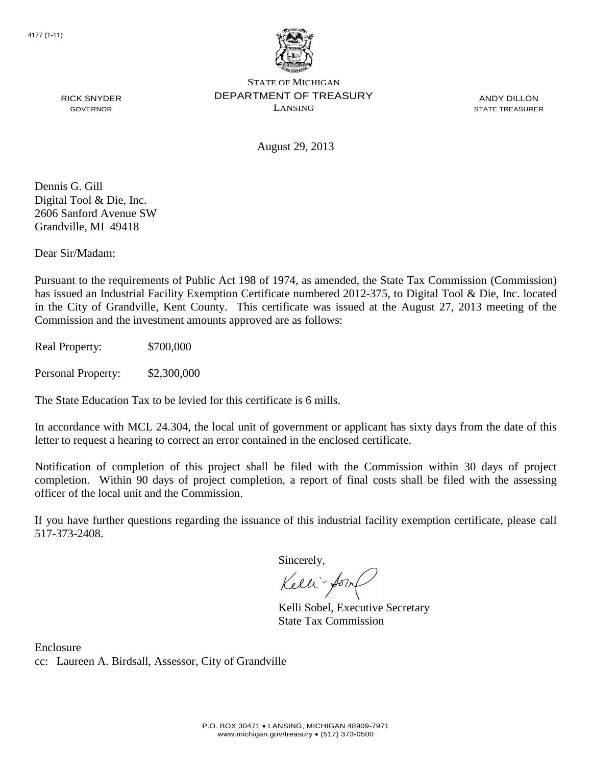4177 (1-11)

STATE OF MICHIGAN
DEPARTMENT OF TREASURY
LANSING

RICK SNYDER
GOVERNOR

ANDY DILLON
STATE TREASURER

August 29, 2013

Dennis G. Gill
Digital Tool & Die, Inc.
2606 Sanford Avenue SW
Grandville, MI 49418

Dear Sir/Madam:

Pursuant to the requirements of Public Act 198 of 1974, as amended, the State Tax Commission (Commission) has issued an Industrial Facility Exemption Certificate numbered 2012-375, to Digital Tool & Die, Inc. located in the City of Grandville, Kent County. This certificate was issued at the August 27, 2013 meeting of the Commission and the investment amounts approved are as follows:

Real Property: $700,000

Personal Property: $2,300,000

The State Education Tax to be levied for this certificate is 6 mills.

In accordance with MCL 24.304, the local unit of government or applicant has sixty days from the date of this letter to request a hearing to correct an error contained in the enclosed certificate.

Notification of completion of this project shall be filed with the Commission within 30 days of project completion. Within 90 days of project completion, a report of final costs shall be filed with the assessing officer of the local unit and the Commission.

If you have further questions regarding the issuance of this industrial facility exemption certificate, please call 517-373-2408.

Sincerely,

Kelli Sobel, Executive Secretary
State Tax Commission

Enclosure
cc: Laureen A. Birdsall, Assessor, City of Grandville

P.O. BOX 30471 • LANSING, MICHIGAN 48909-7971
www.michigan.gov/treasury • (517) 373-0500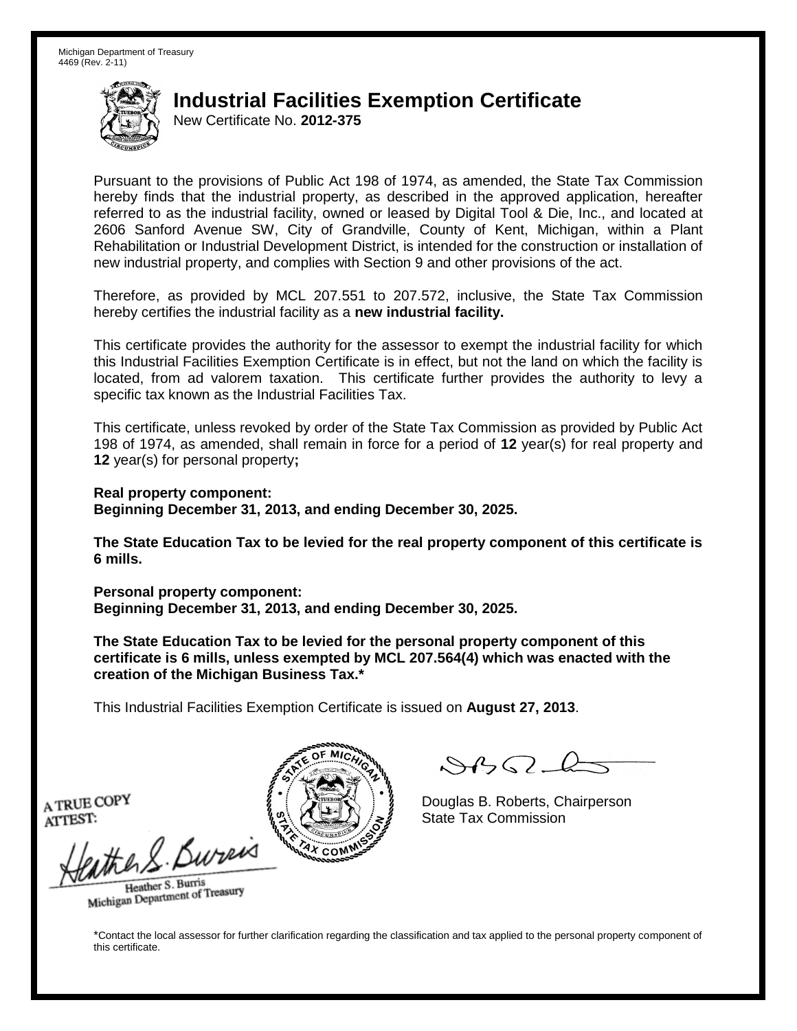Michigan Department of Treasury
4469 (Rev. 2-11)

# Industrial Facilities Exemption Certificate

New Certificate No. **2012-375**

Pursuant to the provisions of Public Act 198 of 1974, as amended, the State Tax Commission hereby finds that the industrial property, as described in the approved application, hereafter referred to as the industrial facility, owned or leased by Digital Tool & Die, Inc., and located at 2606 Sanford Avenue SW, City of Grandville, County of Kent, Michigan, within a Plant Rehabilitation or Industrial Development District, is intended for the construction or installation of new industrial property, and complies with Section 9 and other provisions of the act.

Therefore, as provided by MCL 207.551 to 207.572, inclusive, the State Tax Commission hereby certifies the industrial facility as a **new industrial facility.**

This certificate provides the authority for the assessor to exempt the industrial facility for which this Industrial Facilities Exemption Certificate is in effect, but not the land on which the facility is located, from ad valorem taxation. This certificate further provides the authority to levy a specific tax known as the Industrial Facilities Tax.

This certificate, unless revoked by order of the State Tax Commission as provided by Public Act 198 of 1974, as amended, shall remain in force for a period of **12** year(s) for real property and **12** year(s) for personal property**;**

**Real property component:**
**Beginning December 31, 2013, and ending December 30, 2025.**

**The State Education Tax to be levied for the real property component of this certificate is 6 mills.**

**Personal property component:**
**Beginning December 31, 2013, and ending December 30, 2025.**

**The State Education Tax to be levied for the personal property component of this certificate is 6 mills, unless exempted by MCL 207.564(4) which was enacted with the creation of the Michigan Business Tax.***

This Industrial Facilities Exemption Certificate is issued on **August 27, 2013**.

A TRUE COPY
ATTEST:

Heather S. Burris
Michigan Department of Treasury

Douglas B. Roberts, Chairperson
State Tax Commission

*Contact the local assessor for further clarification regarding the classification and tax applied to the personal property component of this certificate.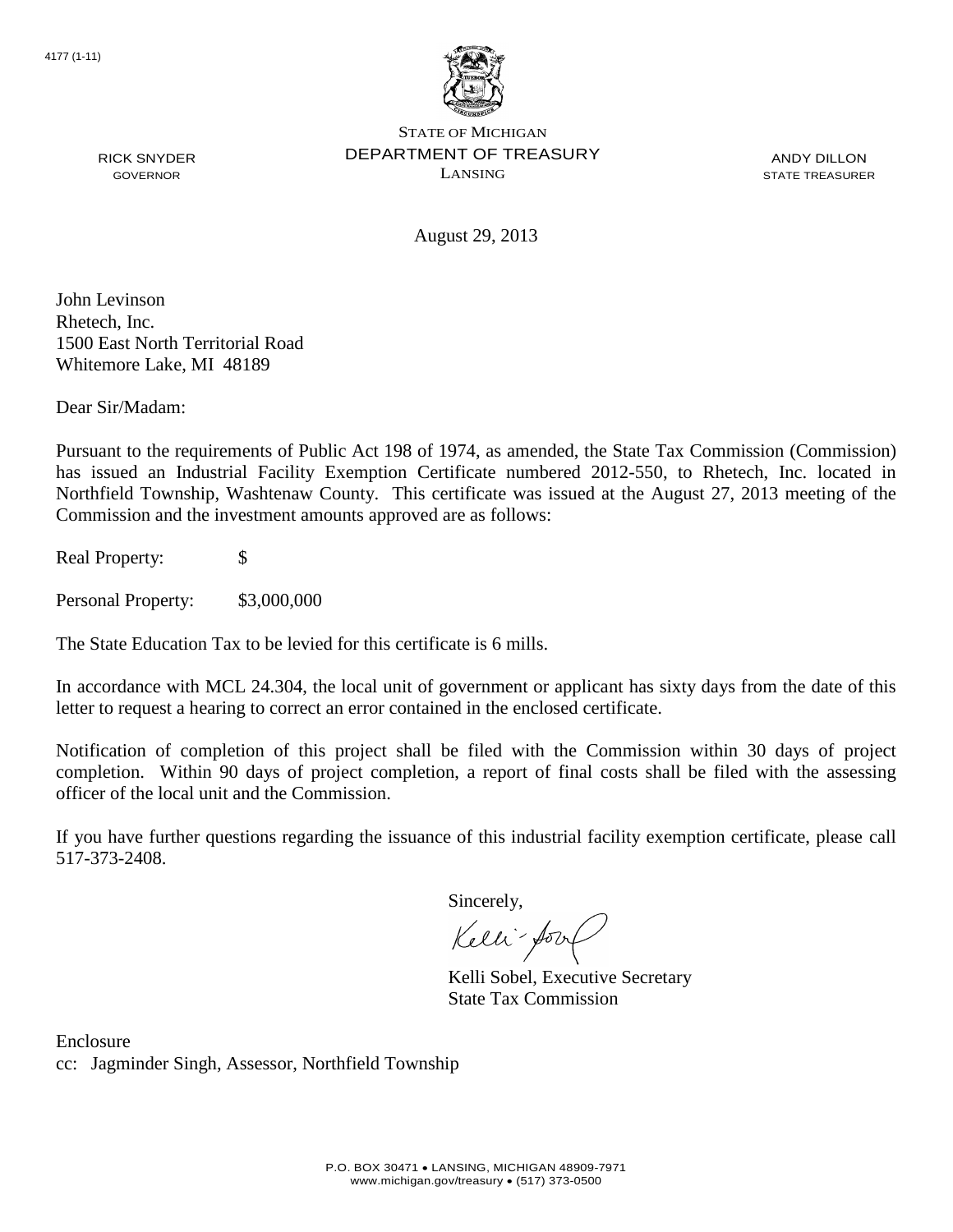4177 (1-11)

STATE OF MICHIGAN
DEPARTMENT OF TREASURY
LANSING

RICK SNYDER
GOVERNOR

ANDY DILLON
STATE TREASURER

August 29, 2013

John Levinson
Rhetech, Inc.
1500 East North Territorial Road
Whitemore Lake, MI 48189

Dear Sir/Madam:

Pursuant to the requirements of Public Act 198 of 1974, as amended, the State Tax Commission (Commission) has issued an Industrial Facility Exemption Certificate numbered 2012-550, to Rhetech, Inc. located in Northfield Township, Washtenaw County. This certificate was issued at the August 27, 2013 meeting of the Commission and the investment amounts approved are as follows:

Real Property: $

Personal Property: $3,000,000

The State Education Tax to be levied for this certificate is 6 mills.

In accordance with MCL 24.304, the local unit of government or applicant has sixty days from the date of this letter to request a hearing to correct an error contained in the enclosed certificate.

Notification of completion of this project shall be filed with the Commission within 30 days of project completion. Within 90 days of project completion, a report of final costs shall be filed with the assessing officer of the local unit and the Commission.

If you have further questions regarding the issuance of this industrial facility exemption certificate, please call 517-373-2408.

Sincerely,

Kelli Sobel, Executive Secretary
State Tax Commission

Enclosure
cc: Jagminder Singh, Assessor, Northfield Township

P.O. BOX 30471 • LANSING, MICHIGAN 48909-7971
www.michigan.gov/treasury • (517) 373-0500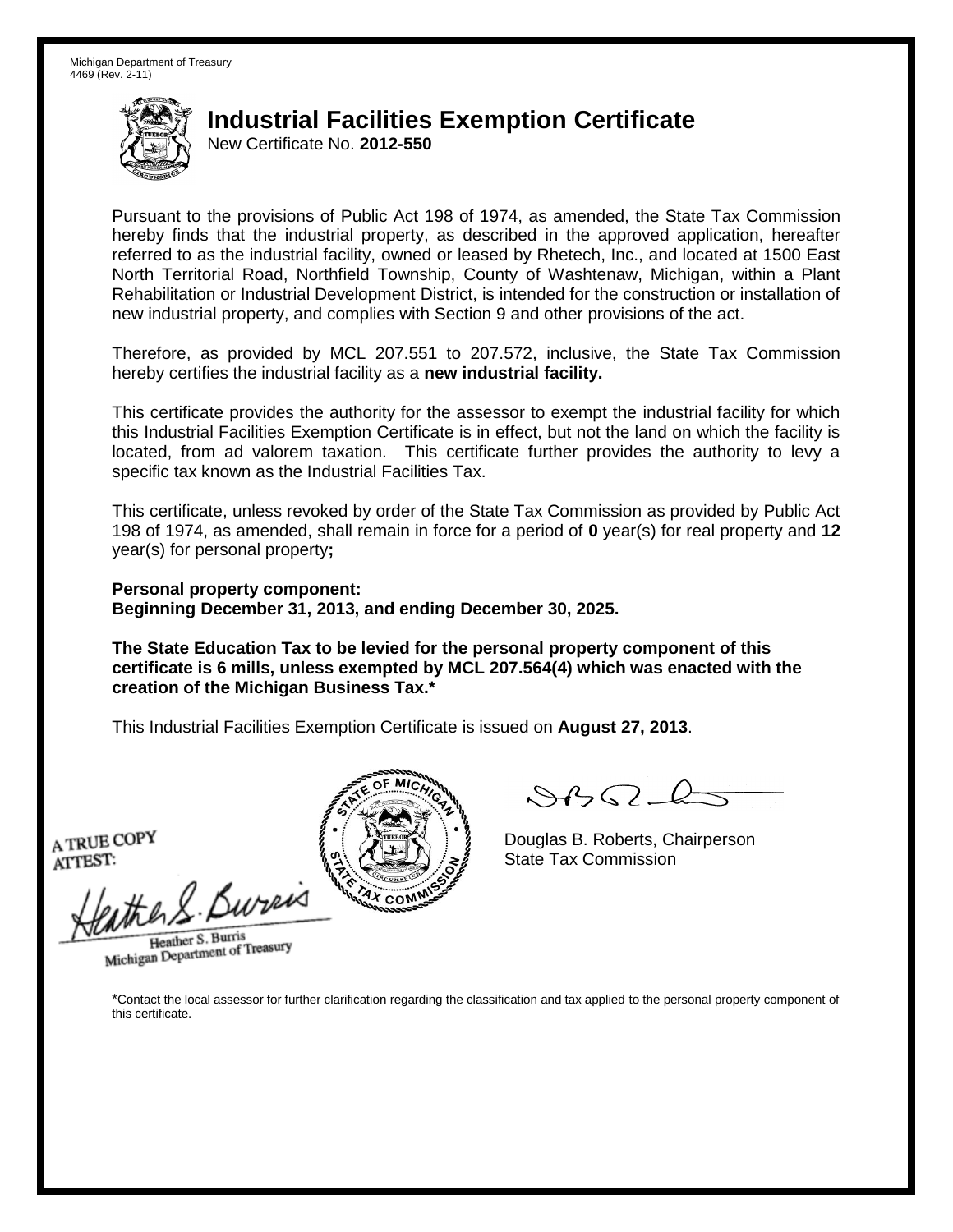Michigan Department of Treasury
4469 (Rev. 2-11)

# Industrial Facilities Exemption Certificate

New Certificate No. **2012-550**

Pursuant to the provisions of Public Act 198 of 1974, as amended, the State Tax Commission hereby finds that the industrial property, as described in the approved application, hereafter referred to as the industrial facility, owned or leased by Rhetech, Inc., and located at 1500 East North Territorial Road, Northfield Township, County of Washtenaw, Michigan, within a Plant Rehabilitation or Industrial Development District, is intended for the construction or installation of new industrial property, and complies with Section 9 and other provisions of the act.

Therefore, as provided by MCL 207.551 to 207.572, inclusive, the State Tax Commission hereby certifies the industrial facility as a **new industrial facility.**

This certificate provides the authority for the assessor to exempt the industrial facility for which this Industrial Facilities Exemption Certificate is in effect, but not the land on which the facility is located, from ad valorem taxation. This certificate further provides the authority to levy a specific tax known as the Industrial Facilities Tax.

This certificate, unless revoked by order of the State Tax Commission as provided by Public Act 198 of 1974, as amended, shall remain in force for a period of **0** year(s) for real property and **12** year(s) for personal property**;**

**Personal property component:**
**Beginning December 31, 2013, and ending December 30, 2025.**

**The State Education Tax to be levied for the personal property component of this certificate is 6 mills, unless exempted by MCL 207.564(4) which was enacted with the creation of the Michigan Business Tax.***

This Industrial Facilities Exemption Certificate is issued on **August 27, 2013**.

A TRUE COPY
ATTEST:

Heather S. Burris
Michigan Department of Treasury

Douglas B. Roberts, Chairperson
State Tax Commission

*Contact the local assessor for further clarification regarding the classification and tax applied to the personal property component of this certificate.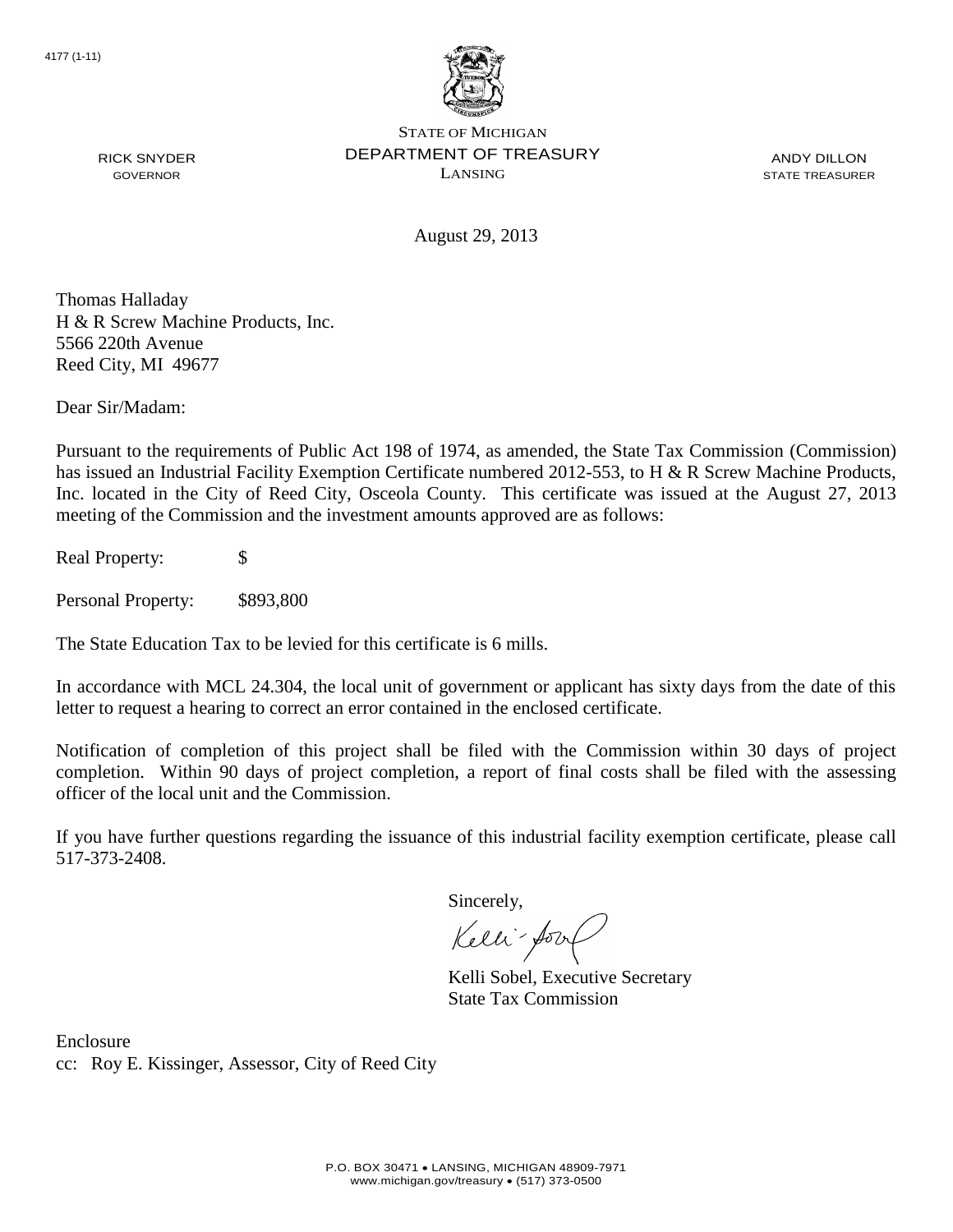4177 (1-11)

STATE OF MICHIGAN
DEPARTMENT OF TREASURY
LANSING

RICK SNYDER
GOVERNOR

ANDY DILLON
STATE TREASURER

August 29, 2013

Thomas Halladay
H & R Screw Machine Products, Inc.
5566 220th Avenue
Reed City, MI 49677

Dear Sir/Madam:

Pursuant to the requirements of Public Act 198 of 1974, as amended, the State Tax Commission (Commission) has issued an Industrial Facility Exemption Certificate numbered 2012-553, to H & R Screw Machine Products, Inc. located in the City of Reed City, Osceola County. This certificate was issued at the August 27, 2013 meeting of the Commission and the investment amounts approved are as follows:

Real Property: $

Personal Property: $893,800

The State Education Tax to be levied for this certificate is 6 mills.

In accordance with MCL 24.304, the local unit of government or applicant has sixty days from the date of this letter to request a hearing to correct an error contained in the enclosed certificate.

Notification of completion of this project shall be filed with the Commission within 30 days of project completion. Within 90 days of project completion, a report of final costs shall be filed with the assessing officer of the local unit and the Commission.

If you have further questions regarding the issuance of this industrial facility exemption certificate, please call 517-373-2408.

Sincerely,

Kelli Sobel, Executive Secretary
State Tax Commission

Enclosure
cc: Roy E. Kissinger, Assessor, City of Reed City

P.O. BOX 30471 • LANSING, MICHIGAN 48909-7971
www.michigan.gov/treasury • (517) 373-0500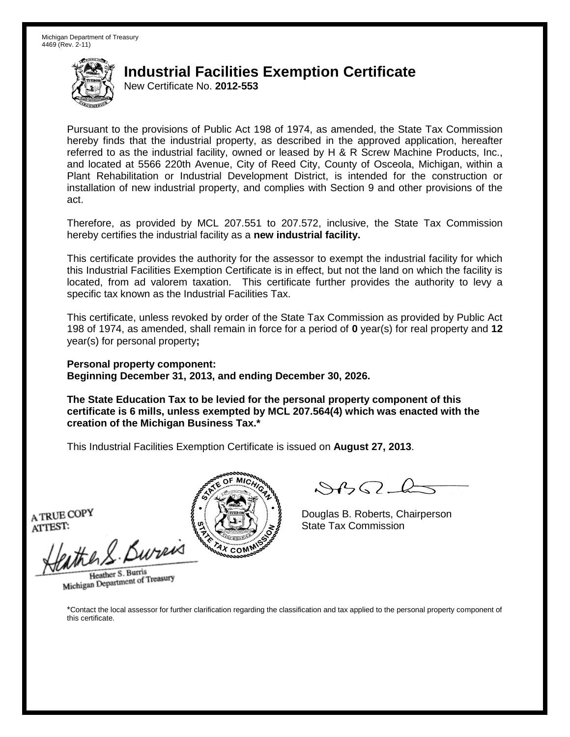Michigan Department of Treasury
4469 (Rev. 2-11)

# Industrial Facilities Exemption Certificate

New Certificate No. **2012-553**

Pursuant to the provisions of Public Act 198 of 1974, as amended, the State Tax Commission hereby finds that the industrial property, as described in the approved application, hereafter referred to as the industrial facility, owned or leased by H & R Screw Machine Products, Inc., and located at 5566 220th Avenue, City of Reed City, County of Osceola, Michigan, within a Plant Rehabilitation or Industrial Development District, is intended for the construction or installation of new industrial property, and complies with Section 9 and other provisions of the act.

Therefore, as provided by MCL 207.551 to 207.572, inclusive, the State Tax Commission hereby certifies the industrial facility as a **new industrial facility.**

This certificate provides the authority for the assessor to exempt the industrial facility for which this Industrial Facilities Exemption Certificate is in effect, but not the land on which the facility is located, from ad valorem taxation. This certificate further provides the authority to levy a specific tax known as the Industrial Facilities Tax.

This certificate, unless revoked by order of the State Tax Commission as provided by Public Act 198 of 1974, as amended, shall remain in force for a period of **0** year(s) for real property and **12** year(s) for personal property**;**

**Personal property component:**
**Beginning December 31, 2013, and ending December 30, 2026.**

**The State Education Tax to be levied for the personal property component of this certificate is 6 mills, unless exempted by MCL 207.564(4) which was enacted with the creation of the Michigan Business Tax.***

This Industrial Facilities Exemption Certificate is issued on **August 27, 2013**.

A TRUE COPY
ATTEST:

Heather S. Burris
Michigan Department of Treasury

Douglas B. Roberts, Chairperson
State Tax Commission

*Contact the local assessor for further clarification regarding the classification and tax applied to the personal property component of this certificate.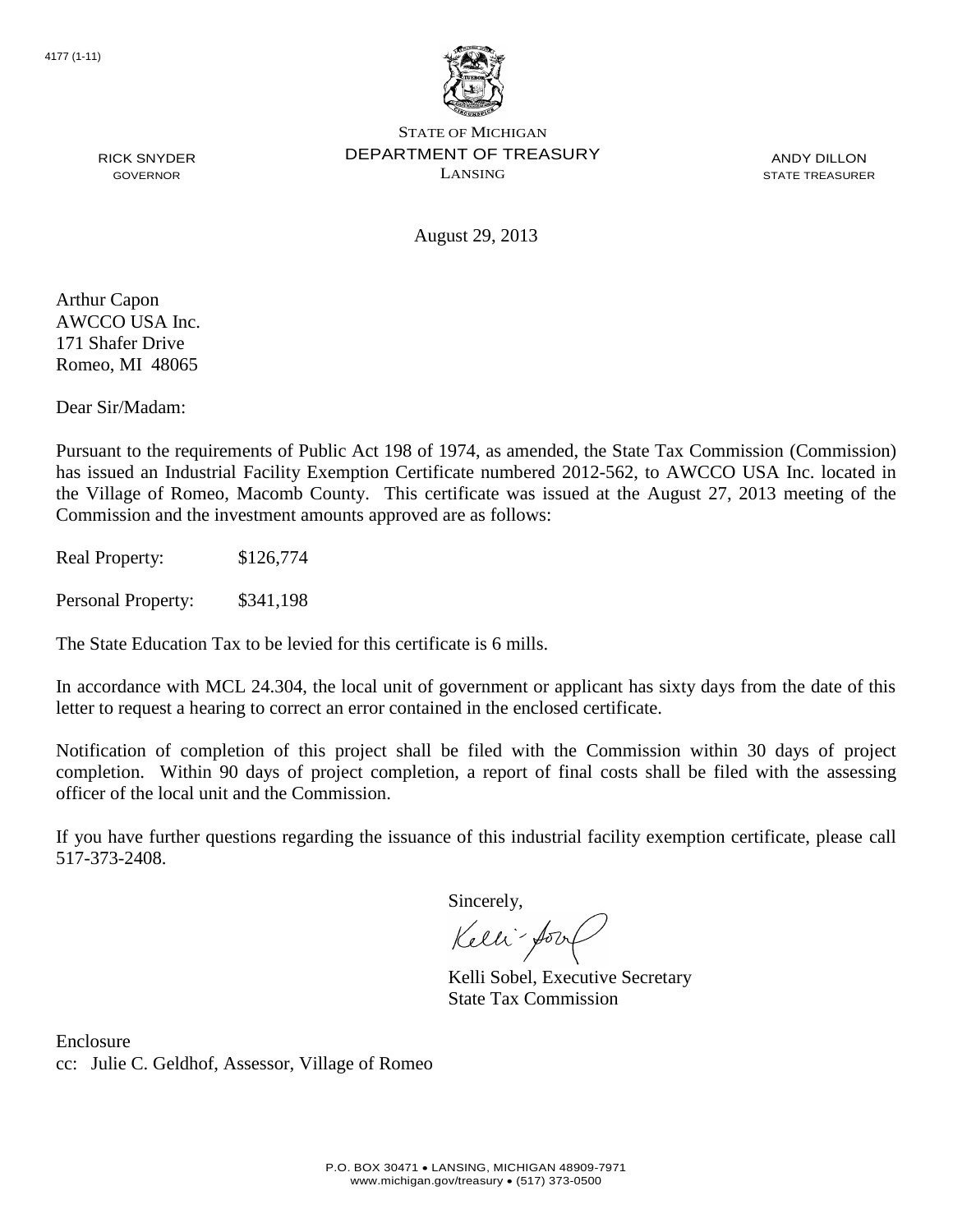4177 (1-11)

STATE OF MICHIGAN
DEPARTMENT OF TREASURY
LANSING

RICK SNYDER
GOVERNOR

ANDY DILLON
STATE TREASURER

August 29, 2013

Arthur Capon
AWCCO USA Inc.
171 Shafer Drive
Romeo, MI 48065

Dear Sir/Madam:

Pursuant to the requirements of Public Act 198 of 1974, as amended, the State Tax Commission (Commission) has issued an Industrial Facility Exemption Certificate numbered 2012-562, to AWCCO USA Inc. located in the Village of Romeo, Macomb County. This certificate was issued at the August 27, 2013 meeting of the Commission and the investment amounts approved are as follows:

Real Property: $126,774

Personal Property: $341,198

The State Education Tax to be levied for this certificate is 6 mills.

In accordance with MCL 24.304, the local unit of government or applicant has sixty days from the date of this letter to request a hearing to correct an error contained in the enclosed certificate.

Notification of completion of this project shall be filed with the Commission within 30 days of project completion. Within 90 days of project completion, a report of final costs shall be filed with the assessing officer of the local unit and the Commission.

If you have further questions regarding the issuance of this industrial facility exemption certificate, please call 517-373-2408.

Sincerely,

Kelli Sobel, Executive Secretary
State Tax Commission

Enclosure
cc: Julie C. Geldhof, Assessor, Village of Romeo

P.O. BOX 30471 • LANSING, MICHIGAN 48909-7971
www.michigan.gov/treasury • (517) 373-0500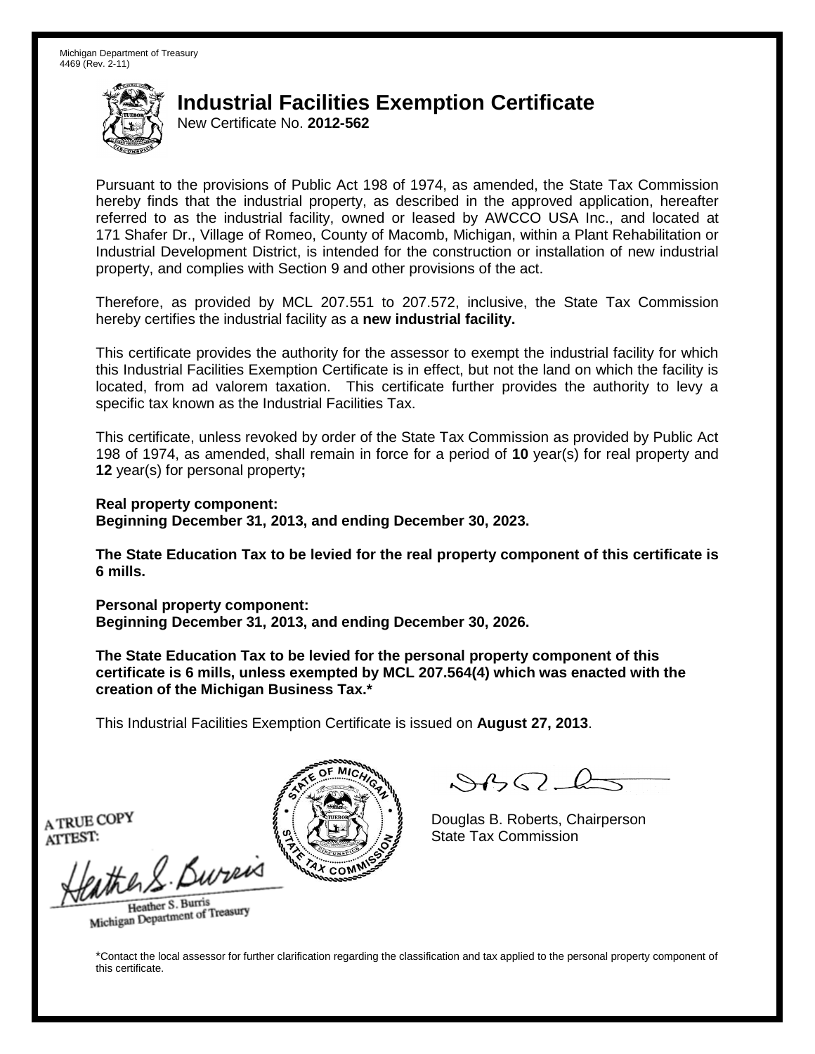Michigan Department of Treasury
4469 (Rev. 2-11)

# Industrial Facilities Exemption Certificate

New Certificate No. **2012-562**

Pursuant to the provisions of Public Act 198 of 1974, as amended, the State Tax Commission hereby finds that the industrial property, as described in the approved application, hereafter referred to as the industrial facility, owned or leased by AWCCO USA Inc., and located at 171 Shafer Dr., Village of Romeo, County of Macomb, Michigan, within a Plant Rehabilitation or Industrial Development District, is intended for the construction or installation of new industrial property, and complies with Section 9 and other provisions of the act.

Therefore, as provided by MCL 207.551 to 207.572, inclusive, the State Tax Commission hereby certifies the industrial facility as a **new industrial facility.**

This certificate provides the authority for the assessor to exempt the industrial facility for which this Industrial Facilities Exemption Certificate is in effect, but not the land on which the facility is located, from ad valorem taxation. This certificate further provides the authority to levy a specific tax known as the Industrial Facilities Tax.

This certificate, unless revoked by order of the State Tax Commission as provided by Public Act 198 of 1974, as amended, shall remain in force for a period of **10** year(s) for real property and **12** year(s) for personal property**;**

**Real property component:**
**Beginning December 31, 2013, and ending December 30, 2023.**

**The State Education Tax to be levied for the real property component of this certificate is 6 mills.**

**Personal property component:**
**Beginning December 31, 2013, and ending December 30, 2026.**

**The State Education Tax to be levied for the personal property component of this certificate is 6 mills, unless exempted by MCL 207.564(4) which was enacted with the creation of the Michigan Business Tax.***

This Industrial Facilities Exemption Certificate is issued on **August 27, 2013**.

A TRUE COPY
ATTEST:

Heather S. Burris
Michigan Department of Treasury

Douglas B. Roberts, Chairperson
State Tax Commission

*Contact the local assessor for further clarification regarding the classification and tax applied to the personal property component of this certificate.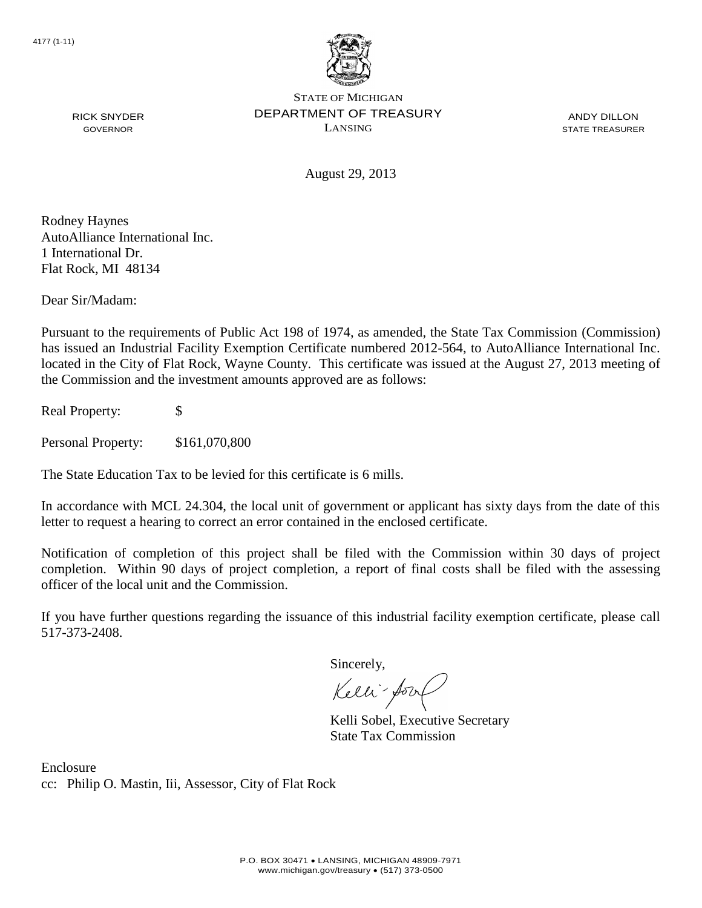4177 (1-11)

STATE OF MICHIGAN
DEPARTMENT OF TREASURY
LANSING

RICK SNYDER
GOVERNOR

ANDY DILLON
STATE TREASURER

August 29, 2013

Rodney Haynes
AutoAlliance International Inc.
1 International Dr.
Flat Rock, MI 48134

Dear Sir/Madam:

Pursuant to the requirements of Public Act 198 of 1974, as amended, the State Tax Commission (Commission) has issued an Industrial Facility Exemption Certificate numbered 2012-564, to AutoAlliance International Inc. located in the City of Flat Rock, Wayne County. This certificate was issued at the August 27, 2013 meeting of the Commission and the investment amounts approved are as follows:

Real Property: $

Personal Property: $161,070,800

The State Education Tax to be levied for this certificate is 6 mills.

In accordance with MCL 24.304, the local unit of government or applicant has sixty days from the date of this letter to request a hearing to correct an error contained in the enclosed certificate.

Notification of completion of this project shall be filed with the Commission within 30 days of project completion. Within 90 days of project completion, a report of final costs shall be filed with the assessing officer of the local unit and the Commission.

If you have further questions regarding the issuance of this industrial facility exemption certificate, please call 517-373-2408.

Sincerely,

Kelli Sobel, Executive Secretary
State Tax Commission

Enclosure
cc: Philip O. Mastin, Iii, Assessor, City of Flat Rock

P.O. BOX 30471 • LANSING, MICHIGAN 48909-7971
www.michigan.gov/treasury • (517) 373-0500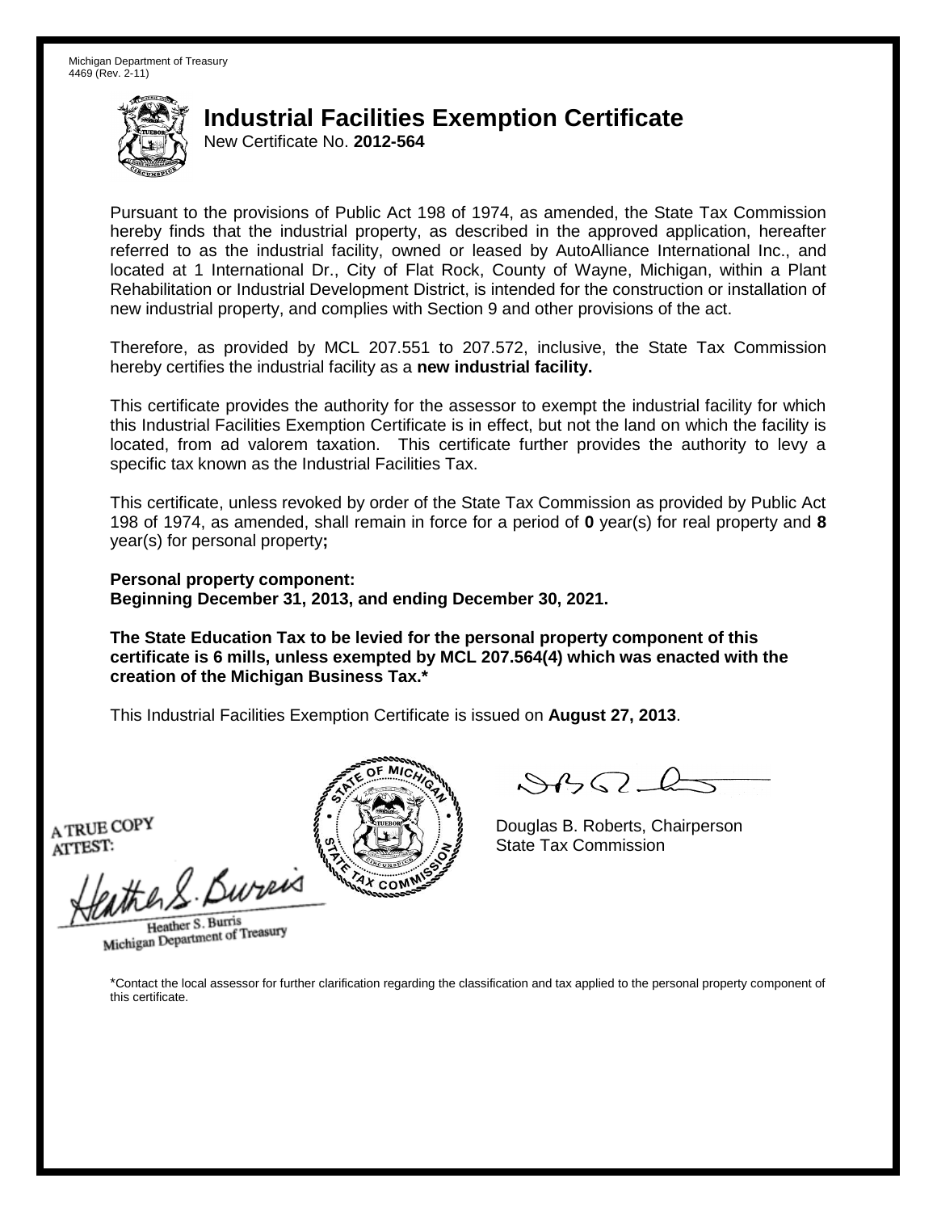Michigan Department of Treasury
4469 (Rev. 2-11)

# Industrial Facilities Exemption Certificate

New Certificate No. **2012-564**

Pursuant to the provisions of Public Act 198 of 1974, as amended, the State Tax Commission hereby finds that the industrial property, as described in the approved application, hereafter referred to as the industrial facility, owned or leased by AutoAlliance International Inc., and located at 1 International Dr., City of Flat Rock, County of Wayne, Michigan, within a Plant Rehabilitation or Industrial Development District, is intended for the construction or installation of new industrial property, and complies with Section 9 and other provisions of the act.

Therefore, as provided by MCL 207.551 to 207.572, inclusive, the State Tax Commission hereby certifies the industrial facility as a **new industrial facility.**

This certificate provides the authority for the assessor to exempt the industrial facility for which this Industrial Facilities Exemption Certificate is in effect, but not the land on which the facility is located, from ad valorem taxation. This certificate further provides the authority to levy a specific tax known as the Industrial Facilities Tax.

This certificate, unless revoked by order of the State Tax Commission as provided by Public Act 198 of 1974, as amended, shall remain in force for a period of **0** year(s) for real property and **8** year(s) for personal property**;**

**Personal property component:**
**Beginning December 31, 2013, and ending December 30, 2021.**

**The State Education Tax to be levied for the personal property component of this certificate is 6 mills, unless exempted by MCL 207.564(4) which was enacted with the creation of the Michigan Business Tax.***

This Industrial Facilities Exemption Certificate is issued on **August 27, 2013**.

A TRUE COPY
ATTEST:

Heather S. Burris
Michigan Department of Treasury

Douglas B. Roberts, Chairperson
State Tax Commission

*Contact the local assessor for further clarification regarding the classification and tax applied to the personal property component of this certificate.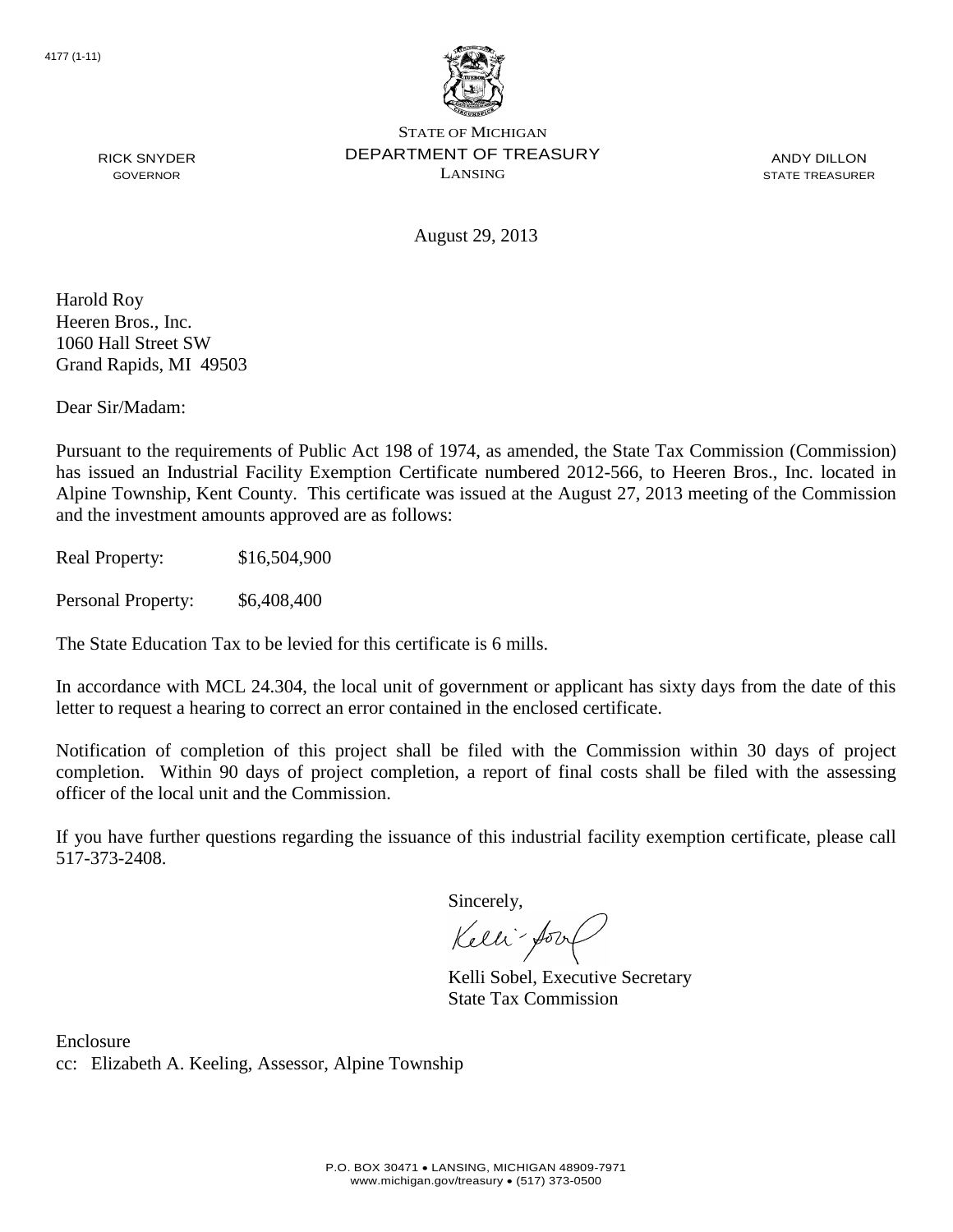4177 (1-11)

STATE OF MICHIGAN
DEPARTMENT OF TREASURY
LANSING

RICK SNYDER
GOVERNOR

ANDY DILLON
STATE TREASURER

August 29, 2013

Harold Roy
Heeren Bros., Inc.
1060 Hall Street SW
Grand Rapids, MI 49503

Dear Sir/Madam:

Pursuant to the requirements of Public Act 198 of 1974, as amended, the State Tax Commission (Commission) has issued an Industrial Facility Exemption Certificate numbered 2012-566, to Heeren Bros., Inc. located in Alpine Township, Kent County. This certificate was issued at the August 27, 2013 meeting of the Commission and the investment amounts approved are as follows:

Real Property: $16,504,900

Personal Property: $6,408,400

The State Education Tax to be levied for this certificate is 6 mills.

In accordance with MCL 24.304, the local unit of government or applicant has sixty days from the date of this letter to request a hearing to correct an error contained in the enclosed certificate.

Notification of completion of this project shall be filed with the Commission within 30 days of project completion. Within 90 days of project completion, a report of final costs shall be filed with the assessing officer of the local unit and the Commission.

If you have further questions regarding the issuance of this industrial facility exemption certificate, please call 517-373-2408.

Sincerely,

Kelli Sobel, Executive Secretary
State Tax Commission

Enclosure
cc: Elizabeth A. Keeling, Assessor, Alpine Township

P.O. BOX 30471 • LANSING, MICHIGAN 48909-7971
www.michigan.gov/treasury • (517) 373-0500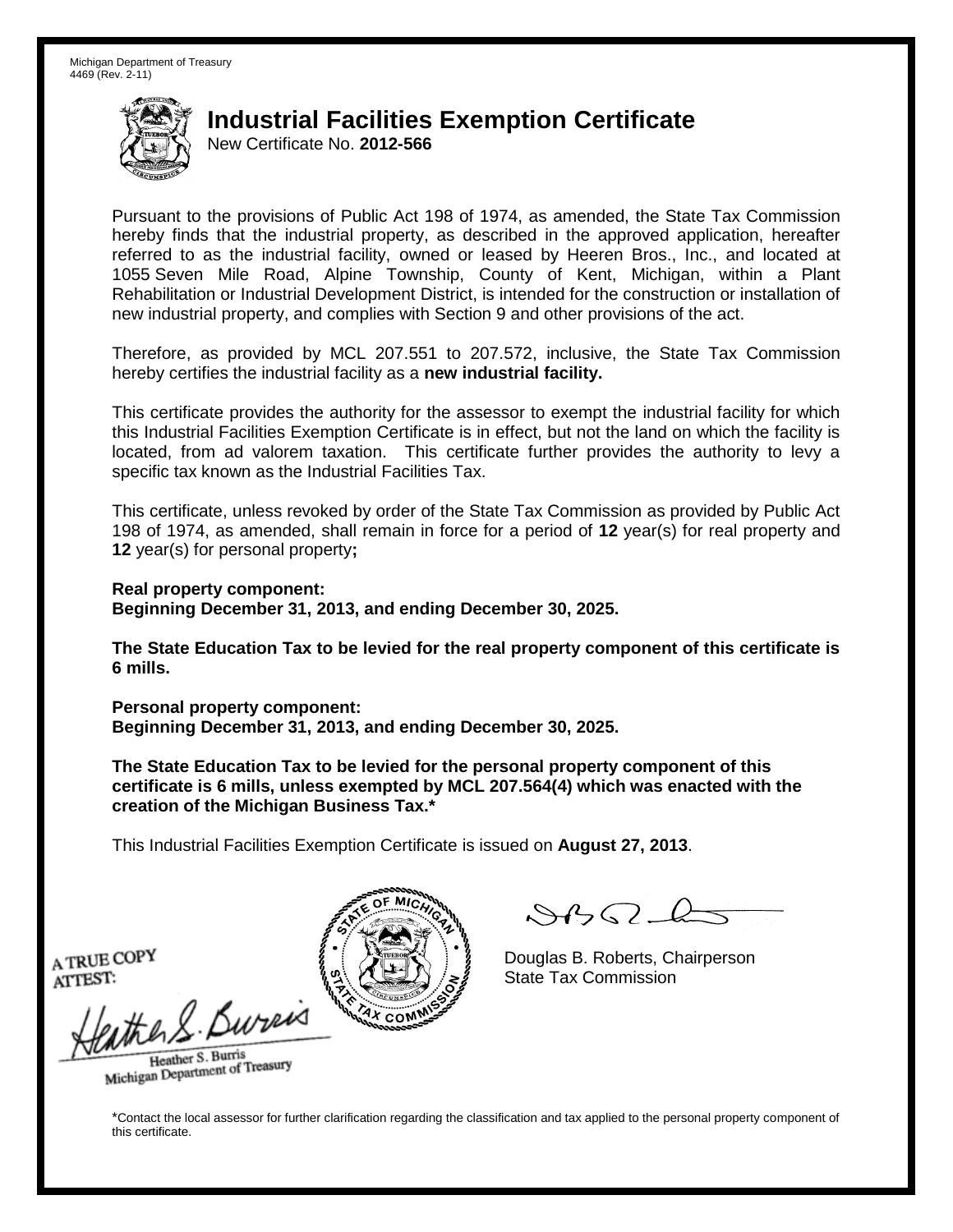Michigan Department of Treasury
4469 (Rev. 2-11)

# Industrial Facilities Exemption Certificate

New Certificate No. **2012-566**

Pursuant to the provisions of Public Act 198 of 1974, as amended, the State Tax Commission hereby finds that the industrial property, as described in the approved application, hereafter referred to as the industrial facility, owned or leased by Heeren Bros., Inc., and located at 1055 Seven Mile Road, Alpine Township, County of Kent, Michigan, within a Plant Rehabilitation or Industrial Development District, is intended for the construction or installation of new industrial property, and complies with Section 9 and other provisions of the act.

Therefore, as provided by MCL 207.551 to 207.572, inclusive, the State Tax Commission hereby certifies the industrial facility as a **new industrial facility.**

This certificate provides the authority for the assessor to exempt the industrial facility for which this Industrial Facilities Exemption Certificate is in effect, but not the land on which the facility is located, from ad valorem taxation. This certificate further provides the authority to levy a specific tax known as the Industrial Facilities Tax.

This certificate, unless revoked by order of the State Tax Commission as provided by Public Act 198 of 1974, as amended, shall remain in force for a period of **12** year(s) for real property and **12** year(s) for personal property**;**

**Real property component:**
**Beginning December 31, 2013, and ending December 30, 2025.**

**The State Education Tax to be levied for the real property component of this certificate is 6 mills.**

**Personal property component:**
**Beginning December 31, 2013, and ending December 30, 2025.**

**The State Education Tax to be levied for the personal property component of this certificate is 6 mills, unless exempted by MCL 207.564(4) which was enacted with the creation of the Michigan Business Tax.***

This Industrial Facilities Exemption Certificate is issued on **August 27, 2013**.

A TRUE COPY
ATTEST:

Heather S. Burris
Michigan Department of Treasury

Douglas B. Roberts, Chairperson
State Tax Commission

*Contact the local assessor for further clarification regarding the classification and tax applied to the personal property component of this certificate.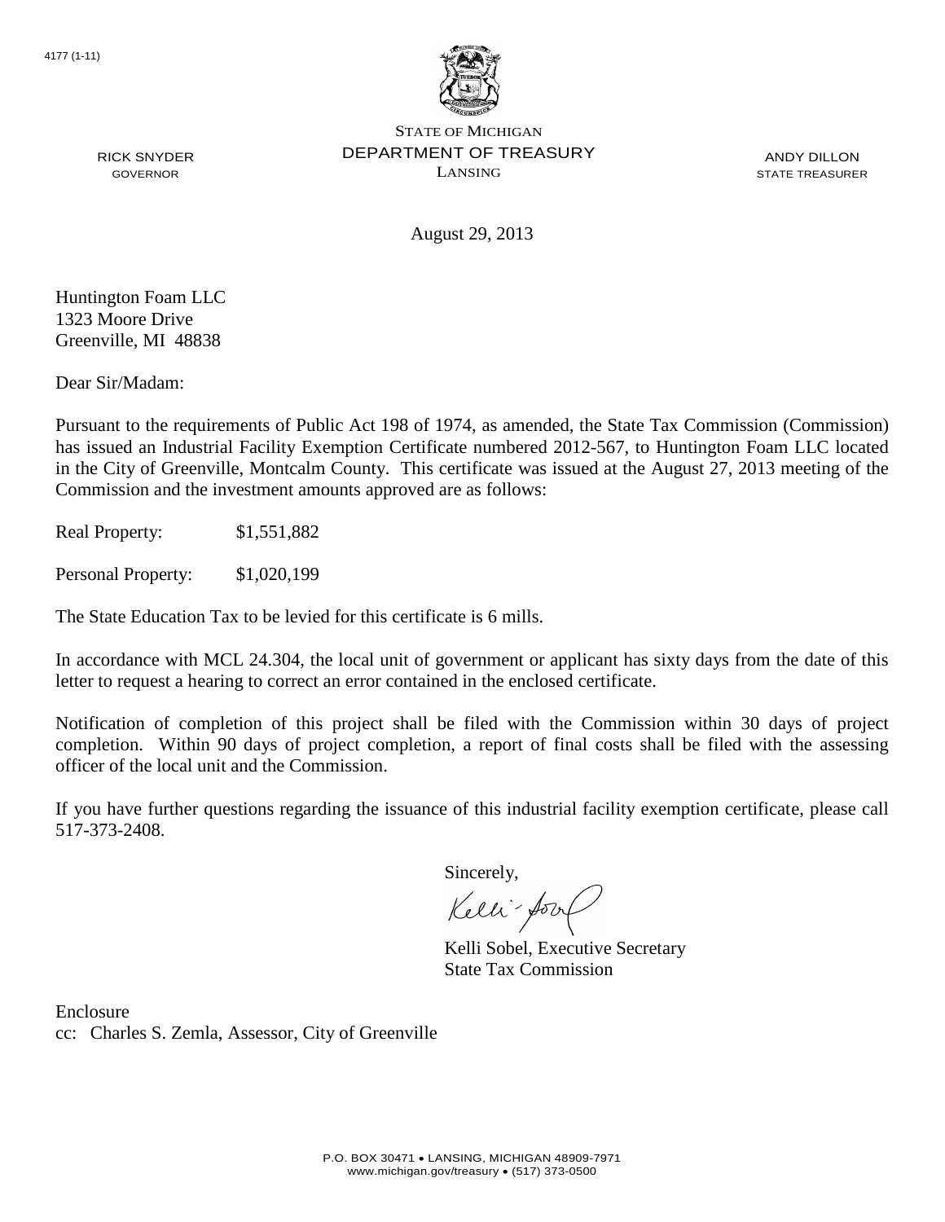4177 (1-11)

STATE OF MICHIGAN
DEPARTMENT OF TREASURY
LANSING

RICK SNYDER
GOVERNOR

ANDY DILLON
STATE TREASURER

August 29, 2013

Huntington Foam LLC
1323 Moore Drive
Greenville, MI 48838

Dear Sir/Madam:

Pursuant to the requirements of Public Act 198 of 1974, as amended, the State Tax Commission (Commission) has issued an Industrial Facility Exemption Certificate numbered 2012-567, to Huntington Foam LLC located in the City of Greenville, Montcalm County. This certificate was issued at the August 27, 2013 meeting of the Commission and the investment amounts approved are as follows:

Real Property: $1,551,882

Personal Property: $1,020,199

The State Education Tax to be levied for this certificate is 6 mills.

In accordance with MCL 24.304, the local unit of government or applicant has sixty days from the date of this letter to request a hearing to correct an error contained in the enclosed certificate.

Notification of completion of this project shall be filed with the Commission within 30 days of project completion. Within 90 days of project completion, a report of final costs shall be filed with the assessing officer of the local unit and the Commission.

If you have further questions regarding the issuance of this industrial facility exemption certificate, please call 517-373-2408.

Sincerely,

Kelli Sobel, Executive Secretary
State Tax Commission

Enclosure
cc: Charles S. Zemla, Assessor, City of Greenville

P.O. BOX 30471 • LANSING, MICHIGAN 48909-7971
www.michigan.gov/treasury • (517) 373-0500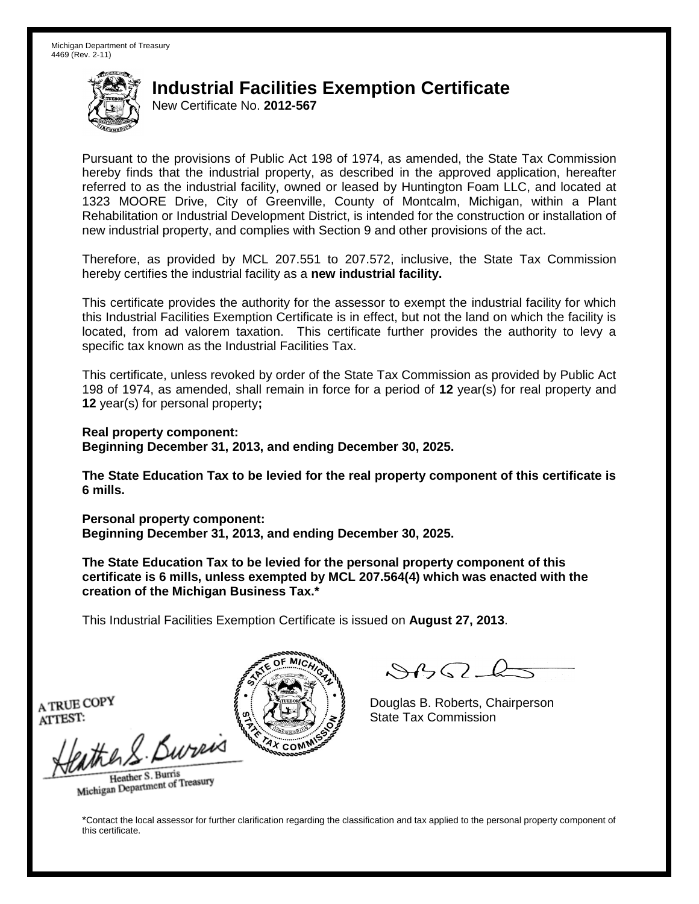Michigan Department of Treasury
4469 (Rev. 2-11)

# Industrial Facilities Exemption Certificate

New Certificate No. **2012-567**

Pursuant to the provisions of Public Act 198 of 1974, as amended, the State Tax Commission hereby finds that the industrial property, as described in the approved application, hereafter referred to as the industrial facility, owned or leased by Huntington Foam LLC, and located at 1323 MOORE Drive, City of Greenville, County of Montcalm, Michigan, within a Plant Rehabilitation or Industrial Development District, is intended for the construction or installation of new industrial property, and complies with Section 9 and other provisions of the act.

Therefore, as provided by MCL 207.551 to 207.572, inclusive, the State Tax Commission hereby certifies the industrial facility as a **new industrial facility.**

This certificate provides the authority for the assessor to exempt the industrial facility for which this Industrial Facilities Exemption Certificate is in effect, but not the land on which the facility is located, from ad valorem taxation. This certificate further provides the authority to levy a specific tax known as the Industrial Facilities Tax.

This certificate, unless revoked by order of the State Tax Commission as provided by Public Act 198 of 1974, as amended, shall remain in force for a period of **12** year(s) for real property and **12** year(s) for personal property**;**

**Real property component:**
**Beginning December 31, 2013, and ending December 30, 2025.**

**The State Education Tax to be levied for the real property component of this certificate is 6 mills.**

**Personal property component:**
**Beginning December 31, 2013, and ending December 30, 2025.**

**The State Education Tax to be levied for the personal property component of this certificate is 6 mills, unless exempted by MCL 207.564(4) which was enacted with the creation of the Michigan Business Tax.***

This Industrial Facilities Exemption Certificate is issued on **August 27, 2013**.

A TRUE COPY
ATTEST:

Heather S. Burris
Michigan Department of Treasury

Douglas B. Roberts, Chairperson
State Tax Commission

*Contact the local assessor for further clarification regarding the classification and tax applied to the personal property component of this certificate.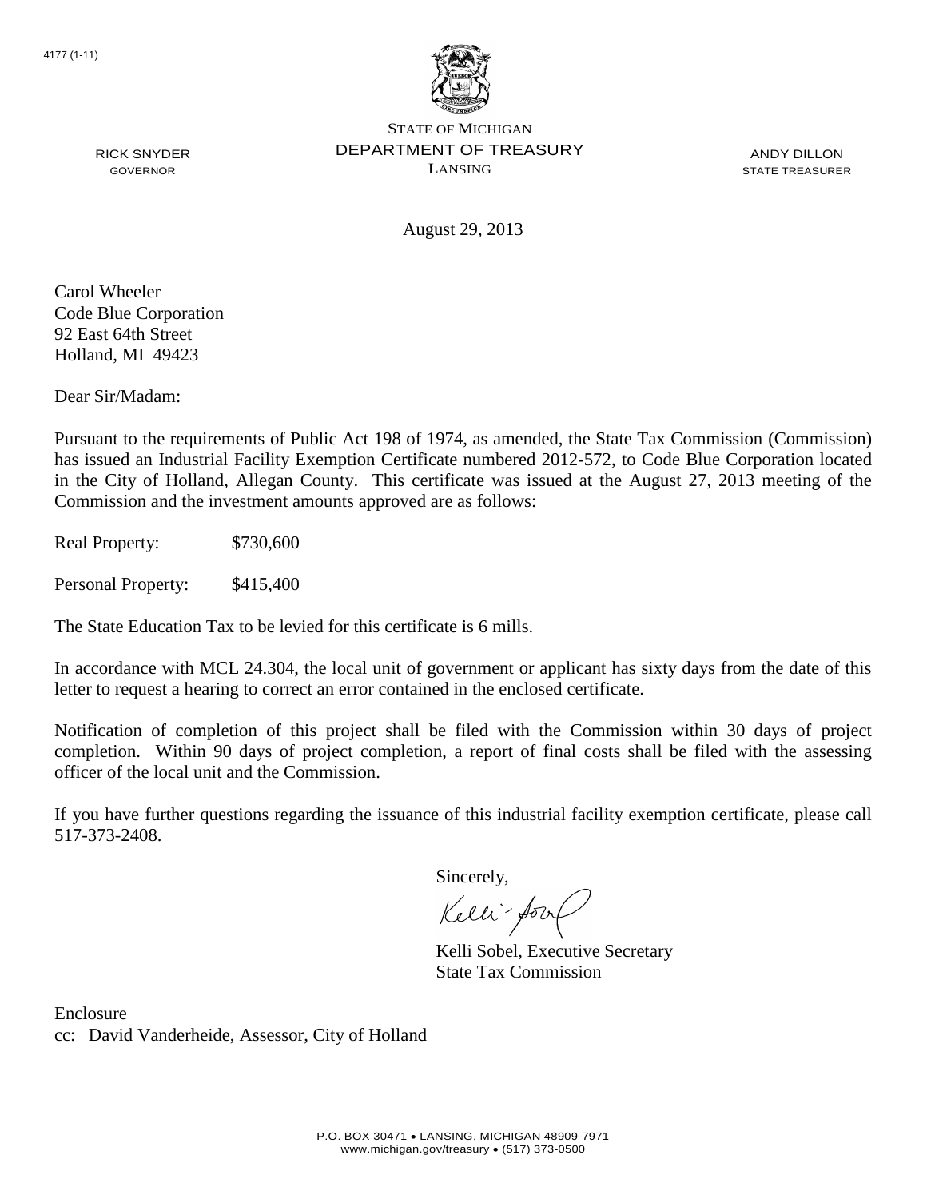4177 (1-11)

STATE OF MICHIGAN
DEPARTMENT OF TREASURY
LANSING

RICK SNYDER
GOVERNOR

ANDY DILLON
STATE TREASURER

August 29, 2013

Carol Wheeler
Code Blue Corporation
92 East 64th Street
Holland, MI 49423

Dear Sir/Madam:

Pursuant to the requirements of Public Act 198 of 1974, as amended, the State Tax Commission (Commission) has issued an Industrial Facility Exemption Certificate numbered 2012-572, to Code Blue Corporation located in the City of Holland, Allegan County. This certificate was issued at the August 27, 2013 meeting of the Commission and the investment amounts approved are as follows:

Real Property: $730,600

Personal Property: $415,400

The State Education Tax to be levied for this certificate is 6 mills.

In accordance with MCL 24.304, the local unit of government or applicant has sixty days from the date of this letter to request a hearing to correct an error contained in the enclosed certificate.

Notification of completion of this project shall be filed with the Commission within 30 days of project completion. Within 90 days of project completion, a report of final costs shall be filed with the assessing officer of the local unit and the Commission.

If you have further questions regarding the issuance of this industrial facility exemption certificate, please call 517-373-2408.

Sincerely,

Kelli Sobel, Executive Secretary
State Tax Commission

Enclosure
cc: David Vanderheide, Assessor, City of Holland

P.O. BOX 30471 • LANSING, MICHIGAN 48909-7971
www.michigan.gov/treasury • (517) 373-0500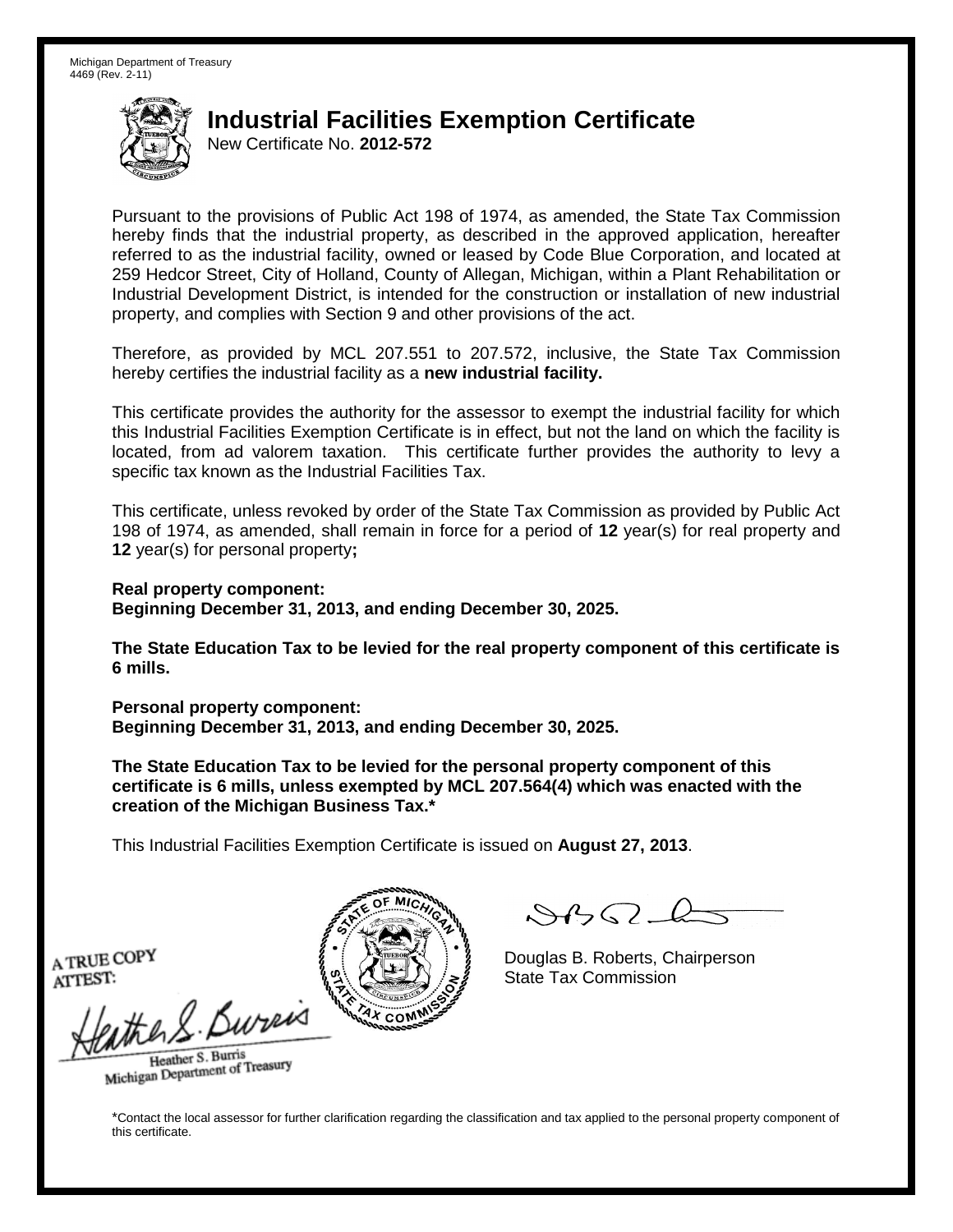Michigan Department of Treasury
4469 (Rev. 2-11)

# Industrial Facilities Exemption Certificate

New Certificate No. **2012-572**

Pursuant to the provisions of Public Act 198 of 1974, as amended, the State Tax Commission hereby finds that the industrial property, as described in the approved application, hereafter referred to as the industrial facility, owned or leased by Code Blue Corporation, and located at 259 Hedcor Street, City of Holland, County of Allegan, Michigan, within a Plant Rehabilitation or Industrial Development District, is intended for the construction or installation of new industrial property, and complies with Section 9 and other provisions of the act.

Therefore, as provided by MCL 207.551 to 207.572, inclusive, the State Tax Commission hereby certifies the industrial facility as a **new industrial facility.**

This certificate provides the authority for the assessor to exempt the industrial facility for which this Industrial Facilities Exemption Certificate is in effect, but not the land on which the facility is located, from ad valorem taxation. This certificate further provides the authority to levy a specific tax known as the Industrial Facilities Tax.

This certificate, unless revoked by order of the State Tax Commission as provided by Public Act 198 of 1974, as amended, shall remain in force for a period of **12** year(s) for real property and **12** year(s) for personal property**;**

**Real property component:**
**Beginning December 31, 2013, and ending December 30, 2025.**

**The State Education Tax to be levied for the real property component of this certificate is 6 mills.**

**Personal property component:**
**Beginning December 31, 2013, and ending December 30, 2025.**

**The State Education Tax to be levied for the personal property component of this certificate is 6 mills, unless exempted by MCL 207.564(4) which was enacted with the creation of the Michigan Business Tax.***

This Industrial Facilities Exemption Certificate is issued on **August 27, 2013**.

A TRUE COPY
ATTEST:

Heather S. Burris
Michigan Department of Treasury

Douglas B. Roberts, Chairperson
State Tax Commission

*Contact the local assessor for further clarification regarding the classification and tax applied to the personal property component of this certificate.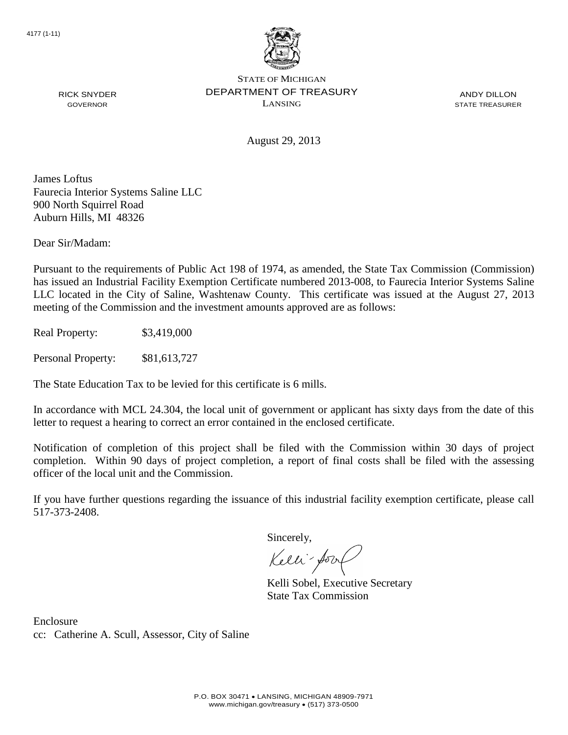4177 (1-11)

STATE OF MICHIGAN
DEPARTMENT OF TREASURY
LANSING

RICK SNYDER
GOVERNOR

ANDY DILLON
STATE TREASURER

August 29, 2013

James Loftus
Faurecia Interior Systems Saline LLC
900 North Squirrel Road
Auburn Hills, MI 48326

Dear Sir/Madam:

Pursuant to the requirements of Public Act 198 of 1974, as amended, the State Tax Commission (Commission) has issued an Industrial Facility Exemption Certificate numbered 2013-008, to Faurecia Interior Systems Saline LLC located in the City of Saline, Washtenaw County. This certificate was issued at the August 27, 2013 meeting of the Commission and the investment amounts approved are as follows:

Real Property: $3,419,000

Personal Property: $81,613,727

The State Education Tax to be levied for this certificate is 6 mills.

In accordance with MCL 24.304, the local unit of government or applicant has sixty days from the date of this letter to request a hearing to correct an error contained in the enclosed certificate.

Notification of completion of this project shall be filed with the Commission within 30 days of project completion. Within 90 days of project completion, a report of final costs shall be filed with the assessing officer of the local unit and the Commission.

If you have further questions regarding the issuance of this industrial facility exemption certificate, please call 517-373-2408.

Sincerely,

Kelli Sobel, Executive Secretary
State Tax Commission

Enclosure
cc: Catherine A. Scull, Assessor, City of Saline

P.O. BOX 30471 • LANSING, MICHIGAN 48909-7971
www.michigan.gov/treasury • (517) 373-0500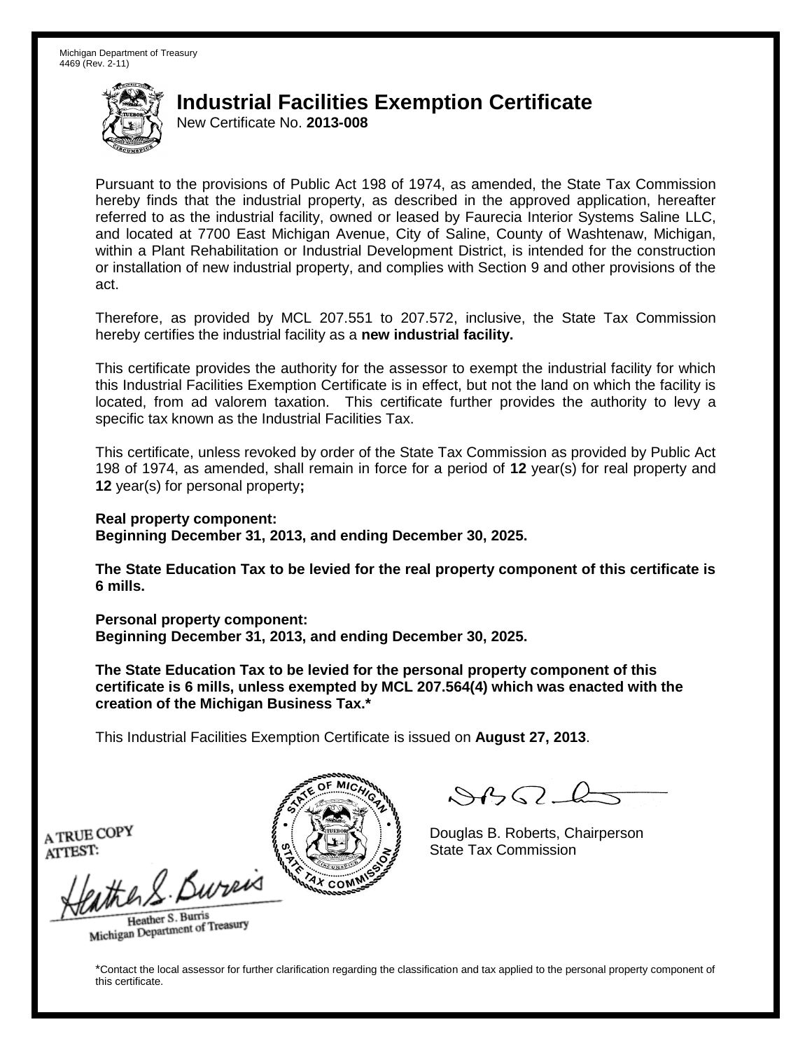Michigan Department of Treasury
4469 (Rev. 2-11)

# Industrial Facilities Exemption Certificate

New Certificate No. **2013-008**

Pursuant to the provisions of Public Act 198 of 1974, as amended, the State Tax Commission hereby finds that the industrial property, as described in the approved application, hereafter referred to as the industrial facility, owned or leased by Faurecia Interior Systems Saline LLC, and located at 7700 East Michigan Avenue, City of Saline, County of Washtenaw, Michigan, within a Plant Rehabilitation or Industrial Development District, is intended for the construction or installation of new industrial property, and complies with Section 9 and other provisions of the act.

Therefore, as provided by MCL 207.551 to 207.572, inclusive, the State Tax Commission hereby certifies the industrial facility as a **new industrial facility.**

This certificate provides the authority for the assessor to exempt the industrial facility for which this Industrial Facilities Exemption Certificate is in effect, but not the land on which the facility is located, from ad valorem taxation. This certificate further provides the authority to levy a specific tax known as the Industrial Facilities Tax.

This certificate, unless revoked by order of the State Tax Commission as provided by Public Act 198 of 1974, as amended, shall remain in force for a period of **12** year(s) for real property and **12** year(s) for personal property**;**

**Real property component:**
**Beginning December 31, 2013, and ending December 30, 2025.**

**The State Education Tax to be levied for the real property component of this certificate is 6 mills.**

**Personal property component:**
**Beginning December 31, 2013, and ending December 30, 2025.**

**The State Education Tax to be levied for the personal property component of this certificate is 6 mills, unless exempted by MCL 207.564(4) which was enacted with the creation of the Michigan Business Tax.***

This Industrial Facilities Exemption Certificate is issued on **August 27, 2013**.

A TRUE COPY
ATTEST:

Heather S. Burris
Michigan Department of Treasury

Douglas B. Roberts, Chairperson
State Tax Commission

*Contact the local assessor for further clarification regarding the classification and tax applied to the personal property component of this certificate.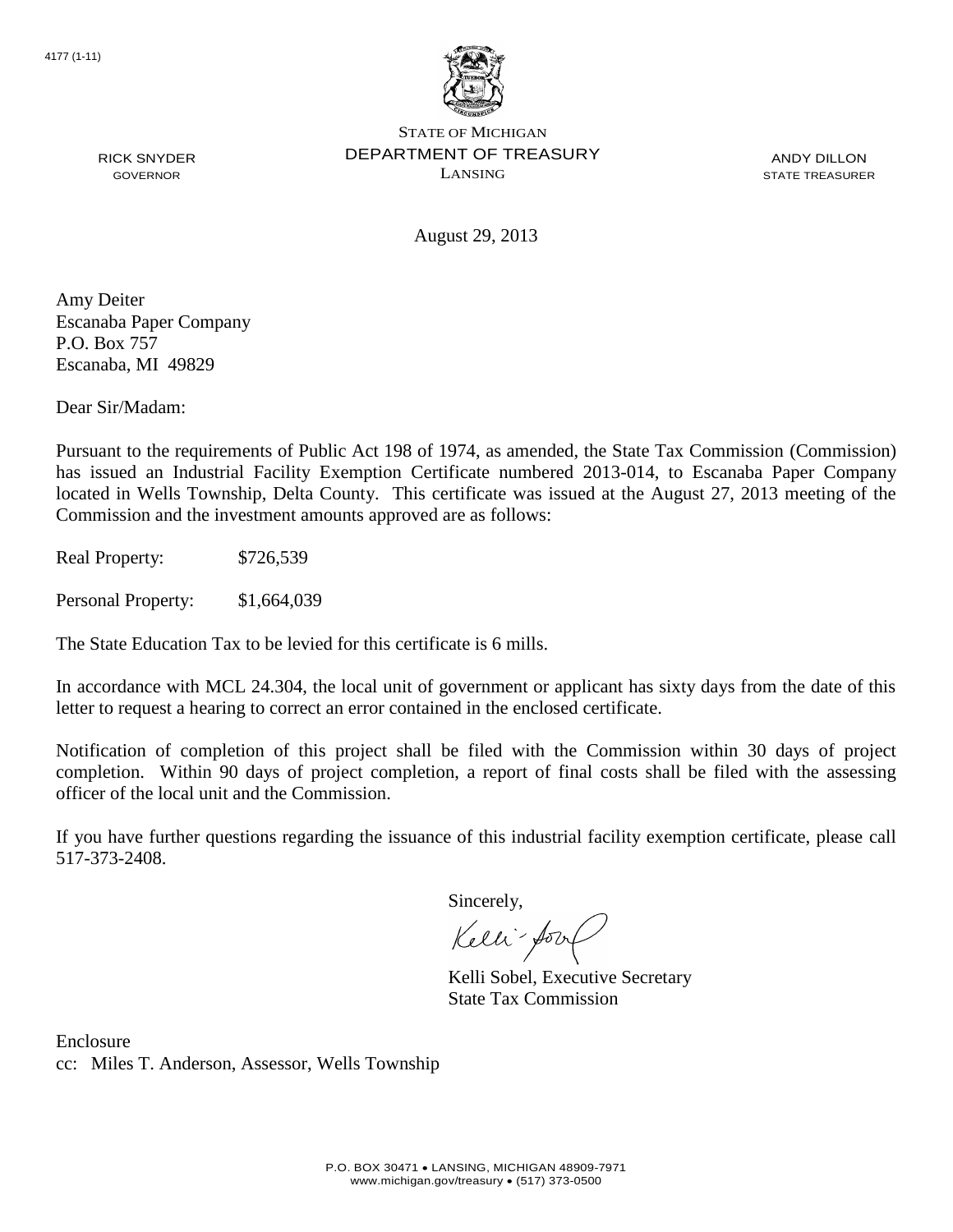4177 (1-11)

STATE OF MICHIGAN
DEPARTMENT OF TREASURY
LANSING

RICK SNYDER
GOVERNOR

ANDY DILLON
STATE TREASURER

August 29, 2013

Amy Deiter
Escanaba Paper Company
P.O. Box 757
Escanaba, MI 49829

Dear Sir/Madam:

Pursuant to the requirements of Public Act 198 of 1974, as amended, the State Tax Commission (Commission) has issued an Industrial Facility Exemption Certificate numbered 2013-014, to Escanaba Paper Company located in Wells Township, Delta County. This certificate was issued at the August 27, 2013 meeting of the Commission and the investment amounts approved are as follows:

Real Property: $726,539

Personal Property: $1,664,039

The State Education Tax to be levied for this certificate is 6 mills.

In accordance with MCL 24.304, the local unit of government or applicant has sixty days from the date of this letter to request a hearing to correct an error contained in the enclosed certificate.

Notification of completion of this project shall be filed with the Commission within 30 days of project completion. Within 90 days of project completion, a report of final costs shall be filed with the assessing officer of the local unit and the Commission.

If you have further questions regarding the issuance of this industrial facility exemption certificate, please call 517-373-2408.

Sincerely,

Kelli Sobel, Executive Secretary
State Tax Commission

Enclosure
cc: Miles T. Anderson, Assessor, Wells Township

P.O. BOX 30471 • LANSING, MICHIGAN 48909-7971
www.michigan.gov/treasury • (517) 373-0500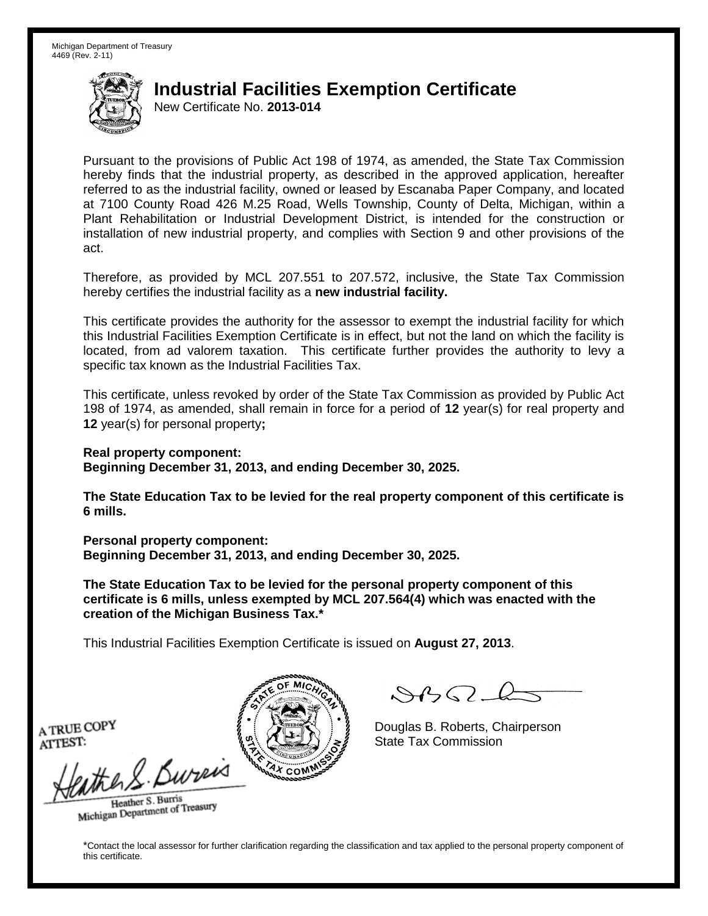Michigan Department of Treasury
4469 (Rev. 2-11)

# Industrial Facilities Exemption Certificate

New Certificate No. **2013-014**

Pursuant to the provisions of Public Act 198 of 1974, as amended, the State Tax Commission hereby finds that the industrial property, as described in the approved application, hereafter referred to as the industrial facility, owned or leased by Escanaba Paper Company, and located at 7100 County Road 426 M.25 Road, Wells Township, County of Delta, Michigan, within a Plant Rehabilitation or Industrial Development District, is intended for the construction or installation of new industrial property, and complies with Section 9 and other provisions of the act.

Therefore, as provided by MCL 207.551 to 207.572, inclusive, the State Tax Commission hereby certifies the industrial facility as a **new industrial facility.**

This certificate provides the authority for the assessor to exempt the industrial facility for which this Industrial Facilities Exemption Certificate is in effect, but not the land on which the facility is located, from ad valorem taxation. This certificate further provides the authority to levy a specific tax known as the Industrial Facilities Tax.

This certificate, unless revoked by order of the State Tax Commission as provided by Public Act 198 of 1974, as amended, shall remain in force for a period of **12** year(s) for real property and **12** year(s) for personal property**;**

**Real property component:**
**Beginning December 31, 2013, and ending December 30, 2025.**

**The State Education Tax to be levied for the real property component of this certificate is 6 mills.**

**Personal property component:**
**Beginning December 31, 2013, and ending December 30, 2025.**

**The State Education Tax to be levied for the personal property component of this certificate is 6 mills, unless exempted by MCL 207.564(4) which was enacted with the creation of the Michigan Business Tax.***

This Industrial Facilities Exemption Certificate is issued on **August 27, 2013**.

A TRUE COPY
ATTEST:

Heather S. Burris
Michigan Department of Treasury

Douglas B. Roberts, Chairperson
State Tax Commission

*Contact the local assessor for further clarification regarding the classification and tax applied to the personal property component of this certificate.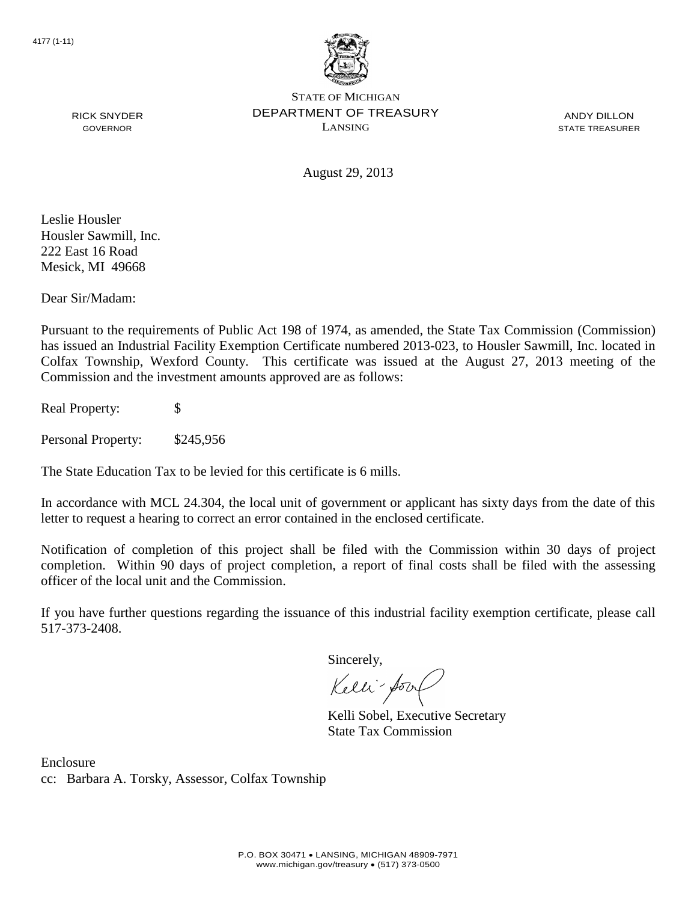4177 (1-11)

STATE OF MICHIGAN
DEPARTMENT OF TREASURY
LANSING

RICK SNYDER
GOVERNOR

ANDY DILLON
STATE TREASURER

August 29, 2013

Leslie Housler
Housler Sawmill, Inc.
222 East 16 Road
Mesick, MI 49668

Dear Sir/Madam:

Pursuant to the requirements of Public Act 198 of 1974, as amended, the State Tax Commission (Commission) has issued an Industrial Facility Exemption Certificate numbered 2013-023, to Housler Sawmill, Inc. located in Colfax Township, Wexford County. This certificate was issued at the August 27, 2013 meeting of the Commission and the investment amounts approved are as follows:

Real Property: $

Personal Property: $245,956

The State Education Tax to be levied for this certificate is 6 mills.

In accordance with MCL 24.304, the local unit of government or applicant has sixty days from the date of this letter to request a hearing to correct an error contained in the enclosed certificate.

Notification of completion of this project shall be filed with the Commission within 30 days of project completion. Within 90 days of project completion, a report of final costs shall be filed with the assessing officer of the local unit and the Commission.

If you have further questions regarding the issuance of this industrial facility exemption certificate, please call 517-373-2408.

Sincerely,

Kelli Sobel, Executive Secretary
State Tax Commission

Enclosure
cc: Barbara A. Torsky, Assessor, Colfax Township

P.O. BOX 30471 • LANSING, MICHIGAN 48909-7971
www.michigan.gov/treasury • (517) 373-0500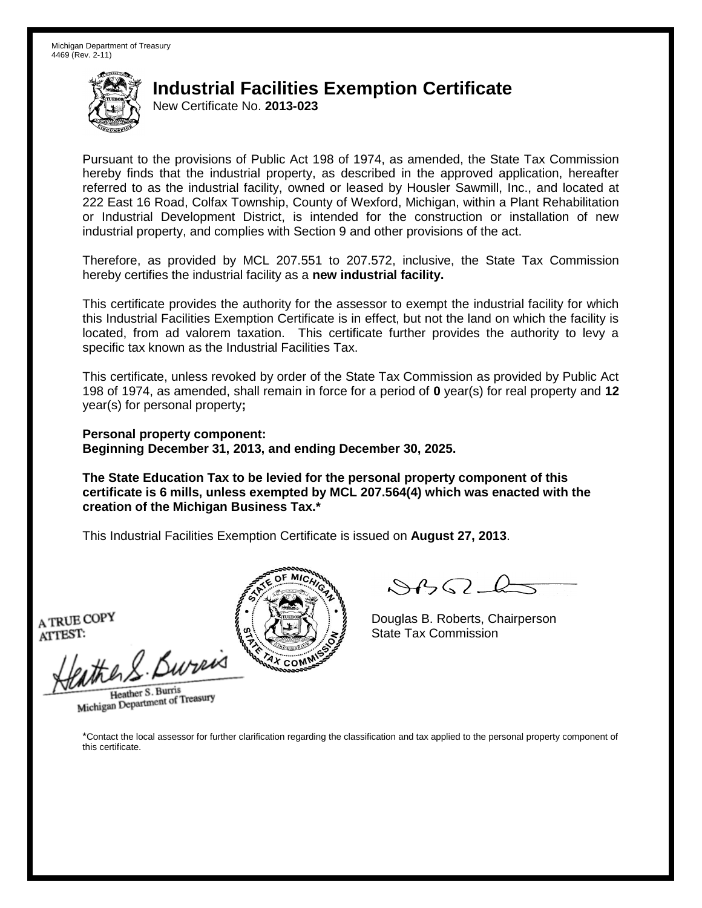Michigan Department of Treasury
4469 (Rev. 2-11)

# Industrial Facilities Exemption Certificate

New Certificate No. **2013-023**

Pursuant to the provisions of Public Act 198 of 1974, as amended, the State Tax Commission hereby finds that the industrial property, as described in the approved application, hereafter referred to as the industrial facility, owned or leased by Housler Sawmill, Inc., and located at 222 East 16 Road, Colfax Township, County of Wexford, Michigan, within a Plant Rehabilitation or Industrial Development District, is intended for the construction or installation of new industrial property, and complies with Section 9 and other provisions of the act.

Therefore, as provided by MCL 207.551 to 207.572, inclusive, the State Tax Commission hereby certifies the industrial facility as a **new industrial facility.**

This certificate provides the authority for the assessor to exempt the industrial facility for which this Industrial Facilities Exemption Certificate is in effect, but not the land on which the facility is located, from ad valorem taxation. This certificate further provides the authority to levy a specific tax known as the Industrial Facilities Tax.

This certificate, unless revoked by order of the State Tax Commission as provided by Public Act 198 of 1974, as amended, shall remain in force for a period of **0** year(s) for real property and **12** year(s) for personal property**;**

**Personal property component:**
**Beginning December 31, 2013, and ending December 30, 2025.**

**The State Education Tax to be levied for the personal property component of this certificate is 6 mills, unless exempted by MCL 207.564(4) which was enacted with the creation of the Michigan Business Tax.***

This Industrial Facilities Exemption Certificate is issued on **August 27, 2013**.

A TRUE COPY
ATTEST:

Heather S. Burris
Michigan Department of Treasury

Douglas B. Roberts, Chairperson
State Tax Commission

*Contact the local assessor for further clarification regarding the classification and tax applied to the personal property component of this certificate.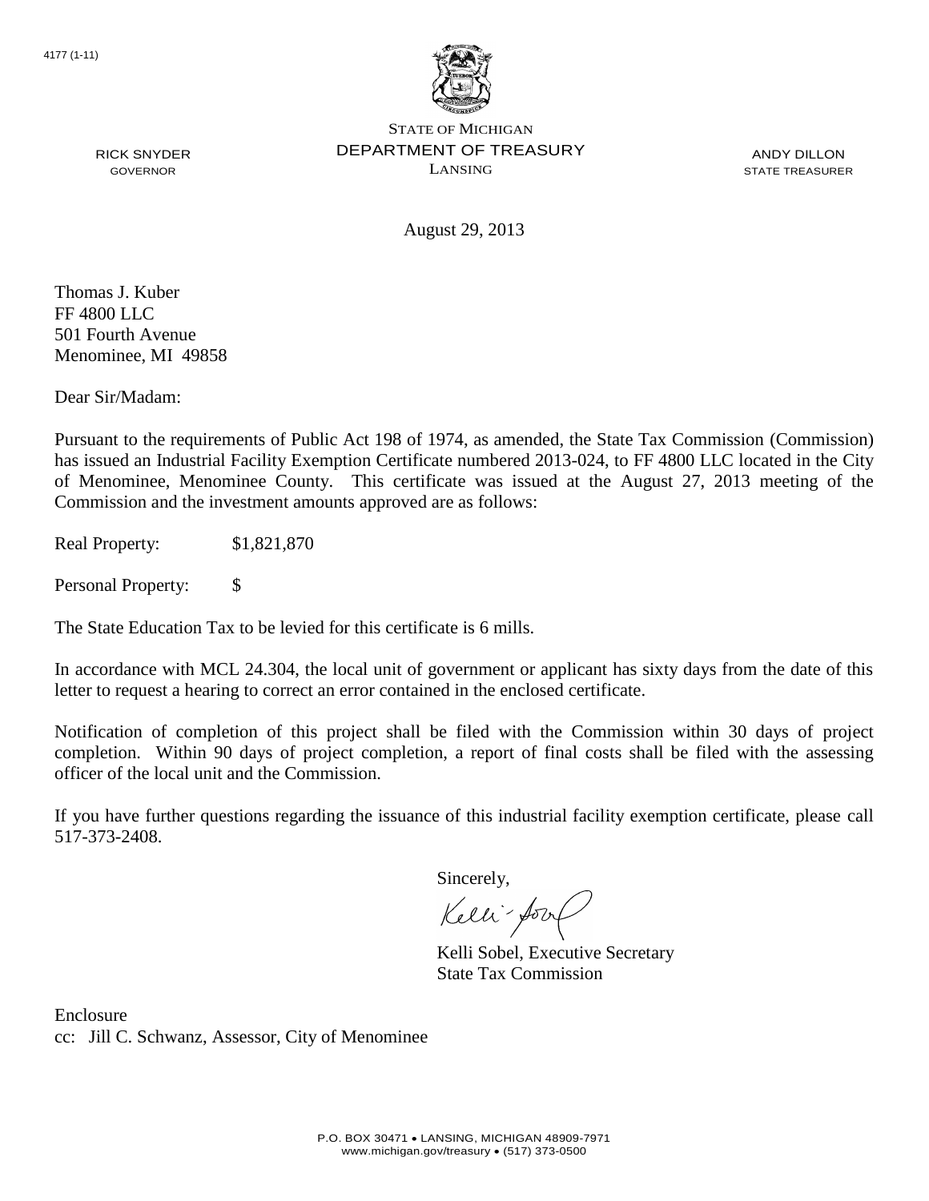4177 (1-11)

STATE OF MICHIGAN
DEPARTMENT OF TREASURY
LANSING

RICK SNYDER
GOVERNOR

ANDY DILLON
STATE TREASURER

August 29, 2013

Thomas J. Kuber
FF 4800 LLC
501 Fourth Avenue
Menominee, MI 49858

Dear Sir/Madam:

Pursuant to the requirements of Public Act 198 of 1974, as amended, the State Tax Commission (Commission) has issued an Industrial Facility Exemption Certificate numbered 2013-024, to FF 4800 LLC located in the City of Menominee, Menominee County. This certificate was issued at the August 27, 2013 meeting of the Commission and the investment amounts approved are as follows:

Real Property: $1,821,870

Personal Property: $

The State Education Tax to be levied for this certificate is 6 mills.

In accordance with MCL 24.304, the local unit of government or applicant has sixty days from the date of this letter to request a hearing to correct an error contained in the enclosed certificate.

Notification of completion of this project shall be filed with the Commission within 30 days of project completion. Within 90 days of project completion, a report of final costs shall be filed with the assessing officer of the local unit and the Commission.

If you have further questions regarding the issuance of this industrial facility exemption certificate, please call 517-373-2408.

Sincerely,

Kelli Sobel, Executive Secretary
State Tax Commission

Enclosure
cc: Jill C. Schwanz, Assessor, City of Menominee

P.O. BOX 30471 • LANSING, MICHIGAN 48909-7971
www.michigan.gov/treasury • (517) 373-0500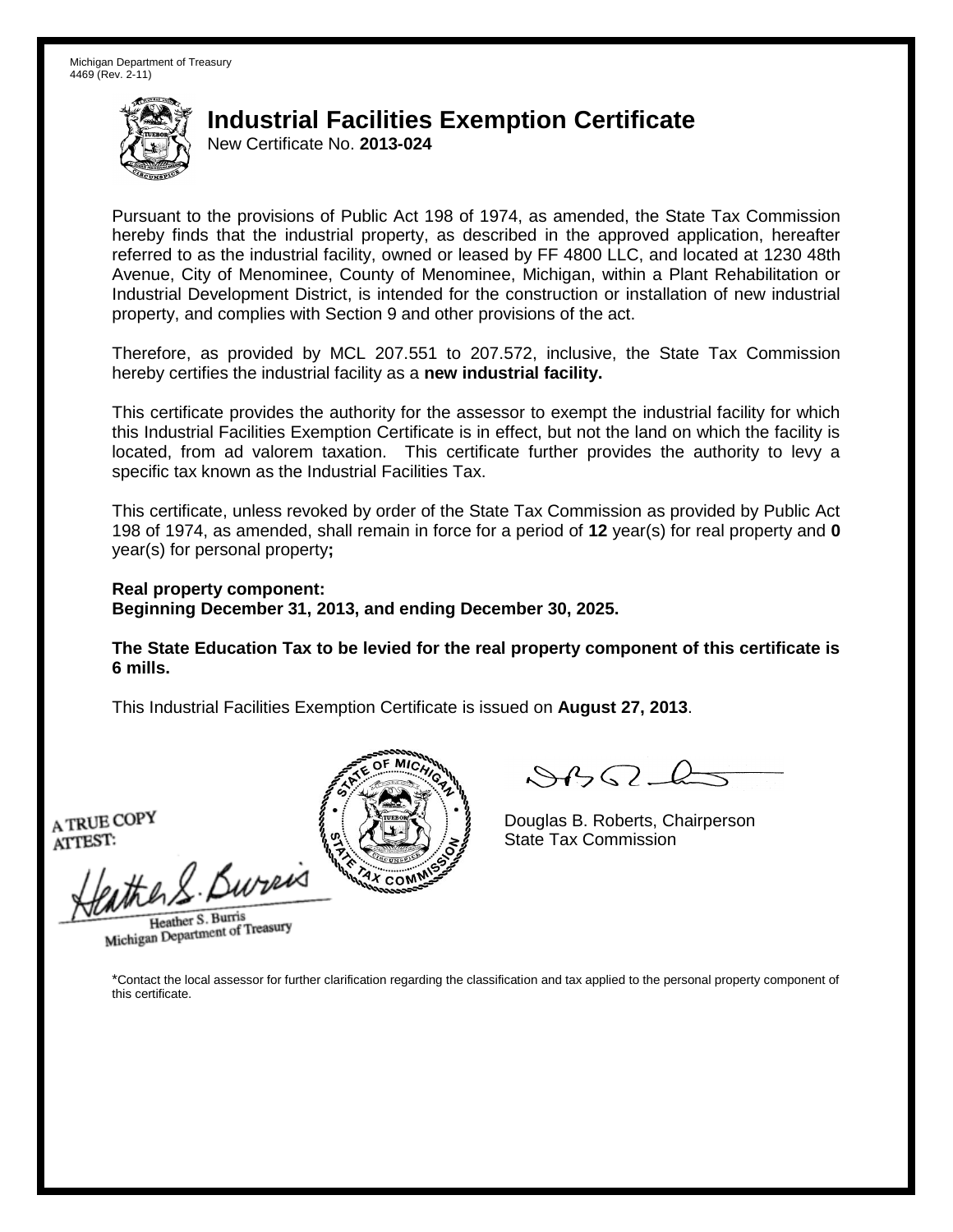Michigan Department of Treasury
4469 (Rev. 2-11)

# Industrial Facilities Exemption Certificate

New Certificate No. **2013-024**

Pursuant to the provisions of Public Act 198 of 1974, as amended, the State Tax Commission hereby finds that the industrial property, as described in the approved application, hereafter referred to as the industrial facility, owned or leased by FF 4800 LLC, and located at 1230 48th Avenue, City of Menominee, County of Menominee, Michigan, within a Plant Rehabilitation or Industrial Development District, is intended for the construction or installation of new industrial property, and complies with Section 9 and other provisions of the act.

Therefore, as provided by MCL 207.551 to 207.572, inclusive, the State Tax Commission hereby certifies the industrial facility as a **new industrial facility.**

This certificate provides the authority for the assessor to exempt the industrial facility for which this Industrial Facilities Exemption Certificate is in effect, but not the land on which the facility is located, from ad valorem taxation. This certificate further provides the authority to levy a specific tax known as the Industrial Facilities Tax.

This certificate, unless revoked by order of the State Tax Commission as provided by Public Act 198 of 1974, as amended, shall remain in force for a period of **12** year(s) for real property and **0** year(s) for personal property**;**

**Real property component:**
**Beginning December 31, 2013, and ending December 30, 2025.**

**The State Education Tax to be levied for the real property component of this certificate is 6 mills.**

This Industrial Facilities Exemption Certificate is issued on **August 27, 2013**.

A TRUE COPY
ATTEST:

Heather S. Burris
Michigan Department of Treasury

Douglas B. Roberts, Chairperson
State Tax Commission

*Contact the local assessor for further clarification regarding the classification and tax applied to the personal property component of this certificate.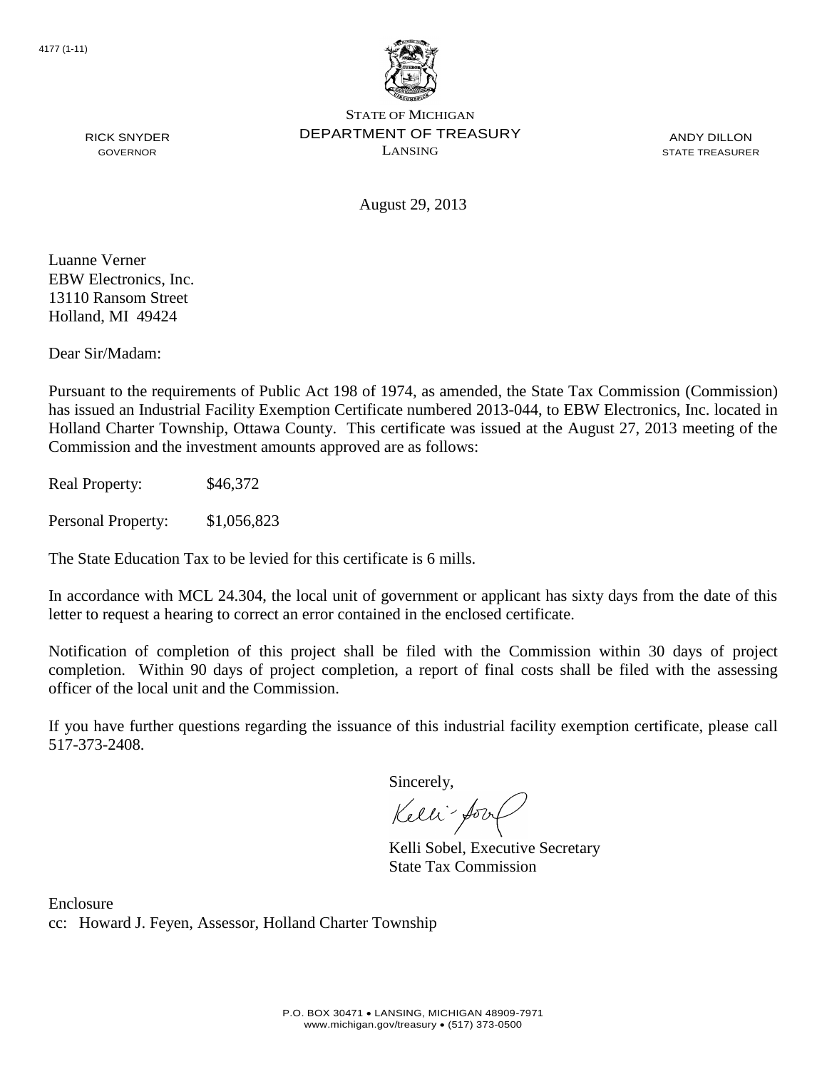4177 (1-11)

STATE OF MICHIGAN
DEPARTMENT OF TREASURY
LANSING

RICK SNYDER
GOVERNOR

ANDY DILLON
STATE TREASURER

August 29, 2013

Luanne Verner
EBW Electronics, Inc.
13110 Ransom Street
Holland, MI 49424

Dear Sir/Madam:

Pursuant to the requirements of Public Act 198 of 1974, as amended, the State Tax Commission (Commission) has issued an Industrial Facility Exemption Certificate numbered 2013-044, to EBW Electronics, Inc. located in Holland Charter Township, Ottawa County. This certificate was issued at the August 27, 2013 meeting of the Commission and the investment amounts approved are as follows:

Real Property: $46,372

Personal Property: $1,056,823

The State Education Tax to be levied for this certificate is 6 mills.

In accordance with MCL 24.304, the local unit of government or applicant has sixty days from the date of this letter to request a hearing to correct an error contained in the enclosed certificate.

Notification of completion of this project shall be filed with the Commission within 30 days of project completion. Within 90 days of project completion, a report of final costs shall be filed with the assessing officer of the local unit and the Commission.

If you have further questions regarding the issuance of this industrial facility exemption certificate, please call 517-373-2408.

Sincerely,

Kelli Sobel, Executive Secretary
State Tax Commission

Enclosure
cc: Howard J. Feyen, Assessor, Holland Charter Township

P.O. BOX 30471 • LANSING, MICHIGAN 48909-7971
www.michigan.gov/treasury • (517) 373-0500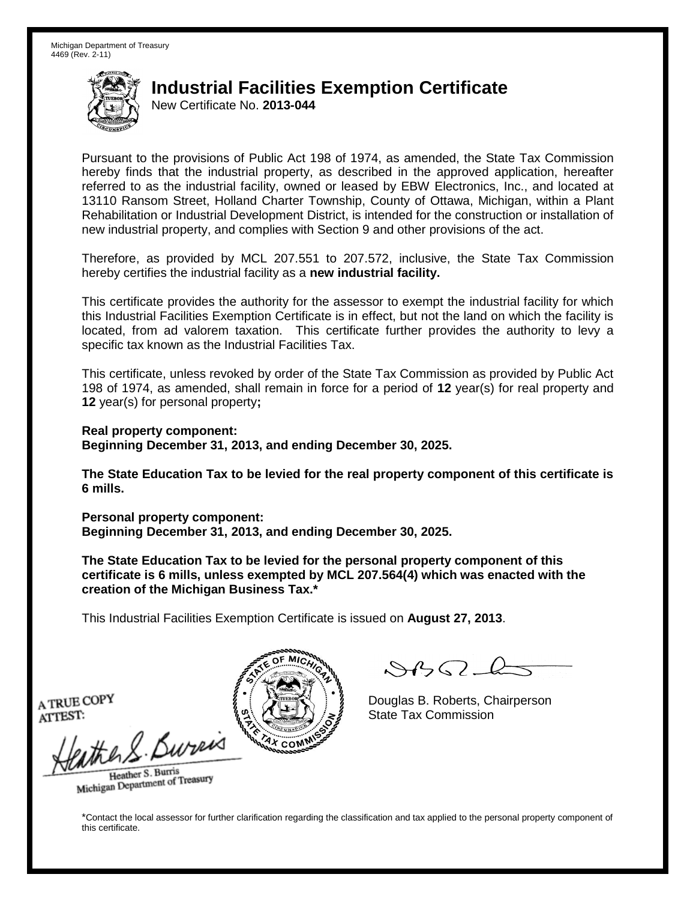Michigan Department of Treasury
4469 (Rev. 2-11)

# Industrial Facilities Exemption Certificate

New Certificate No. **2013-044**

Pursuant to the provisions of Public Act 198 of 1974, as amended, the State Tax Commission hereby finds that the industrial property, as described in the approved application, hereafter referred to as the industrial facility, owned or leased by EBW Electronics, Inc., and located at 13110 Ransom Street, Holland Charter Township, County of Ottawa, Michigan, within a Plant Rehabilitation or Industrial Development District, is intended for the construction or installation of new industrial property, and complies with Section 9 and other provisions of the act.

Therefore, as provided by MCL 207.551 to 207.572, inclusive, the State Tax Commission hereby certifies the industrial facility as a **new industrial facility.**

This certificate provides the authority for the assessor to exempt the industrial facility for which this Industrial Facilities Exemption Certificate is in effect, but not the land on which the facility is located, from ad valorem taxation. This certificate further provides the authority to levy a specific tax known as the Industrial Facilities Tax.

This certificate, unless revoked by order of the State Tax Commission as provided by Public Act 198 of 1974, as amended, shall remain in force for a period of **12** year(s) for real property and **12** year(s) for personal property**;**

**Real property component:**
**Beginning December 31, 2013, and ending December 30, 2025.**

**The State Education Tax to be levied for the real property component of this certificate is 6 mills.**

**Personal property component:**
**Beginning December 31, 2013, and ending December 30, 2025.**

**The State Education Tax to be levied for the personal property component of this certificate is 6 mills, unless exempted by MCL 207.564(4) which was enacted with the creation of the Michigan Business Tax.***

This Industrial Facilities Exemption Certificate is issued on **August 27, 2013**.

A TRUE COPY
ATTEST:

Heather S. Burris
Michigan Department of Treasury

Douglas B. Roberts, Chairperson
State Tax Commission

*Contact the local assessor for further clarification regarding the classification and tax applied to the personal property component of this certificate.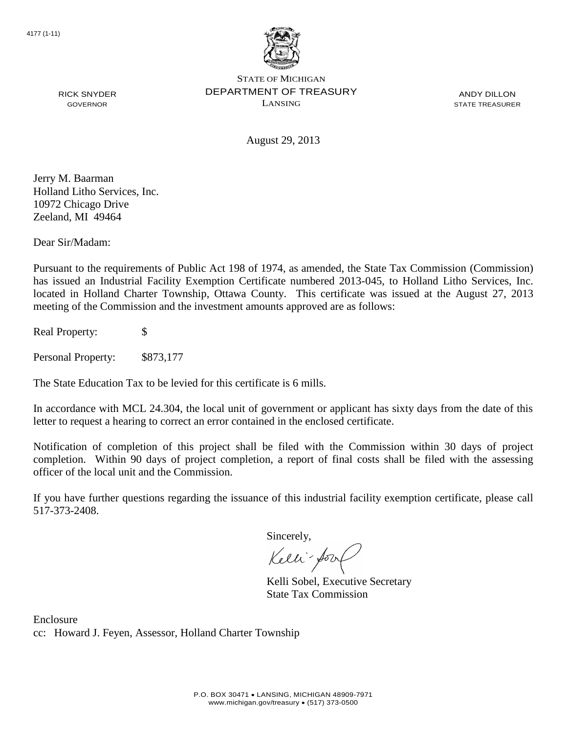4177 (1-11)

STATE OF MICHIGAN
DEPARTMENT OF TREASURY
LANSING

RICK SNYDER
GOVERNOR

ANDY DILLON
STATE TREASURER

August 29, 2013

Jerry M. Baarman
Holland Litho Services, Inc.
10972 Chicago Drive
Zeeland, MI 49464

Dear Sir/Madam:

Pursuant to the requirements of Public Act 198 of 1974, as amended, the State Tax Commission (Commission) has issued an Industrial Facility Exemption Certificate numbered 2013-045, to Holland Litho Services, Inc. located in Holland Charter Township, Ottawa County. This certificate was issued at the August 27, 2013 meeting of the Commission and the investment amounts approved are as follows:

Real Property: $

Personal Property: $873,177

The State Education Tax to be levied for this certificate is 6 mills.

In accordance with MCL 24.304, the local unit of government or applicant has sixty days from the date of this letter to request a hearing to correct an error contained in the enclosed certificate.

Notification of completion of this project shall be filed with the Commission within 30 days of project completion. Within 90 days of project completion, a report of final costs shall be filed with the assessing officer of the local unit and the Commission.

If you have further questions regarding the issuance of this industrial facility exemption certificate, please call 517-373-2408.

Sincerely,

Kelli Sobel, Executive Secretary
State Tax Commission

Enclosure
cc: Howard J. Feyen, Assessor, Holland Charter Township

P.O. BOX 30471 • LANSING, MICHIGAN 48909-7971
www.michigan.gov/treasury • (517) 373-0500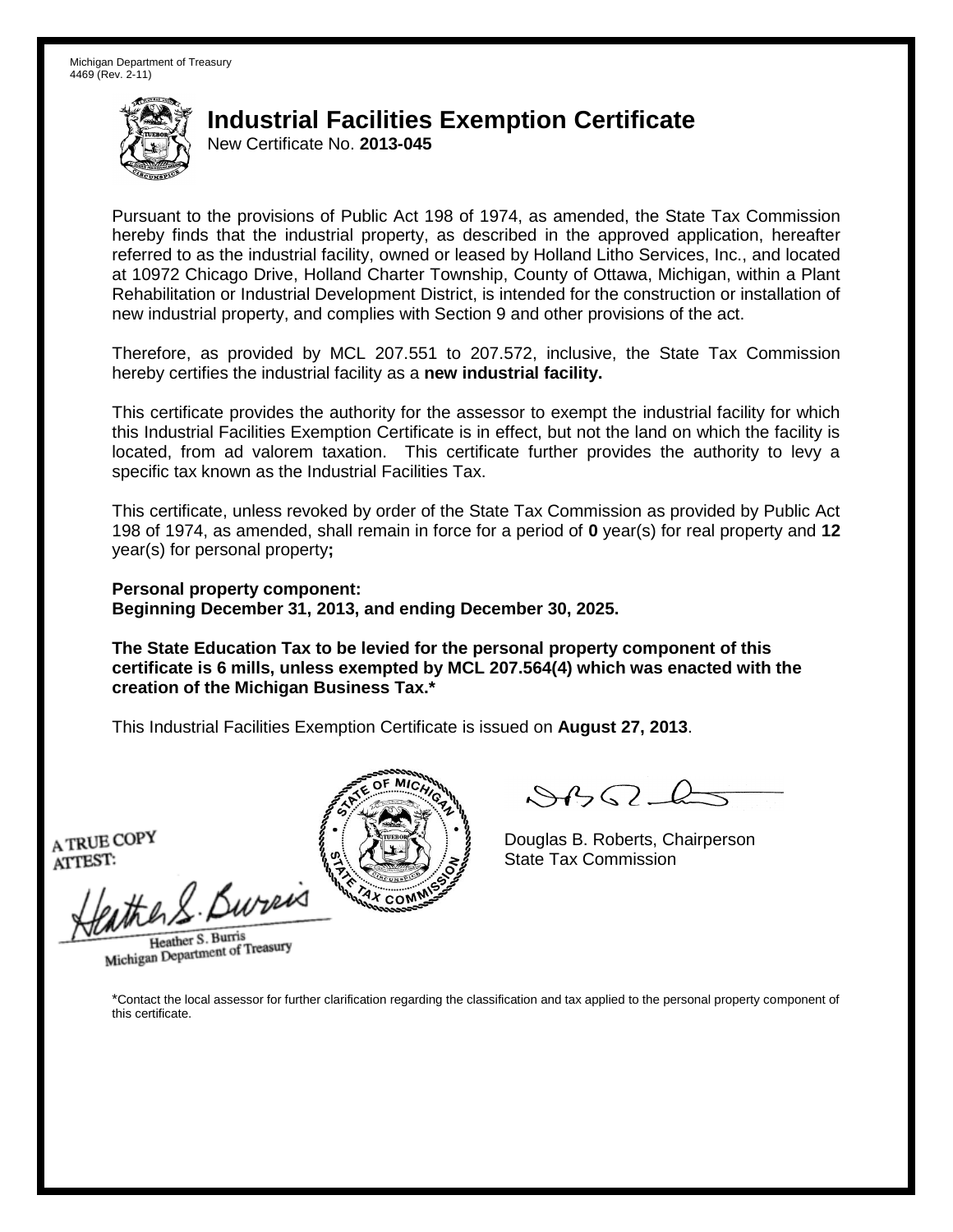Michigan Department of Treasury
4469 (Rev. 2-11)

# Industrial Facilities Exemption Certificate

New Certificate No. **2013-045**

Pursuant to the provisions of Public Act 198 of 1974, as amended, the State Tax Commission hereby finds that the industrial property, as described in the approved application, hereafter referred to as the industrial facility, owned or leased by Holland Litho Services, Inc., and located at 10972 Chicago Drive, Holland Charter Township, County of Ottawa, Michigan, within a Plant Rehabilitation or Industrial Development District, is intended for the construction or installation of new industrial property, and complies with Section 9 and other provisions of the act.

Therefore, as provided by MCL 207.551 to 207.572, inclusive, the State Tax Commission hereby certifies the industrial facility as a **new industrial facility.**

This certificate provides the authority for the assessor to exempt the industrial facility for which this Industrial Facilities Exemption Certificate is in effect, but not the land on which the facility is located, from ad valorem taxation. This certificate further provides the authority to levy a specific tax known as the Industrial Facilities Tax.

This certificate, unless revoked by order of the State Tax Commission as provided by Public Act 198 of 1974, as amended, shall remain in force for a period of **0** year(s) for real property and **12** year(s) for personal property**;**

**Personal property component:**
**Beginning December 31, 2013, and ending December 30, 2025.**

**The State Education Tax to be levied for the personal property component of this certificate is 6 mills, unless exempted by MCL 207.564(4) which was enacted with the creation of the Michigan Business Tax.***

This Industrial Facilities Exemption Certificate is issued on **August 27, 2013**.

A TRUE COPY
ATTEST:

Heather S. Burris
Michigan Department of Treasury

Douglas B. Roberts, Chairperson
State Tax Commission

*Contact the local assessor for further clarification regarding the classification and tax applied to the personal property component of this certificate.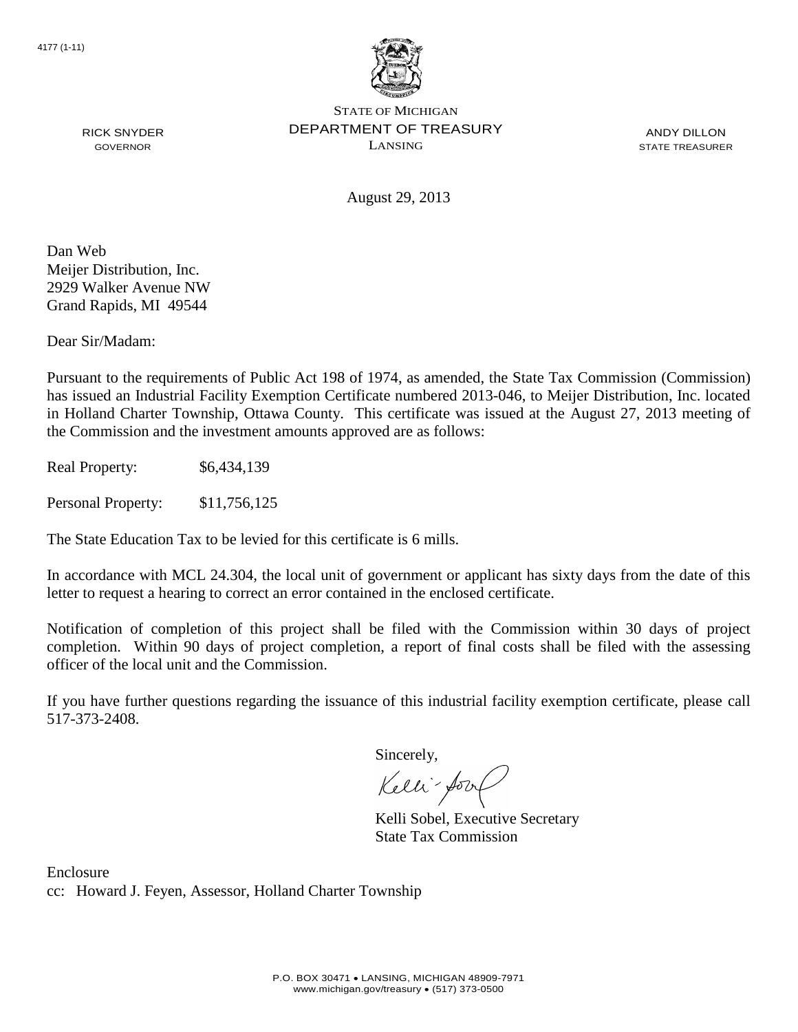4177 (1-11)

STATE OF MICHIGAN
DEPARTMENT OF TREASURY
LANSING

RICK SNYDER
GOVERNOR

ANDY DILLON
STATE TREASURER

August 29, 2013

Dan Web
Meijer Distribution, Inc.
2929 Walker Avenue NW
Grand Rapids, MI 49544

Dear Sir/Madam:

Pursuant to the requirements of Public Act 198 of 1974, as amended, the State Tax Commission (Commission) has issued an Industrial Facility Exemption Certificate numbered 2013-046, to Meijer Distribution, Inc. located in Holland Charter Township, Ottawa County. This certificate was issued at the August 27, 2013 meeting of the Commission and the investment amounts approved are as follows:

Real Property: $6,434,139

Personal Property: $11,756,125

The State Education Tax to be levied for this certificate is 6 mills.

In accordance with MCL 24.304, the local unit of government or applicant has sixty days from the date of this letter to request a hearing to correct an error contained in the enclosed certificate.

Notification of completion of this project shall be filed with the Commission within 30 days of project completion. Within 90 days of project completion, a report of final costs shall be filed with the assessing officer of the local unit and the Commission.

If you have further questions regarding the issuance of this industrial facility exemption certificate, please call 517-373-2408.

Sincerely,

Kelli Sobel, Executive Secretary
State Tax Commission

Enclosure
cc: Howard J. Feyen, Assessor, Holland Charter Township

P.O. BOX 30471 • LANSING, MICHIGAN 48909-7971
www.michigan.gov/treasury • (517) 373-0500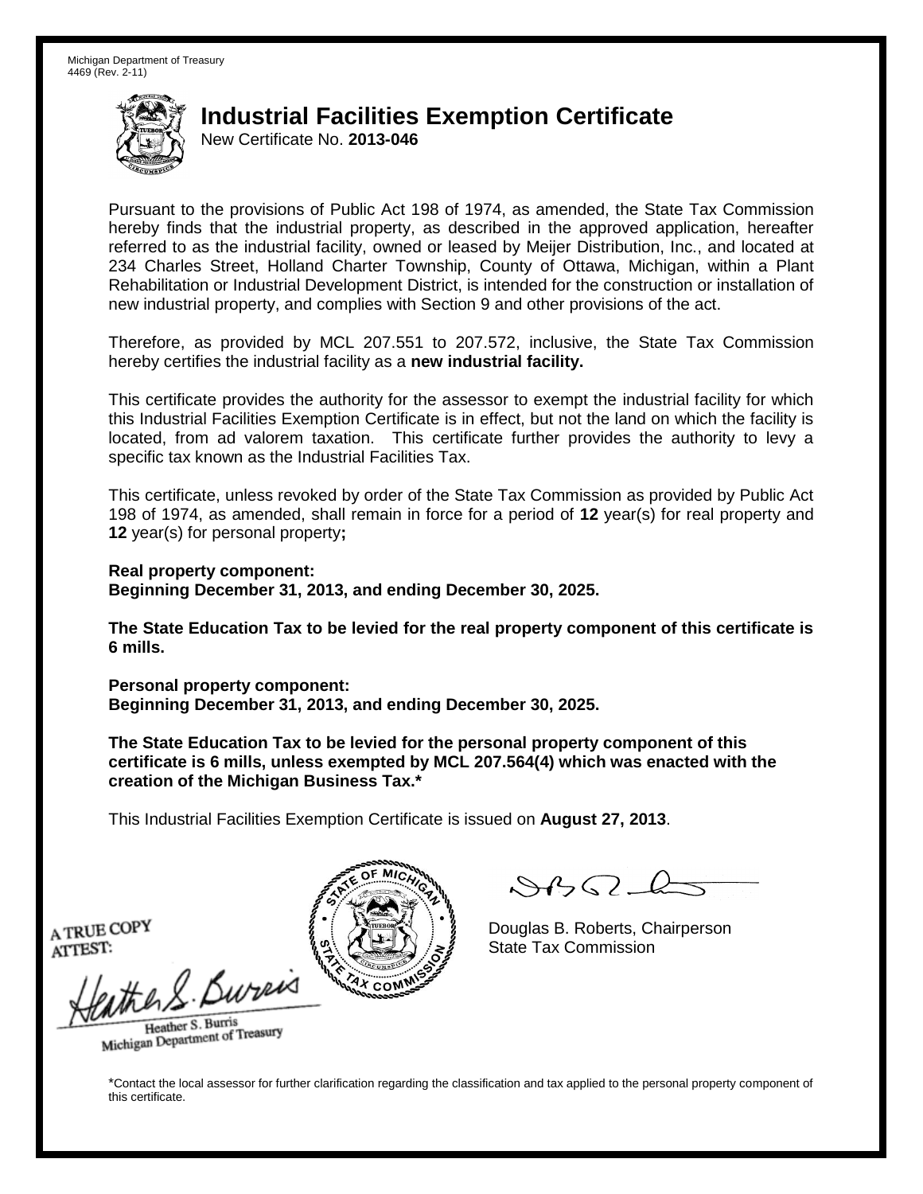Michigan Department of Treasury
4469 (Rev. 2-11)

# Industrial Facilities Exemption Certificate

New Certificate No. **2013-046**

Pursuant to the provisions of Public Act 198 of 1974, as amended, the State Tax Commission hereby finds that the industrial property, as described in the approved application, hereafter referred to as the industrial facility, owned or leased by Meijer Distribution, Inc., and located at 234 Charles Street, Holland Charter Township, County of Ottawa, Michigan, within a Plant Rehabilitation or Industrial Development District, is intended for the construction or installation of new industrial property, and complies with Section 9 and other provisions of the act.

Therefore, as provided by MCL 207.551 to 207.572, inclusive, the State Tax Commission hereby certifies the industrial facility as a **new industrial facility.**

This certificate provides the authority for the assessor to exempt the industrial facility for which this Industrial Facilities Exemption Certificate is in effect, but not the land on which the facility is located, from ad valorem taxation. This certificate further provides the authority to levy a specific tax known as the Industrial Facilities Tax.

This certificate, unless revoked by order of the State Tax Commission as provided by Public Act 198 of 1974, as amended, shall remain in force for a period of **12** year(s) for real property and **12** year(s) for personal property**;**

**Real property component:**
**Beginning December 31, 2013, and ending December 30, 2025.**

**The State Education Tax to be levied for the real property component of this certificate is 6 mills.**

**Personal property component:**
**Beginning December 31, 2013, and ending December 30, 2025.**

**The State Education Tax to be levied for the personal property component of this certificate is 6 mills, unless exempted by MCL 207.564(4) which was enacted with the creation of the Michigan Business Tax.***

This Industrial Facilities Exemption Certificate is issued on **August 27, 2013**.

A TRUE COPY
ATTEST:

Heather S. Burris
Michigan Department of Treasury

Douglas B. Roberts, Chairperson
State Tax Commission

*Contact the local assessor for further clarification regarding the classification and tax applied to the personal property component of this certificate.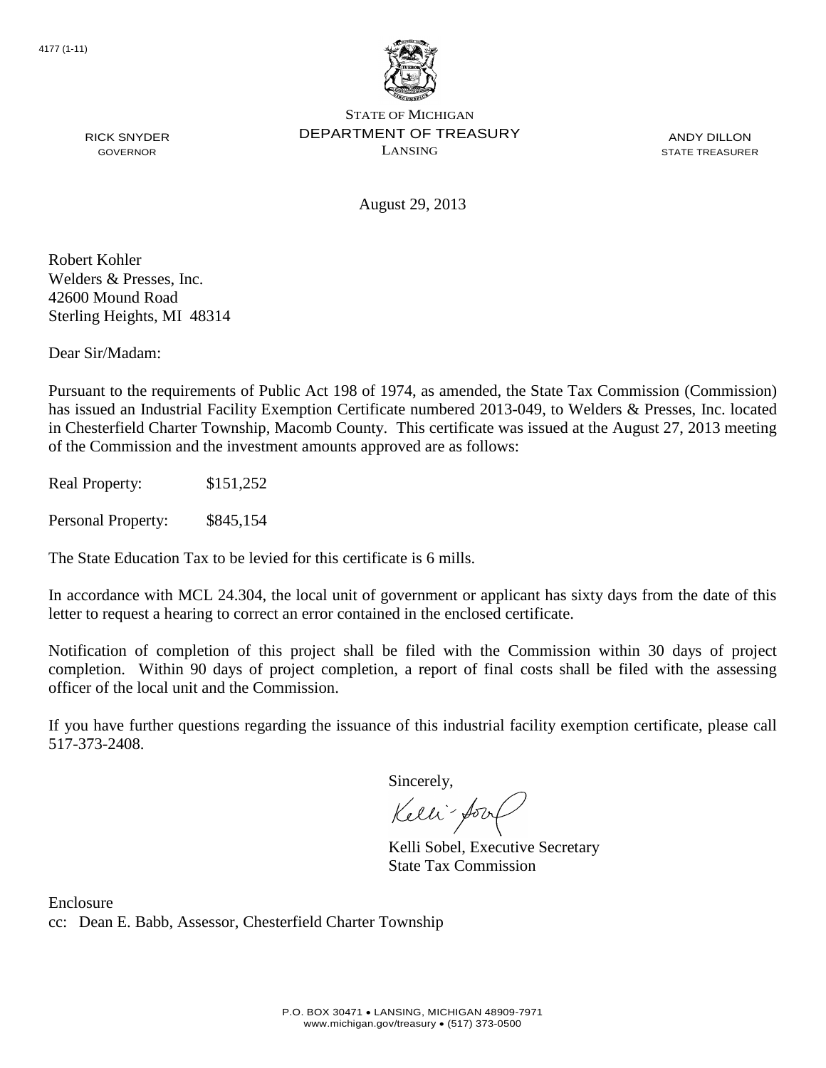4177 (1-11)

STATE OF MICHIGAN
DEPARTMENT OF TREASURY
LANSING

RICK SNYDER
GOVERNOR

ANDY DILLON
STATE TREASURER

August 29, 2013

Robert Kohler
Welders & Presses, Inc.
42600 Mound Road
Sterling Heights, MI 48314

Dear Sir/Madam:

Pursuant to the requirements of Public Act 198 of 1974, as amended, the State Tax Commission (Commission) has issued an Industrial Facility Exemption Certificate numbered 2013-049, to Welders & Presses, Inc. located in Chesterfield Charter Township, Macomb County. This certificate was issued at the August 27, 2013 meeting of the Commission and the investment amounts approved are as follows:

Real Property: $151,252

Personal Property: $845,154

The State Education Tax to be levied for this certificate is 6 mills.

In accordance with MCL 24.304, the local unit of government or applicant has sixty days from the date of this letter to request a hearing to correct an error contained in the enclosed certificate.

Notification of completion of this project shall be filed with the Commission within 30 days of project completion. Within 90 days of project completion, a report of final costs shall be filed with the assessing officer of the local unit and the Commission.

If you have further questions regarding the issuance of this industrial facility exemption certificate, please call 517-373-2408.

Sincerely,

Kelli Sobel, Executive Secretary
State Tax Commission

Enclosure
cc: Dean E. Babb, Assessor, Chesterfield Charter Township

P.O. BOX 30471 • LANSING, MICHIGAN 48909-7971
www.michigan.gov/treasury • (517) 373-0500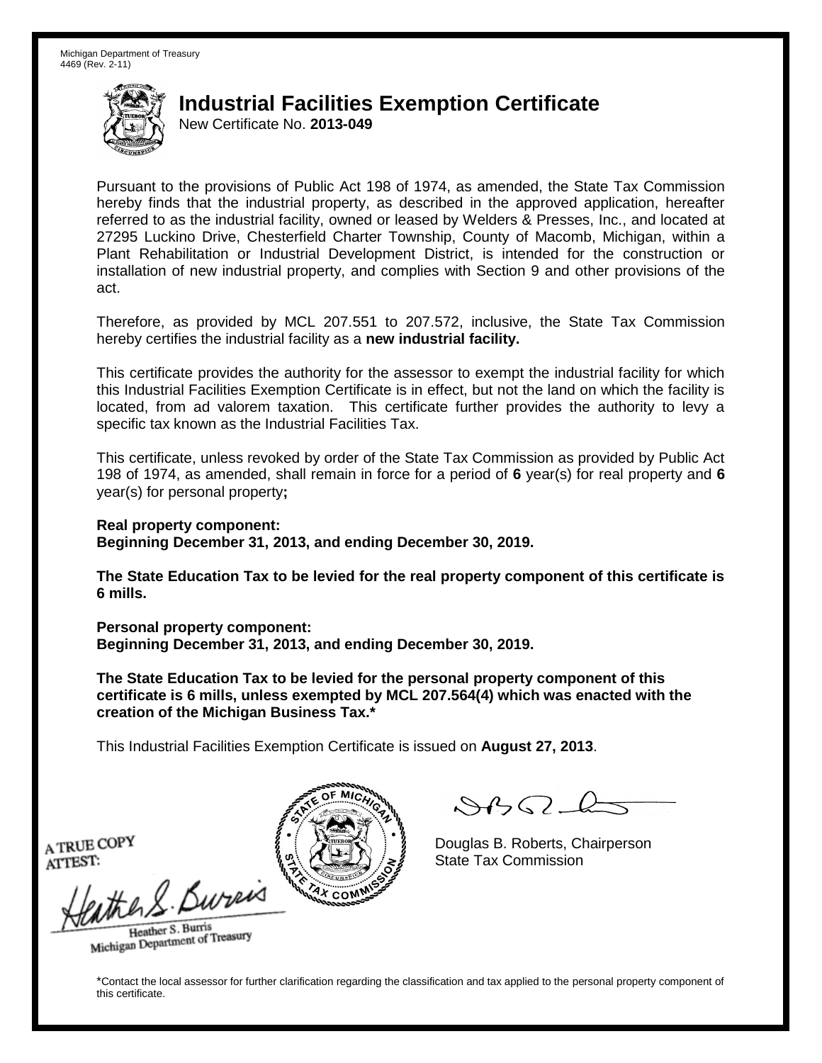Michigan Department of Treasury
4469 (Rev. 2-11)

# Industrial Facilities Exemption Certificate

New Certificate No. **2013-049**

Pursuant to the provisions of Public Act 198 of 1974, as amended, the State Tax Commission hereby finds that the industrial property, as described in the approved application, hereafter referred to as the industrial facility, owned or leased by Welders & Presses, Inc., and located at 27295 Luckino Drive, Chesterfield Charter Township, County of Macomb, Michigan, within a Plant Rehabilitation or Industrial Development District, is intended for the construction or installation of new industrial property, and complies with Section 9 and other provisions of the act.

Therefore, as provided by MCL 207.551 to 207.572, inclusive, the State Tax Commission hereby certifies the industrial facility as a **new industrial facility.**

This certificate provides the authority for the assessor to exempt the industrial facility for which this Industrial Facilities Exemption Certificate is in effect, but not the land on which the facility is located, from ad valorem taxation. This certificate further provides the authority to levy a specific tax known as the Industrial Facilities Tax.

This certificate, unless revoked by order of the State Tax Commission as provided by Public Act 198 of 1974, as amended, shall remain in force for a period of **6** year(s) for real property and **6** year(s) for personal property**;**

**Real property component:**
**Beginning December 31, 2013, and ending December 30, 2019.**

**The State Education Tax to be levied for the real property component of this certificate is 6 mills.**

**Personal property component:**
**Beginning December 31, 2013, and ending December 30, 2019.**

**The State Education Tax to be levied for the personal property component of this certificate is 6 mills, unless exempted by MCL 207.564(4) which was enacted with the creation of the Michigan Business Tax.***

This Industrial Facilities Exemption Certificate is issued on **August 27, 2013**.

A TRUE COPY
ATTEST:

Heather S. Burris
Michigan Department of Treasury

Douglas B. Roberts, Chairperson
State Tax Commission

*Contact the local assessor for further clarification regarding the classification and tax applied to the personal property component of this certificate.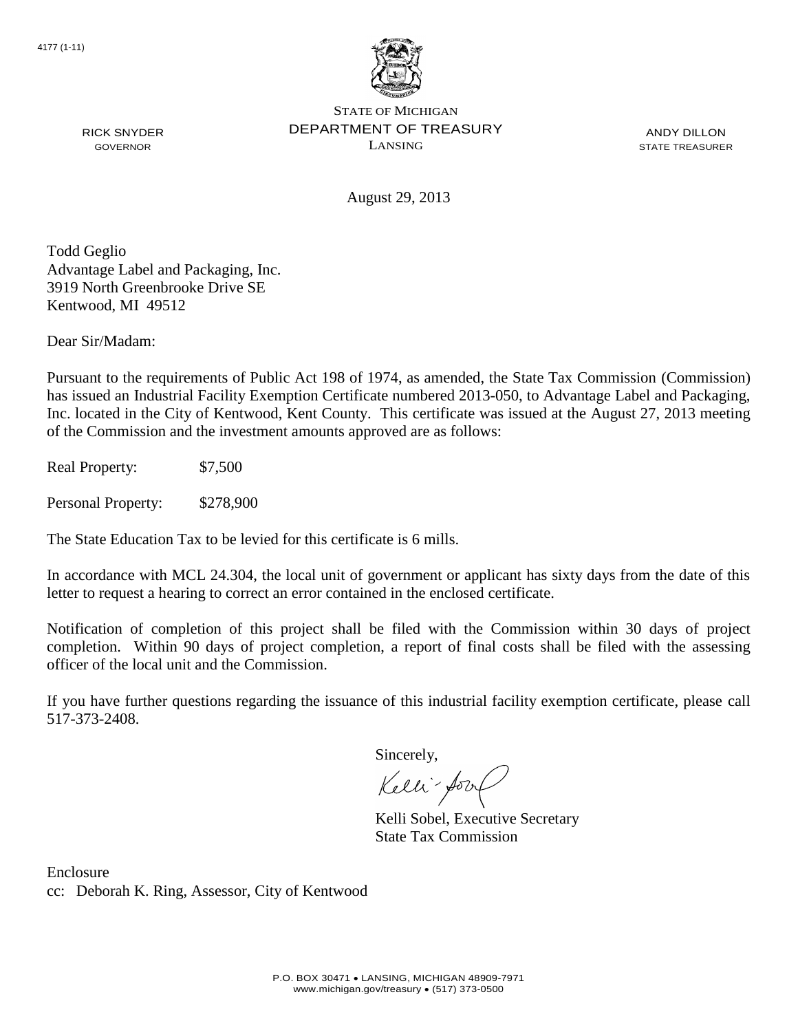4177 (1-11)

STATE OF MICHIGAN
DEPARTMENT OF TREASURY
LANSING

RICK SNYDER
GOVERNOR

ANDY DILLON
STATE TREASURER

August 29, 2013

Todd Geglio
Advantage Label and Packaging, Inc.
3919 North Greenbrooke Drive SE
Kentwood, MI 49512

Dear Sir/Madam:

Pursuant to the requirements of Public Act 198 of 1974, as amended, the State Tax Commission (Commission) has issued an Industrial Facility Exemption Certificate numbered 2013-050, to Advantage Label and Packaging, Inc. located in the City of Kentwood, Kent County. This certificate was issued at the August 27, 2013 meeting of the Commission and the investment amounts approved are as follows:

Real Property: $7,500

Personal Property: $278,900

The State Education Tax to be levied for this certificate is 6 mills.

In accordance with MCL 24.304, the local unit of government or applicant has sixty days from the date of this letter to request a hearing to correct an error contained in the enclosed certificate.

Notification of completion of this project shall be filed with the Commission within 30 days of project completion. Within 90 days of project completion, a report of final costs shall be filed with the assessing officer of the local unit and the Commission.

If you have further questions regarding the issuance of this industrial facility exemption certificate, please call 517-373-2408.

Sincerely,

Kelli Sobel, Executive Secretary
State Tax Commission

Enclosure
cc: Deborah K. Ring, Assessor, City of Kentwood

P.O. BOX 30471 • LANSING, MICHIGAN 48909-7971
www.michigan.gov/treasury • (517) 373-0500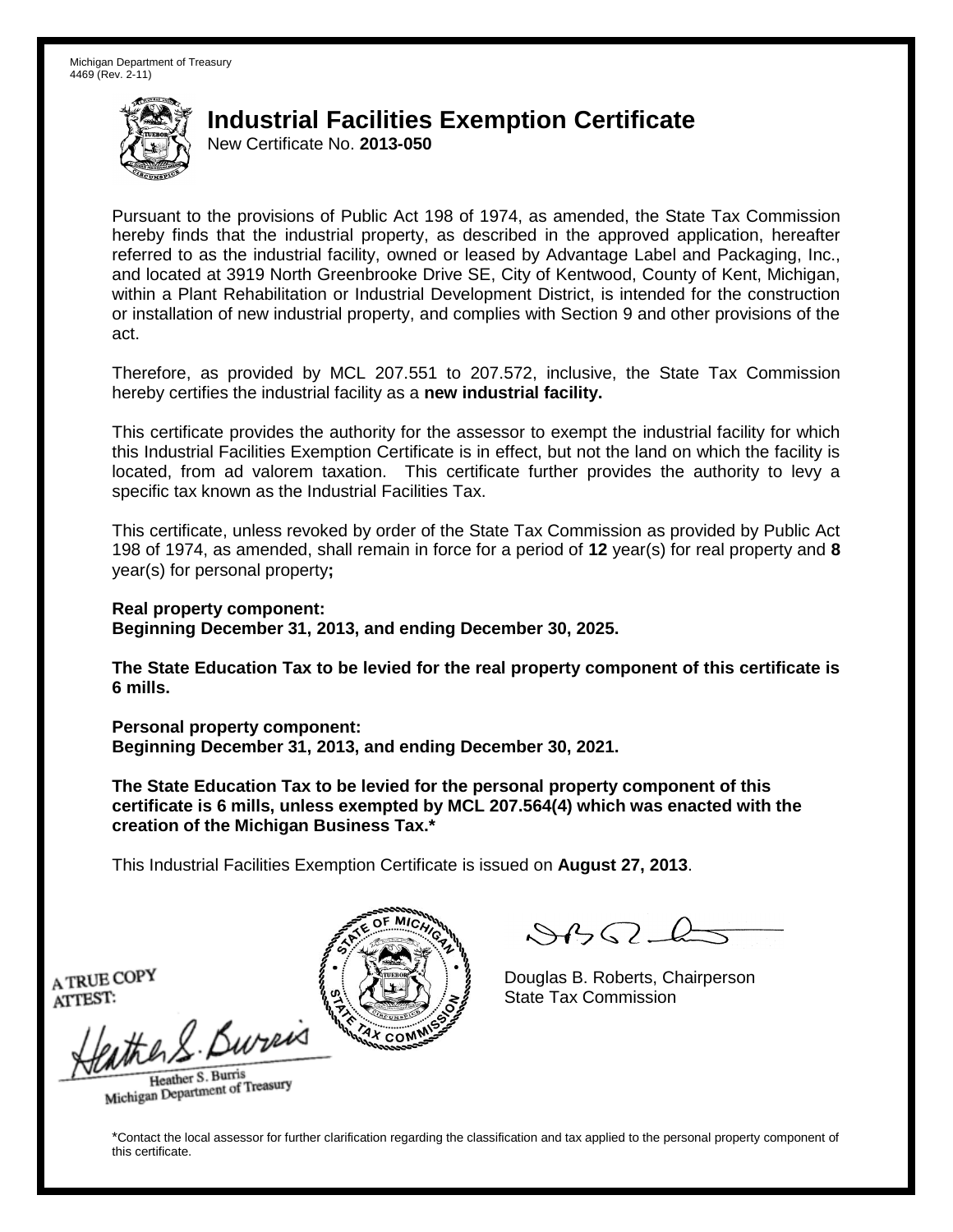Michigan Department of Treasury
4469 (Rev. 2-11)

# Industrial Facilities Exemption Certificate

New Certificate No. **2013-050**

Pursuant to the provisions of Public Act 198 of 1974, as amended, the State Tax Commission hereby finds that the industrial property, as described in the approved application, hereafter referred to as the industrial facility, owned or leased by Advantage Label and Packaging, Inc., and located at 3919 North Greenbrooke Drive SE, City of Kentwood, County of Kent, Michigan, within a Plant Rehabilitation or Industrial Development District, is intended for the construction or installation of new industrial property, and complies with Section 9 and other provisions of the act.

Therefore, as provided by MCL 207.551 to 207.572, inclusive, the State Tax Commission hereby certifies the industrial facility as a **new industrial facility.**

This certificate provides the authority for the assessor to exempt the industrial facility for which this Industrial Facilities Exemption Certificate is in effect, but not the land on which the facility is located, from ad valorem taxation. This certificate further provides the authority to levy a specific tax known as the Industrial Facilities Tax.

This certificate, unless revoked by order of the State Tax Commission as provided by Public Act 198 of 1974, as amended, shall remain in force for a period of **12** year(s) for real property and **8** year(s) for personal property**;**

**Real property component:**
**Beginning December 31, 2013, and ending December 30, 2025.**

**The State Education Tax to be levied for the real property component of this certificate is 6 mills.**

**Personal property component:**
**Beginning December 31, 2013, and ending December 30, 2021.**

**The State Education Tax to be levied for the personal property component of this certificate is 6 mills, unless exempted by MCL 207.564(4) which was enacted with the creation of the Michigan Business Tax.***

This Industrial Facilities Exemption Certificate is issued on **August 27, 2013**.

A TRUE COPY
ATTEST:

Heather S. Burris
Michigan Department of Treasury

Douglas B. Roberts, Chairperson
State Tax Commission

*Contact the local assessor for further clarification regarding the classification and tax applied to the personal property component of this certificate.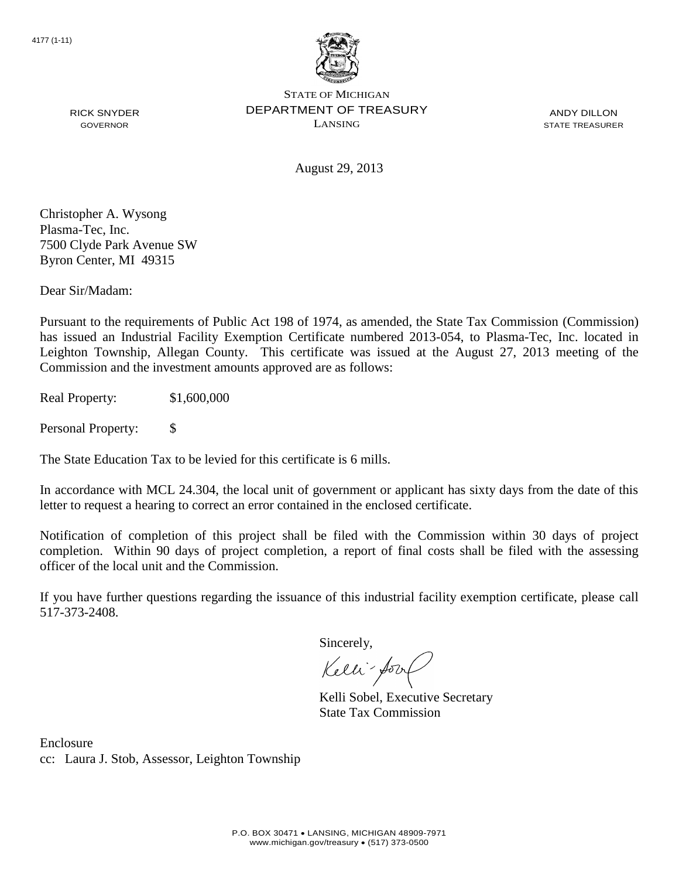4177 (1-11)

STATE OF MICHIGAN
DEPARTMENT OF TREASURY
LANSING

RICK SNYDER
GOVERNOR

ANDY DILLON
STATE TREASURER

August 29, 2013

Christopher A. Wysong
Plasma-Tec, Inc.
7500 Clyde Park Avenue SW
Byron Center, MI 49315

Dear Sir/Madam:

Pursuant to the requirements of Public Act 198 of 1974, as amended, the State Tax Commission (Commission) has issued an Industrial Facility Exemption Certificate numbered 2013-054, to Plasma-Tec, Inc. located in Leighton Township, Allegan County. This certificate was issued at the August 27, 2013 meeting of the Commission and the investment amounts approved are as follows:

Real Property: $1,600,000

Personal Property: $

The State Education Tax to be levied for this certificate is 6 mills.

In accordance with MCL 24.304, the local unit of government or applicant has sixty days from the date of this letter to request a hearing to correct an error contained in the enclosed certificate.

Notification of completion of this project shall be filed with the Commission within 30 days of project completion. Within 90 days of project completion, a report of final costs shall be filed with the assessing officer of the local unit and the Commission.

If you have further questions regarding the issuance of this industrial facility exemption certificate, please call 517-373-2408.

Sincerely,

Kelli Sobel, Executive Secretary
State Tax Commission

Enclosure
cc: Laura J. Stob, Assessor, Leighton Township

P.O. BOX 30471 • LANSING, MICHIGAN 48909-7971
www.michigan.gov/treasury • (517) 373-0500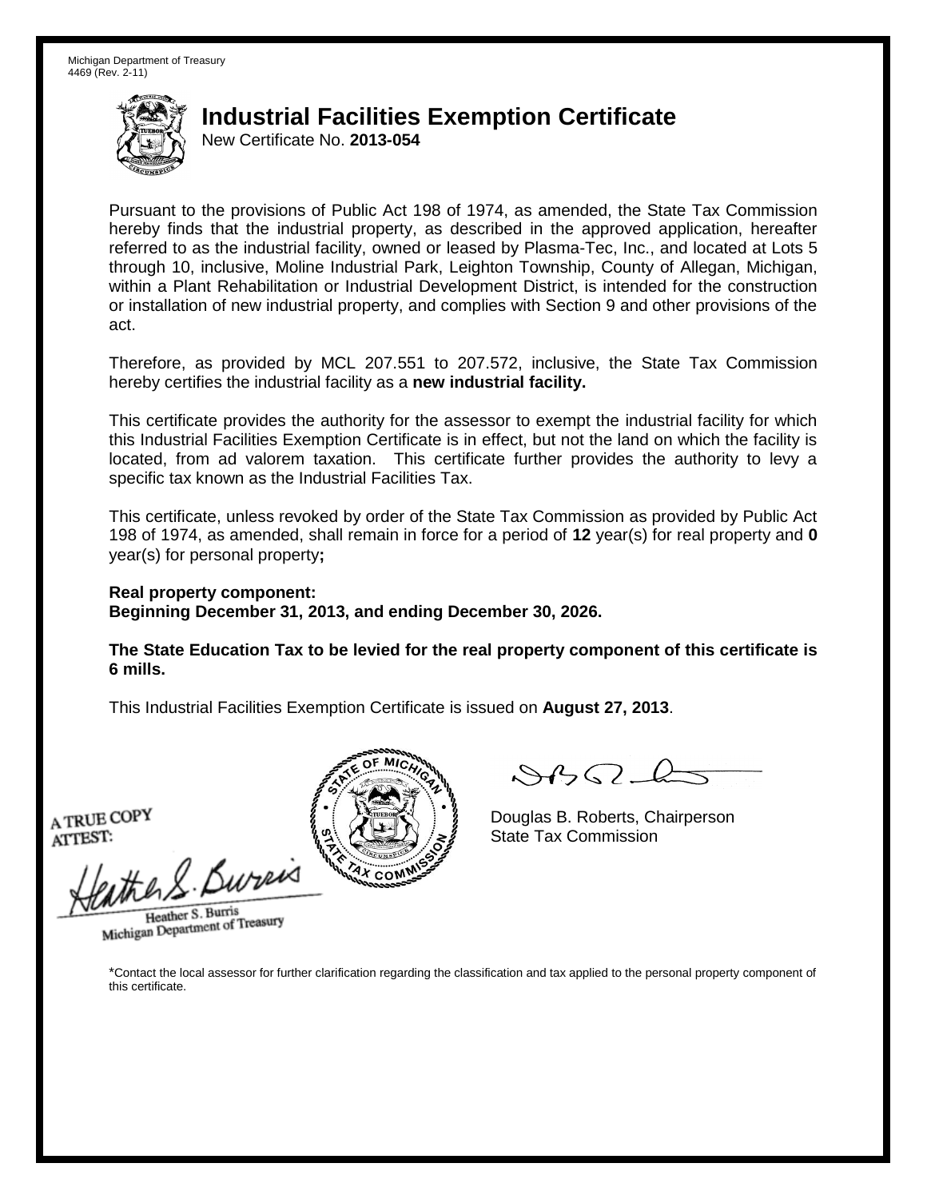Michigan Department of Treasury
4469 (Rev. 2-11)

# Industrial Facilities Exemption Certificate

New Certificate No. **2013-054**

Pursuant to the provisions of Public Act 198 of 1974, as amended, the State Tax Commission hereby finds that the industrial property, as described in the approved application, hereafter referred to as the industrial facility, owned or leased by Plasma-Tec, Inc., and located at Lots 5 through 10, inclusive, Moline Industrial Park, Leighton Township, County of Allegan, Michigan, within a Plant Rehabilitation or Industrial Development District, is intended for the construction or installation of new industrial property, and complies with Section 9 and other provisions of the act.

Therefore, as provided by MCL 207.551 to 207.572, inclusive, the State Tax Commission hereby certifies the industrial facility as a **new industrial facility.**

This certificate provides the authority for the assessor to exempt the industrial facility for which this Industrial Facilities Exemption Certificate is in effect, but not the land on which the facility is located, from ad valorem taxation. This certificate further provides the authority to levy a specific tax known as the Industrial Facilities Tax.

This certificate, unless revoked by order of the State Tax Commission as provided by Public Act 198 of 1974, as amended, shall remain in force for a period of **12** year(s) for real property and **0** year(s) for personal property**;**

**Real property component:**
**Beginning December 31, 2013, and ending December 30, 2026.**

**The State Education Tax to be levied for the real property component of this certificate is 6 mills.**

This Industrial Facilities Exemption Certificate is issued on **August 27, 2013**.

A TRUE COPY
ATTEST:

Heather S. Burris
Michigan Department of Treasury

Douglas B. Roberts, Chairperson
State Tax Commission

*Contact the local assessor for further clarification regarding the classification and tax applied to the personal property component of this certificate.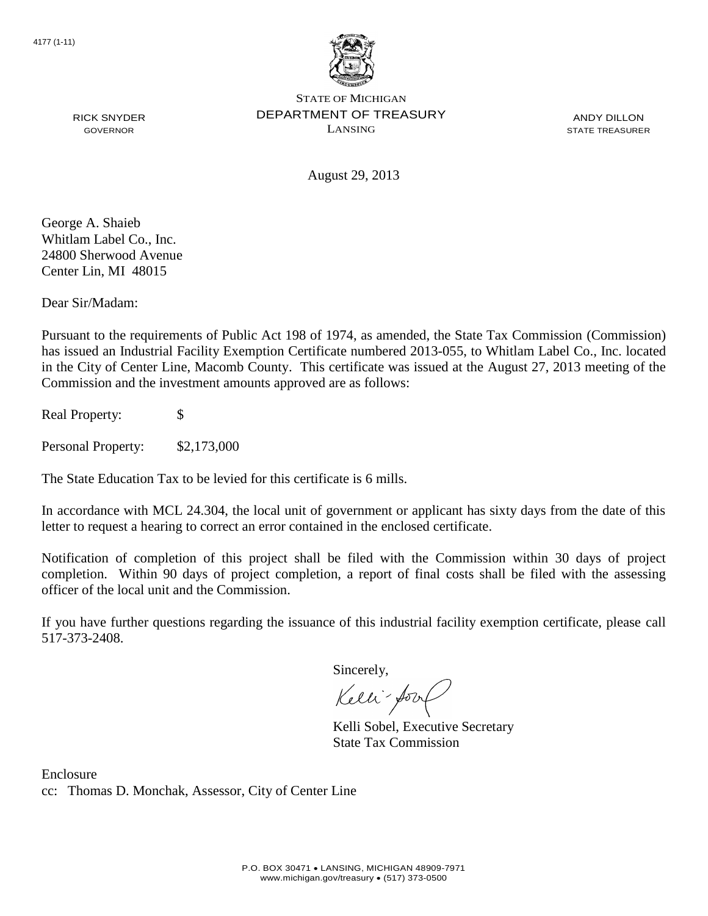4177 (1-11)

STATE OF MICHIGAN
DEPARTMENT OF TREASURY
LANSING

RICK SNYDER
GOVERNOR

ANDY DILLON
STATE TREASURER

August 29, 2013

George A. Shaieb
Whitlam Label Co., Inc.
24800 Sherwood Avenue
Center Lin, MI 48015

Dear Sir/Madam:

Pursuant to the requirements of Public Act 198 of 1974, as amended, the State Tax Commission (Commission) has issued an Industrial Facility Exemption Certificate numbered 2013-055, to Whitlam Label Co., Inc. located in the City of Center Line, Macomb County. This certificate was issued at the August 27, 2013 meeting of the Commission and the investment amounts approved are as follows:

Real Property: $

Personal Property: $2,173,000

The State Education Tax to be levied for this certificate is 6 mills.

In accordance with MCL 24.304, the local unit of government or applicant has sixty days from the date of this letter to request a hearing to correct an error contained in the enclosed certificate.

Notification of completion of this project shall be filed with the Commission within 30 days of project completion. Within 90 days of project completion, a report of final costs shall be filed with the assessing officer of the local unit and the Commission.

If you have further questions regarding the issuance of this industrial facility exemption certificate, please call 517-373-2408.

Sincerely,

Kelli Sobel, Executive Secretary
State Tax Commission

Enclosure
cc: Thomas D. Monchak, Assessor, City of Center Line

P.O. BOX 30471 • LANSING, MICHIGAN 48909-7971
www.michigan.gov/treasury • (517) 373-0500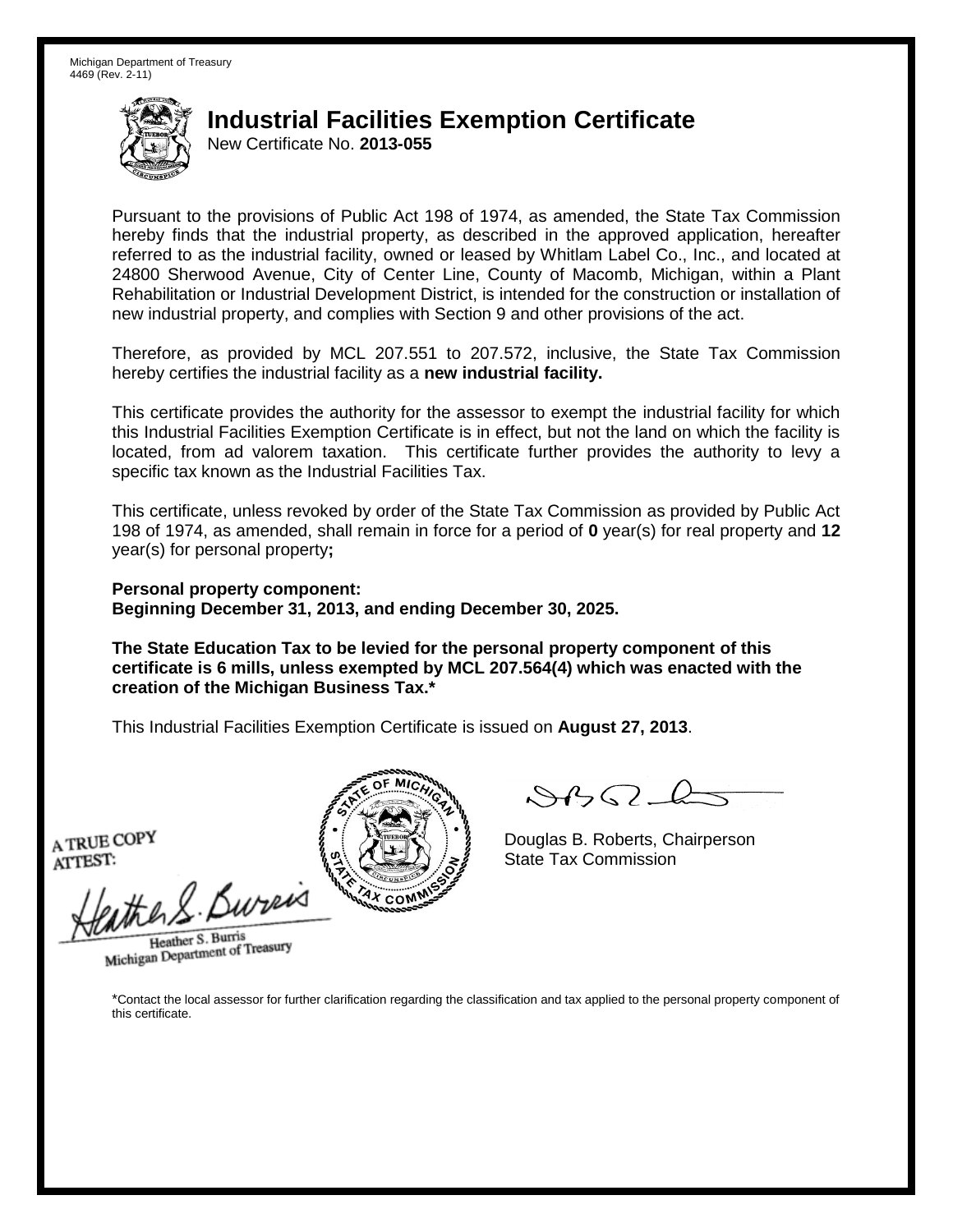Michigan Department of Treasury
4469 (Rev. 2-11)

# Industrial Facilities Exemption Certificate

New Certificate No. **2013-055**

Pursuant to the provisions of Public Act 198 of 1974, as amended, the State Tax Commission hereby finds that the industrial property, as described in the approved application, hereafter referred to as the industrial facility, owned or leased by Whitlam Label Co., Inc., and located at 24800 Sherwood Avenue, City of Center Line, County of Macomb, Michigan, within a Plant Rehabilitation or Industrial Development District, is intended for the construction or installation of new industrial property, and complies with Section 9 and other provisions of the act.

Therefore, as provided by MCL 207.551 to 207.572, inclusive, the State Tax Commission hereby certifies the industrial facility as a **new industrial facility.**

This certificate provides the authority for the assessor to exempt the industrial facility for which this Industrial Facilities Exemption Certificate is in effect, but not the land on which the facility is located, from ad valorem taxation. This certificate further provides the authority to levy a specific tax known as the Industrial Facilities Tax.

This certificate, unless revoked by order of the State Tax Commission as provided by Public Act 198 of 1974, as amended, shall remain in force for a period of **0** year(s) for real property and **12** year(s) for personal property**;**

**Personal property component:**
**Beginning December 31, 2013, and ending December 30, 2025.**

**The State Education Tax to be levied for the personal property component of this certificate is 6 mills, unless exempted by MCL 207.564(4) which was enacted with the creation of the Michigan Business Tax.***

This Industrial Facilities Exemption Certificate is issued on **August 27, 2013**.

A TRUE COPY
ATTEST:

Heather S. Burris
Michigan Department of Treasury

Douglas B. Roberts, Chairperson
State Tax Commission

*Contact the local assessor for further clarification regarding the classification and tax applied to the personal property component of this certificate.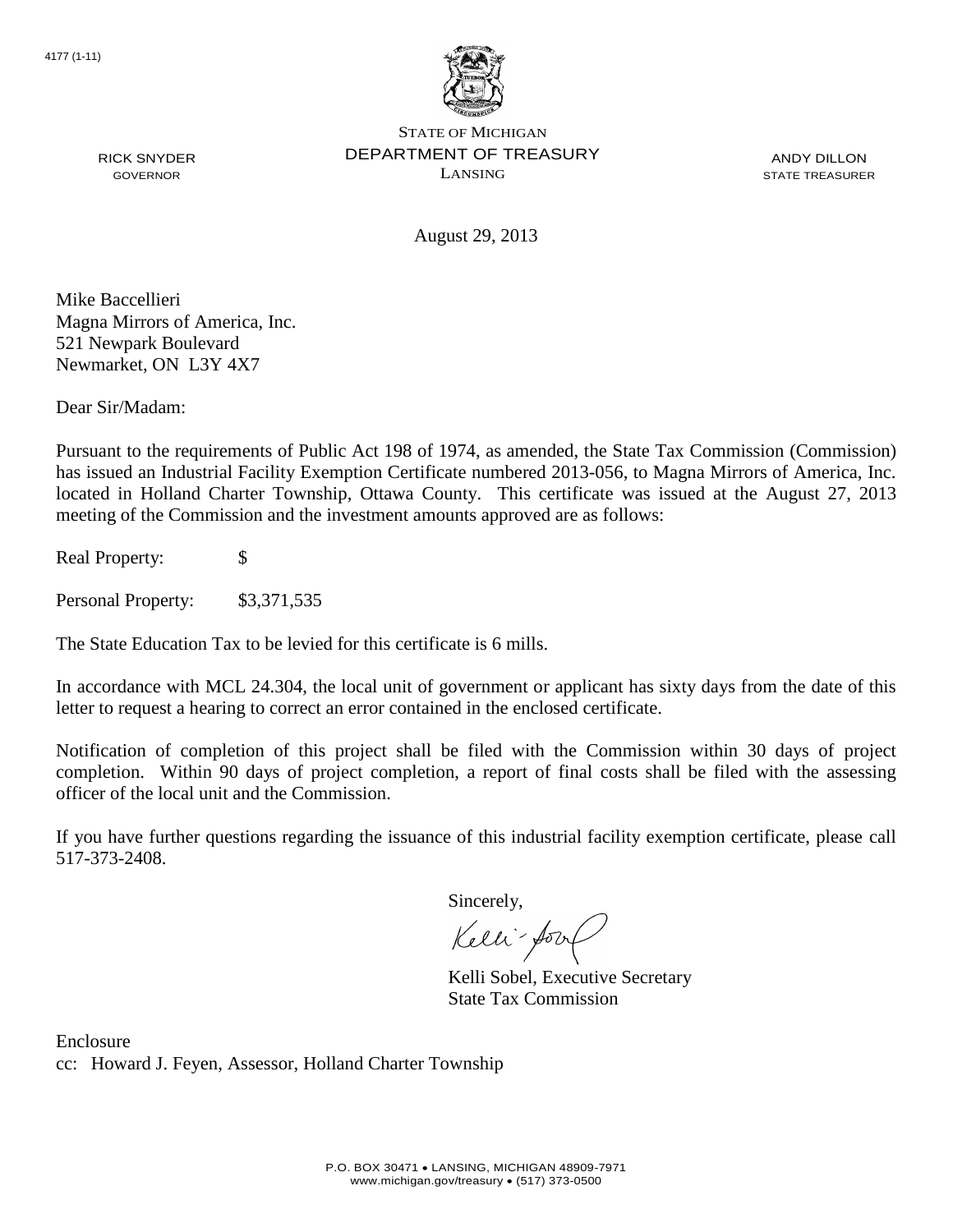4177 (1-11)

STATE OF MICHIGAN
DEPARTMENT OF TREASURY
LANSING

RICK SNYDER
GOVERNOR

ANDY DILLON
STATE TREASURER

August 29, 2013

Mike Baccellieri
Magna Mirrors of America, Inc.
521 Newpark Boulevard
Newmarket, ON L3Y 4X7

Dear Sir/Madam:

Pursuant to the requirements of Public Act 198 of 1974, as amended, the State Tax Commission (Commission) has issued an Industrial Facility Exemption Certificate numbered 2013-056, to Magna Mirrors of America, Inc. located in Holland Charter Township, Ottawa County. This certificate was issued at the August 27, 2013 meeting of the Commission and the investment amounts approved are as follows:

Real Property: $

Personal Property: $3,371,535

The State Education Tax to be levied for this certificate is 6 mills.

In accordance with MCL 24.304, the local unit of government or applicant has sixty days from the date of this letter to request a hearing to correct an error contained in the enclosed certificate.

Notification of completion of this project shall be filed with the Commission within 30 days of project completion. Within 90 days of project completion, a report of final costs shall be filed with the assessing officer of the local unit and the Commission.

If you have further questions regarding the issuance of this industrial facility exemption certificate, please call 517-373-2408.

Sincerely,

Kelli Sobel, Executive Secretary
State Tax Commission

Enclosure
cc: Howard J. Feyen, Assessor, Holland Charter Township

P.O. BOX 30471 • LANSING, MICHIGAN 48909-7971
www.michigan.gov/treasury • (517) 373-0500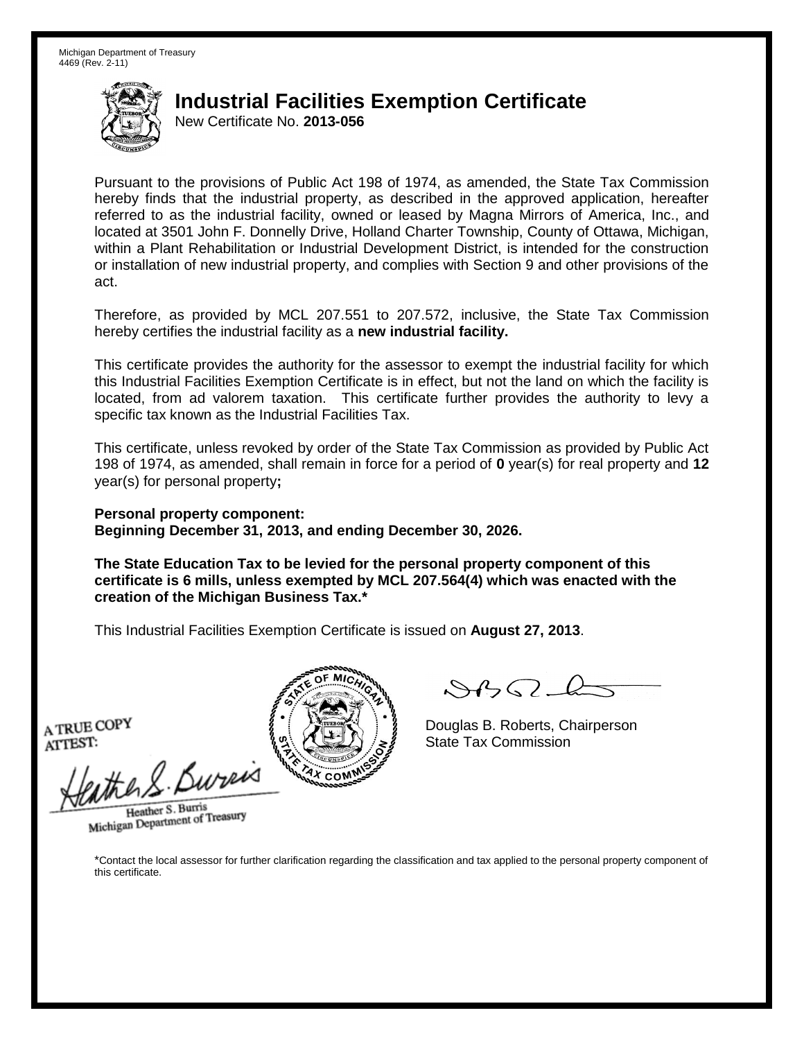Michigan Department of Treasury
4469 (Rev. 2-11)

# Industrial Facilities Exemption Certificate

New Certificate No. **2013-056**

Pursuant to the provisions of Public Act 198 of 1974, as amended, the State Tax Commission hereby finds that the industrial property, as described in the approved application, hereafter referred to as the industrial facility, owned or leased by Magna Mirrors of America, Inc., and located at 3501 John F. Donnelly Drive, Holland Charter Township, County of Ottawa, Michigan, within a Plant Rehabilitation or Industrial Development District, is intended for the construction or installation of new industrial property, and complies with Section 9 and other provisions of the act.

Therefore, as provided by MCL 207.551 to 207.572, inclusive, the State Tax Commission hereby certifies the industrial facility as a **new industrial facility.**

This certificate provides the authority for the assessor to exempt the industrial facility for which this Industrial Facilities Exemption Certificate is in effect, but not the land on which the facility is located, from ad valorem taxation. This certificate further provides the authority to levy a specific tax known as the Industrial Facilities Tax.

This certificate, unless revoked by order of the State Tax Commission as provided by Public Act 198 of 1974, as amended, shall remain in force for a period of **0** year(s) for real property and **12** year(s) for personal property**;**

**Personal property component:**
**Beginning December 31, 2013, and ending December 30, 2026.**

**The State Education Tax to be levied for the personal property component of this certificate is 6 mills, unless exempted by MCL 207.564(4) which was enacted with the creation of the Michigan Business Tax.***

This Industrial Facilities Exemption Certificate is issued on **August 27, 2013**.

A TRUE COPY
ATTEST:

Heather S. Burris
Michigan Department of Treasury

Douglas B. Roberts, Chairperson
State Tax Commission

*Contact the local assessor for further clarification regarding the classification and tax applied to the personal property component of this certificate.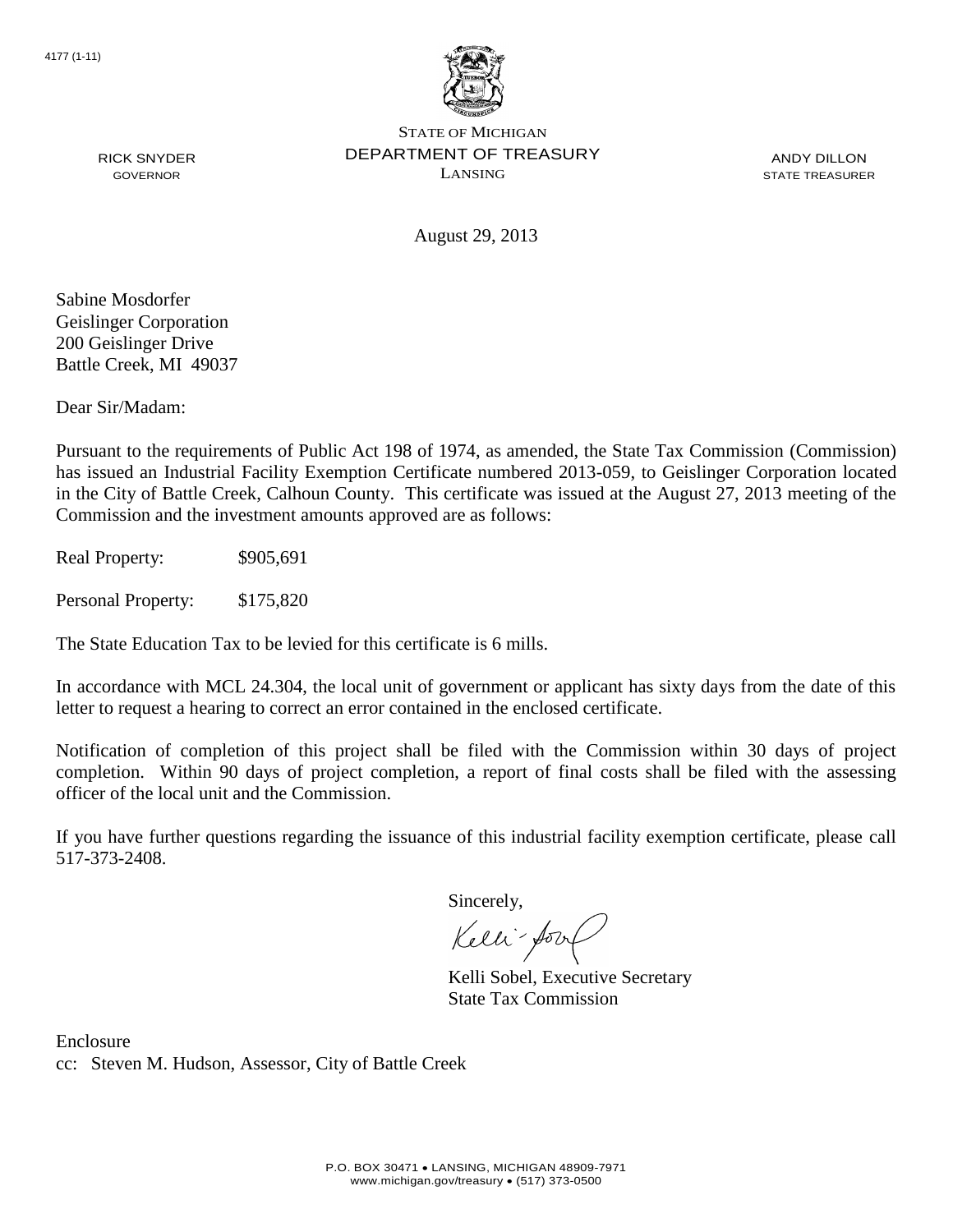4177 (1-11)

RICK SNYDER
GOVERNOR

STATE OF MICHIGAN
DEPARTMENT OF TREASURY
LANSING

ANDY DILLON
STATE TREASURER

August 29, 2013

Sabine Mosdorfer
Geislinger Corporation
200 Geislinger Drive
Battle Creek, MI 49037

Dear Sir/Madam:

Pursuant to the requirements of Public Act 198 of 1974, as amended, the State Tax Commission (Commission) has issued an Industrial Facility Exemption Certificate numbered 2013-059, to Geislinger Corporation located in the City of Battle Creek, Calhoun County. This certificate was issued at the August 27, 2013 meeting of the Commission and the investment amounts approved are as follows:

Real Property: $905,691

Personal Property: $175,820

The State Education Tax to be levied for this certificate is 6 mills.

In accordance with MCL 24.304, the local unit of government or applicant has sixty days from the date of this letter to request a hearing to correct an error contained in the enclosed certificate.

Notification of completion of this project shall be filed with the Commission within 30 days of project completion. Within 90 days of project completion, a report of final costs shall be filed with the assessing officer of the local unit and the Commission.

If you have further questions regarding the issuance of this industrial facility exemption certificate, please call 517-373-2408.

Sincerely,

Kelli Sobel, Executive Secretary
State Tax Commission

Enclosure
cc: Steven M. Hudson, Assessor, City of Battle Creek

P.O. BOX 30471 • LANSING, MICHIGAN 48909-7971
www.michigan.gov/treasury • (517) 373-0500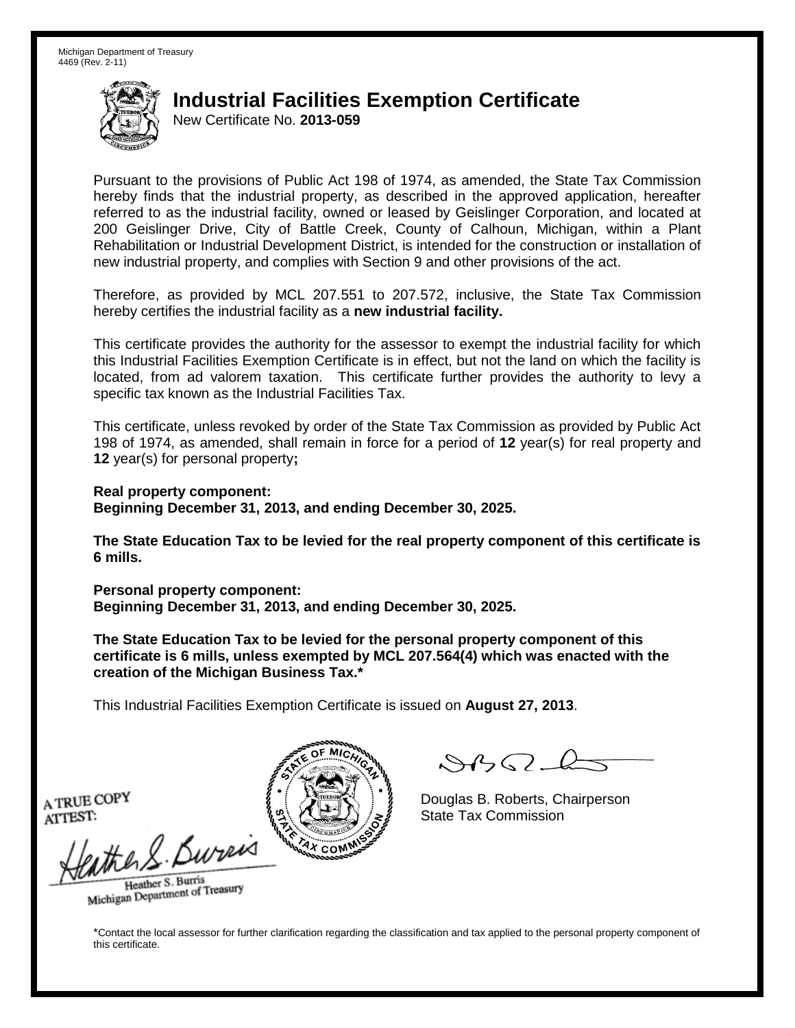Michigan Department of Treasury
4469 (Rev. 2-11)

# Industrial Facilities Exemption Certificate

New Certificate No. **2013-059**

Pursuant to the provisions of Public Act 198 of 1974, as amended, the State Tax Commission hereby finds that the industrial property, as described in the approved application, hereafter referred to as the industrial facility, owned or leased by Geislinger Corporation, and located at 200 Geislinger Drive, City of Battle Creek, County of Calhoun, Michigan, within a Plant Rehabilitation or Industrial Development District, is intended for the construction or installation of new industrial property, and complies with Section 9 and other provisions of the act.

Therefore, as provided by MCL 207.551 to 207.572, inclusive, the State Tax Commission hereby certifies the industrial facility as a **new industrial facility.**

This certificate provides the authority for the assessor to exempt the industrial facility for which this Industrial Facilities Exemption Certificate is in effect, but not the land on which the facility is located, from ad valorem taxation. This certificate further provides the authority to levy a specific tax known as the Industrial Facilities Tax.

This certificate, unless revoked by order of the State Tax Commission as provided by Public Act 198 of 1974, as amended, shall remain in force for a period of **12** year(s) for real property and **12** year(s) for personal property**;**

**Real property component:**
**Beginning December 31, 2013, and ending December 30, 2025.**

**The State Education Tax to be levied for the real property component of this certificate is 6 mills.**

**Personal property component:**
**Beginning December 31, 2013, and ending December 30, 2025.**

**The State Education Tax to be levied for the personal property component of this certificate is 6 mills, unless exempted by MCL 207.564(4) which was enacted with the creation of the Michigan Business Tax.***

This Industrial Facilities Exemption Certificate is issued on **August 27, 2013**.

A TRUE COPY
ATTEST:

Heather S. Burris
Michigan Department of Treasury

Douglas B. Roberts, Chairperson
State Tax Commission

*Contact the local assessor for further clarification regarding the classification and tax applied to the personal property component of this certificate.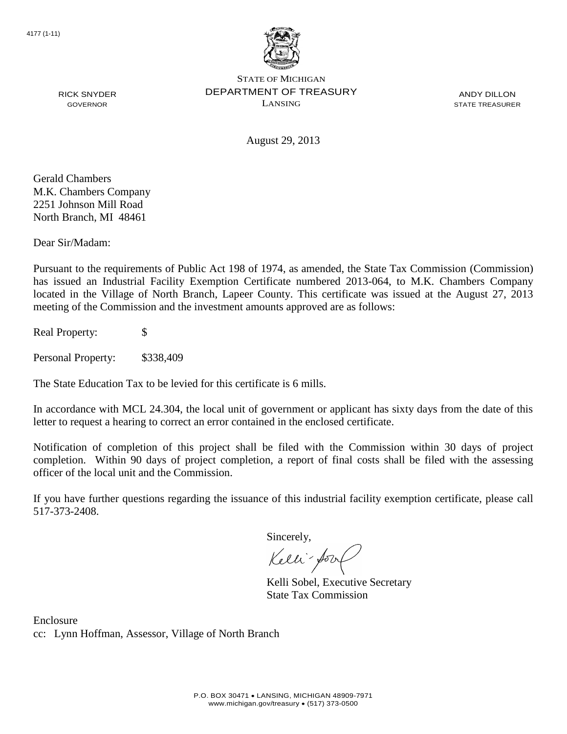4177 (1-11)

STATE OF MICHIGAN
DEPARTMENT OF TREASURY
LANSING

RICK SNYDER
GOVERNOR

ANDY DILLON
STATE TREASURER

August 29, 2013

Gerald Chambers
M.K. Chambers Company
2251 Johnson Mill Road
North Branch, MI 48461

Dear Sir/Madam:

Pursuant to the requirements of Public Act 198 of 1974, as amended, the State Tax Commission (Commission) has issued an Industrial Facility Exemption Certificate numbered 2013-064, to M.K. Chambers Company located in the Village of North Branch, Lapeer County. This certificate was issued at the August 27, 2013 meeting of the Commission and the investment amounts approved are as follows:

Real Property: $

Personal Property: $338,409

The State Education Tax to be levied for this certificate is 6 mills.

In accordance with MCL 24.304, the local unit of government or applicant has sixty days from the date of this letter to request a hearing to correct an error contained in the enclosed certificate.

Notification of completion of this project shall be filed with the Commission within 30 days of project completion. Within 90 days of project completion, a report of final costs shall be filed with the assessing officer of the local unit and the Commission.

If you have further questions regarding the issuance of this industrial facility exemption certificate, please call 517-373-2408.

Sincerely,

Kelli Sobel, Executive Secretary
State Tax Commission

Enclosure
cc: Lynn Hoffman, Assessor, Village of North Branch

P.O. BOX 30471 • LANSING, MICHIGAN 48909-7971
www.michigan.gov/treasury • (517) 373-0500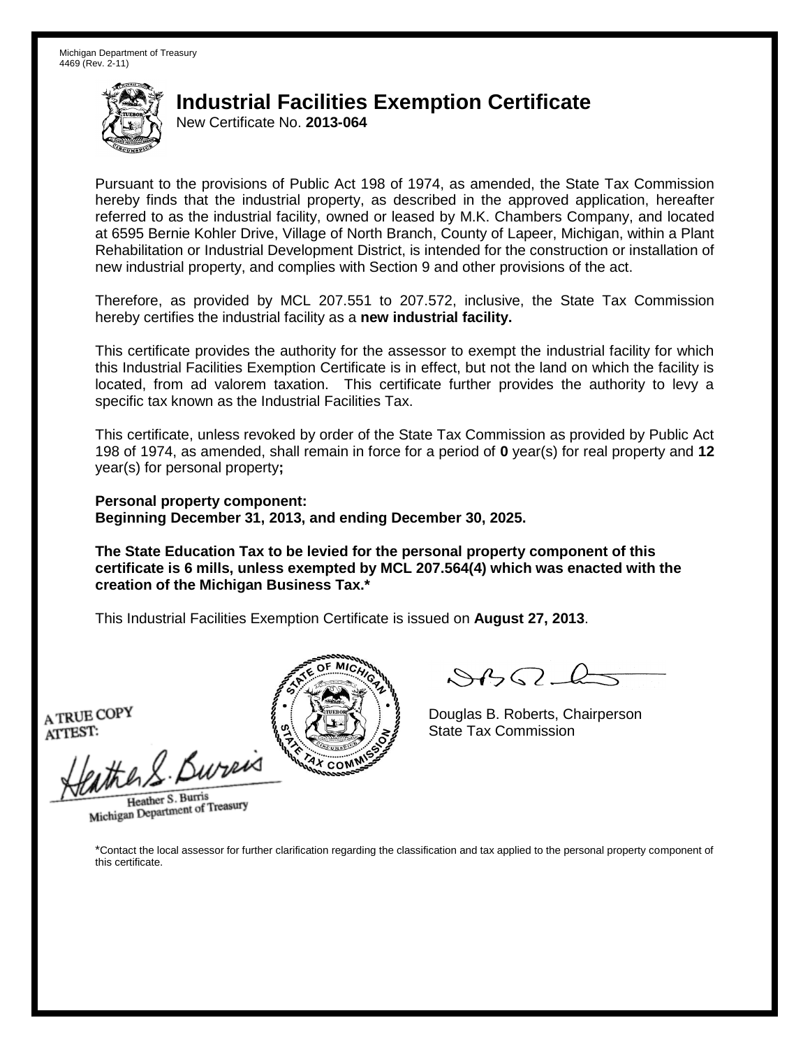Michigan Department of Treasury
4469 (Rev. 2-11)

# Industrial Facilities Exemption Certificate

New Certificate No. **2013-064**

Pursuant to the provisions of Public Act 198 of 1974, as amended, the State Tax Commission hereby finds that the industrial property, as described in the approved application, hereafter referred to as the industrial facility, owned or leased by M.K. Chambers Company, and located at 6595 Bernie Kohler Drive, Village of North Branch, County of Lapeer, Michigan, within a Plant Rehabilitation or Industrial Development District, is intended for the construction or installation of new industrial property, and complies with Section 9 and other provisions of the act.

Therefore, as provided by MCL 207.551 to 207.572, inclusive, the State Tax Commission hereby certifies the industrial facility as a **new industrial facility.**

This certificate provides the authority for the assessor to exempt the industrial facility for which this Industrial Facilities Exemption Certificate is in effect, but not the land on which the facility is located, from ad valorem taxation. This certificate further provides the authority to levy a specific tax known as the Industrial Facilities Tax.

This certificate, unless revoked by order of the State Tax Commission as provided by Public Act 198 of 1974, as amended, shall remain in force for a period of **0** year(s) for real property and **12** year(s) for personal property**;**

**Personal property component:**
**Beginning December 31, 2013, and ending December 30, 2025.**

**The State Education Tax to be levied for the personal property component of this certificate is 6 mills, unless exempted by MCL 207.564(4) which was enacted with the creation of the Michigan Business Tax.***

This Industrial Facilities Exemption Certificate is issued on **August 27, 2013**.

A TRUE COPY
ATTEST:

Heather S. Burris
Michigan Department of Treasury

Douglas B. Roberts, Chairperson
State Tax Commission

*Contact the local assessor for further clarification regarding the classification and tax applied to the personal property component of this certificate.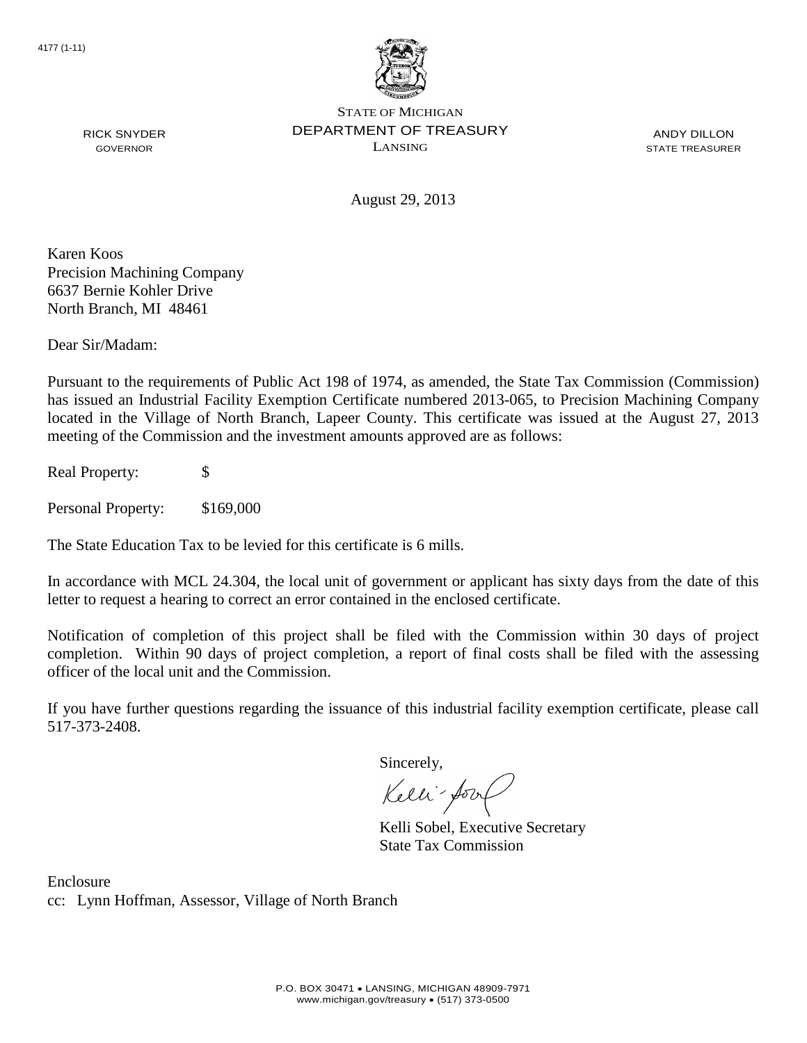4177 (1-11)

STATE OF MICHIGAN
DEPARTMENT OF TREASURY
LANSING

RICK SNYDER
GOVERNOR

ANDY DILLON
STATE TREASURER

August 29, 2013

Karen Koos
Precision Machining Company
6637 Bernie Kohler Drive
North Branch, MI 48461

Dear Sir/Madam:

Pursuant to the requirements of Public Act 198 of 1974, as amended, the State Tax Commission (Commission) has issued an Industrial Facility Exemption Certificate numbered 2013-065, to Precision Machining Company located in the Village of North Branch, Lapeer County. This certificate was issued at the August 27, 2013 meeting of the Commission and the investment amounts approved are as follows:

Real Property: $

Personal Property: $169,000

The State Education Tax to be levied for this certificate is 6 mills.

In accordance with MCL 24.304, the local unit of government or applicant has sixty days from the date of this letter to request a hearing to correct an error contained in the enclosed certificate.

Notification of completion of this project shall be filed with the Commission within 30 days of project completion. Within 90 days of project completion, a report of final costs shall be filed with the assessing officer of the local unit and the Commission.

If you have further questions regarding the issuance of this industrial facility exemption certificate, please call 517-373-2408.

Sincerely,

Kelli Sobel, Executive Secretary
State Tax Commission

Enclosure
cc: Lynn Hoffman, Assessor, Village of North Branch

P.O. BOX 30471 • LANSING, MICHIGAN 48909-7971
www.michigan.gov/treasury • (517) 373-0500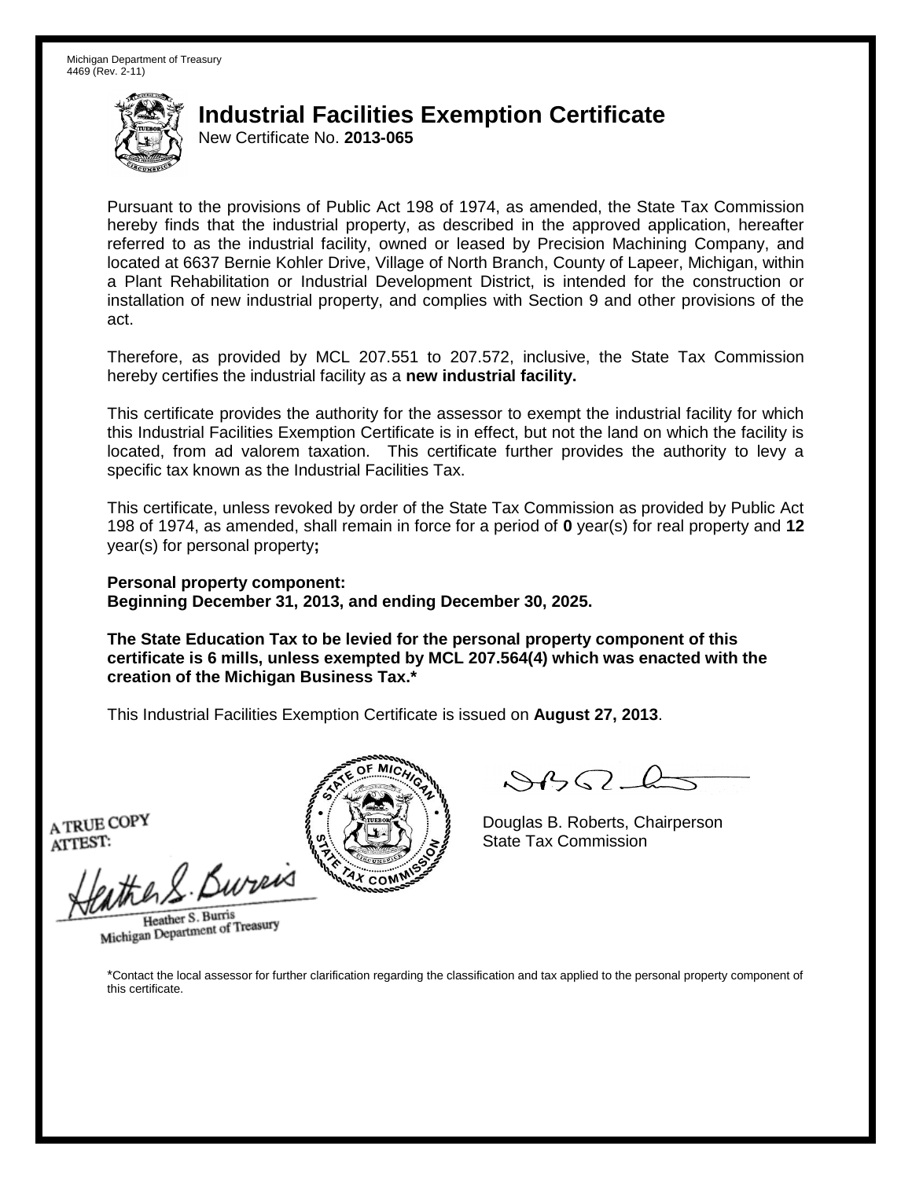Michigan Department of Treasury
4469 (Rev. 2-11)

# Industrial Facilities Exemption Certificate

New Certificate No. **2013-065**

Pursuant to the provisions of Public Act 198 of 1974, as amended, the State Tax Commission hereby finds that the industrial property, as described in the approved application, hereafter referred to as the industrial facility, owned or leased by Precision Machining Company, and located at 6637 Bernie Kohler Drive, Village of North Branch, County of Lapeer, Michigan, within a Plant Rehabilitation or Industrial Development District, is intended for the construction or installation of new industrial property, and complies with Section 9 and other provisions of the act.

Therefore, as provided by MCL 207.551 to 207.572, inclusive, the State Tax Commission hereby certifies the industrial facility as a **new industrial facility.**

This certificate provides the authority for the assessor to exempt the industrial facility for which this Industrial Facilities Exemption Certificate is in effect, but not the land on which the facility is located, from ad valorem taxation. This certificate further provides the authority to levy a specific tax known as the Industrial Facilities Tax.

This certificate, unless revoked by order of the State Tax Commission as provided by Public Act 198 of 1974, as amended, shall remain in force for a period of **0** year(s) for real property and **12** year(s) for personal property**;**

**Personal property component:**
**Beginning December 31, 2013, and ending December 30, 2025.**

**The State Education Tax to be levied for the personal property component of this certificate is 6 mills, unless exempted by MCL 207.564(4) which was enacted with the creation of the Michigan Business Tax.***

This Industrial Facilities Exemption Certificate is issued on **August 27, 2013**.

A TRUE COPY
ATTEST:

Heather S. Burris
Michigan Department of Treasury

Douglas B. Roberts, Chairperson
State Tax Commission

*Contact the local assessor for further clarification regarding the classification and tax applied to the personal property component of this certificate.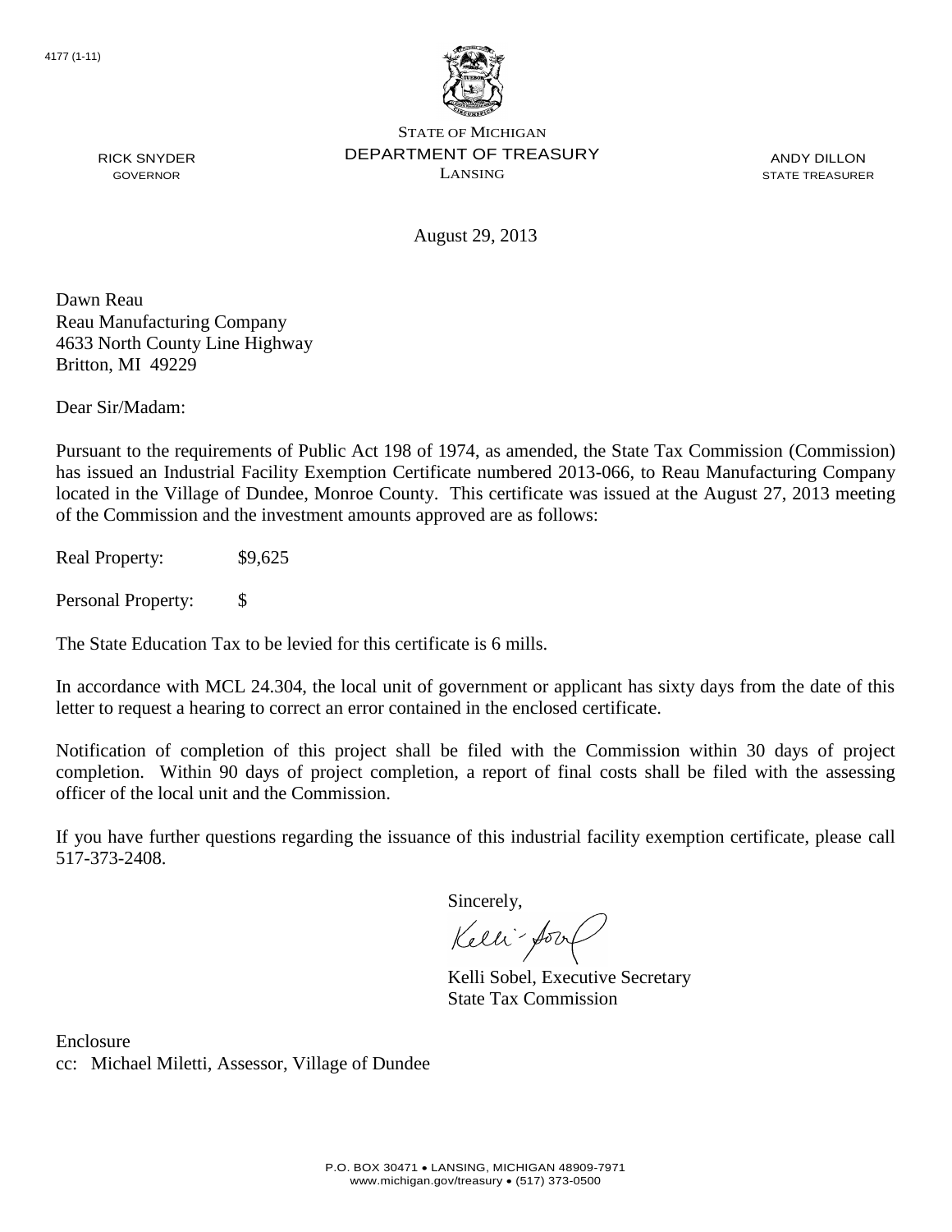4177 (1-11)

STATE OF MICHIGAN
DEPARTMENT OF TREASURY
LANSING

RICK SNYDER
GOVERNOR

ANDY DILLON
STATE TREASURER

August 29, 2013

Dawn Reau
Reau Manufacturing Company
4633 North County Line Highway
Britton, MI 49229

Dear Sir/Madam:

Pursuant to the requirements of Public Act 198 of 1974, as amended, the State Tax Commission (Commission) has issued an Industrial Facility Exemption Certificate numbered 2013-066, to Reau Manufacturing Company located in the Village of Dundee, Monroe County. This certificate was issued at the August 27, 2013 meeting of the Commission and the investment amounts approved are as follows:

Real Property: $9,625

Personal Property: $

The State Education Tax to be levied for this certificate is 6 mills.

In accordance with MCL 24.304, the local unit of government or applicant has sixty days from the date of this letter to request a hearing to correct an error contained in the enclosed certificate.

Notification of completion of this project shall be filed with the Commission within 30 days of project completion. Within 90 days of project completion, a report of final costs shall be filed with the assessing officer of the local unit and the Commission.

If you have further questions regarding the issuance of this industrial facility exemption certificate, please call 517-373-2408.

Sincerely,

Kelli Sobel, Executive Secretary
State Tax Commission

Enclosure
cc: Michael Miletti, Assessor, Village of Dundee

P.O. BOX 30471 • LANSING, MICHIGAN 48909-7971
www.michigan.gov/treasury • (517) 373-0500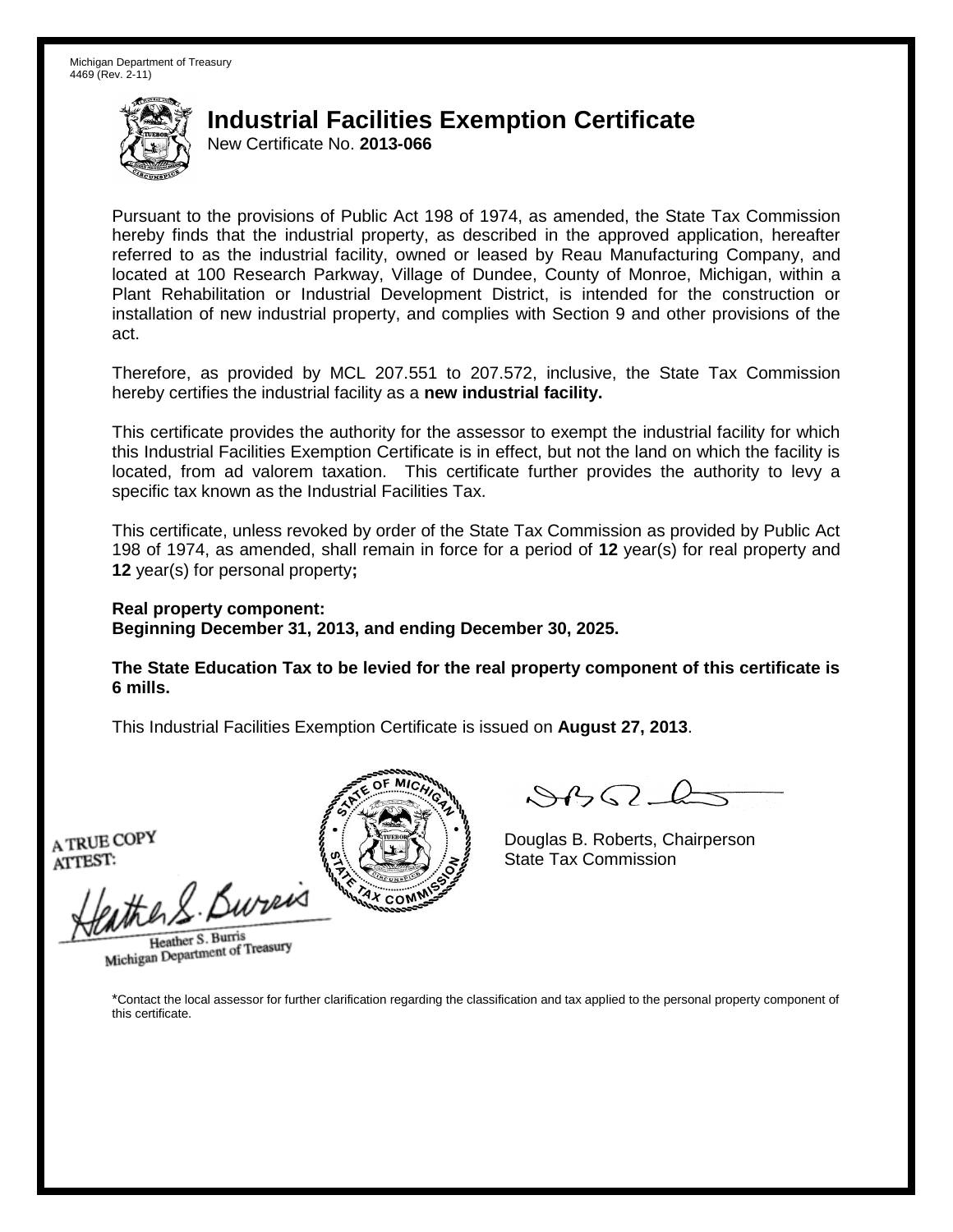Michigan Department of Treasury
4469 (Rev. 2-11)

# Industrial Facilities Exemption Certificate

New Certificate No. **2013-066**

Pursuant to the provisions of Public Act 198 of 1974, as amended, the State Tax Commission hereby finds that the industrial property, as described in the approved application, hereafter referred to as the industrial facility, owned or leased by Reau Manufacturing Company, and located at 100 Research Parkway, Village of Dundee, County of Monroe, Michigan, within a Plant Rehabilitation or Industrial Development District, is intended for the construction or installation of new industrial property, and complies with Section 9 and other provisions of the act.

Therefore, as provided by MCL 207.551 to 207.572, inclusive, the State Tax Commission hereby certifies the industrial facility as a **new industrial facility.**

This certificate provides the authority for the assessor to exempt the industrial facility for which this Industrial Facilities Exemption Certificate is in effect, but not the land on which the facility is located, from ad valorem taxation. This certificate further provides the authority to levy a specific tax known as the Industrial Facilities Tax.

This certificate, unless revoked by order of the State Tax Commission as provided by Public Act 198 of 1974, as amended, shall remain in force for a period of **12** year(s) for real property and **12** year(s) for personal property**;**

**Real property component:**
**Beginning December 31, 2013, and ending December 30, 2025.**

**The State Education Tax to be levied for the real property component of this certificate is 6 mills.**

This Industrial Facilities Exemption Certificate is issued on **August 27, 2013**.

A TRUE COPY
ATTEST:

Heather S. Burris
Michigan Department of Treasury

Douglas B. Roberts, Chairperson
State Tax Commission

*Contact the local assessor for further clarification regarding the classification and tax applied to the personal property component of this certificate.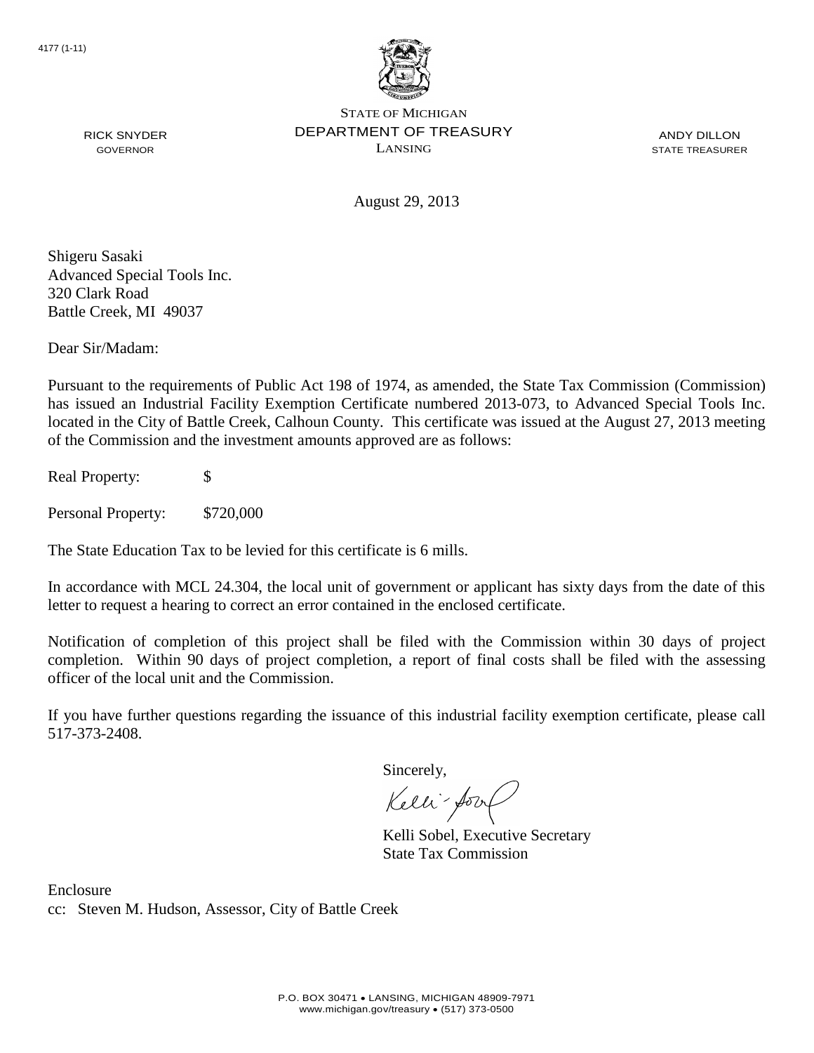4177 (1-11)

STATE OF MICHIGAN
DEPARTMENT OF TREASURY
LANSING

RICK SNYDER
GOVERNOR

ANDY DILLON
STATE TREASURER

August 29, 2013

Shigeru Sasaki
Advanced Special Tools Inc.
320 Clark Road
Battle Creek, MI 49037

Dear Sir/Madam:

Pursuant to the requirements of Public Act 198 of 1974, as amended, the State Tax Commission (Commission) has issued an Industrial Facility Exemption Certificate numbered 2013-073, to Advanced Special Tools Inc. located in the City of Battle Creek, Calhoun County. This certificate was issued at the August 27, 2013 meeting of the Commission and the investment amounts approved are as follows:

Real Property: $

Personal Property: $720,000

The State Education Tax to be levied for this certificate is 6 mills.

In accordance with MCL 24.304, the local unit of government or applicant has sixty days from the date of this letter to request a hearing to correct an error contained in the enclosed certificate.

Notification of completion of this project shall be filed with the Commission within 30 days of project completion. Within 90 days of project completion, a report of final costs shall be filed with the assessing officer of the local unit and the Commission.

If you have further questions regarding the issuance of this industrial facility exemption certificate, please call 517-373-2408.

Sincerely,

Kelli Sobel, Executive Secretary
State Tax Commission

Enclosure
cc: Steven M. Hudson, Assessor, City of Battle Creek

P.O. BOX 30471 • LANSING, MICHIGAN 48909-7971
www.michigan.gov/treasury • (517) 373-0500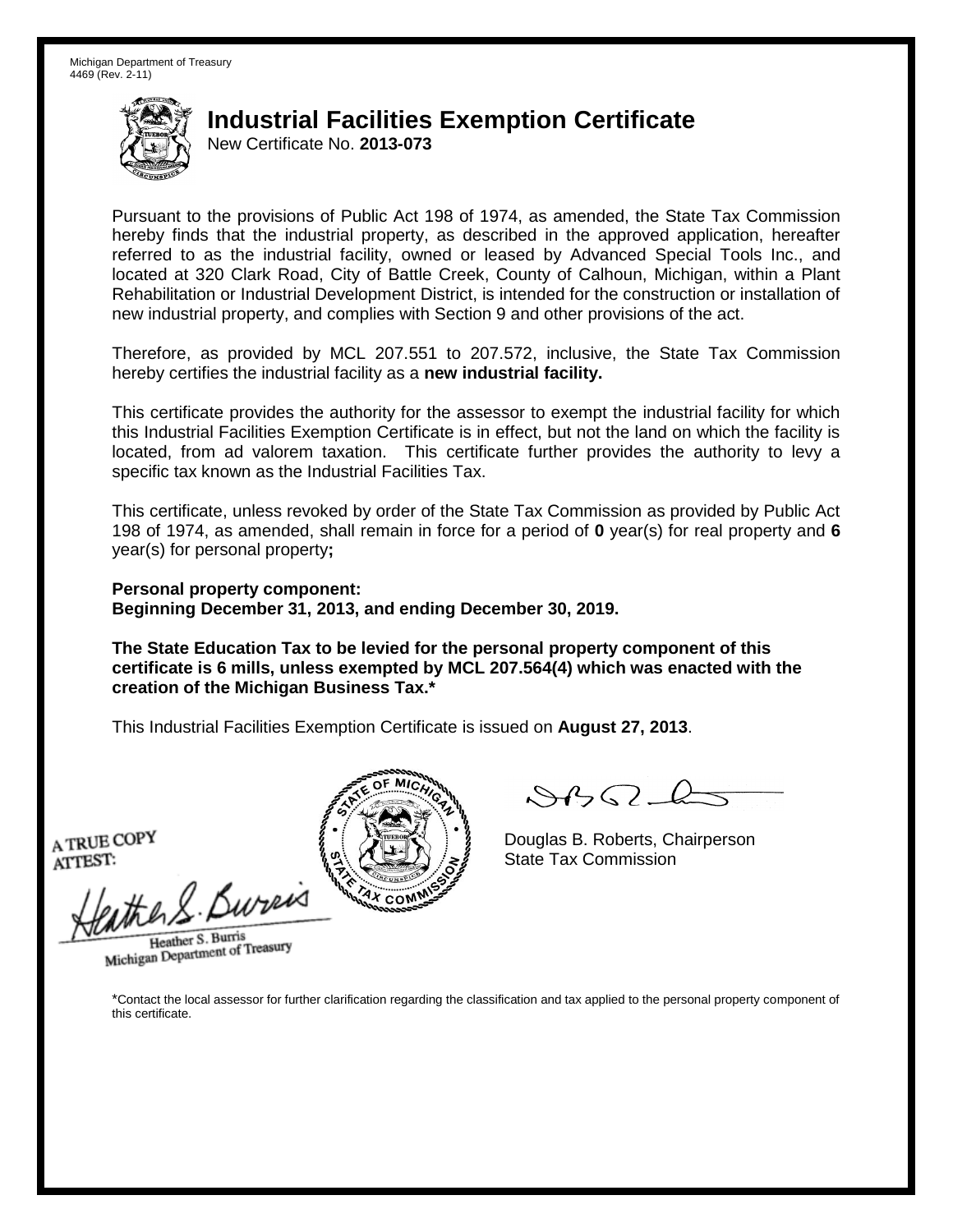Michigan Department of Treasury
4469 (Rev. 2-11)

# Industrial Facilities Exemption Certificate

New Certificate No. **2013-073**

Pursuant to the provisions of Public Act 198 of 1974, as amended, the State Tax Commission hereby finds that the industrial property, as described in the approved application, hereafter referred to as the industrial facility, owned or leased by Advanced Special Tools Inc., and located at 320 Clark Road, City of Battle Creek, County of Calhoun, Michigan, within a Plant Rehabilitation or Industrial Development District, is intended for the construction or installation of new industrial property, and complies with Section 9 and other provisions of the act.

Therefore, as provided by MCL 207.551 to 207.572, inclusive, the State Tax Commission hereby certifies the industrial facility as a **new industrial facility.**

This certificate provides the authority for the assessor to exempt the industrial facility for which this Industrial Facilities Exemption Certificate is in effect, but not the land on which the facility is located, from ad valorem taxation. This certificate further provides the authority to levy a specific tax known as the Industrial Facilities Tax.

This certificate, unless revoked by order of the State Tax Commission as provided by Public Act 198 of 1974, as amended, shall remain in force for a period of **0** year(s) for real property and **6** year(s) for personal property**;**

**Personal property component:**
**Beginning December 31, 2013, and ending December 30, 2019.**

**The State Education Tax to be levied for the personal property component of this certificate is 6 mills, unless exempted by MCL 207.564(4) which was enacted with the creation of the Michigan Business Tax.***

This Industrial Facilities Exemption Certificate is issued on **August 27, 2013**.

A TRUE COPY
ATTEST:

Heather S. Burris
Michigan Department of Treasury

Douglas B. Roberts, Chairperson
State Tax Commission

*Contact the local assessor for further clarification regarding the classification and tax applied to the personal property component of this certificate.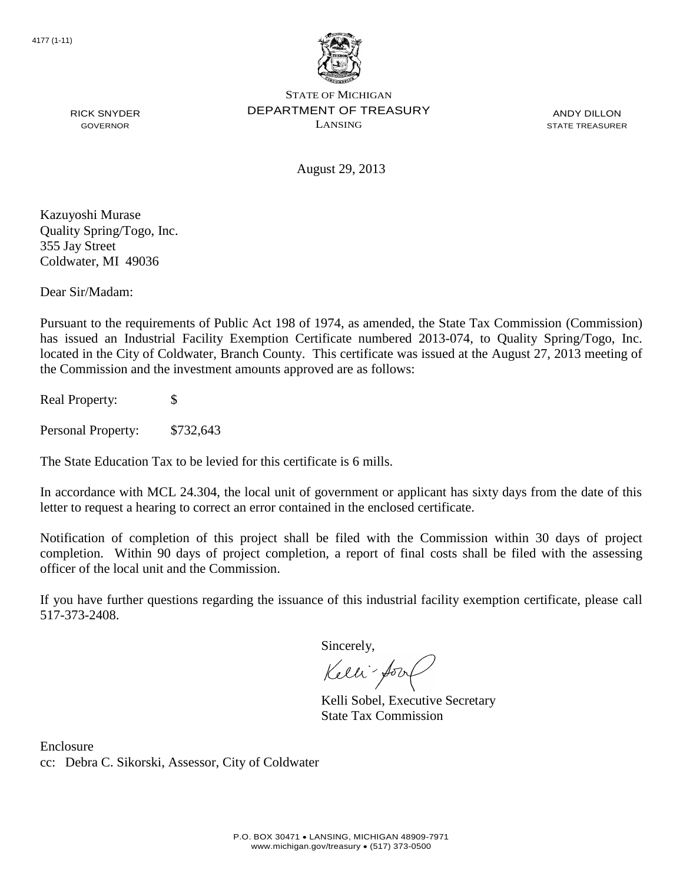4177 (1-11)

STATE OF MICHIGAN
DEPARTMENT OF TREASURY
LANSING

RICK SNYDER
GOVERNOR

ANDY DILLON
STATE TREASURER

August 29, 2013

Kazuyoshi Murase
Quality Spring/Togo, Inc.
355 Jay Street
Coldwater, MI 49036

Dear Sir/Madam:

Pursuant to the requirements of Public Act 198 of 1974, as amended, the State Tax Commission (Commission) has issued an Industrial Facility Exemption Certificate numbered 2013-074, to Quality Spring/Togo, Inc. located in the City of Coldwater, Branch County. This certificate was issued at the August 27, 2013 meeting of the Commission and the investment amounts approved are as follows:

Real Property: $

Personal Property: $732,643

The State Education Tax to be levied for this certificate is 6 mills.

In accordance with MCL 24.304, the local unit of government or applicant has sixty days from the date of this letter to request a hearing to correct an error contained in the enclosed certificate.

Notification of completion of this project shall be filed with the Commission within 30 days of project completion. Within 90 days of project completion, a report of final costs shall be filed with the assessing officer of the local unit and the Commission.

If you have further questions regarding the issuance of this industrial facility exemption certificate, please call 517-373-2408.

Sincerely,

Kelli Sobel, Executive Secretary
State Tax Commission

Enclosure
cc: Debra C. Sikorski, Assessor, City of Coldwater

P.O. BOX 30471 • LANSING, MICHIGAN 48909-7971
www.michigan.gov/treasury • (517) 373-0500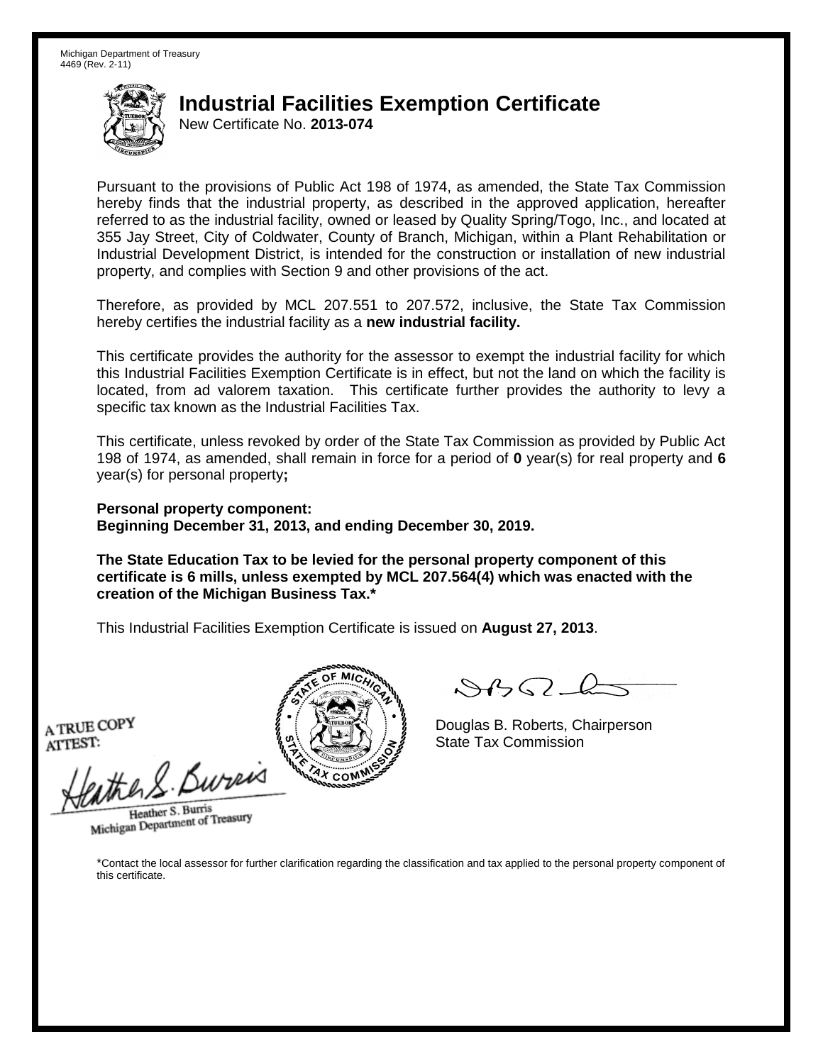Michigan Department of Treasury
4469 (Rev. 2-11)

# Industrial Facilities Exemption Certificate

New Certificate No. **2013-074**

Pursuant to the provisions of Public Act 198 of 1974, as amended, the State Tax Commission hereby finds that the industrial property, as described in the approved application, hereafter referred to as the industrial facility, owned or leased by Quality Spring/Togo, Inc., and located at 355 Jay Street, City of Coldwater, County of Branch, Michigan, within a Plant Rehabilitation or Industrial Development District, is intended for the construction or installation of new industrial property, and complies with Section 9 and other provisions of the act.

Therefore, as provided by MCL 207.551 to 207.572, inclusive, the State Tax Commission hereby certifies the industrial facility as a **new industrial facility.**

This certificate provides the authority for the assessor to exempt the industrial facility for which this Industrial Facilities Exemption Certificate is in effect, but not the land on which the facility is located, from ad valorem taxation. This certificate further provides the authority to levy a specific tax known as the Industrial Facilities Tax.

This certificate, unless revoked by order of the State Tax Commission as provided by Public Act 198 of 1974, as amended, shall remain in force for a period of **0** year(s) for real property and **6** year(s) for personal property**;**

**Personal property component:**
**Beginning December 31, 2013, and ending December 30, 2019.**

**The State Education Tax to be levied for the personal property component of this certificate is 6 mills, unless exempted by MCL 207.564(4) which was enacted with the creation of the Michigan Business Tax.***

This Industrial Facilities Exemption Certificate is issued on **August 27, 2013**.

A TRUE COPY
ATTEST:

Heather S. Burris
Michigan Department of Treasury

Douglas B. Roberts, Chairperson
State Tax Commission

*Contact the local assessor for further clarification regarding the classification and tax applied to the personal property component of this certificate.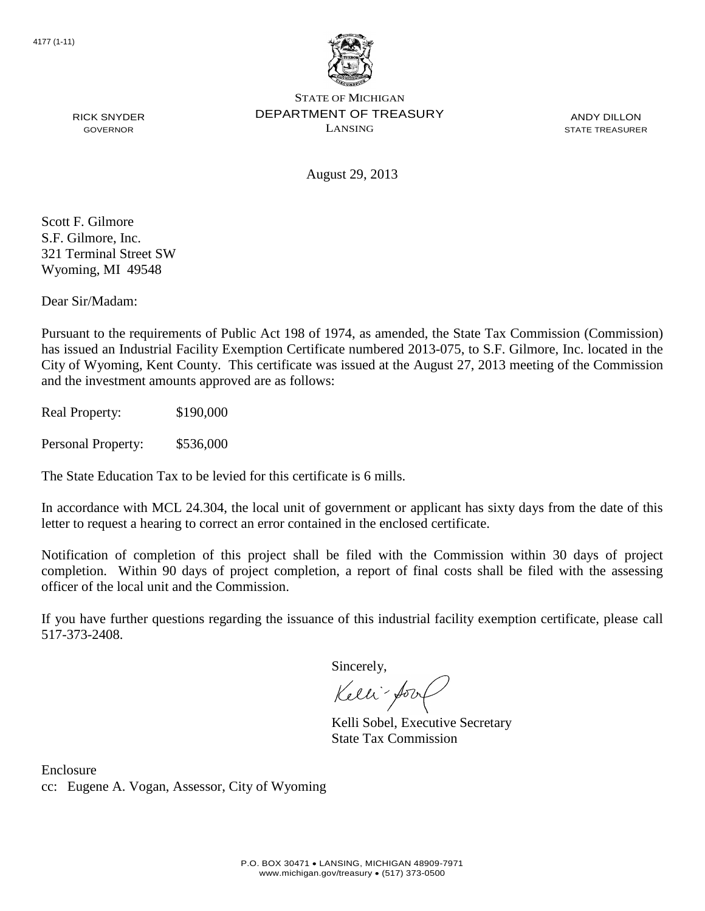4177 (1-11)

STATE OF MICHIGAN
DEPARTMENT OF TREASURY
LANSING

RICK SNYDER
GOVERNOR

ANDY DILLON
STATE TREASURER

August 29, 2013

Scott F. Gilmore
S.F. Gilmore, Inc.
321 Terminal Street SW
Wyoming, MI 49548

Dear Sir/Madam:

Pursuant to the requirements of Public Act 198 of 1974, as amended, the State Tax Commission (Commission) has issued an Industrial Facility Exemption Certificate numbered 2013-075, to S.F. Gilmore, Inc. located in the City of Wyoming, Kent County. This certificate was issued at the August 27, 2013 meeting of the Commission and the investment amounts approved are as follows:

Real Property: $190,000

Personal Property: $536,000

The State Education Tax to be levied for this certificate is 6 mills.

In accordance with MCL 24.304, the local unit of government or applicant has sixty days from the date of this letter to request a hearing to correct an error contained in the enclosed certificate.

Notification of completion of this project shall be filed with the Commission within 30 days of project completion. Within 90 days of project completion, a report of final costs shall be filed with the assessing officer of the local unit and the Commission.

If you have further questions regarding the issuance of this industrial facility exemption certificate, please call 517-373-2408.

Sincerely,

Kelli Sobel, Executive Secretary
State Tax Commission

Enclosure
cc: Eugene A. Vogan, Assessor, City of Wyoming

P.O. BOX 30471 • LANSING, MICHIGAN 48909-7971
www.michigan.gov/treasury • (517) 373-0500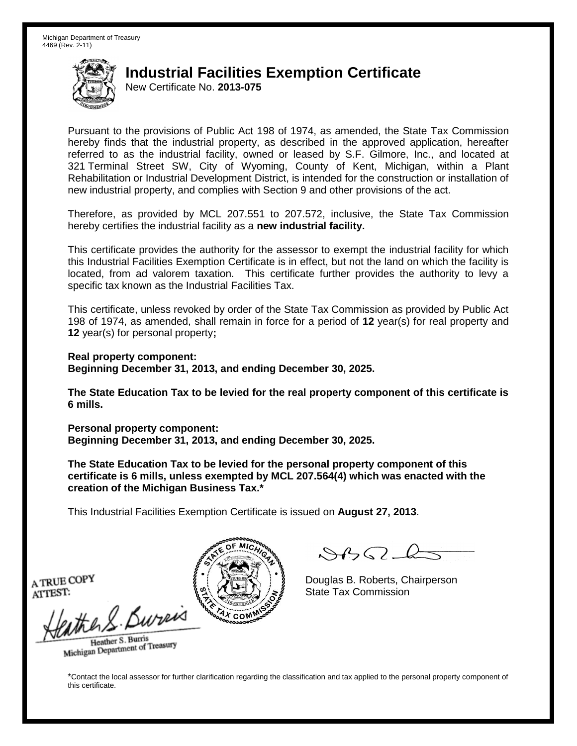Michigan Department of Treasury
4469 (Rev. 2-11)

# Industrial Facilities Exemption Certificate

New Certificate No. **2013-075**

Pursuant to the provisions of Public Act 198 of 1974, as amended, the State Tax Commission hereby finds that the industrial property, as described in the approved application, hereafter referred to as the industrial facility, owned or leased by S.F. Gilmore, Inc., and located at 321 Terminal Street SW, City of Wyoming, County of Kent, Michigan, within a Plant Rehabilitation or Industrial Development District, is intended for the construction or installation of new industrial property, and complies with Section 9 and other provisions of the act.

Therefore, as provided by MCL 207.551 to 207.572, inclusive, the State Tax Commission hereby certifies the industrial facility as a **new industrial facility.**

This certificate provides the authority for the assessor to exempt the industrial facility for which this Industrial Facilities Exemption Certificate is in effect, but not the land on which the facility is located, from ad valorem taxation. This certificate further provides the authority to levy a specific tax known as the Industrial Facilities Tax.

This certificate, unless revoked by order of the State Tax Commission as provided by Public Act 198 of 1974, as amended, shall remain in force for a period of **12** year(s) for real property and **12** year(s) for personal property**;**

**Real property component:**
**Beginning December 31, 2013, and ending December 30, 2025.**

**The State Education Tax to be levied for the real property component of this certificate is 6 mills.**

**Personal property component:**
**Beginning December 31, 2013, and ending December 30, 2025.**

**The State Education Tax to be levied for the personal property component of this certificate is 6 mills, unless exempted by MCL 207.564(4) which was enacted with the creation of the Michigan Business Tax.***

This Industrial Facilities Exemption Certificate is issued on **August 27, 2013**.

A TRUE COPY
ATTEST:

Heather S. Burris
Michigan Department of Treasury

Douglas B. Roberts, Chairperson
State Tax Commission

*Contact the local assessor for further clarification regarding the classification and tax applied to the personal property component of this certificate.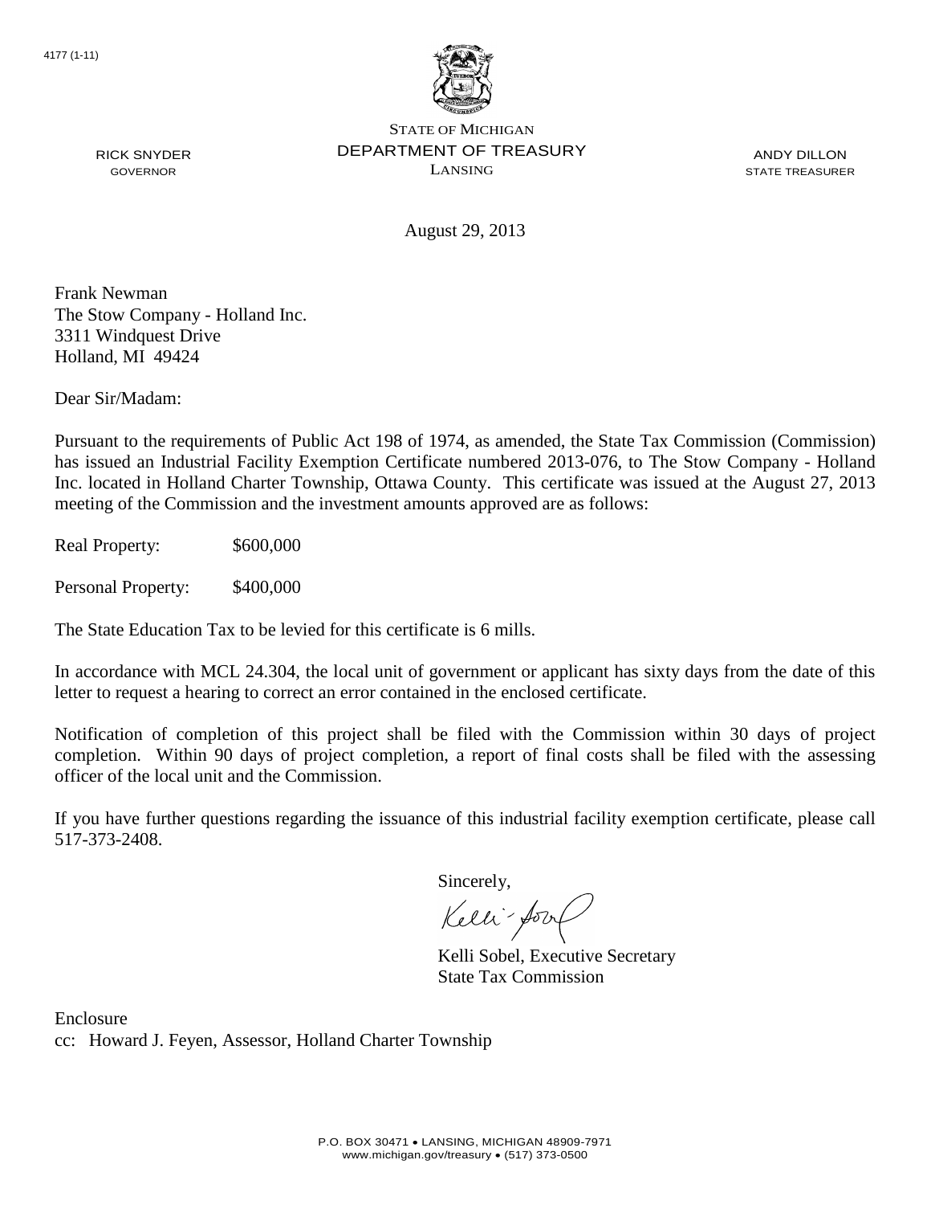4177 (1-11)

STATE OF MICHIGAN
DEPARTMENT OF TREASURY
LANSING

RICK SNYDER
GOVERNOR

ANDY DILLON
STATE TREASURER

August 29, 2013

Frank Newman
The Stow Company - Holland Inc.
3311 Windquest Drive
Holland, MI 49424

Dear Sir/Madam:

Pursuant to the requirements of Public Act 198 of 1974, as amended, the State Tax Commission (Commission) has issued an Industrial Facility Exemption Certificate numbered 2013-076, to The Stow Company - Holland Inc. located in Holland Charter Township, Ottawa County. This certificate was issued at the August 27, 2013 meeting of the Commission and the investment amounts approved are as follows:

Real Property: $600,000

Personal Property: $400,000

The State Education Tax to be levied for this certificate is 6 mills.

In accordance with MCL 24.304, the local unit of government or applicant has sixty days from the date of this letter to request a hearing to correct an error contained in the enclosed certificate.

Notification of completion of this project shall be filed with the Commission within 30 days of project completion. Within 90 days of project completion, a report of final costs shall be filed with the assessing officer of the local unit and the Commission.

If you have further questions regarding the issuance of this industrial facility exemption certificate, please call 517-373-2408.

Sincerely,

Kelli Sobel, Executive Secretary
State Tax Commission

Enclosure
cc: Howard J. Feyen, Assessor, Holland Charter Township

P.O. BOX 30471 • LANSING, MICHIGAN 48909-7971
www.michigan.gov/treasury • (517) 373-0500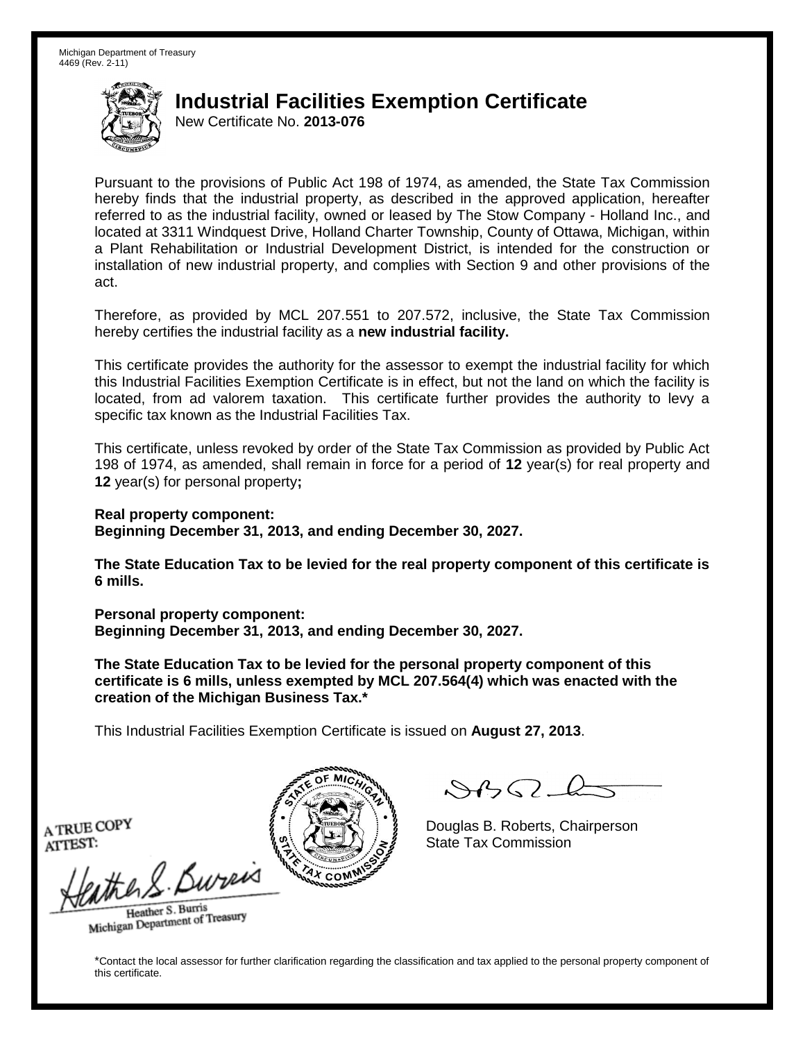Michigan Department of Treasury
4469 (Rev. 2-11)

# Industrial Facilities Exemption Certificate

New Certificate No. **2013-076**

Pursuant to the provisions of Public Act 198 of 1974, as amended, the State Tax Commission hereby finds that the industrial property, as described in the approved application, hereafter referred to as the industrial facility, owned or leased by The Stow Company - Holland Inc., and located at 3311 Windquest Drive, Holland Charter Township, County of Ottawa, Michigan, within a Plant Rehabilitation or Industrial Development District, is intended for the construction or installation of new industrial property, and complies with Section 9 and other provisions of the act.

Therefore, as provided by MCL 207.551 to 207.572, inclusive, the State Tax Commission hereby certifies the industrial facility as a **new industrial facility.**

This certificate provides the authority for the assessor to exempt the industrial facility for which this Industrial Facilities Exemption Certificate is in effect, but not the land on which the facility is located, from ad valorem taxation. This certificate further provides the authority to levy a specific tax known as the Industrial Facilities Tax.

This certificate, unless revoked by order of the State Tax Commission as provided by Public Act 198 of 1974, as amended, shall remain in force for a period of **12** year(s) for real property and **12** year(s) for personal property**;**

**Real property component:**
**Beginning December 31, 2013, and ending December 30, 2027.**

**The State Education Tax to be levied for the real property component of this certificate is 6 mills.**

**Personal property component:**
**Beginning December 31, 2013, and ending December 30, 2027.**

**The State Education Tax to be levied for the personal property component of this certificate is 6 mills, unless exempted by MCL 207.564(4) which was enacted with the creation of the Michigan Business Tax.***

This Industrial Facilities Exemption Certificate is issued on **August 27, 2013**.

A TRUE COPY
ATTEST:

Heather S. Burris
Michigan Department of Treasury

Douglas B. Roberts, Chairperson
State Tax Commission

*Contact the local assessor for further clarification regarding the classification and tax applied to the personal property component of this certificate.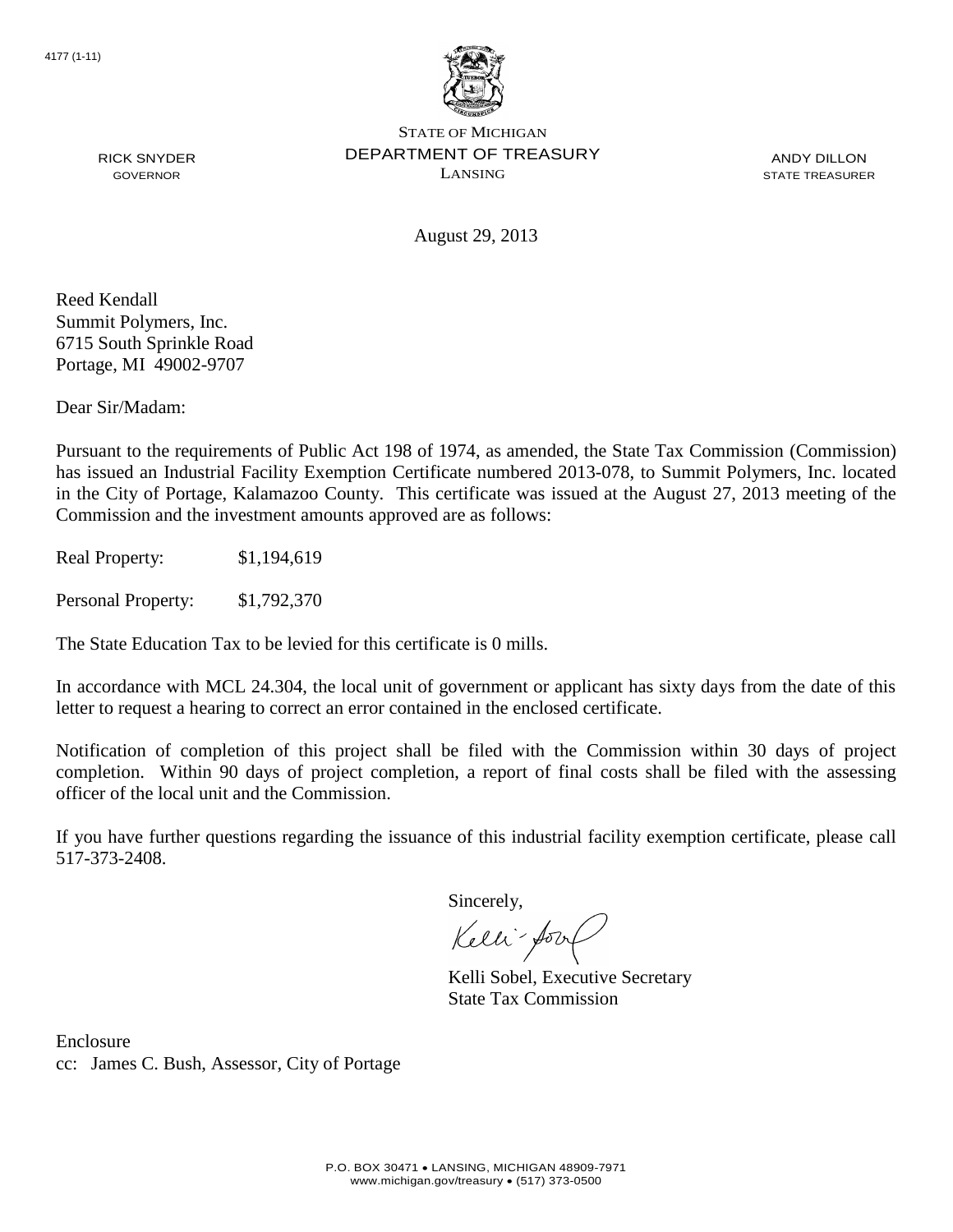4177 (1-11)

STATE OF MICHIGAN
DEPARTMENT OF TREASURY
LANSING

RICK SNYDER
GOVERNOR

ANDY DILLON
STATE TREASURER

August 29, 2013

Reed Kendall
Summit Polymers, Inc.
6715 South Sprinkle Road
Portage, MI 49002-9707

Dear Sir/Madam:

Pursuant to the requirements of Public Act 198 of 1974, as amended, the State Tax Commission (Commission) has issued an Industrial Facility Exemption Certificate numbered 2013-078, to Summit Polymers, Inc. located in the City of Portage, Kalamazoo County. This certificate was issued at the August 27, 2013 meeting of the Commission and the investment amounts approved are as follows:

Real Property: $1,194,619

Personal Property: $1,792,370

The State Education Tax to be levied for this certificate is 0 mills.

In accordance with MCL 24.304, the local unit of government or applicant has sixty days from the date of this letter to request a hearing to correct an error contained in the enclosed certificate.

Notification of completion of this project shall be filed with the Commission within 30 days of project completion. Within 90 days of project completion, a report of final costs shall be filed with the assessing officer of the local unit and the Commission.

If you have further questions regarding the issuance of this industrial facility exemption certificate, please call 517-373-2408.

Sincerely,

Kelli Sobel, Executive Secretary
State Tax Commission

Enclosure
cc: James C. Bush, Assessor, City of Portage

P.O. BOX 30471 • LANSING, MICHIGAN 48909-7971
www.michigan.gov/treasury • (517) 373-0500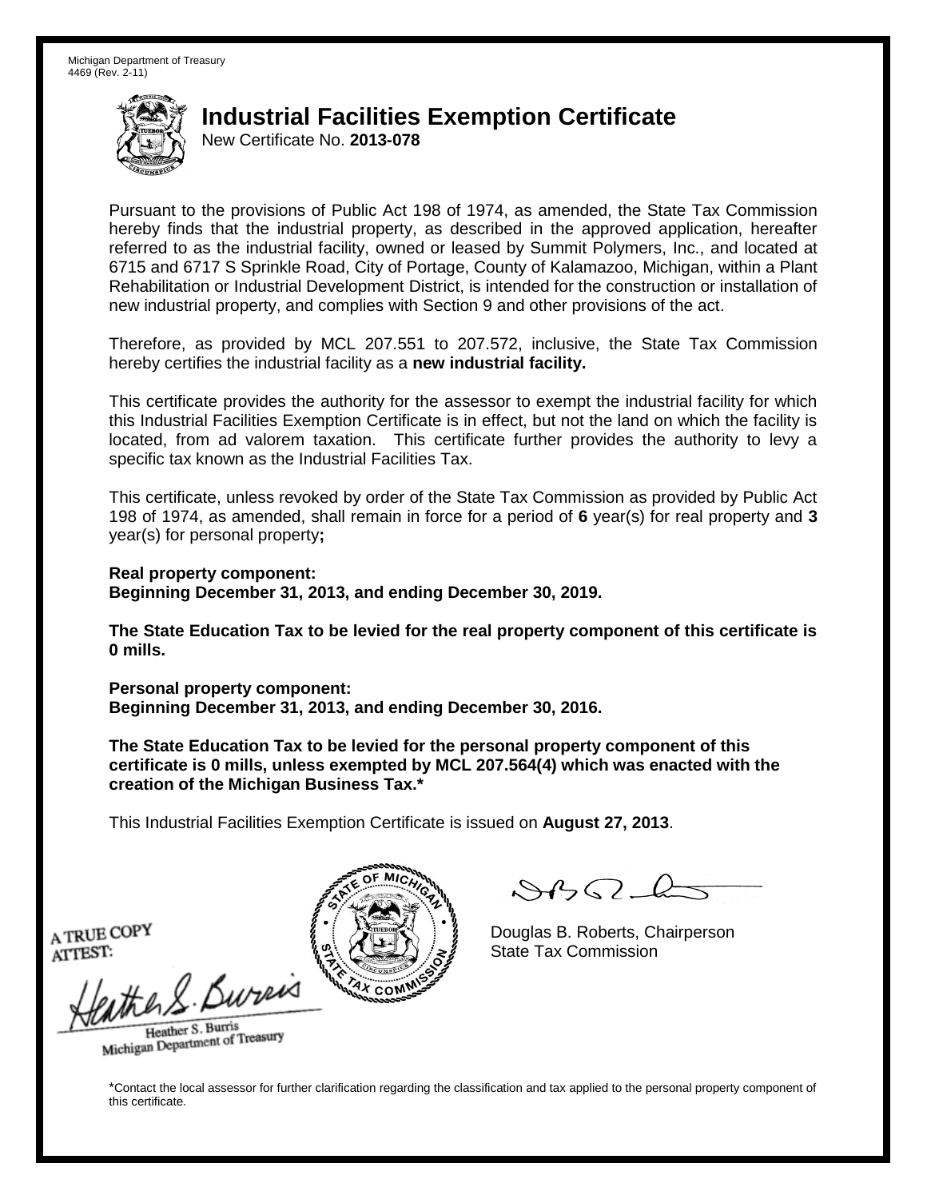Michigan Department of Treasury
4469 (Rev. 2-11)

# Industrial Facilities Exemption Certificate

New Certificate No. **2013-078**

Pursuant to the provisions of Public Act 198 of 1974, as amended, the State Tax Commission hereby finds that the industrial property, as described in the approved application, hereafter referred to as the industrial facility, owned or leased by Summit Polymers, Inc., and located at 6715 and 6717 S Sprinkle Road, City of Portage, County of Kalamazoo, Michigan, within a Plant Rehabilitation or Industrial Development District, is intended for the construction or installation of new industrial property, and complies with Section 9 and other provisions of the act.

Therefore, as provided by MCL 207.551 to 207.572, inclusive, the State Tax Commission hereby certifies the industrial facility as a **new industrial facility.**

This certificate provides the authority for the assessor to exempt the industrial facility for which this Industrial Facilities Exemption Certificate is in effect, but not the land on which the facility is located, from ad valorem taxation. This certificate further provides the authority to levy a specific tax known as the Industrial Facilities Tax.

This certificate, unless revoked by order of the State Tax Commission as provided by Public Act 198 of 1974, as amended, shall remain in force for a period of **6** year(s) for real property and **3** year(s) for personal property**;**

**Real property component:**
**Beginning December 31, 2013, and ending December 30, 2019.**

**The State Education Tax to be levied for the real property component of this certificate is 0 mills.**

**Personal property component:**
**Beginning December 31, 2013, and ending December 30, 2016.**

**The State Education Tax to be levied for the personal property component of this certificate is 0 mills, unless exempted by MCL 207.564(4) which was enacted with the creation of the Michigan Business Tax.***

This Industrial Facilities Exemption Certificate is issued on **August 27, 2013**.

A TRUE COPY
ATTEST:

Heather S. Burris
Michigan Department of Treasury

Douglas B. Roberts, Chairperson
State Tax Commission

*Contact the local assessor for further clarification regarding the classification and tax applied to the personal property component of this certificate.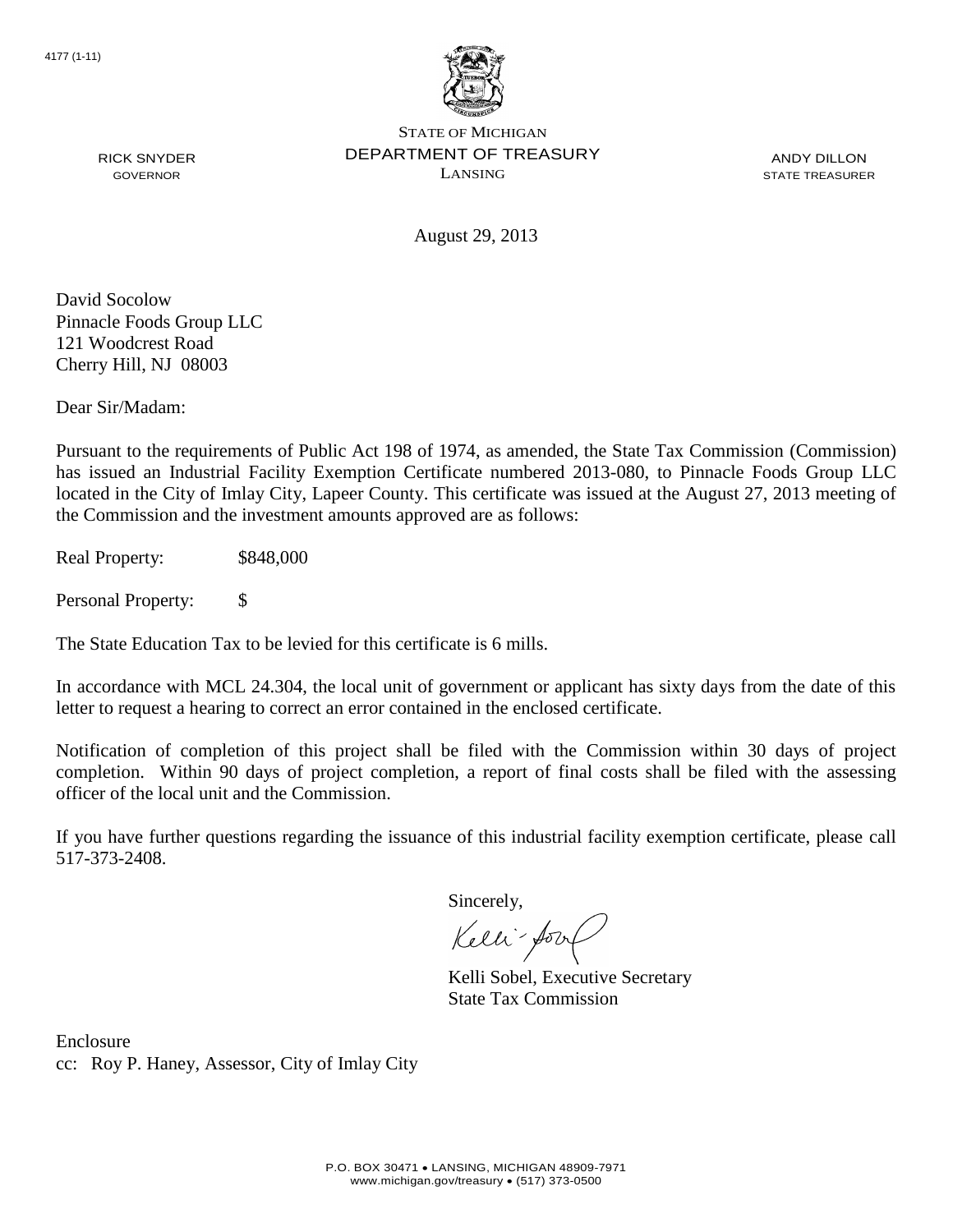4177 (1-11)

STATE OF MICHIGAN
DEPARTMENT OF TREASURY
LANSING

RICK SNYDER
GOVERNOR

ANDY DILLON
STATE TREASURER

August 29, 2013

David Socolow
Pinnacle Foods Group LLC
121 Woodcrest Road
Cherry Hill, NJ 08003

Dear Sir/Madam:

Pursuant to the requirements of Public Act 198 of 1974, as amended, the State Tax Commission (Commission) has issued an Industrial Facility Exemption Certificate numbered 2013-080, to Pinnacle Foods Group LLC located in the City of Imlay City, Lapeer County. This certificate was issued at the August 27, 2013 meeting of the Commission and the investment amounts approved are as follows:

Real Property: $848,000

Personal Property: $

The State Education Tax to be levied for this certificate is 6 mills.

In accordance with MCL 24.304, the local unit of government or applicant has sixty days from the date of this letter to request a hearing to correct an error contained in the enclosed certificate.

Notification of completion of this project shall be filed with the Commission within 30 days of project completion. Within 90 days of project completion, a report of final costs shall be filed with the assessing officer of the local unit and the Commission.

If you have further questions regarding the issuance of this industrial facility exemption certificate, please call 517-373-2408.

Sincerely,

Kelli Sobel, Executive Secretary
State Tax Commission

Enclosure
cc: Roy P. Haney, Assessor, City of Imlay City

P.O. BOX 30471 • LANSING, MICHIGAN 48909-7971
www.michigan.gov/treasury • (517) 373-0500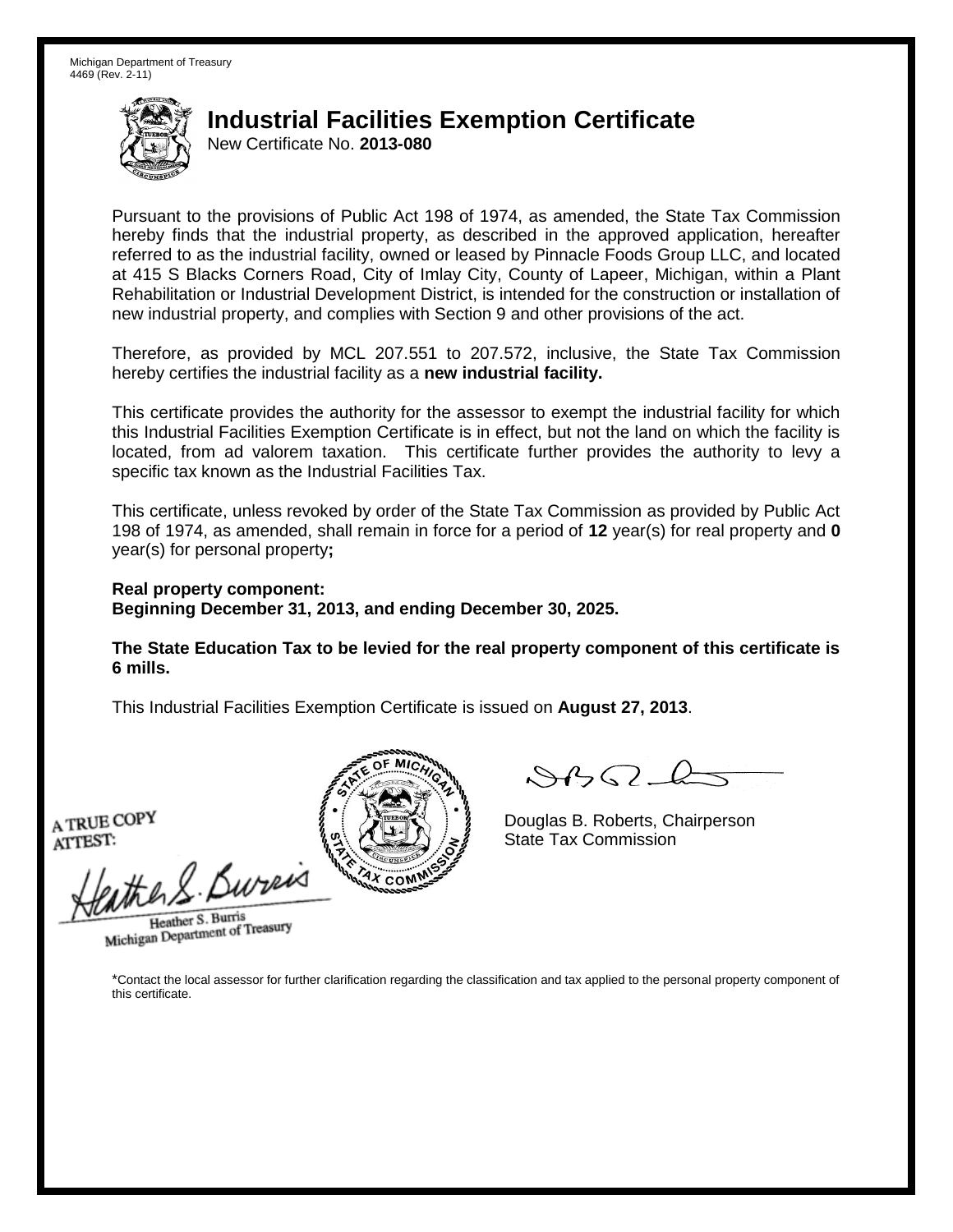Michigan Department of Treasury
4469 (Rev. 2-11)

# Industrial Facilities Exemption Certificate

New Certificate No. **2013-080**

Pursuant to the provisions of Public Act 198 of 1974, as amended, the State Tax Commission hereby finds that the industrial property, as described in the approved application, hereafter referred to as the industrial facility, owned or leased by Pinnacle Foods Group LLC, and located at 415 S Blacks Corners Road, City of Imlay City, County of Lapeer, Michigan, within a Plant Rehabilitation or Industrial Development District, is intended for the construction or installation of new industrial property, and complies with Section 9 and other provisions of the act.

Therefore, as provided by MCL 207.551 to 207.572, inclusive, the State Tax Commission hereby certifies the industrial facility as a **new industrial facility.**

This certificate provides the authority for the assessor to exempt the industrial facility for which this Industrial Facilities Exemption Certificate is in effect, but not the land on which the facility is located, from ad valorem taxation. This certificate further provides the authority to levy a specific tax known as the Industrial Facilities Tax.

This certificate, unless revoked by order of the State Tax Commission as provided by Public Act 198 of 1974, as amended, shall remain in force for a period of **12** year(s) for real property and **0** year(s) for personal property**;**

**Real property component:**
**Beginning December 31, 2013, and ending December 30, 2025.**

**The State Education Tax to be levied for the real property component of this certificate is 6 mills.**

This Industrial Facilities Exemption Certificate is issued on **August 27, 2013**.

A TRUE COPY
ATTEST:

Heather S. Burris
Michigan Department of Treasury

Douglas B. Roberts, Chairperson
State Tax Commission

*Contact the local assessor for further clarification regarding the classification and tax applied to the personal property component of this certificate.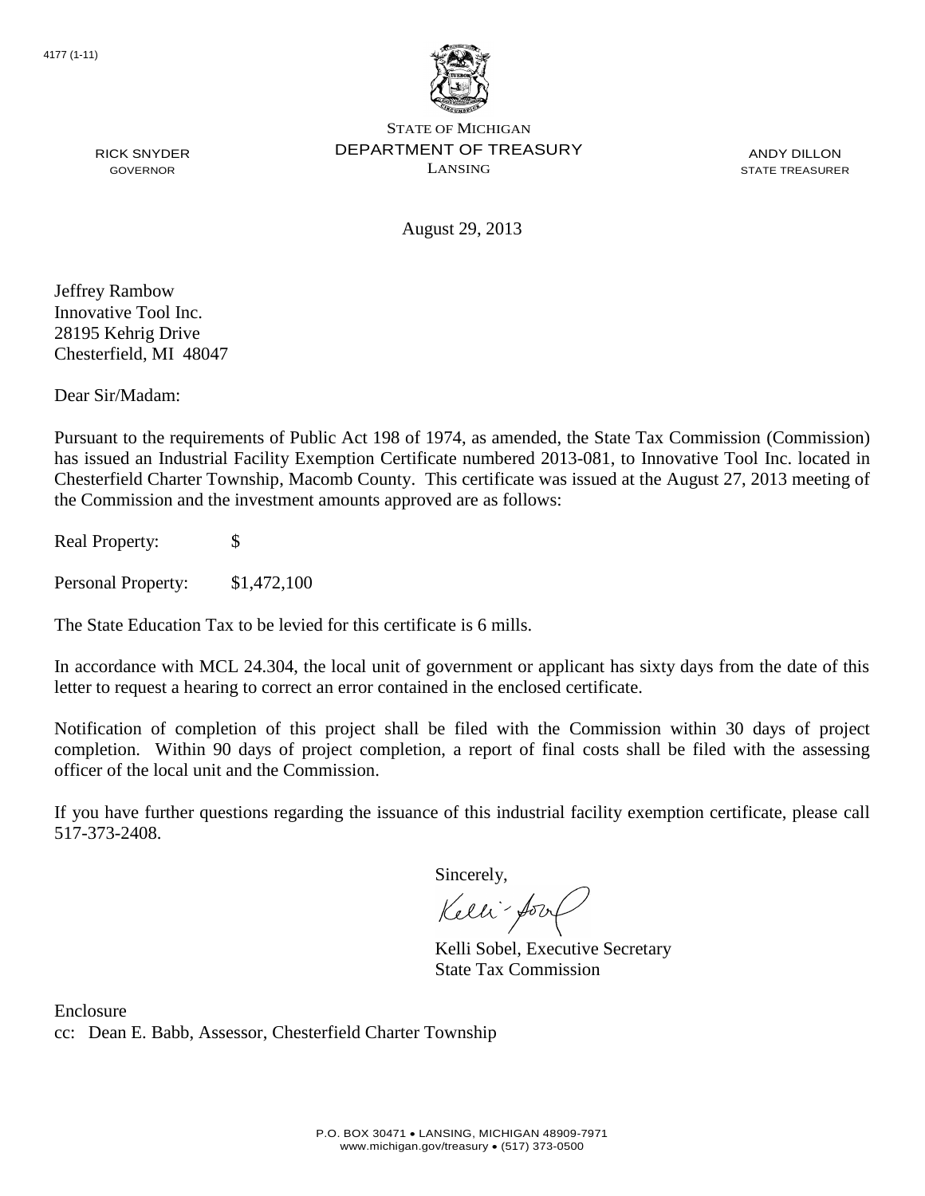4177 (1-11)

STATE OF MICHIGAN
DEPARTMENT OF TREASURY
LANSING

RICK SNYDER
GOVERNOR

ANDY DILLON
STATE TREASURER

August 29, 2013

Jeffrey Rambow
Innovative Tool Inc.
28195 Kehrig Drive
Chesterfield, MI 48047

Dear Sir/Madam:

Pursuant to the requirements of Public Act 198 of 1974, as amended, the State Tax Commission (Commission) has issued an Industrial Facility Exemption Certificate numbered 2013-081, to Innovative Tool Inc. located in Chesterfield Charter Township, Macomb County. This certificate was issued at the August 27, 2013 meeting of the Commission and the investment amounts approved are as follows:

Real Property: $

Personal Property: $1,472,100

The State Education Tax to be levied for this certificate is 6 mills.

In accordance with MCL 24.304, the local unit of government or applicant has sixty days from the date of this letter to request a hearing to correct an error contained in the enclosed certificate.

Notification of completion of this project shall be filed with the Commission within 30 days of project completion. Within 90 days of project completion, a report of final costs shall be filed with the assessing officer of the local unit and the Commission.

If you have further questions regarding the issuance of this industrial facility exemption certificate, please call 517-373-2408.

Sincerely,

Kelli Sobel, Executive Secretary
State Tax Commission

Enclosure
cc: Dean E. Babb, Assessor, Chesterfield Charter Township

P.O. BOX 30471 • LANSING, MICHIGAN 48909-7971
www.michigan.gov/treasury • (517) 373-0500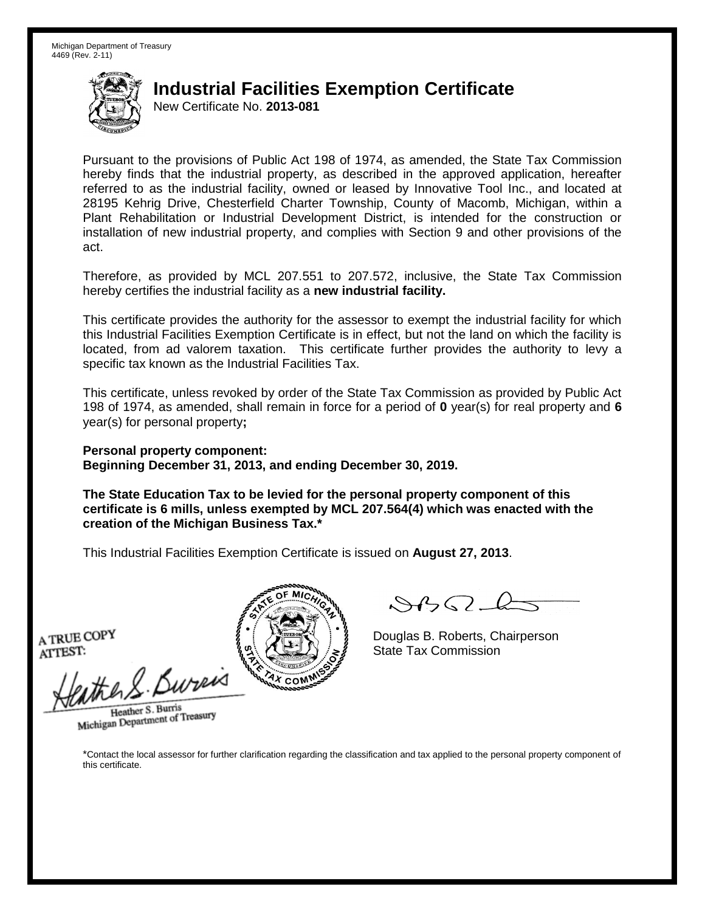Michigan Department of Treasury
4469 (Rev. 2-11)

# Industrial Facilities Exemption Certificate

New Certificate No. **2013-081**

Pursuant to the provisions of Public Act 198 of 1974, as amended, the State Tax Commission hereby finds that the industrial property, as described in the approved application, hereafter referred to as the industrial facility, owned or leased by Innovative Tool Inc., and located at 28195 Kehrig Drive, Chesterfield Charter Township, County of Macomb, Michigan, within a Plant Rehabilitation or Industrial Development District, is intended for the construction or installation of new industrial property, and complies with Section 9 and other provisions of the act.

Therefore, as provided by MCL 207.551 to 207.572, inclusive, the State Tax Commission hereby certifies the industrial facility as a **new industrial facility.**

This certificate provides the authority for the assessor to exempt the industrial facility for which this Industrial Facilities Exemption Certificate is in effect, but not the land on which the facility is located, from ad valorem taxation. This certificate further provides the authority to levy a specific tax known as the Industrial Facilities Tax.

This certificate, unless revoked by order of the State Tax Commission as provided by Public Act 198 of 1974, as amended, shall remain in force for a period of **0** year(s) for real property and **6** year(s) for personal property**;**

**Personal property component:**
**Beginning December 31, 2013, and ending December 30, 2019.**

**The State Education Tax to be levied for the personal property component of this certificate is 6 mills, unless exempted by MCL 207.564(4) which was enacted with the creation of the Michigan Business Tax.***

This Industrial Facilities Exemption Certificate is issued on **August 27, 2013**.

A TRUE COPY
ATTEST:

Heather S. Burris
Michigan Department of Treasury

Douglas B. Roberts, Chairperson
State Tax Commission

*Contact the local assessor for further clarification regarding the classification and tax applied to the personal property component of this certificate.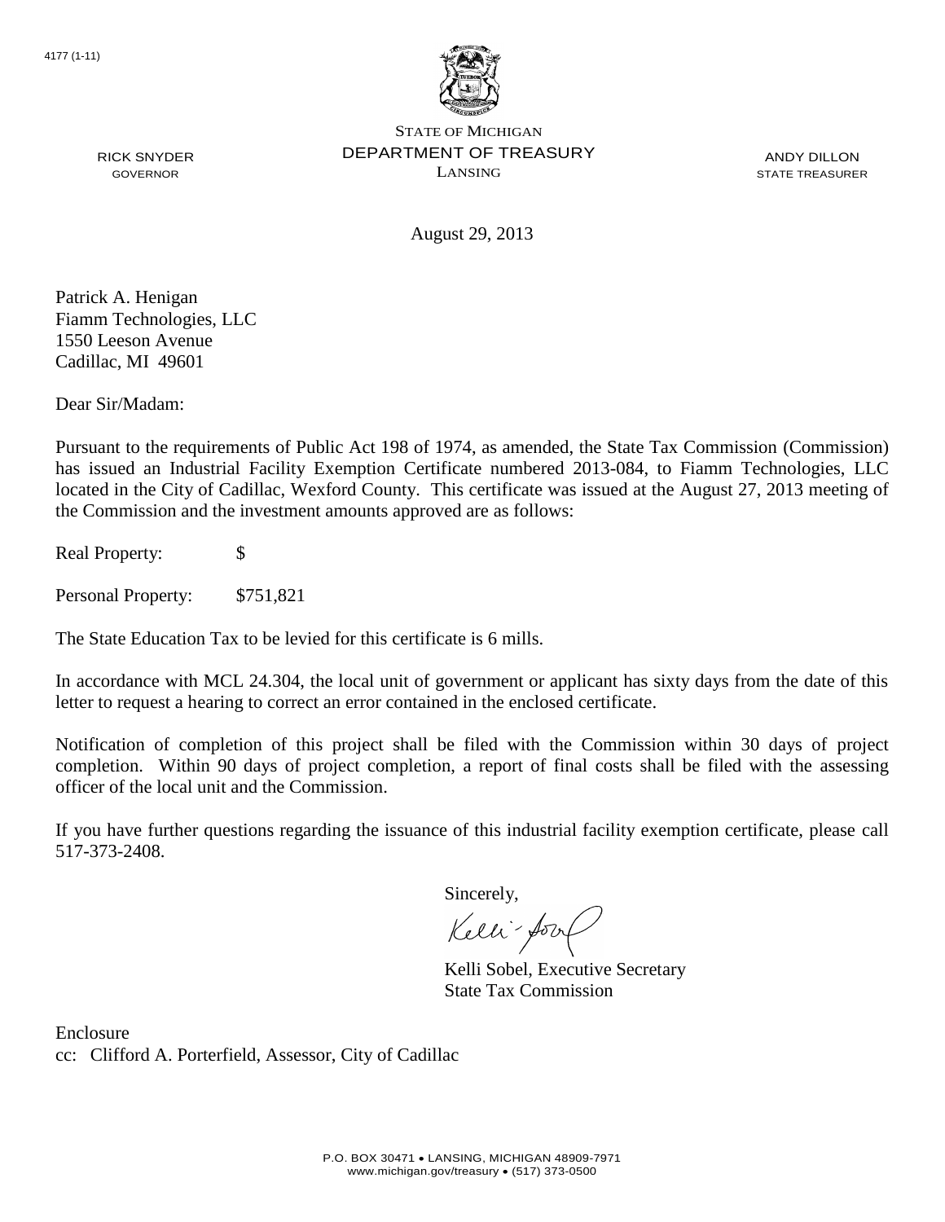4177 (1-11)

STATE OF MICHIGAN
DEPARTMENT OF TREASURY
LANSING

RICK SNYDER
GOVERNOR

ANDY DILLON
STATE TREASURER

August 29, 2013

Patrick A. Henigan
Fiamm Technologies, LLC
1550 Leeson Avenue
Cadillac, MI 49601

Dear Sir/Madam:

Pursuant to the requirements of Public Act 198 of 1974, as amended, the State Tax Commission (Commission) has issued an Industrial Facility Exemption Certificate numbered 2013-084, to Fiamm Technologies, LLC located in the City of Cadillac, Wexford County. This certificate was issued at the August 27, 2013 meeting of the Commission and the investment amounts approved are as follows:

Real Property: $

Personal Property: $751,821

The State Education Tax to be levied for this certificate is 6 mills.

In accordance with MCL 24.304, the local unit of government or applicant has sixty days from the date of this letter to request a hearing to correct an error contained in the enclosed certificate.

Notification of completion of this project shall be filed with the Commission within 30 days of project completion. Within 90 days of project completion, a report of final costs shall be filed with the assessing officer of the local unit and the Commission.

If you have further questions regarding the issuance of this industrial facility exemption certificate, please call 517-373-2408.

Sincerely,

Kelli Sobel, Executive Secretary
State Tax Commission

Enclosure
cc: Clifford A. Porterfield, Assessor, City of Cadillac

P.O. BOX 30471 • LANSING, MICHIGAN 48909-7971
www.michigan.gov/treasury • (517) 373-0500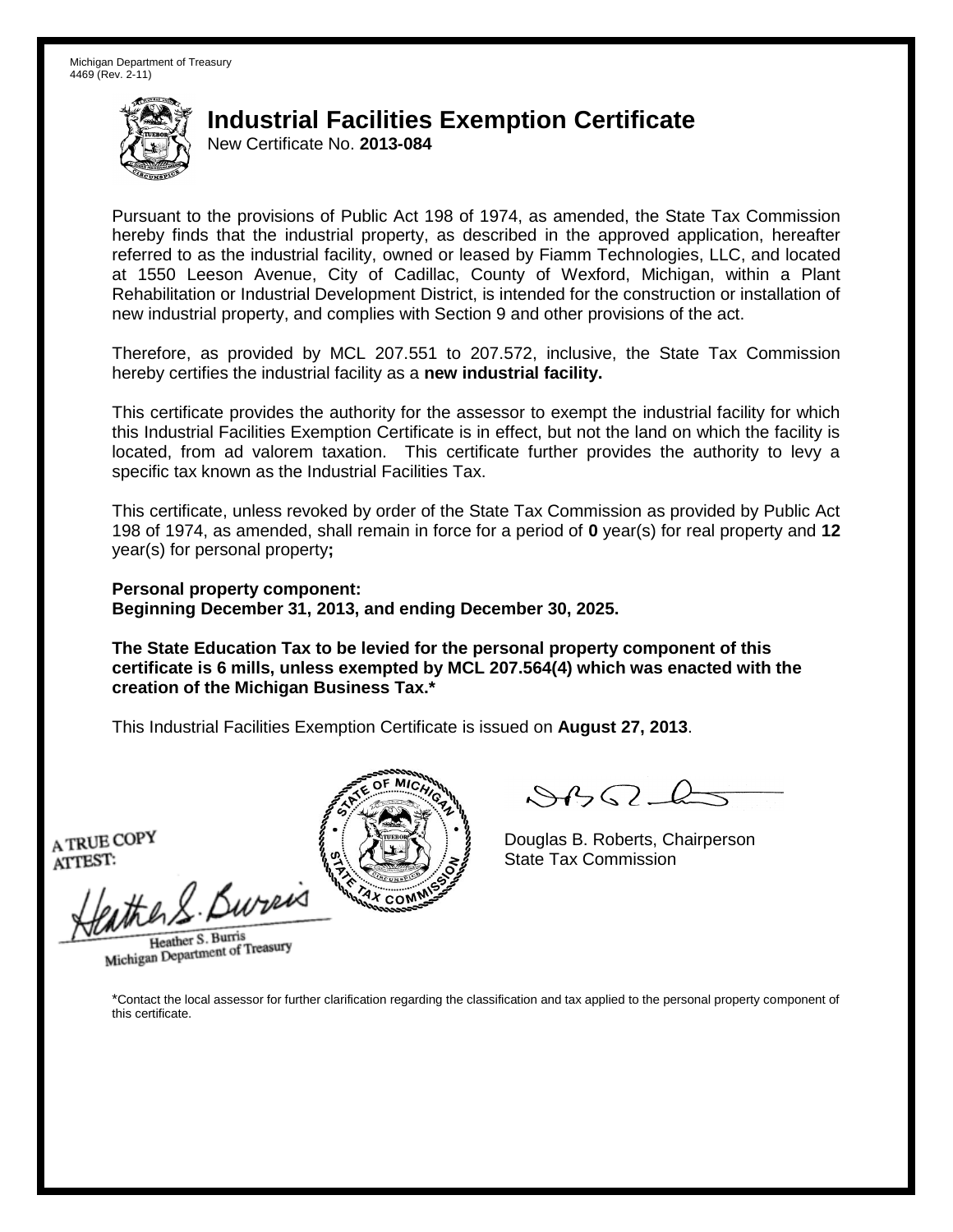Michigan Department of Treasury
4469 (Rev. 2-11)

# Industrial Facilities Exemption Certificate

New Certificate No. **2013-084**

Pursuant to the provisions of Public Act 198 of 1974, as amended, the State Tax Commission hereby finds that the industrial property, as described in the approved application, hereafter referred to as the industrial facility, owned or leased by Fiamm Technologies, LLC, and located at 1550 Leeson Avenue, City of Cadillac, County of Wexford, Michigan, within a Plant Rehabilitation or Industrial Development District, is intended for the construction or installation of new industrial property, and complies with Section 9 and other provisions of the act.

Therefore, as provided by MCL 207.551 to 207.572, inclusive, the State Tax Commission hereby certifies the industrial facility as a **new industrial facility.**

This certificate provides the authority for the assessor to exempt the industrial facility for which this Industrial Facilities Exemption Certificate is in effect, but not the land on which the facility is located, from ad valorem taxation. This certificate further provides the authority to levy a specific tax known as the Industrial Facilities Tax.

This certificate, unless revoked by order of the State Tax Commission as provided by Public Act 198 of 1974, as amended, shall remain in force for a period of **0** year(s) for real property and **12** year(s) for personal property**;**

**Personal property component:**
**Beginning December 31, 2013, and ending December 30, 2025.**

**The State Education Tax to be levied for the personal property component of this certificate is 6 mills, unless exempted by MCL 207.564(4) which was enacted with the creation of the Michigan Business Tax.***

This Industrial Facilities Exemption Certificate is issued on **August 27, 2013**.

A TRUE COPY
ATTEST:

Heather S. Burris
Michigan Department of Treasury

Douglas B. Roberts, Chairperson
State Tax Commission

*Contact the local assessor for further clarification regarding the classification and tax applied to the personal property component of this certificate.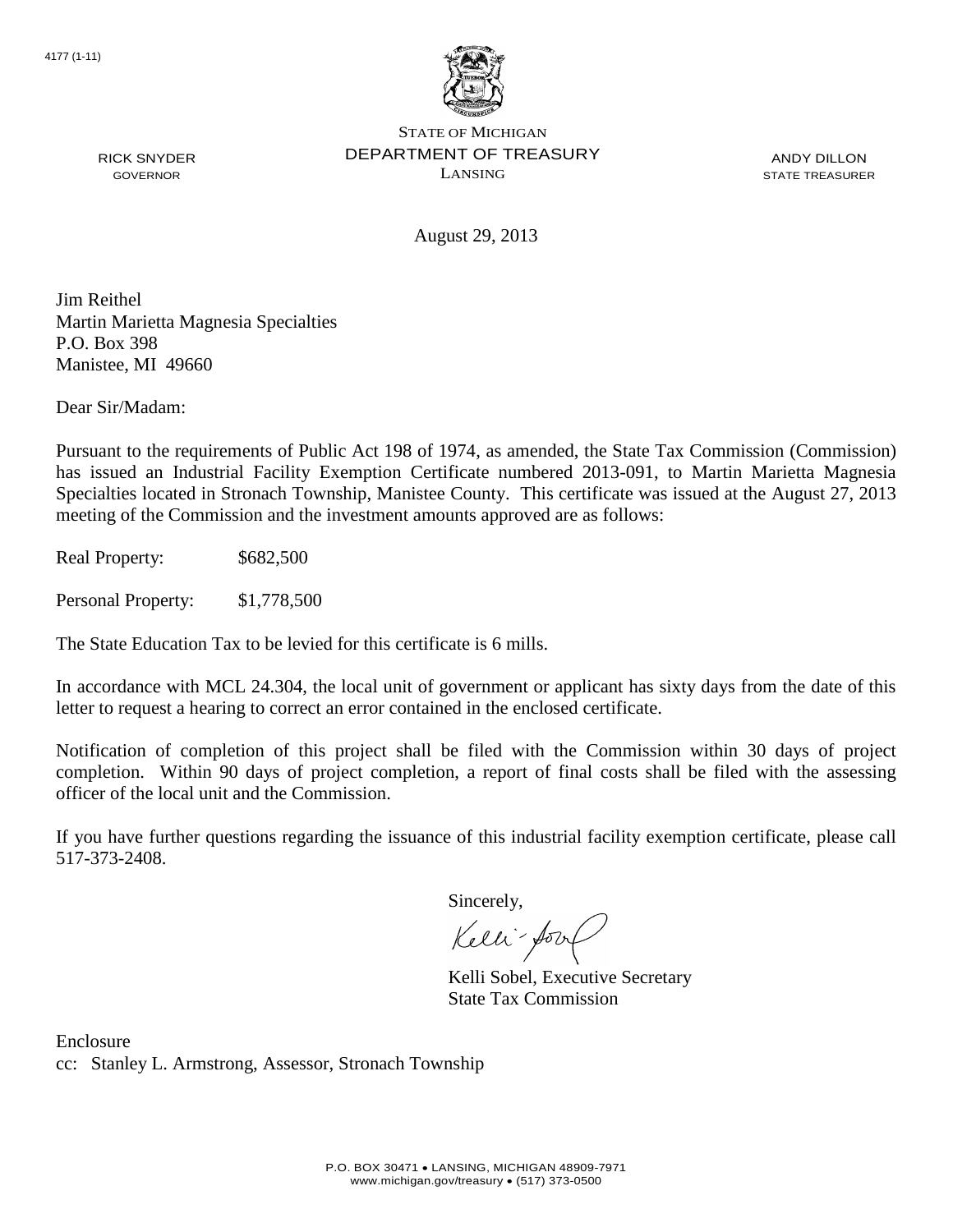4177 (1-11)

STATE OF MICHIGAN
DEPARTMENT OF TREASURY
LANSING

RICK SNYDER
GOVERNOR

ANDY DILLON
STATE TREASURER

August 29, 2013

Jim Reithel
Martin Marietta Magnesia Specialties
P.O. Box 398
Manistee, MI 49660

Dear Sir/Madam:

Pursuant to the requirements of Public Act 198 of 1974, as amended, the State Tax Commission (Commission) has issued an Industrial Facility Exemption Certificate numbered 2013-091, to Martin Marietta Magnesia Specialties located in Stronach Township, Manistee County. This certificate was issued at the August 27, 2013 meeting of the Commission and the investment amounts approved are as follows:

Real Property: $682,500

Personal Property: $1,778,500

The State Education Tax to be levied for this certificate is 6 mills.

In accordance with MCL 24.304, the local unit of government or applicant has sixty days from the date of this letter to request a hearing to correct an error contained in the enclosed certificate.

Notification of completion of this project shall be filed with the Commission within 30 days of project completion. Within 90 days of project completion, a report of final costs shall be filed with the assessing officer of the local unit and the Commission.

If you have further questions regarding the issuance of this industrial facility exemption certificate, please call 517-373-2408.

Sincerely,

Kelli Sobel, Executive Secretary
State Tax Commission

Enclosure
cc: Stanley L. Armstrong, Assessor, Stronach Township

P.O. BOX 30471 • LANSING, MICHIGAN 48909-7971
www.michigan.gov/treasury • (517) 373-0500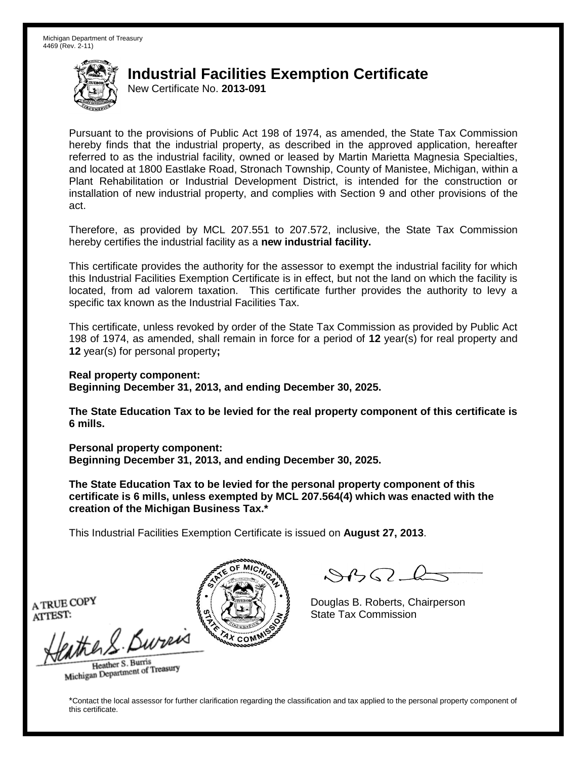Michigan Department of Treasury
4469 (Rev. 2-11)

# Industrial Facilities Exemption Certificate

New Certificate No. **2013-091**

Pursuant to the provisions of Public Act 198 of 1974, as amended, the State Tax Commission hereby finds that the industrial property, as described in the approved application, hereafter referred to as the industrial facility, owned or leased by Martin Marietta Magnesia Specialties, and located at 1800 Eastlake Road, Stronach Township, County of Manistee, Michigan, within a Plant Rehabilitation or Industrial Development District, is intended for the construction or installation of new industrial property, and complies with Section 9 and other provisions of the act.

Therefore, as provided by MCL 207.551 to 207.572, inclusive, the State Tax Commission hereby certifies the industrial facility as a **new industrial facility.**

This certificate provides the authority for the assessor to exempt the industrial facility for which this Industrial Facilities Exemption Certificate is in effect, but not the land on which the facility is located, from ad valorem taxation. This certificate further provides the authority to levy a specific tax known as the Industrial Facilities Tax.

This certificate, unless revoked by order of the State Tax Commission as provided by Public Act 198 of 1974, as amended, shall remain in force for a period of **12** year(s) for real property and **12** year(s) for personal property**;**

**Real property component:**
**Beginning December 31, 2013, and ending December 30, 2025.**

**The State Education Tax to be levied for the real property component of this certificate is 6 mills.**

**Personal property component:**
**Beginning December 31, 2013, and ending December 30, 2025.**

**The State Education Tax to be levied for the personal property component of this certificate is 6 mills, unless exempted by MCL 207.564(4) which was enacted with the creation of the Michigan Business Tax.***

This Industrial Facilities Exemption Certificate is issued on **August 27, 2013**.

A TRUE COPY
ATTEST:

Heather S. Burris
Michigan Department of Treasury

Douglas B. Roberts, Chairperson
State Tax Commission

*Contact the local assessor for further clarification regarding the classification and tax applied to the personal property component of this certificate.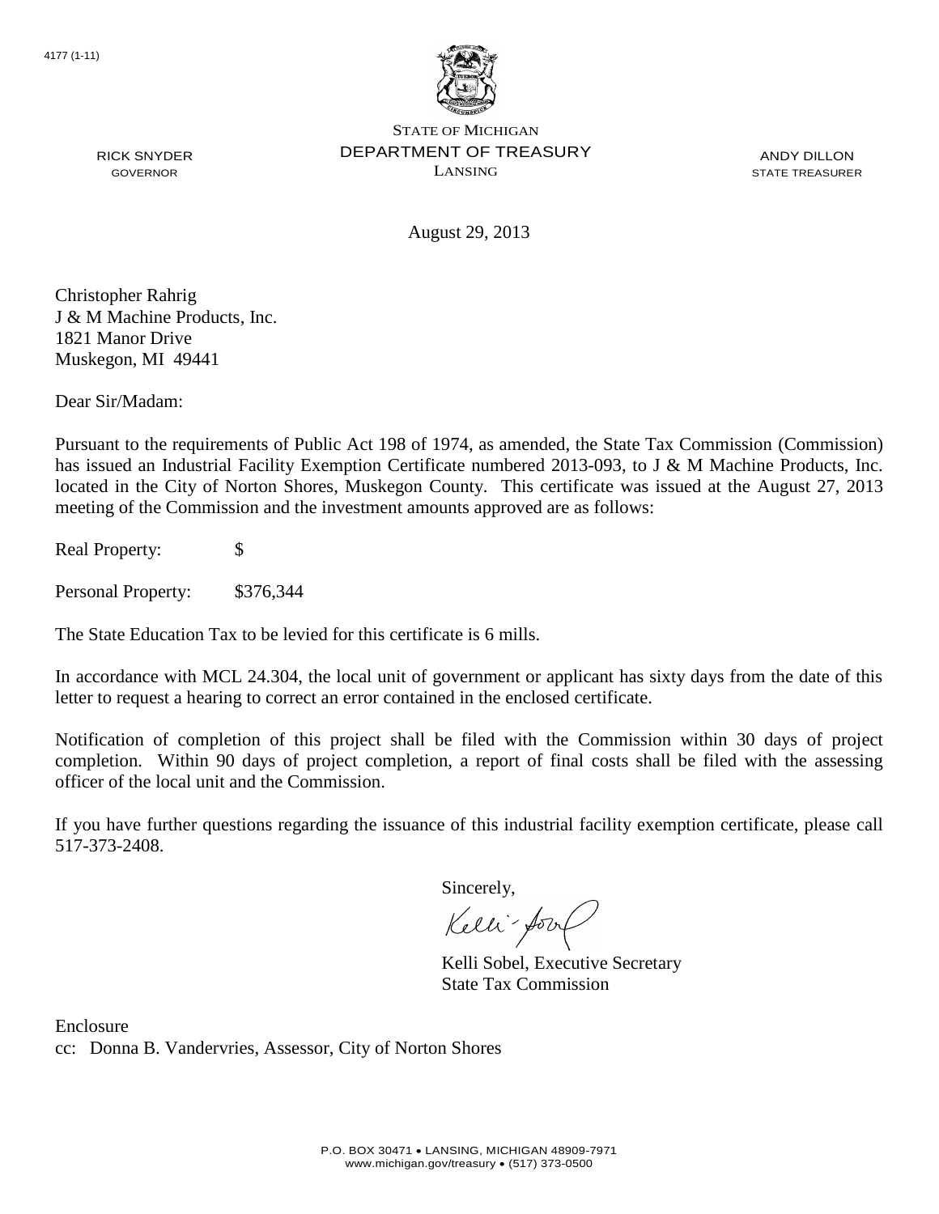4177 (1-11)

STATE OF MICHIGAN
DEPARTMENT OF TREASURY
LANSING

RICK SNYDER
GOVERNOR

ANDY DILLON
STATE TREASURER

August 29, 2013

Christopher Rahrig
J & M Machine Products, Inc.
1821 Manor Drive
Muskegon, MI 49441

Dear Sir/Madam:

Pursuant to the requirements of Public Act 198 of 1974, as amended, the State Tax Commission (Commission) has issued an Industrial Facility Exemption Certificate numbered 2013-093, to J & M Machine Products, Inc. located in the City of Norton Shores, Muskegon County. This certificate was issued at the August 27, 2013 meeting of the Commission and the investment amounts approved are as follows:

Real Property: $

Personal Property: $376,344

The State Education Tax to be levied for this certificate is 6 mills.

In accordance with MCL 24.304, the local unit of government or applicant has sixty days from the date of this letter to request a hearing to correct an error contained in the enclosed certificate.

Notification of completion of this project shall be filed with the Commission within 30 days of project completion. Within 90 days of project completion, a report of final costs shall be filed with the assessing officer of the local unit and the Commission.

If you have further questions regarding the issuance of this industrial facility exemption certificate, please call 517-373-2408.

Sincerely,

Kelli Sobel, Executive Secretary
State Tax Commission

Enclosure
cc: Donna B. Vandervries, Assessor, City of Norton Shores

P.O. BOX 30471 • LANSING, MICHIGAN 48909-7971
www.michigan.gov/treasury • (517) 373-0500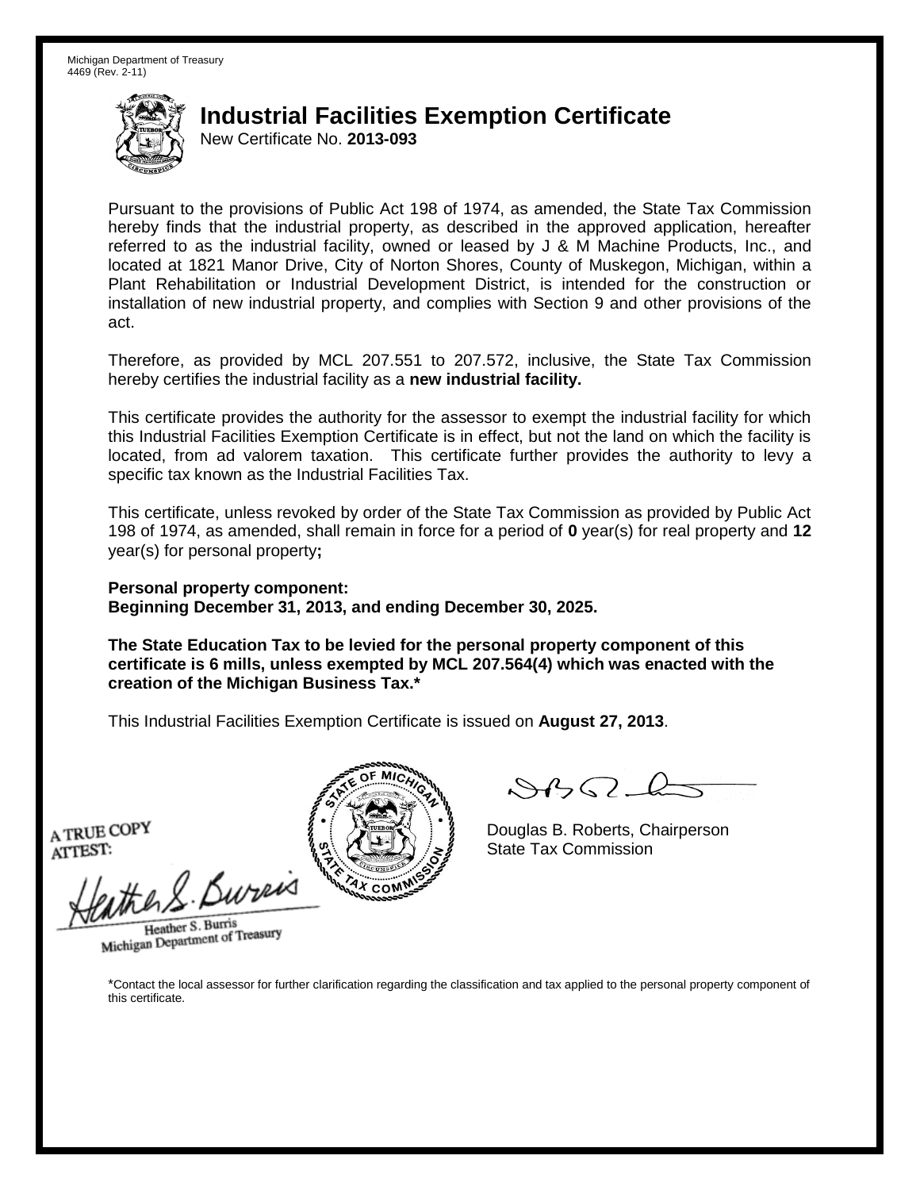Michigan Department of Treasury
4469 (Rev. 2-11)

# Industrial Facilities Exemption Certificate

New Certificate No. **2013-093**

Pursuant to the provisions of Public Act 198 of 1974, as amended, the State Tax Commission hereby finds that the industrial property, as described in the approved application, hereafter referred to as the industrial facility, owned or leased by J & M Machine Products, Inc., and located at 1821 Manor Drive, City of Norton Shores, County of Muskegon, Michigan, within a Plant Rehabilitation or Industrial Development District, is intended for the construction or installation of new industrial property, and complies with Section 9 and other provisions of the act.

Therefore, as provided by MCL 207.551 to 207.572, inclusive, the State Tax Commission hereby certifies the industrial facility as a **new industrial facility.**

This certificate provides the authority for the assessor to exempt the industrial facility for which this Industrial Facilities Exemption Certificate is in effect, but not the land on which the facility is located, from ad valorem taxation. This certificate further provides the authority to levy a specific tax known as the Industrial Facilities Tax.

This certificate, unless revoked by order of the State Tax Commission as provided by Public Act 198 of 1974, as amended, shall remain in force for a period of **0** year(s) for real property and **12** year(s) for personal property**;**

**Personal property component:**
**Beginning December 31, 2013, and ending December 30, 2025.**

**The State Education Tax to be levied for the personal property component of this certificate is 6 mills, unless exempted by MCL 207.564(4) which was enacted with the creation of the Michigan Business Tax.***

This Industrial Facilities Exemption Certificate is issued on **August 27, 2013**.

A TRUE COPY
ATTEST:

Heather S. Burris
Michigan Department of Treasury

Douglas B. Roberts, Chairperson
State Tax Commission

*Contact the local assessor for further clarification regarding the classification and tax applied to the personal property component of this certificate.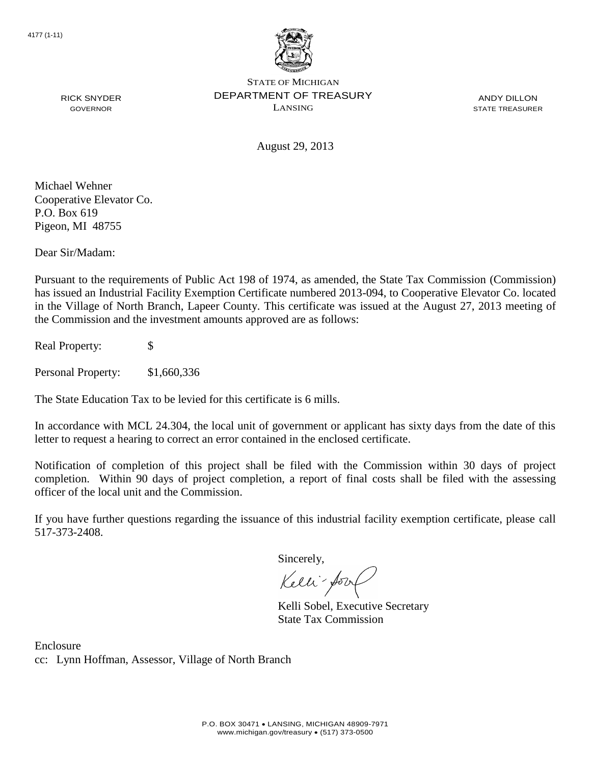4177 (1-11)

STATE OF MICHIGAN
DEPARTMENT OF TREASURY
LANSING

RICK SNYDER
GOVERNOR

ANDY DILLON
STATE TREASURER

August 29, 2013

Michael Wehner
Cooperative Elevator Co.
P.O. Box 619
Pigeon, MI 48755

Dear Sir/Madam:

Pursuant to the requirements of Public Act 198 of 1974, as amended, the State Tax Commission (Commission) has issued an Industrial Facility Exemption Certificate numbered 2013-094, to Cooperative Elevator Co. located in the Village of North Branch, Lapeer County. This certificate was issued at the August 27, 2013 meeting of the Commission and the investment amounts approved are as follows:

Real Property: $

Personal Property: $1,660,336

The State Education Tax to be levied for this certificate is 6 mills.

In accordance with MCL 24.304, the local unit of government or applicant has sixty days from the date of this letter to request a hearing to correct an error contained in the enclosed certificate.

Notification of completion of this project shall be filed with the Commission within 30 days of project completion. Within 90 days of project completion, a report of final costs shall be filed with the assessing officer of the local unit and the Commission.

If you have further questions regarding the issuance of this industrial facility exemption certificate, please call 517-373-2408.

Sincerely,

Kelli Sobel, Executive Secretary
State Tax Commission

Enclosure
cc: Lynn Hoffman, Assessor, Village of North Branch

P.O. BOX 30471 • LANSING, MICHIGAN 48909-7971
www.michigan.gov/treasury • (517) 373-0500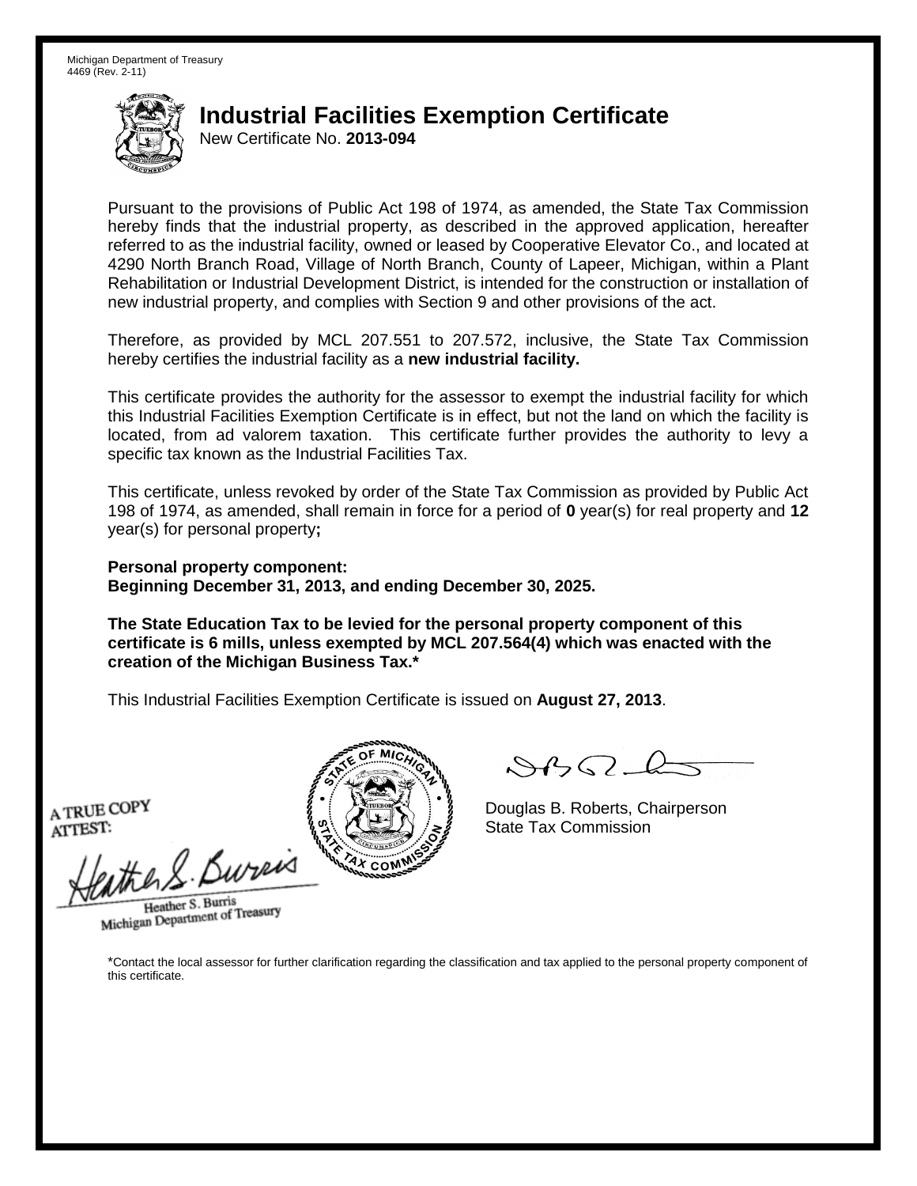Michigan Department of Treasury
4469 (Rev. 2-11)

# Industrial Facilities Exemption Certificate

New Certificate No. **2013-094**

Pursuant to the provisions of Public Act 198 of 1974, as amended, the State Tax Commission hereby finds that the industrial property, as described in the approved application, hereafter referred to as the industrial facility, owned or leased by Cooperative Elevator Co., and located at 4290 North Branch Road, Village of North Branch, County of Lapeer, Michigan, within a Plant Rehabilitation or Industrial Development District, is intended for the construction or installation of new industrial property, and complies with Section 9 and other provisions of the act.

Therefore, as provided by MCL 207.551 to 207.572, inclusive, the State Tax Commission hereby certifies the industrial facility as a **new industrial facility.**

This certificate provides the authority for the assessor to exempt the industrial facility for which this Industrial Facilities Exemption Certificate is in effect, but not the land on which the facility is located, from ad valorem taxation. This certificate further provides the authority to levy a specific tax known as the Industrial Facilities Tax.

This certificate, unless revoked by order of the State Tax Commission as provided by Public Act 198 of 1974, as amended, shall remain in force for a period of **0** year(s) for real property and **12** year(s) for personal property**;**

**Personal property component:**
**Beginning December 31, 2013, and ending December 30, 2025.**

**The State Education Tax to be levied for the personal property component of this certificate is 6 mills, unless exempted by MCL 207.564(4) which was enacted with the creation of the Michigan Business Tax.***

This Industrial Facilities Exemption Certificate is issued on **August 27, 2013**.

A TRUE COPY
ATTEST:

Heather S. Burris
Michigan Department of Treasury

Douglas B. Roberts, Chairperson
State Tax Commission

*Contact the local assessor for further clarification regarding the classification and tax applied to the personal property component of this certificate.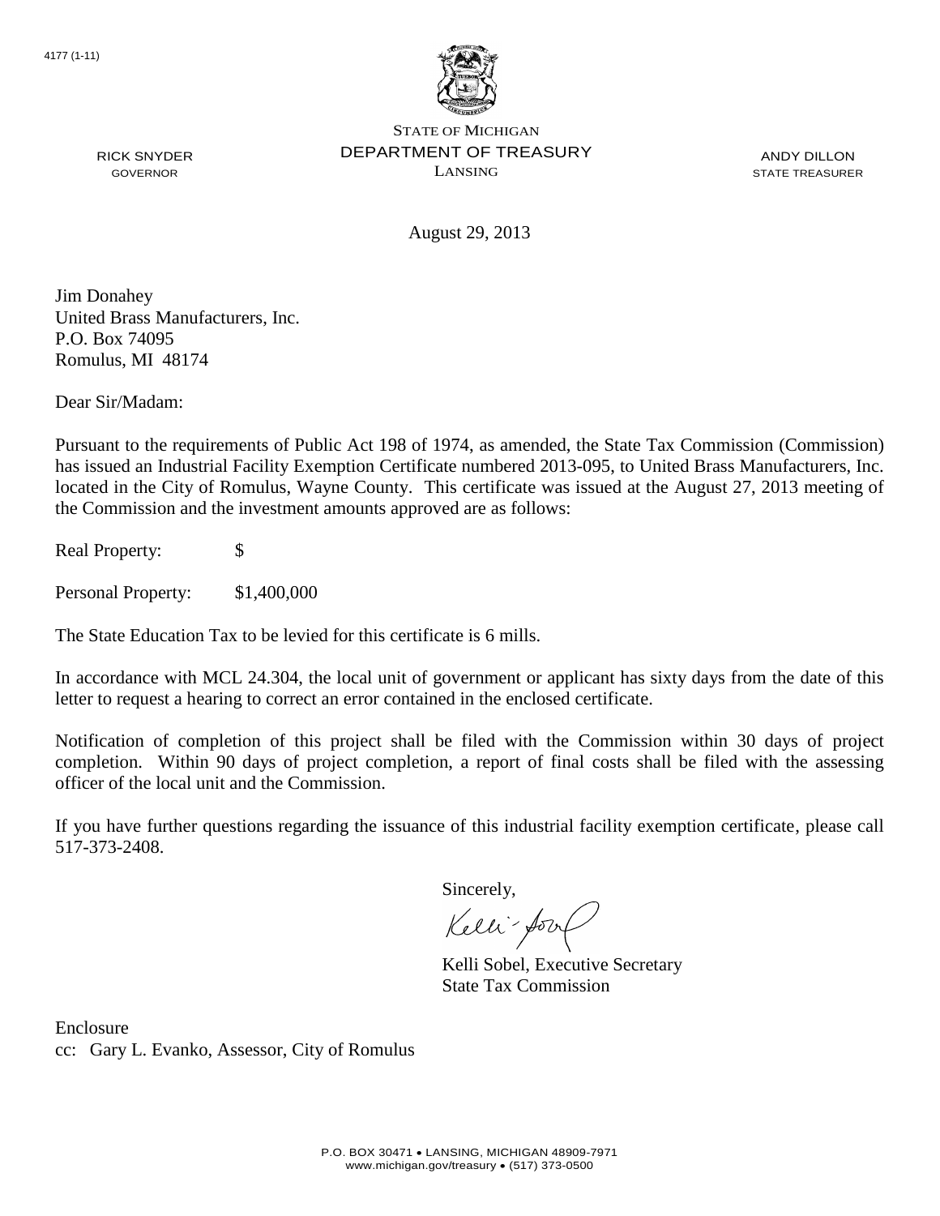4177 (1-11)

STATE OF MICHIGAN
DEPARTMENT OF TREASURY
LANSING

RICK SNYDER
GOVERNOR

ANDY DILLON
STATE TREASURER

August 29, 2013

Jim Donahey
United Brass Manufacturers, Inc.
P.O. Box 74095
Romulus, MI 48174

Dear Sir/Madam:

Pursuant to the requirements of Public Act 198 of 1974, as amended, the State Tax Commission (Commission) has issued an Industrial Facility Exemption Certificate numbered 2013-095, to United Brass Manufacturers, Inc. located in the City of Romulus, Wayne County. This certificate was issued at the August 27, 2013 meeting of the Commission and the investment amounts approved are as follows:

Real Property: $

Personal Property: $1,400,000

The State Education Tax to be levied for this certificate is 6 mills.

In accordance with MCL 24.304, the local unit of government or applicant has sixty days from the date of this letter to request a hearing to correct an error contained in the enclosed certificate.

Notification of completion of this project shall be filed with the Commission within 30 days of project completion. Within 90 days of project completion, a report of final costs shall be filed with the assessing officer of the local unit and the Commission.

If you have further questions regarding the issuance of this industrial facility exemption certificate, please call 517-373-2408.

Sincerely,

Kelli Sobel, Executive Secretary
State Tax Commission

Enclosure
cc: Gary L. Evanko, Assessor, City of Romulus

P.O. BOX 30471 • LANSING, MICHIGAN 48909-7971
www.michigan.gov/treasury • (517) 373-0500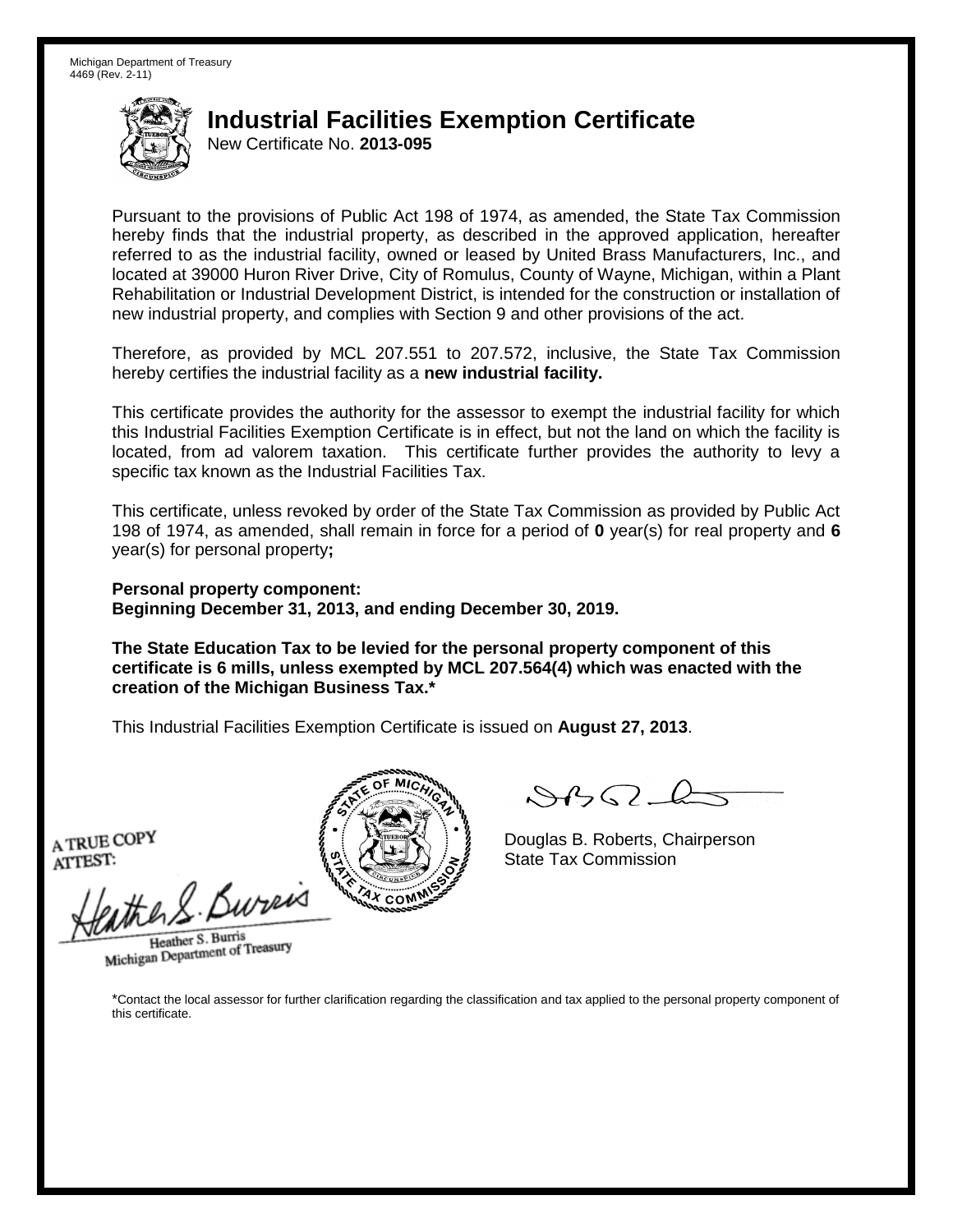Michigan Department of Treasury
4469 (Rev. 2-11)

# Industrial Facilities Exemption Certificate

New Certificate No. **2013-095**

Pursuant to the provisions of Public Act 198 of 1974, as amended, the State Tax Commission hereby finds that the industrial property, as described in the approved application, hereafter referred to as the industrial facility, owned or leased by United Brass Manufacturers, Inc., and located at 39000 Huron River Drive, City of Romulus, County of Wayne, Michigan, within a Plant Rehabilitation or Industrial Development District, is intended for the construction or installation of new industrial property, and complies with Section 9 and other provisions of the act.

Therefore, as provided by MCL 207.551 to 207.572, inclusive, the State Tax Commission hereby certifies the industrial facility as a **new industrial facility.**

This certificate provides the authority for the assessor to exempt the industrial facility for which this Industrial Facilities Exemption Certificate is in effect, but not the land on which the facility is located, from ad valorem taxation. This certificate further provides the authority to levy a specific tax known as the Industrial Facilities Tax.

This certificate, unless revoked by order of the State Tax Commission as provided by Public Act 198 of 1974, as amended, shall remain in force for a period of **0** year(s) for real property and **6** year(s) for personal property**;**

**Personal property component:**
**Beginning December 31, 2013, and ending December 30, 2019.**

**The State Education Tax to be levied for the personal property component of this certificate is 6 mills, unless exempted by MCL 207.564(4) which was enacted with the creation of the Michigan Business Tax.***

This Industrial Facilities Exemption Certificate is issued on **August 27, 2013**.

A TRUE COPY
ATTEST:

Heather S. Burris
Michigan Department of Treasury

Douglas B. Roberts, Chairperson
State Tax Commission

*Contact the local assessor for further clarification regarding the classification and tax applied to the personal property component of this certificate.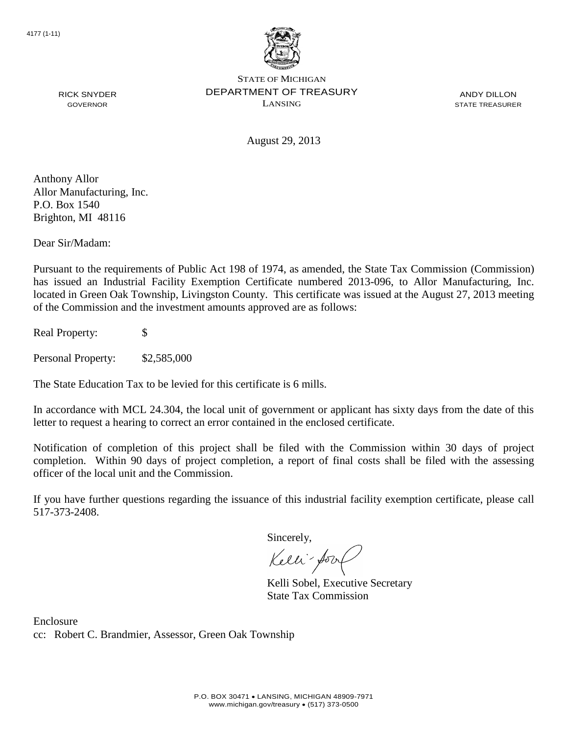4177 (1-11)

STATE OF MICHIGAN
DEPARTMENT OF TREASURY
LANSING

RICK SNYDER
GOVERNOR

ANDY DILLON
STATE TREASURER

August 29, 2013

Anthony Allor
Allor Manufacturing, Inc.
P.O. Box 1540
Brighton, MI 48116

Dear Sir/Madam:

Pursuant to the requirements of Public Act 198 of 1974, as amended, the State Tax Commission (Commission) has issued an Industrial Facility Exemption Certificate numbered 2013-096, to Allor Manufacturing, Inc. located in Green Oak Township, Livingston County. This certificate was issued at the August 27, 2013 meeting of the Commission and the investment amounts approved are as follows:

Real Property: $

Personal Property: $2,585,000

The State Education Tax to be levied for this certificate is 6 mills.

In accordance with MCL 24.304, the local unit of government or applicant has sixty days from the date of this letter to request a hearing to correct an error contained in the enclosed certificate.

Notification of completion of this project shall be filed with the Commission within 30 days of project completion. Within 90 days of project completion, a report of final costs shall be filed with the assessing officer of the local unit and the Commission.

If you have further questions regarding the issuance of this industrial facility exemption certificate, please call 517-373-2408.

Sincerely,

Kelli Sobel, Executive Secretary
State Tax Commission

Enclosure
cc: Robert C. Brandmier, Assessor, Green Oak Township

P.O. BOX 30471 • LANSING, MICHIGAN 48909-7971
www.michigan.gov/treasury • (517) 373-0500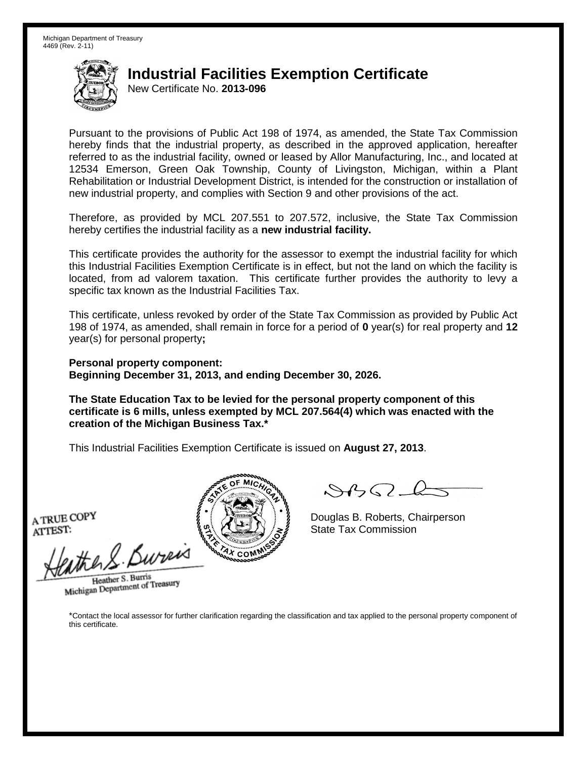Michigan Department of Treasury
4469 (Rev. 2-11)

# Industrial Facilities Exemption Certificate

New Certificate No. **2013-096**

Pursuant to the provisions of Public Act 198 of 1974, as amended, the State Tax Commission hereby finds that the industrial property, as described in the approved application, hereafter referred to as the industrial facility, owned or leased by Allor Manufacturing, Inc., and located at 12534 Emerson, Green Oak Township, County of Livingston, Michigan, within a Plant Rehabilitation or Industrial Development District, is intended for the construction or installation of new industrial property, and complies with Section 9 and other provisions of the act.

Therefore, as provided by MCL 207.551 to 207.572, inclusive, the State Tax Commission hereby certifies the industrial facility as a **new industrial facility.**

This certificate provides the authority for the assessor to exempt the industrial facility for which this Industrial Facilities Exemption Certificate is in effect, but not the land on which the facility is located, from ad valorem taxation. This certificate further provides the authority to levy a specific tax known as the Industrial Facilities Tax.

This certificate, unless revoked by order of the State Tax Commission as provided by Public Act 198 of 1974, as amended, shall remain in force for a period of **0** year(s) for real property and **12** year(s) for personal property**;**

**Personal property component:**
**Beginning December 31, 2013, and ending December 30, 2026.**

**The State Education Tax to be levied for the personal property component of this certificate is 6 mills, unless exempted by MCL 207.564(4) which was enacted with the creation of the Michigan Business Tax.***

This Industrial Facilities Exemption Certificate is issued on **August 27, 2013**.

A TRUE COPY
ATTEST:

Heather S. Burris
Michigan Department of Treasury

Douglas B. Roberts, Chairperson
State Tax Commission

*Contact the local assessor for further clarification regarding the classification and tax applied to the personal property component of this certificate.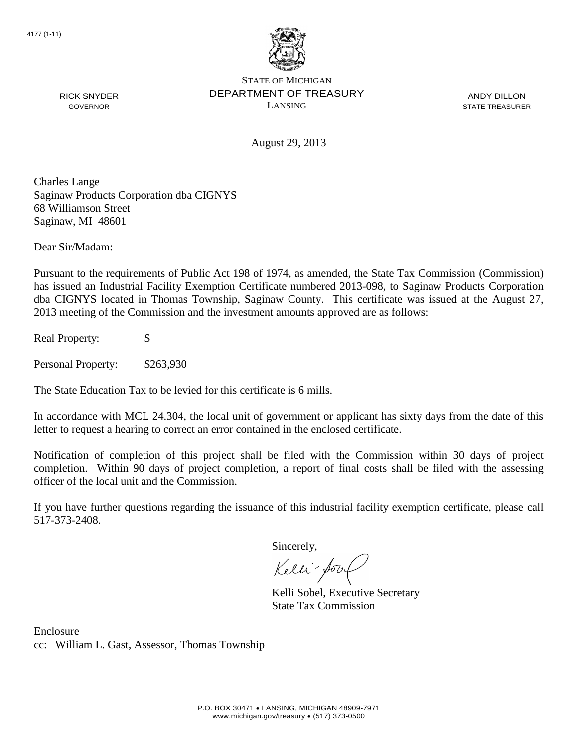4177 (1-11)

STATE OF MICHIGAN
DEPARTMENT OF TREASURY
LANSING

RICK SNYDER
GOVERNOR

ANDY DILLON
STATE TREASURER

August 29, 2013

Charles Lange
Saginaw Products Corporation dba CIGNYS
68 Williamson Street
Saginaw, MI 48601

Dear Sir/Madam:

Pursuant to the requirements of Public Act 198 of 1974, as amended, the State Tax Commission (Commission) has issued an Industrial Facility Exemption Certificate numbered 2013-098, to Saginaw Products Corporation dba CIGNYS located in Thomas Township, Saginaw County. This certificate was issued at the August 27, 2013 meeting of the Commission and the investment amounts approved are as follows:

Real Property: $

Personal Property: $263,930

The State Education Tax to be levied for this certificate is 6 mills.

In accordance with MCL 24.304, the local unit of government or applicant has sixty days from the date of this letter to request a hearing to correct an error contained in the enclosed certificate.

Notification of completion of this project shall be filed with the Commission within 30 days of project completion. Within 90 days of project completion, a report of final costs shall be filed with the assessing officer of the local unit and the Commission.

If you have further questions regarding the issuance of this industrial facility exemption certificate, please call 517-373-2408.

Sincerely,

Kelli Sobel, Executive Secretary
State Tax Commission

Enclosure
cc: William L. Gast, Assessor, Thomas Township

P.O. BOX 30471 • LANSING, MICHIGAN 48909-7971
www.michigan.gov/treasury • (517) 373-0500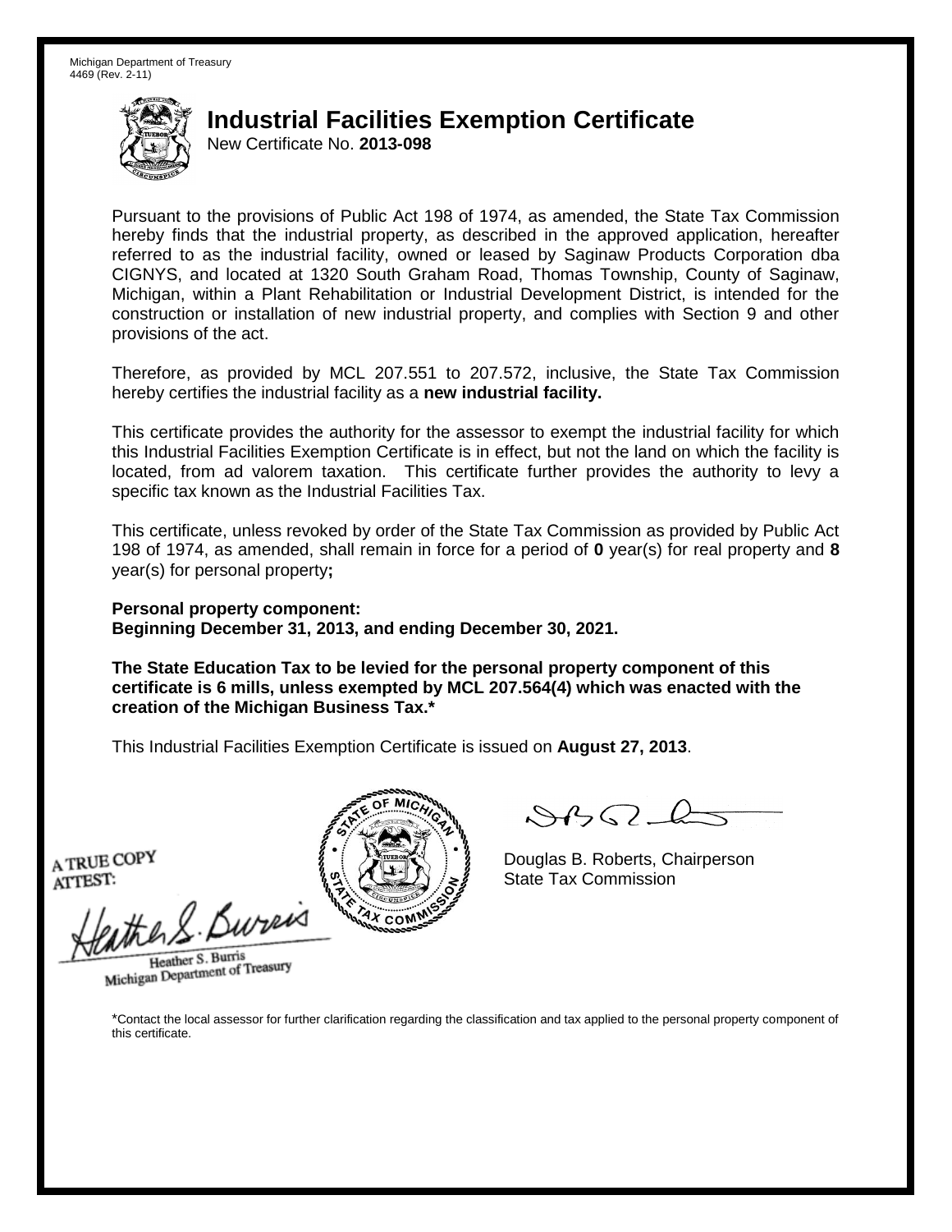Michigan Department of Treasury
4469 (Rev. 2-11)

# Industrial Facilities Exemption Certificate

New Certificate No. **2013-098**

Pursuant to the provisions of Public Act 198 of 1974, as amended, the State Tax Commission hereby finds that the industrial property, as described in the approved application, hereafter referred to as the industrial facility, owned or leased by Saginaw Products Corporation dba CIGNYS, and located at 1320 South Graham Road, Thomas Township, County of Saginaw, Michigan, within a Plant Rehabilitation or Industrial Development District, is intended for the construction or installation of new industrial property, and complies with Section 9 and other provisions of the act.

Therefore, as provided by MCL 207.551 to 207.572, inclusive, the State Tax Commission hereby certifies the industrial facility as a **new industrial facility.**

This certificate provides the authority for the assessor to exempt the industrial facility for which this Industrial Facilities Exemption Certificate is in effect, but not the land on which the facility is located, from ad valorem taxation. This certificate further provides the authority to levy a specific tax known as the Industrial Facilities Tax.

This certificate, unless revoked by order of the State Tax Commission as provided by Public Act 198 of 1974, as amended, shall remain in force for a period of **0** year(s) for real property and **8** year(s) for personal property**;**

**Personal property component:**
**Beginning December 31, 2013, and ending December 30, 2021.**

**The State Education Tax to be levied for the personal property component of this certificate is 6 mills, unless exempted by MCL 207.564(4) which was enacted with the creation of the Michigan Business Tax.***

This Industrial Facilities Exemption Certificate is issued on **August 27, 2013**.

A TRUE COPY
ATTEST:

Heather S. Burris
Michigan Department of Treasury

Douglas B. Roberts, Chairperson
State Tax Commission

*Contact the local assessor for further clarification regarding the classification and tax applied to the personal property component of this certificate.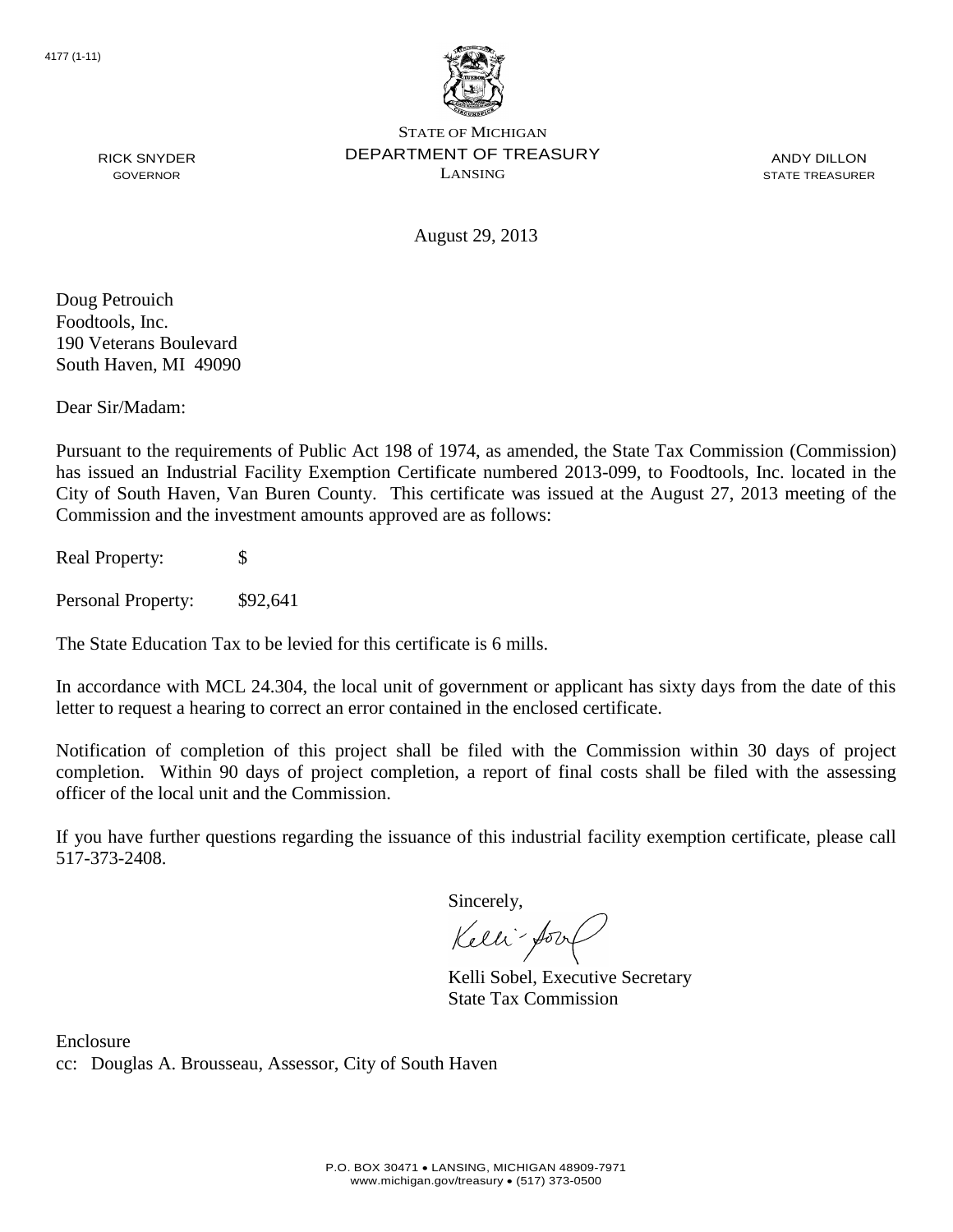4177 (1-11)

STATE OF MICHIGAN
DEPARTMENT OF TREASURY
LANSING

RICK SNYDER
GOVERNOR

ANDY DILLON
STATE TREASURER

August 29, 2013

Doug Petrouich
Foodtools, Inc.
190 Veterans Boulevard
South Haven, MI 49090

Dear Sir/Madam:

Pursuant to the requirements of Public Act 198 of 1974, as amended, the State Tax Commission (Commission) has issued an Industrial Facility Exemption Certificate numbered 2013-099, to Foodtools, Inc. located in the City of South Haven, Van Buren County. This certificate was issued at the August 27, 2013 meeting of the Commission and the investment amounts approved are as follows:

Real Property: $

Personal Property: $92,641

The State Education Tax to be levied for this certificate is 6 mills.

In accordance with MCL 24.304, the local unit of government or applicant has sixty days from the date of this letter to request a hearing to correct an error contained in the enclosed certificate.

Notification of completion of this project shall be filed with the Commission within 30 days of project completion. Within 90 days of project completion, a report of final costs shall be filed with the assessing officer of the local unit and the Commission.

If you have further questions regarding the issuance of this industrial facility exemption certificate, please call 517-373-2408.

Sincerely,

Kelli Sobel, Executive Secretary
State Tax Commission

Enclosure
cc: Douglas A. Brousseau, Assessor, City of South Haven

P.O. BOX 30471 • LANSING, MICHIGAN 48909-7971
www.michigan.gov/treasury • (517) 373-0500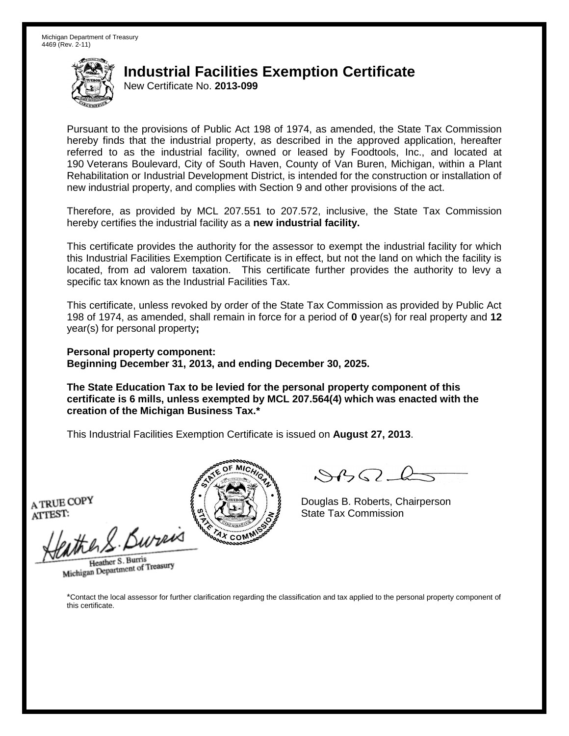Michigan Department of Treasury
4469 (Rev. 2-11)

# Industrial Facilities Exemption Certificate

New Certificate No. **2013-099**

Pursuant to the provisions of Public Act 198 of 1974, as amended, the State Tax Commission hereby finds that the industrial property, as described in the approved application, hereafter referred to as the industrial facility, owned or leased by Foodtools, Inc., and located at 190 Veterans Boulevard, City of South Haven, County of Van Buren, Michigan, within a Plant Rehabilitation or Industrial Development District, is intended for the construction or installation of new industrial property, and complies with Section 9 and other provisions of the act.

Therefore, as provided by MCL 207.551 to 207.572, inclusive, the State Tax Commission hereby certifies the industrial facility as a **new industrial facility.**

This certificate provides the authority for the assessor to exempt the industrial facility for which this Industrial Facilities Exemption Certificate is in effect, but not the land on which the facility is located, from ad valorem taxation. This certificate further provides the authority to levy a specific tax known as the Industrial Facilities Tax.

This certificate, unless revoked by order of the State Tax Commission as provided by Public Act 198 of 1974, as amended, shall remain in force for a period of **0** year(s) for real property and **12** year(s) for personal property**;**

**Personal property component:**
**Beginning December 31, 2013, and ending December 30, 2025.**

**The State Education Tax to be levied for the personal property component of this certificate is 6 mills, unless exempted by MCL 207.564(4) which was enacted with the creation of the Michigan Business Tax.***

This Industrial Facilities Exemption Certificate is issued on **August 27, 2013**.

A TRUE COPY
ATTEST:

Heather S. Burris
Michigan Department of Treasury

Douglas B. Roberts, Chairperson
State Tax Commission

*Contact the local assessor for further clarification regarding the classification and tax applied to the personal property component of this certificate.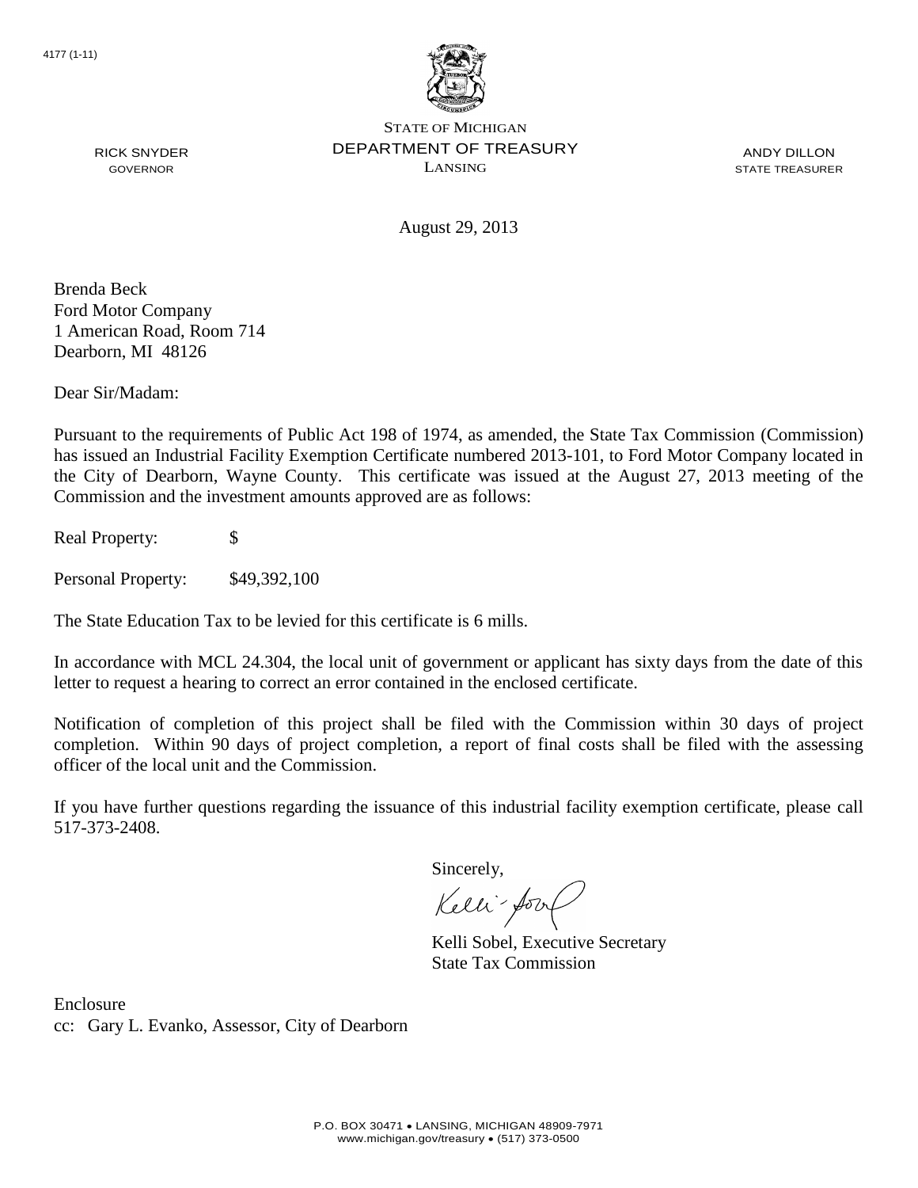4177 (1-11)

STATE OF MICHIGAN
DEPARTMENT OF TREASURY
LANSING

RICK SNYDER
GOVERNOR

ANDY DILLON
STATE TREASURER

August 29, 2013

Brenda Beck
Ford Motor Company
1 American Road, Room 714
Dearborn, MI 48126

Dear Sir/Madam:

Pursuant to the requirements of Public Act 198 of 1974, as amended, the State Tax Commission (Commission) has issued an Industrial Facility Exemption Certificate numbered 2013-101, to Ford Motor Company located in the City of Dearborn, Wayne County. This certificate was issued at the August 27, 2013 meeting of the Commission and the investment amounts approved are as follows:

Real Property: $

Personal Property: $49,392,100

The State Education Tax to be levied for this certificate is 6 mills.

In accordance with MCL 24.304, the local unit of government or applicant has sixty days from the date of this letter to request a hearing to correct an error contained in the enclosed certificate.

Notification of completion of this project shall be filed with the Commission within 30 days of project completion. Within 90 days of project completion, a report of final costs shall be filed with the assessing officer of the local unit and the Commission.

If you have further questions regarding the issuance of this industrial facility exemption certificate, please call 517-373-2408.

Sincerely,

Kelli Sobel, Executive Secretary
State Tax Commission

Enclosure
cc: Gary L. Evanko, Assessor, City of Dearborn

P.O. BOX 30471 • LANSING, MICHIGAN 48909-7971
www.michigan.gov/treasury • (517) 373-0500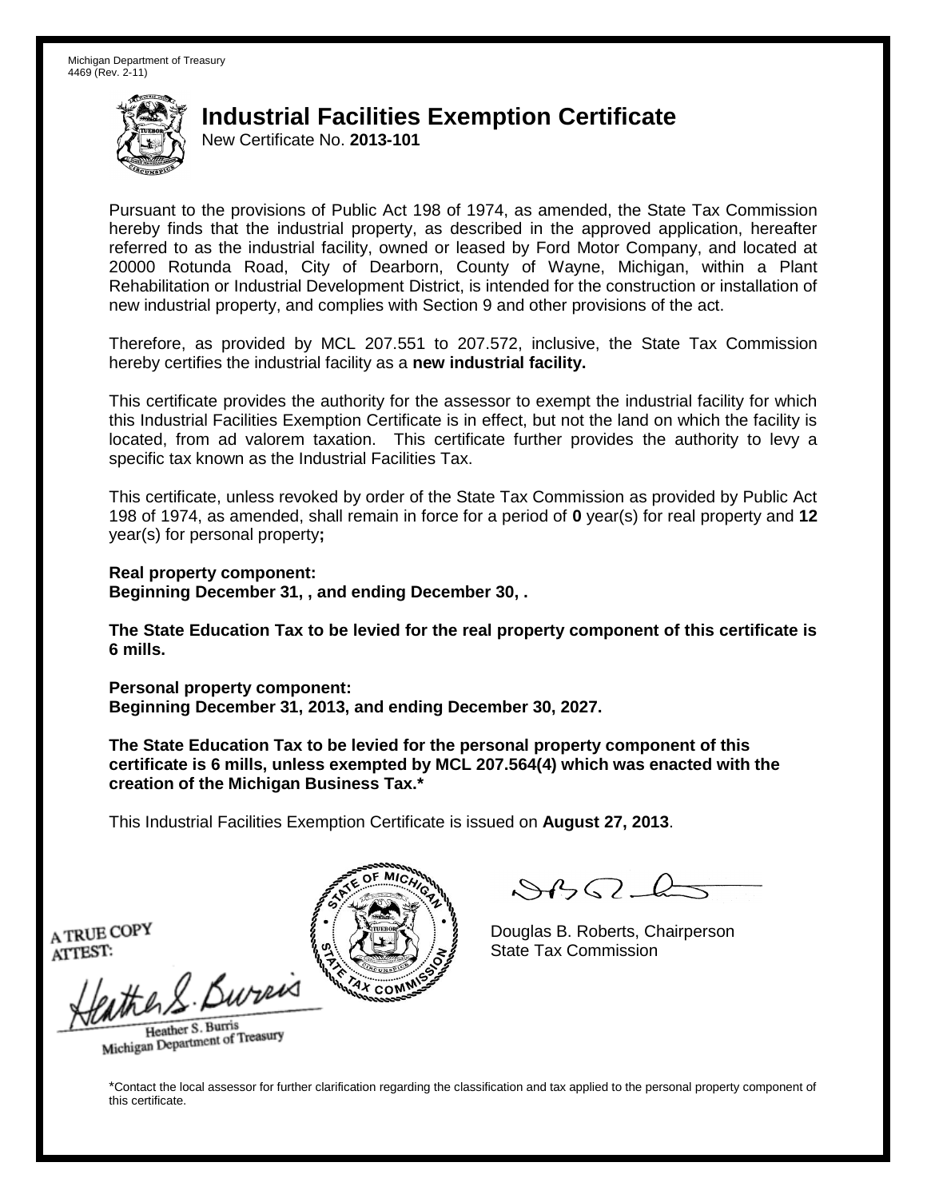Michigan Department of Treasury
4469 (Rev. 2-11)

# Industrial Facilities Exemption Certificate

New Certificate No. **2013-101**

Pursuant to the provisions of Public Act 198 of 1974, as amended, the State Tax Commission hereby finds that the industrial property, as described in the approved application, hereafter referred to as the industrial facility, owned or leased by Ford Motor Company, and located at 20000 Rotunda Road, City of Dearborn, County of Wayne, Michigan, within a Plant Rehabilitation or Industrial Development District, is intended for the construction or installation of new industrial property, and complies with Section 9 and other provisions of the act.

Therefore, as provided by MCL 207.551 to 207.572, inclusive, the State Tax Commission hereby certifies the industrial facility as a **new industrial facility.**

This certificate provides the authority for the assessor to exempt the industrial facility for which this Industrial Facilities Exemption Certificate is in effect, but not the land on which the facility is located, from ad valorem taxation. This certificate further provides the authority to levy a specific tax known as the Industrial Facilities Tax.

This certificate, unless revoked by order of the State Tax Commission as provided by Public Act 198 of 1974, as amended, shall remain in force for a period of **0** year(s) for real property and **12** year(s) for personal property**;**

**Real property component:**
**Beginning December 31, , and ending December 30, .**

**The State Education Tax to be levied for the real property component of this certificate is 6 mills.**

**Personal property component:**
**Beginning December 31, 2013, and ending December 30, 2027.**

**The State Education Tax to be levied for the personal property component of this certificate is 6 mills, unless exempted by MCL 207.564(4) which was enacted with the creation of the Michigan Business Tax.***

This Industrial Facilities Exemption Certificate is issued on **August 27, 2013**.

A TRUE COPY
ATTEST:

Heather S. Burris
Michigan Department of Treasury

Douglas B. Roberts, Chairperson
State Tax Commission

*Contact the local assessor for further clarification regarding the classification and tax applied to the personal property component of this certificate.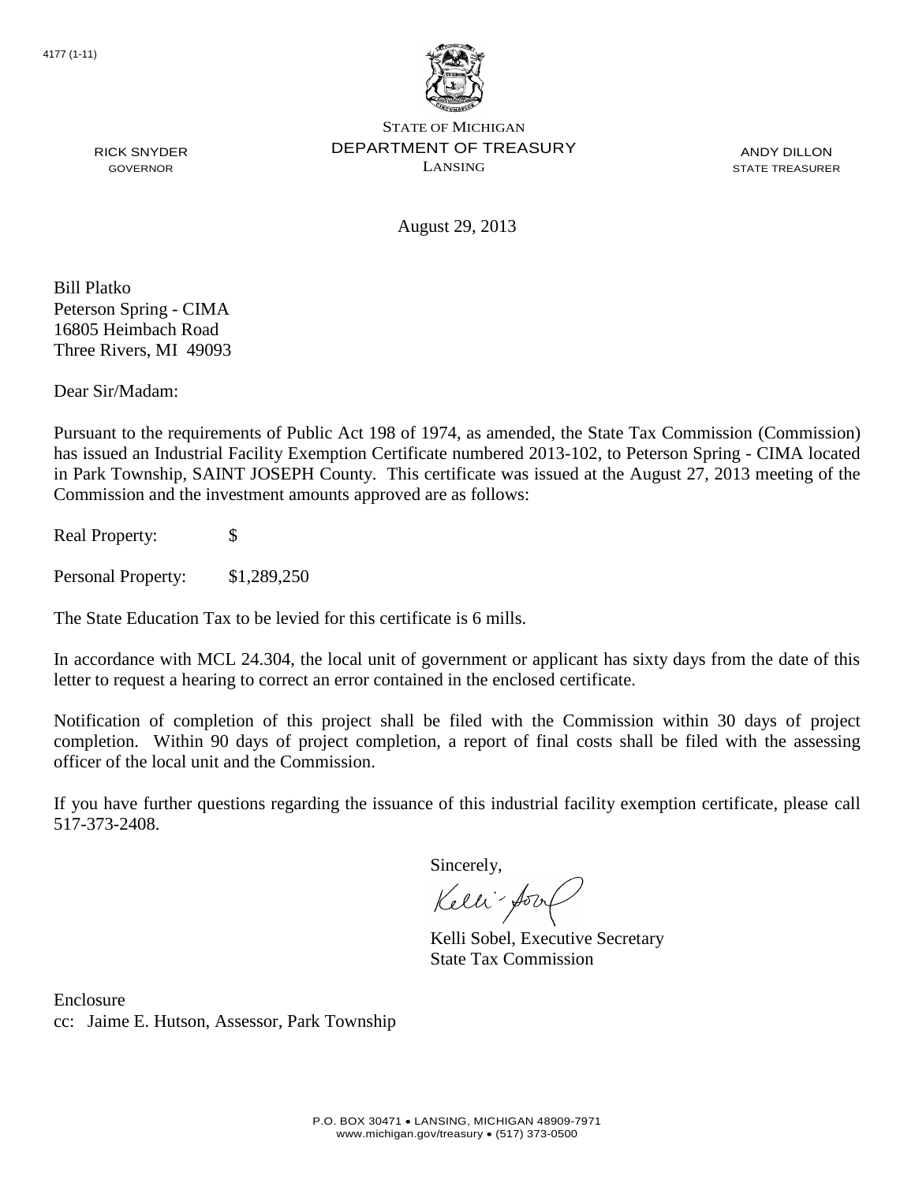4177 (1-11)

STATE OF MICHIGAN
DEPARTMENT OF TREASURY
LANSING

RICK SNYDER
GOVERNOR

ANDY DILLON
STATE TREASURER

August 29, 2013

Bill Platko
Peterson Spring - CIMA
16805 Heimbach Road
Three Rivers, MI 49093

Dear Sir/Madam:

Pursuant to the requirements of Public Act 198 of 1974, as amended, the State Tax Commission (Commission) has issued an Industrial Facility Exemption Certificate numbered 2013-102, to Peterson Spring - CIMA located in Park Township, SAINT JOSEPH County. This certificate was issued at the August 27, 2013 meeting of the Commission and the investment amounts approved are as follows:

Real Property: $

Personal Property: $1,289,250

The State Education Tax to be levied for this certificate is 6 mills.

In accordance with MCL 24.304, the local unit of government or applicant has sixty days from the date of this letter to request a hearing to correct an error contained in the enclosed certificate.

Notification of completion of this project shall be filed with the Commission within 30 days of project completion. Within 90 days of project completion, a report of final costs shall be filed with the assessing officer of the local unit and the Commission.

If you have further questions regarding the issuance of this industrial facility exemption certificate, please call 517-373-2408.

Sincerely,

Kelli Sobel, Executive Secretary
State Tax Commission

Enclosure
cc: Jaime E. Hutson, Assessor, Park Township

P.O. BOX 30471 • LANSING, MICHIGAN 48909-7971
www.michigan.gov/treasury • (517) 373-0500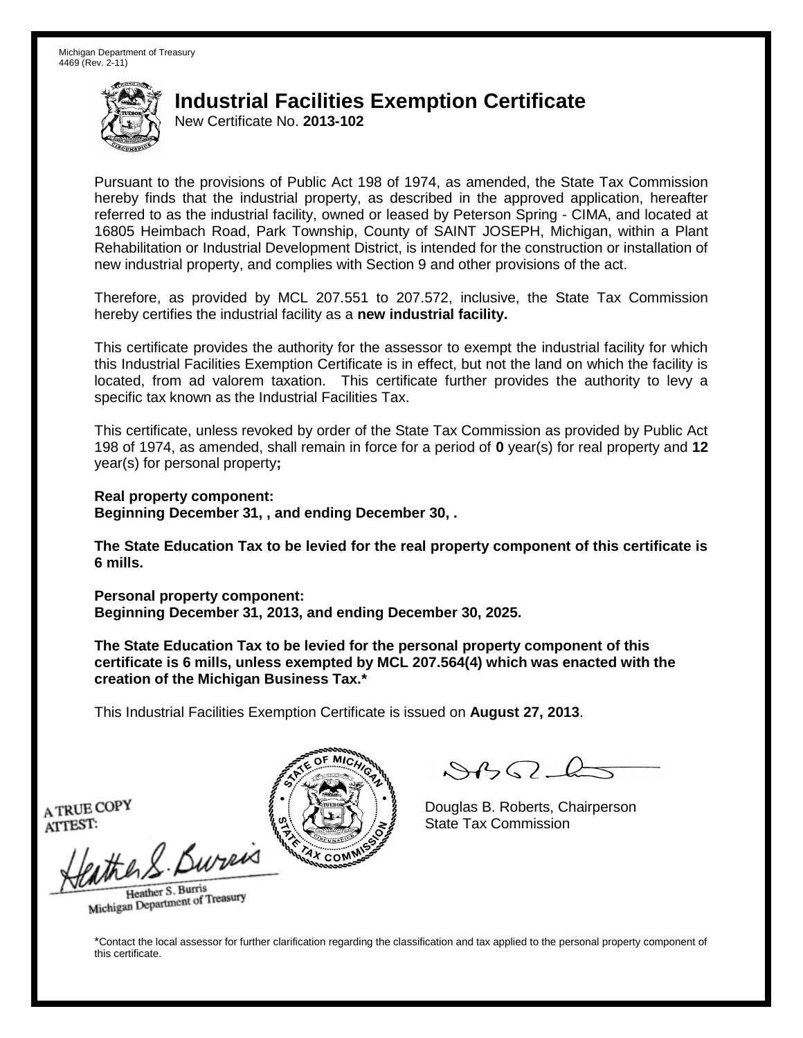Michigan Department of Treasury
4469 (Rev. 2-11)

# Industrial Facilities Exemption Certificate

New Certificate No. **2013-102**

Pursuant to the provisions of Public Act 198 of 1974, as amended, the State Tax Commission hereby finds that the industrial property, as described in the approved application, hereafter referred to as the industrial facility, owned or leased by Peterson Spring - CIMA, and located at 16805 Heimbach Road, Park Township, County of SAINT JOSEPH, Michigan, within a Plant Rehabilitation or Industrial Development District, is intended for the construction or installation of new industrial property, and complies with Section 9 and other provisions of the act.

Therefore, as provided by MCL 207.551 to 207.572, inclusive, the State Tax Commission hereby certifies the industrial facility as a **new industrial facility.**

This certificate provides the authority for the assessor to exempt the industrial facility for which this Industrial Facilities Exemption Certificate is in effect, but not the land on which the facility is located, from ad valorem taxation. This certificate further provides the authority to levy a specific tax known as the Industrial Facilities Tax.

This certificate, unless revoked by order of the State Tax Commission as provided by Public Act 198 of 1974, as amended, shall remain in force for a period of **0** year(s) for real property and **12** year(s) for personal property**;**

**Real property component:**
**Beginning December 31, , and ending December 30, .**

**The State Education Tax to be levied for the real property component of this certificate is 6 mills.**

**Personal property component:**
**Beginning December 31, 2013, and ending December 30, 2025.**

**The State Education Tax to be levied for the personal property component of this certificate is 6 mills, unless exempted by MCL 207.564(4) which was enacted with the creation of the Michigan Business Tax.***

This Industrial Facilities Exemption Certificate is issued on **August 27, 2013**.

A TRUE COPY
ATTEST:

Heather S. Burris
Michigan Department of Treasury

Douglas B. Roberts, Chairperson
State Tax Commission

*Contact the local assessor for further clarification regarding the classification and tax applied to the personal property component of this certificate.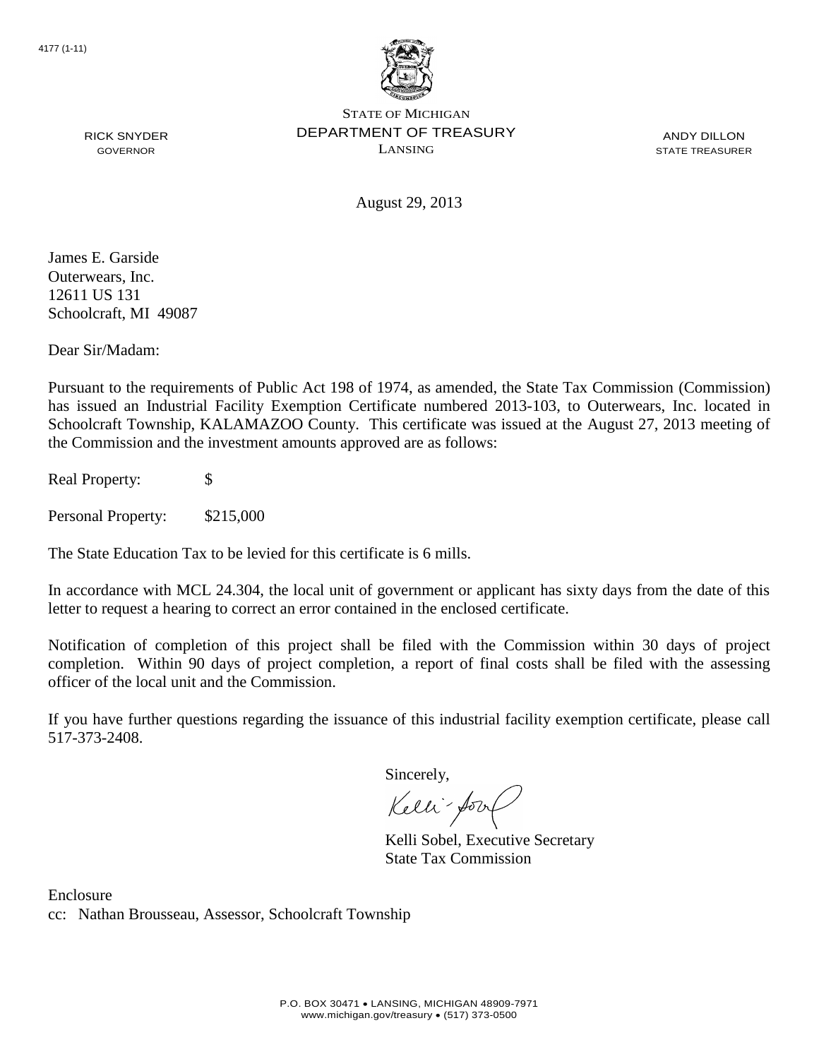4177 (1-11)

STATE OF MICHIGAN
DEPARTMENT OF TREASURY
LANSING

RICK SNYDER
GOVERNOR

ANDY DILLON
STATE TREASURER

August 29, 2013

James E. Garside
Outerwears, Inc.
12611 US 131
Schoolcraft, MI 49087

Dear Sir/Madam:

Pursuant to the requirements of Public Act 198 of 1974, as amended, the State Tax Commission (Commission) has issued an Industrial Facility Exemption Certificate numbered 2013-103, to Outerwears, Inc. located in Schoolcraft Township, KALAMAZOO County. This certificate was issued at the August 27, 2013 meeting of the Commission and the investment amounts approved are as follows:

Real Property: $

Personal Property: $215,000

The State Education Tax to be levied for this certificate is 6 mills.

In accordance with MCL 24.304, the local unit of government or applicant has sixty days from the date of this letter to request a hearing to correct an error contained in the enclosed certificate.

Notification of completion of this project shall be filed with the Commission within 30 days of project completion. Within 90 days of project completion, a report of final costs shall be filed with the assessing officer of the local unit and the Commission.

If you have further questions regarding the issuance of this industrial facility exemption certificate, please call 517-373-2408.

Sincerely,

Kelli Sobel, Executive Secretary
State Tax Commission

Enclosure
cc: Nathan Brousseau, Assessor, Schoolcraft Township

P.O. BOX 30471 • LANSING, MICHIGAN 48909-7971
www.michigan.gov/treasury • (517) 373-0500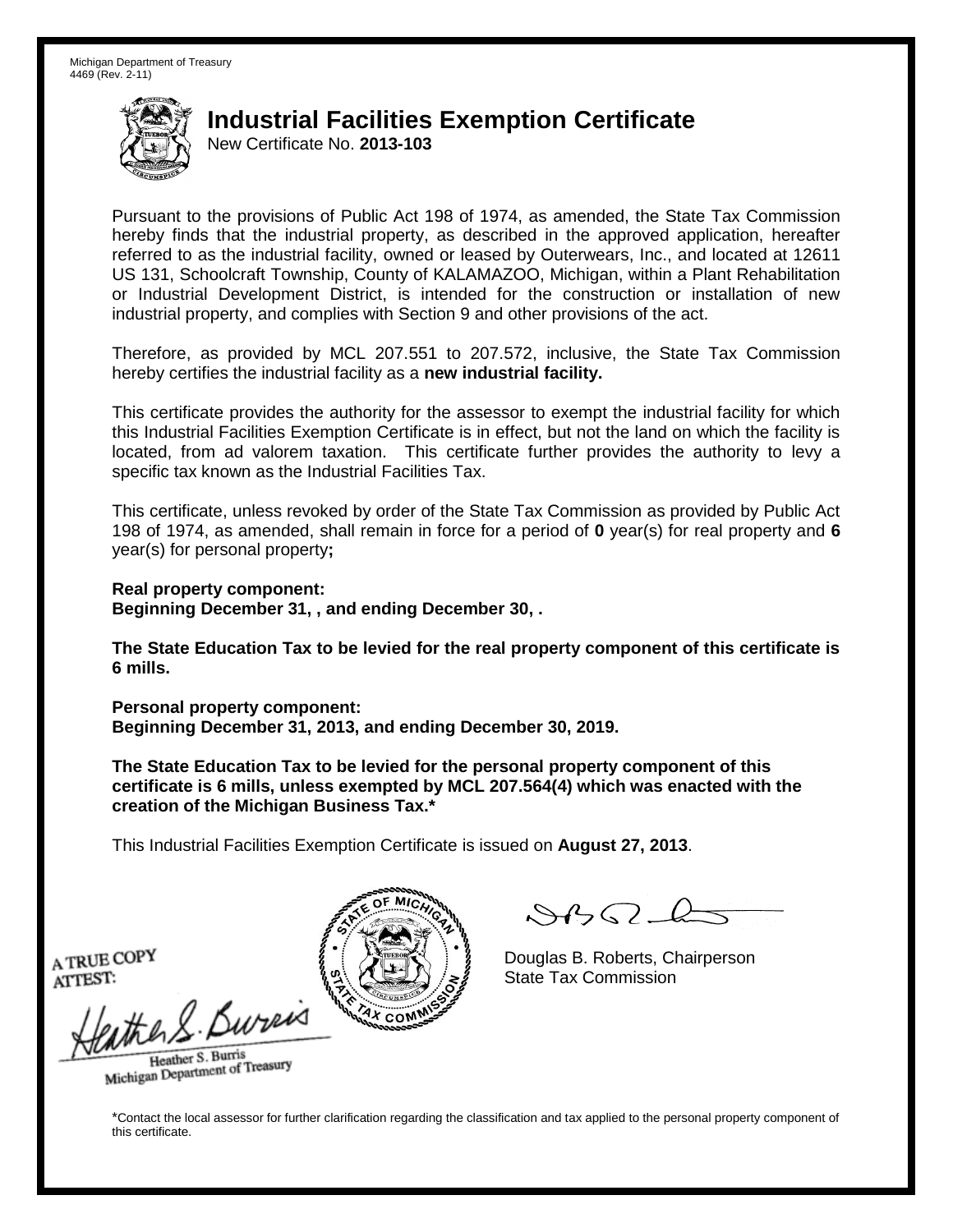Michigan Department of Treasury
4469 (Rev. 2-11)

# Industrial Facilities Exemption Certificate

New Certificate No. **2013-103**

Pursuant to the provisions of Public Act 198 of 1974, as amended, the State Tax Commission hereby finds that the industrial property, as described in the approved application, hereafter referred to as the industrial facility, owned or leased by Outerwears, Inc., and located at 12611 US 131, Schoolcraft Township, County of KALAMAZOO, Michigan, within a Plant Rehabilitation or Industrial Development District, is intended for the construction or installation of new industrial property, and complies with Section 9 and other provisions of the act.

Therefore, as provided by MCL 207.551 to 207.572, inclusive, the State Tax Commission hereby certifies the industrial facility as a **new industrial facility.**

This certificate provides the authority for the assessor to exempt the industrial facility for which this Industrial Facilities Exemption Certificate is in effect, but not the land on which the facility is located, from ad valorem taxation. This certificate further provides the authority to levy a specific tax known as the Industrial Facilities Tax.

This certificate, unless revoked by order of the State Tax Commission as provided by Public Act 198 of 1974, as amended, shall remain in force for a period of **0** year(s) for real property and **6** year(s) for personal property**;**

**Real property component:**
**Beginning December 31, , and ending December 30, .**

**The State Education Tax to be levied for the real property component of this certificate is 6 mills.**

**Personal property component:**
**Beginning December 31, 2013, and ending December 30, 2019.**

**The State Education Tax to be levied for the personal property component of this certificate is 6 mills, unless exempted by MCL 207.564(4) which was enacted with the creation of the Michigan Business Tax.***

This Industrial Facilities Exemption Certificate is issued on **August 27, 2013**.

A TRUE COPY
ATTEST:

Heather S. Burris
Michigan Department of Treasury

Douglas B. Roberts, Chairperson
State Tax Commission

*Contact the local assessor for further clarification regarding the classification and tax applied to the personal property component of this certificate.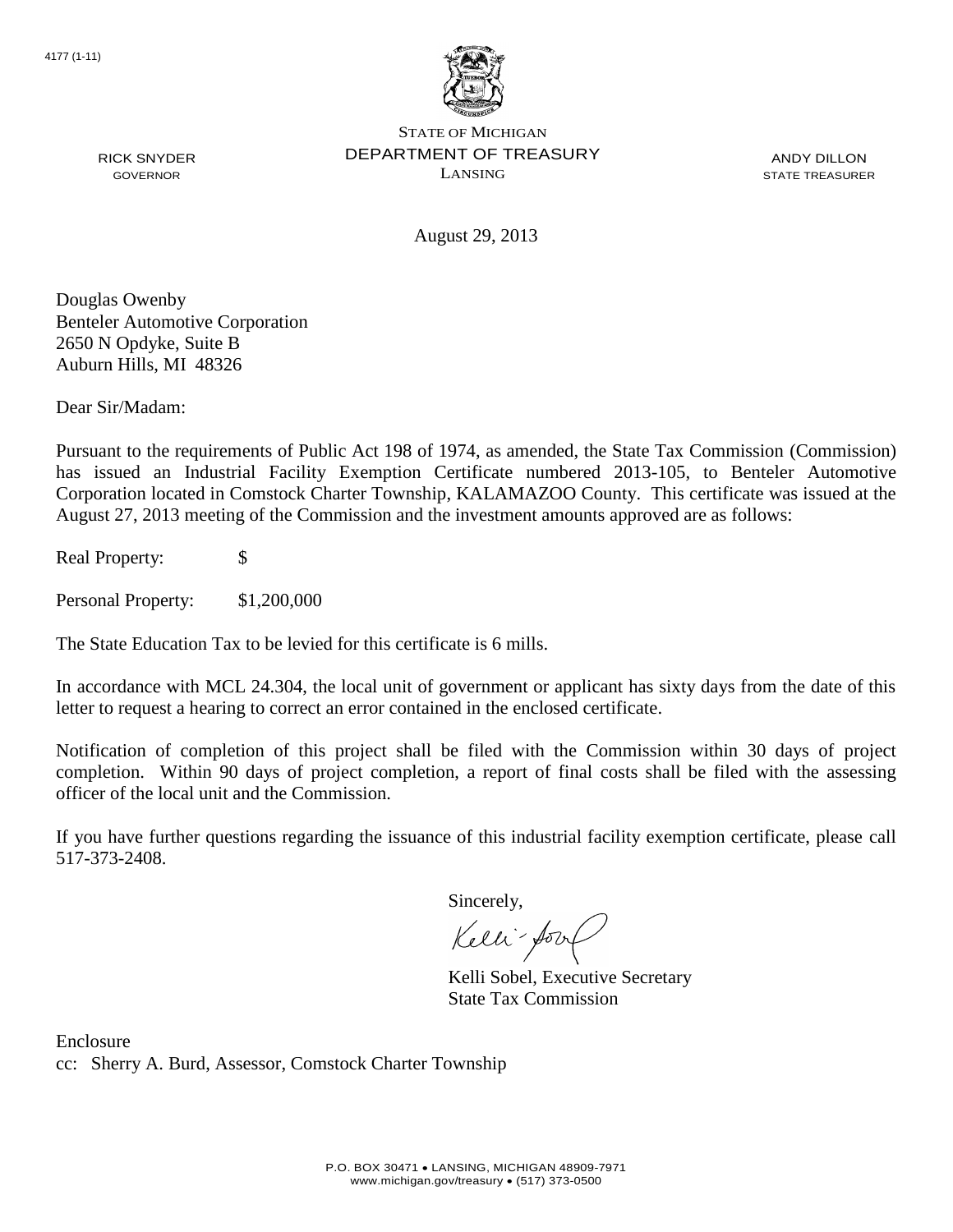4177 (1-11)

STATE OF MICHIGAN
DEPARTMENT OF TREASURY
LANSING

RICK SNYDER
GOVERNOR

ANDY DILLON
STATE TREASURER

August 29, 2013

Douglas Owenby
Benteler Automotive Corporation
2650 N Opdyke, Suite B
Auburn Hills, MI 48326

Dear Sir/Madam:

Pursuant to the requirements of Public Act 198 of 1974, as amended, the State Tax Commission (Commission) has issued an Industrial Facility Exemption Certificate numbered 2013-105, to Benteler Automotive Corporation located in Comstock Charter Township, KALAMAZOO County. This certificate was issued at the August 27, 2013 meeting of the Commission and the investment amounts approved are as follows:

Real Property: $

Personal Property: $1,200,000

The State Education Tax to be levied for this certificate is 6 mills.

In accordance with MCL 24.304, the local unit of government or applicant has sixty days from the date of this letter to request a hearing to correct an error contained in the enclosed certificate.

Notification of completion of this project shall be filed with the Commission within 30 days of project completion. Within 90 days of project completion, a report of final costs shall be filed with the assessing officer of the local unit and the Commission.

If you have further questions regarding the issuance of this industrial facility exemption certificate, please call 517-373-2408.

Sincerely,

Kelli Sobel, Executive Secretary
State Tax Commission

Enclosure
cc: Sherry A. Burd, Assessor, Comstock Charter Township

P.O. BOX 30471 • LANSING, MICHIGAN 48909-7971
www.michigan.gov/treasury • (517) 373-0500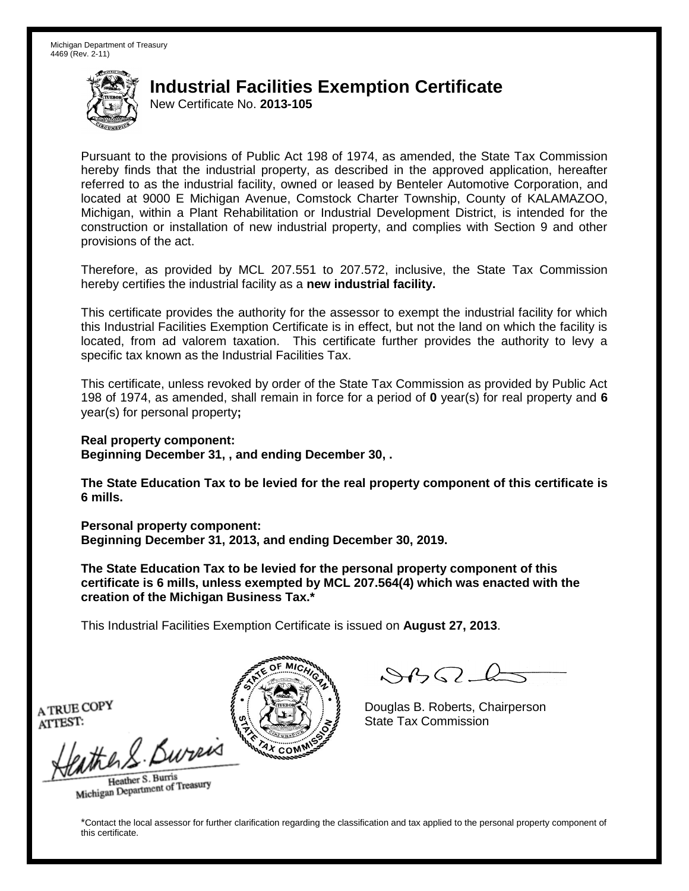Michigan Department of Treasury
4469 (Rev. 2-11)

# Industrial Facilities Exemption Certificate

New Certificate No. **2013-105**

Pursuant to the provisions of Public Act 198 of 1974, as amended, the State Tax Commission hereby finds that the industrial property, as described in the approved application, hereafter referred to as the industrial facility, owned or leased by Benteler Automotive Corporation, and located at 9000 E Michigan Avenue, Comstock Charter Township, County of KALAMAZOO, Michigan, within a Plant Rehabilitation or Industrial Development District, is intended for the construction or installation of new industrial property, and complies with Section 9 and other provisions of the act.

Therefore, as provided by MCL 207.551 to 207.572, inclusive, the State Tax Commission hereby certifies the industrial facility as a **new industrial facility.**

This certificate provides the authority for the assessor to exempt the industrial facility for which this Industrial Facilities Exemption Certificate is in effect, but not the land on which the facility is located, from ad valorem taxation. This certificate further provides the authority to levy a specific tax known as the Industrial Facilities Tax.

This certificate, unless revoked by order of the State Tax Commission as provided by Public Act 198 of 1974, as amended, shall remain in force for a period of **0** year(s) for real property and **6** year(s) for personal property**;**

**Real property component:**
**Beginning December 31, , and ending December 30, .**

**The State Education Tax to be levied for the real property component of this certificate is 6 mills.**

**Personal property component:**
**Beginning December 31, 2013, and ending December 30, 2019.**

**The State Education Tax to be levied for the personal property component of this certificate is 6 mills, unless exempted by MCL 207.564(4) which was enacted with the creation of the Michigan Business Tax.***

This Industrial Facilities Exemption Certificate is issued on **August 27, 2013**.

A TRUE COPY
ATTEST:

Heather S. Burris
Michigan Department of Treasury

Douglas B. Roberts, Chairperson
State Tax Commission

*Contact the local assessor for further clarification regarding the classification and tax applied to the personal property component of this certificate.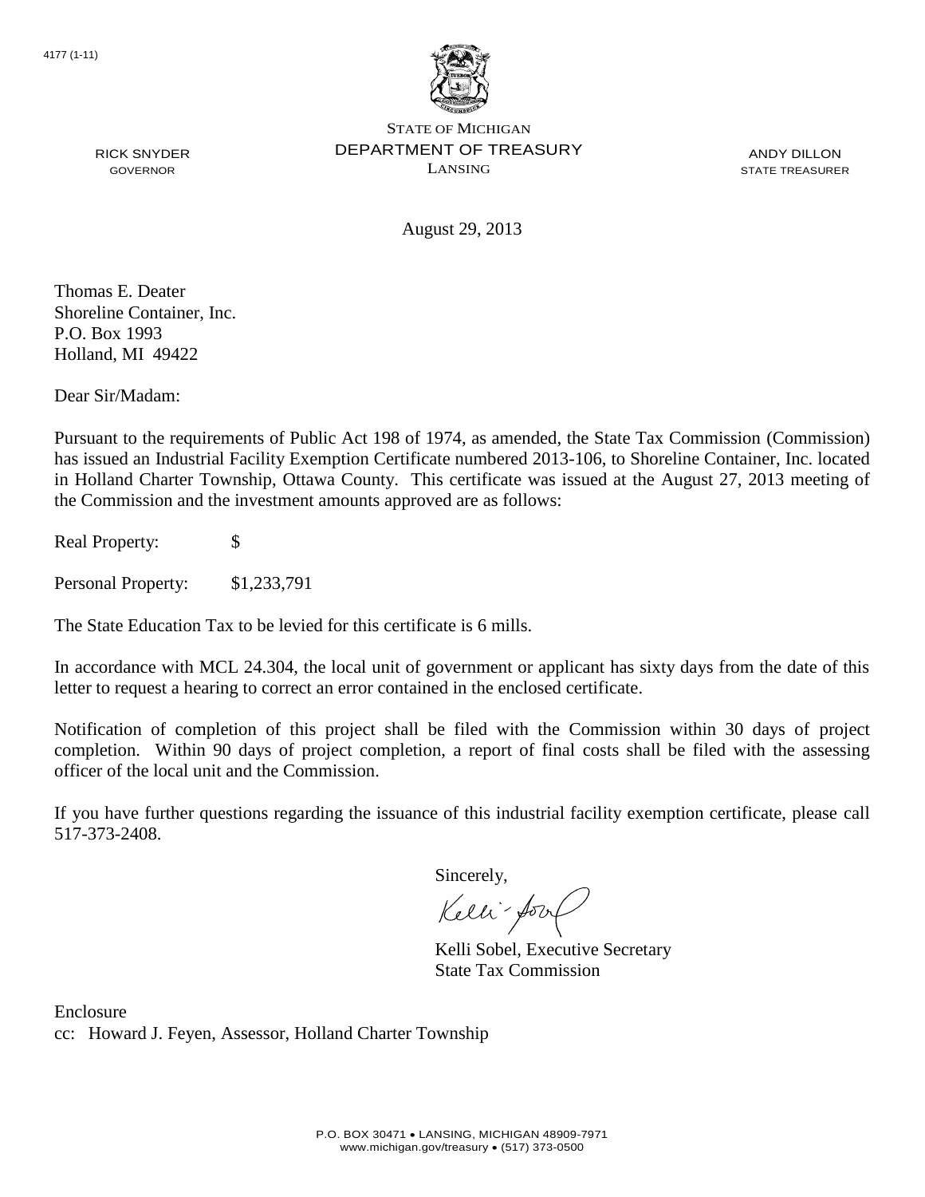4177 (1-11)

STATE OF MICHIGAN
DEPARTMENT OF TREASURY
LANSING

RICK SNYDER
GOVERNOR

ANDY DILLON
STATE TREASURER

August 29, 2013

Thomas E. Deater
Shoreline Container, Inc.
P.O. Box 1993
Holland, MI 49422

Dear Sir/Madam:

Pursuant to the requirements of Public Act 198 of 1974, as amended, the State Tax Commission (Commission) has issued an Industrial Facility Exemption Certificate numbered 2013-106, to Shoreline Container, Inc. located in Holland Charter Township, Ottawa County. This certificate was issued at the August 27, 2013 meeting of the Commission and the investment amounts approved are as follows:

Real Property: $

Personal Property: $1,233,791

The State Education Tax to be levied for this certificate is 6 mills.

In accordance with MCL 24.304, the local unit of government or applicant has sixty days from the date of this letter to request a hearing to correct an error contained in the enclosed certificate.

Notification of completion of this project shall be filed with the Commission within 30 days of project completion. Within 90 days of project completion, a report of final costs shall be filed with the assessing officer of the local unit and the Commission.

If you have further questions regarding the issuance of this industrial facility exemption certificate, please call 517-373-2408.

Sincerely,

Kelli Sobel, Executive Secretary
State Tax Commission

Enclosure
cc: Howard J. Feyen, Assessor, Holland Charter Township

P.O. BOX 30471 • LANSING, MICHIGAN 48909-7971
www.michigan.gov/treasury • (517) 373-0500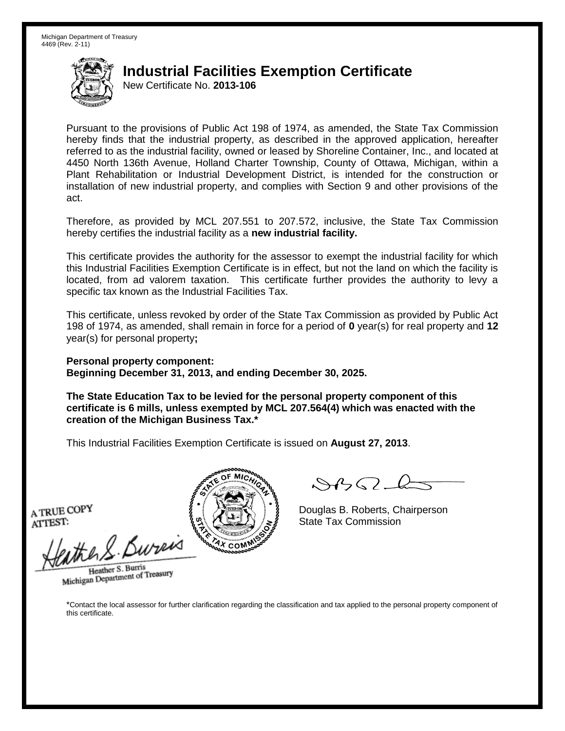Michigan Department of Treasury
4469 (Rev. 2-11)

# Industrial Facilities Exemption Certificate

New Certificate No. **2013-106**

Pursuant to the provisions of Public Act 198 of 1974, as amended, the State Tax Commission hereby finds that the industrial property, as described in the approved application, hereafter referred to as the industrial facility, owned or leased by Shoreline Container, Inc., and located at 4450 North 136th Avenue, Holland Charter Township, County of Ottawa, Michigan, within a Plant Rehabilitation or Industrial Development District, is intended for the construction or installation of new industrial property, and complies with Section 9 and other provisions of the act.

Therefore, as provided by MCL 207.551 to 207.572, inclusive, the State Tax Commission hereby certifies the industrial facility as a **new industrial facility.**

This certificate provides the authority for the assessor to exempt the industrial facility for which this Industrial Facilities Exemption Certificate is in effect, but not the land on which the facility is located, from ad valorem taxation. This certificate further provides the authority to levy a specific tax known as the Industrial Facilities Tax.

This certificate, unless revoked by order of the State Tax Commission as provided by Public Act 198 of 1974, as amended, shall remain in force for a period of **0** year(s) for real property and **12** year(s) for personal property**;**

**Personal property component:**
**Beginning December 31, 2013, and ending December 30, 2025.**

**The State Education Tax to be levied for the personal property component of this certificate is 6 mills, unless exempted by MCL 207.564(4) which was enacted with the creation of the Michigan Business Tax.***

This Industrial Facilities Exemption Certificate is issued on **August 27, 2013**.

A TRUE COPY
ATTEST:

Heather S. Burris
Michigan Department of Treasury

Douglas B. Roberts, Chairperson
State Tax Commission

*Contact the local assessor for further clarification regarding the classification and tax applied to the personal property component of this certificate.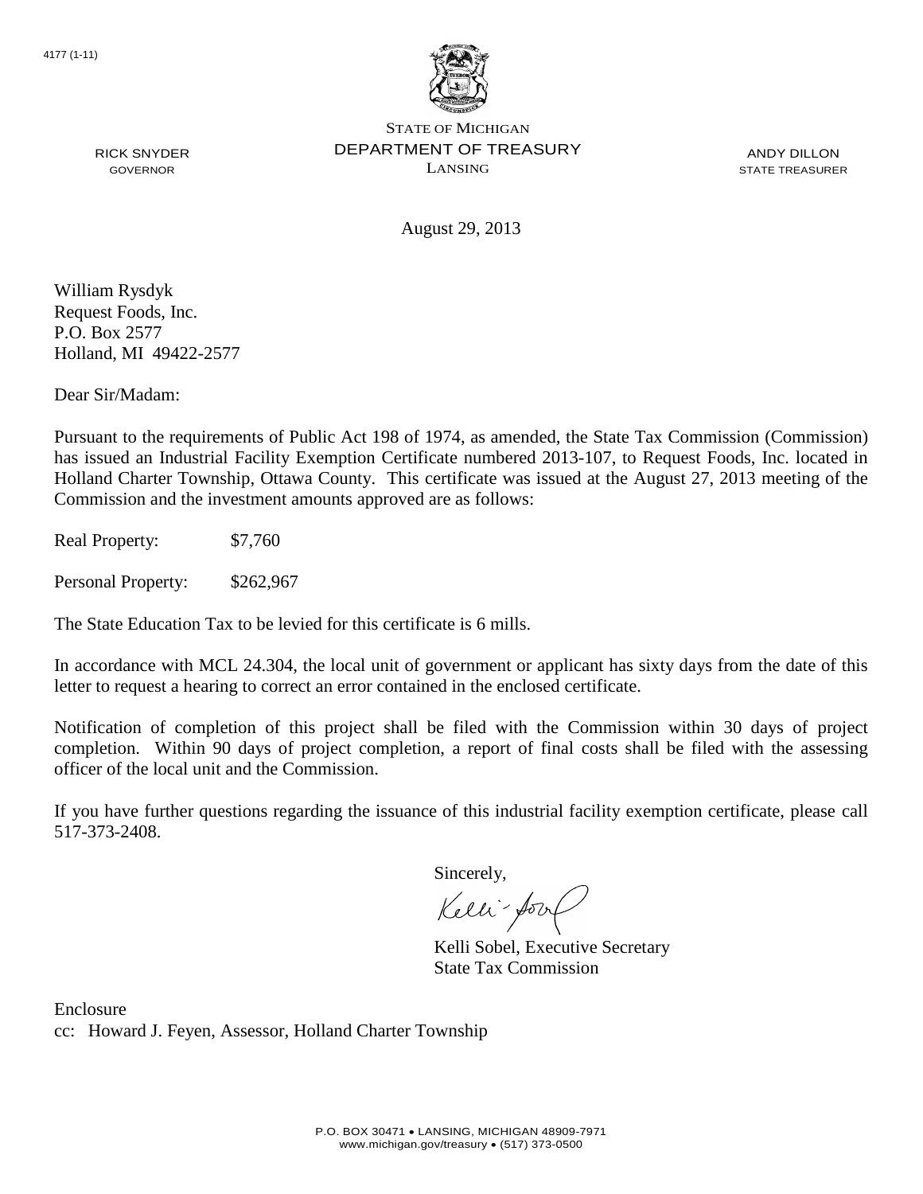4177 (1-11)

STATE OF MICHIGAN
DEPARTMENT OF TREASURY
LANSING

RICK SNYDER
GOVERNOR

ANDY DILLON
STATE TREASURER

August 29, 2013

William Rysdyk
Request Foods, Inc.
P.O. Box 2577
Holland, MI 49422-2577

Dear Sir/Madam:

Pursuant to the requirements of Public Act 198 of 1974, as amended, the State Tax Commission (Commission) has issued an Industrial Facility Exemption Certificate numbered 2013-107, to Request Foods, Inc. located in Holland Charter Township, Ottawa County. This certificate was issued at the August 27, 2013 meeting of the Commission and the investment amounts approved are as follows:

Real Property: $7,760

Personal Property: $262,967

The State Education Tax to be levied for this certificate is 6 mills.

In accordance with MCL 24.304, the local unit of government or applicant has sixty days from the date of this letter to request a hearing to correct an error contained in the enclosed certificate.

Notification of completion of this project shall be filed with the Commission within 30 days of project completion. Within 90 days of project completion, a report of final costs shall be filed with the assessing officer of the local unit and the Commission.

If you have further questions regarding the issuance of this industrial facility exemption certificate, please call 517-373-2408.

Sincerely,

Kelli Sobel, Executive Secretary
State Tax Commission

Enclosure
cc: Howard J. Feyen, Assessor, Holland Charter Township

P.O. BOX 30471 • LANSING, MICHIGAN 48909-7971
www.michigan.gov/treasury • (517) 373-0500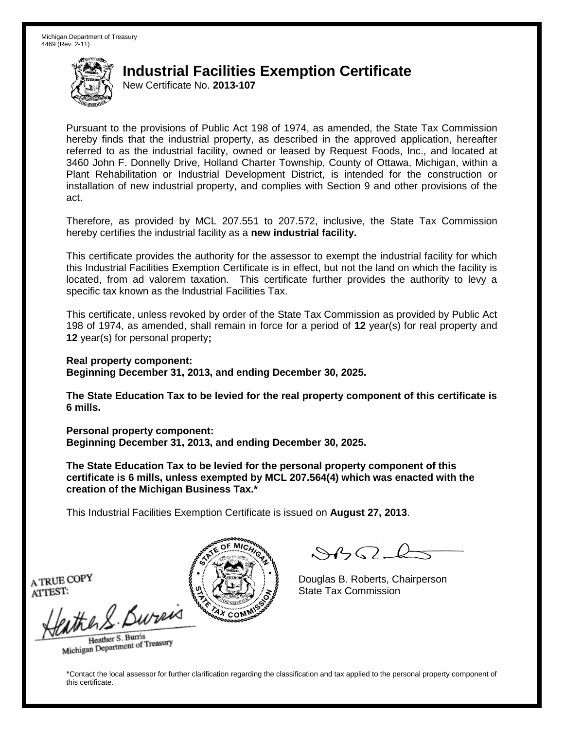Michigan Department of Treasury
4469 (Rev. 2-11)

# Industrial Facilities Exemption Certificate

New Certificate No. **2013-107**

Pursuant to the provisions of Public Act 198 of 1974, as amended, the State Tax Commission hereby finds that the industrial property, as described in the approved application, hereafter referred to as the industrial facility, owned or leased by Request Foods, Inc., and located at 3460 John F. Donnelly Drive, Holland Charter Township, County of Ottawa, Michigan, within a Plant Rehabilitation or Industrial Development District, is intended for the construction or installation of new industrial property, and complies with Section 9 and other provisions of the act.

Therefore, as provided by MCL 207.551 to 207.572, inclusive, the State Tax Commission hereby certifies the industrial facility as a **new industrial facility.**

This certificate provides the authority for the assessor to exempt the industrial facility for which this Industrial Facilities Exemption Certificate is in effect, but not the land on which the facility is located, from ad valorem taxation. This certificate further provides the authority to levy a specific tax known as the Industrial Facilities Tax.

This certificate, unless revoked by order of the State Tax Commission as provided by Public Act 198 of 1974, as amended, shall remain in force for a period of **12** year(s) for real property and **12** year(s) for personal property**;**

**Real property component:**
**Beginning December 31, 2013, and ending December 30, 2025.**

**The State Education Tax to be levied for the real property component of this certificate is 6 mills.**

**Personal property component:**
**Beginning December 31, 2013, and ending December 30, 2025.**

**The State Education Tax to be levied for the personal property component of this certificate is 6 mills, unless exempted by MCL 207.564(4) which was enacted with the creation of the Michigan Business Tax.***

This Industrial Facilities Exemption Certificate is issued on **August 27, 2013**.

A TRUE COPY
ATTEST:

Heather S. Burris
Michigan Department of Treasury

Douglas B. Roberts, Chairperson
State Tax Commission

*Contact the local assessor for further clarification regarding the classification and tax applied to the personal property component of this certificate.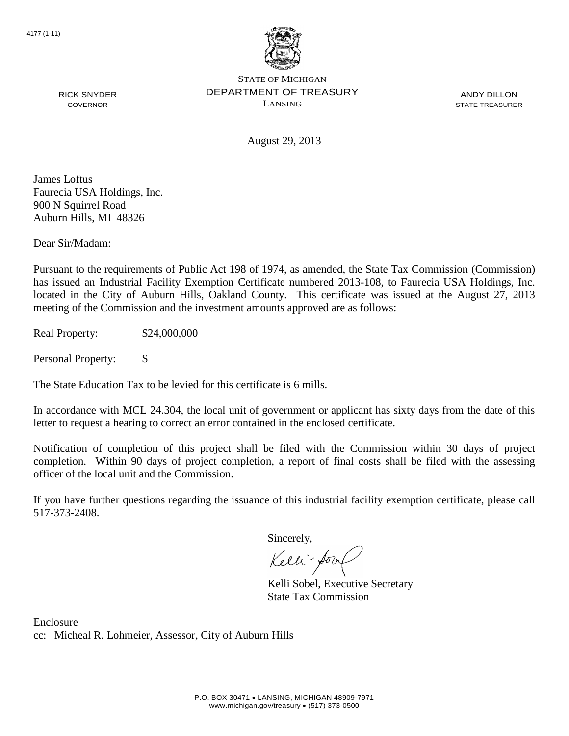4177 (1-11)

STATE OF MICHIGAN
DEPARTMENT OF TREASURY
LANSING

RICK SNYDER
GOVERNOR

ANDY DILLON
STATE TREASURER

August 29, 2013

James Loftus
Faurecia USA Holdings, Inc.
900 N Squirrel Road
Auburn Hills, MI 48326

Dear Sir/Madam:

Pursuant to the requirements of Public Act 198 of 1974, as amended, the State Tax Commission (Commission) has issued an Industrial Facility Exemption Certificate numbered 2013-108, to Faurecia USA Holdings, Inc. located in the City of Auburn Hills, Oakland County. This certificate was issued at the August 27, 2013 meeting of the Commission and the investment amounts approved are as follows:

Real Property: $24,000,000

Personal Property: $

The State Education Tax to be levied for this certificate is 6 mills.

In accordance with MCL 24.304, the local unit of government or applicant has sixty days from the date of this letter to request a hearing to correct an error contained in the enclosed certificate.

Notification of completion of this project shall be filed with the Commission within 30 days of project completion. Within 90 days of project completion, a report of final costs shall be filed with the assessing officer of the local unit and the Commission.

If you have further questions regarding the issuance of this industrial facility exemption certificate, please call 517-373-2408.

Sincerely,

Kelli Sobel, Executive Secretary
State Tax Commission

Enclosure
cc: Micheal R. Lohmeier, Assessor, City of Auburn Hills

P.O. BOX 30471 • LANSING, MICHIGAN 48909-7971
www.michigan.gov/treasury • (517) 373-0500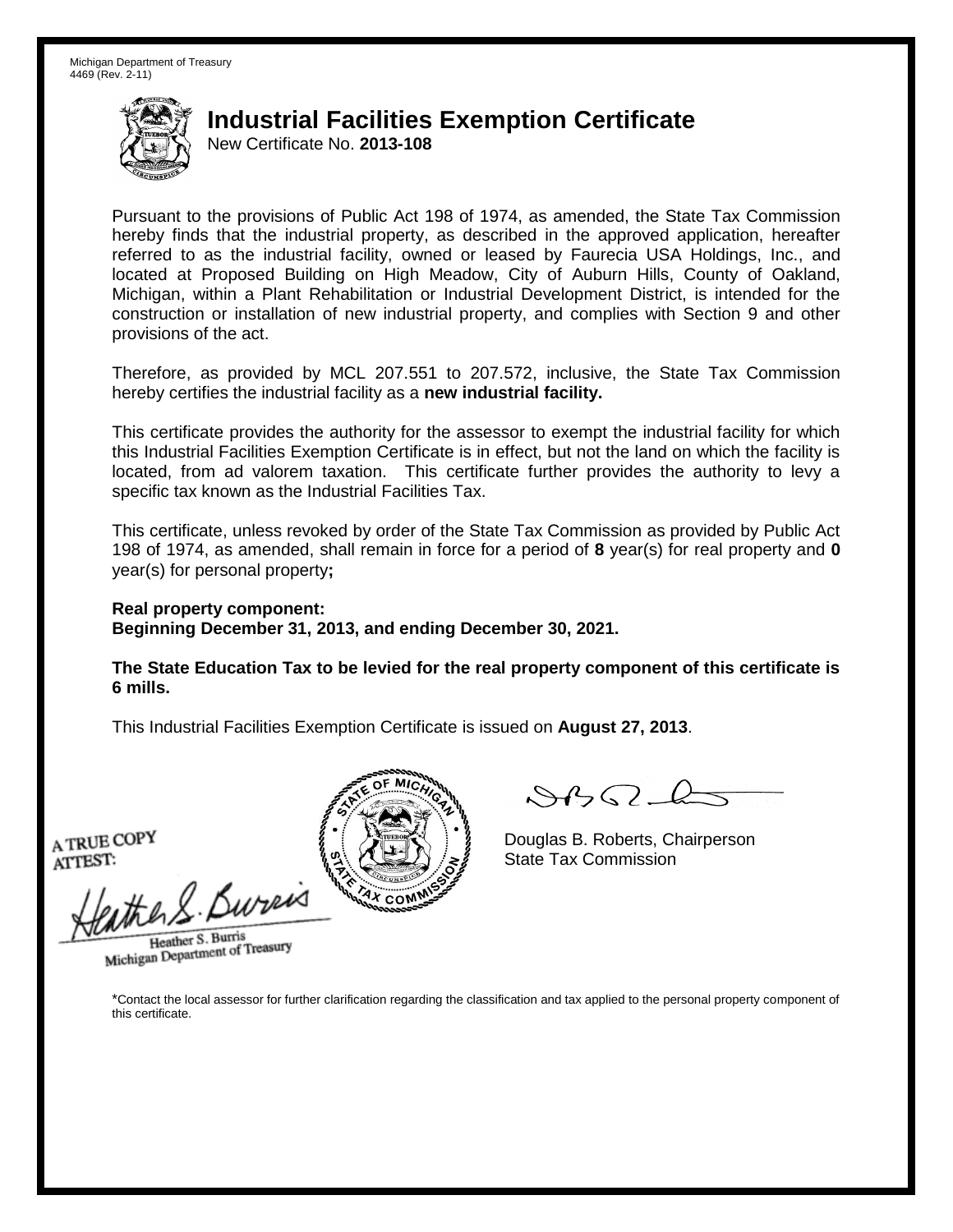Michigan Department of Treasury
4469 (Rev. 2-11)

# Industrial Facilities Exemption Certificate

New Certificate No. **2013-108**

Pursuant to the provisions of Public Act 198 of 1974, as amended, the State Tax Commission hereby finds that the industrial property, as described in the approved application, hereafter referred to as the industrial facility, owned or leased by Faurecia USA Holdings, Inc., and located at Proposed Building on High Meadow, City of Auburn Hills, County of Oakland, Michigan, within a Plant Rehabilitation or Industrial Development District, is intended for the construction or installation of new industrial property, and complies with Section 9 and other provisions of the act.

Therefore, as provided by MCL 207.551 to 207.572, inclusive, the State Tax Commission hereby certifies the industrial facility as a **new industrial facility.**

This certificate provides the authority for the assessor to exempt the industrial facility for which this Industrial Facilities Exemption Certificate is in effect, but not the land on which the facility is located, from ad valorem taxation. This certificate further provides the authority to levy a specific tax known as the Industrial Facilities Tax.

This certificate, unless revoked by order of the State Tax Commission as provided by Public Act 198 of 1974, as amended, shall remain in force for a period of **8** year(s) for real property and **0** year(s) for personal property**;**

**Real property component:**
**Beginning December 31, 2013, and ending December 30, 2021.**

**The State Education Tax to be levied for the real property component of this certificate is 6 mills.**

This Industrial Facilities Exemption Certificate is issued on **August 27, 2013**.

A TRUE COPY
ATTEST:

Heather S. Burris
Michigan Department of Treasury

Douglas B. Roberts, Chairperson
State Tax Commission

*Contact the local assessor for further clarification regarding the classification and tax applied to the personal property component of this certificate.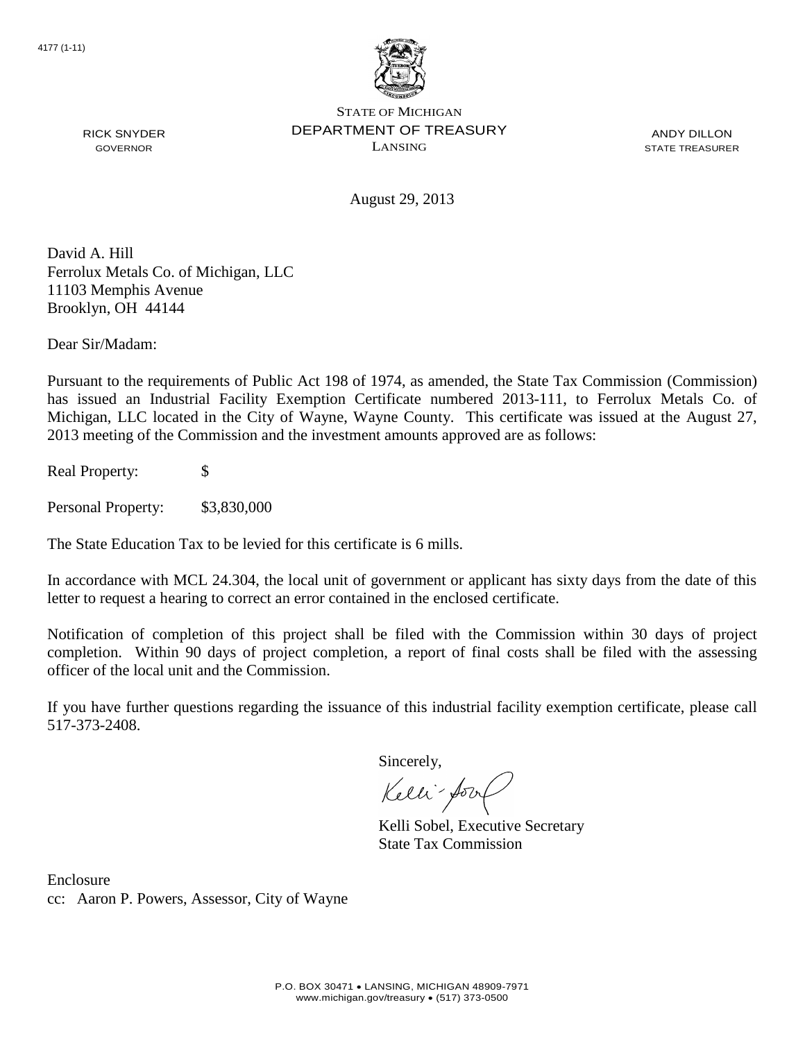4177 (1-11)

STATE OF MICHIGAN
DEPARTMENT OF TREASURY
LANSING

RICK SNYDER
GOVERNOR

ANDY DILLON
STATE TREASURER

August 29, 2013

David A. Hill
Ferrolux Metals Co. of Michigan, LLC
11103 Memphis Avenue
Brooklyn, OH 44144

Dear Sir/Madam:

Pursuant to the requirements of Public Act 198 of 1974, as amended, the State Tax Commission (Commission) has issued an Industrial Facility Exemption Certificate numbered 2013-111, to Ferrolux Metals Co. of Michigan, LLC located in the City of Wayne, Wayne County. This certificate was issued at the August 27, 2013 meeting of the Commission and the investment amounts approved are as follows:

Real Property: $

Personal Property: $3,830,000

The State Education Tax to be levied for this certificate is 6 mills.

In accordance with MCL 24.304, the local unit of government or applicant has sixty days from the date of this letter to request a hearing to correct an error contained in the enclosed certificate.

Notification of completion of this project shall be filed with the Commission within 30 days of project completion. Within 90 days of project completion, a report of final costs shall be filed with the assessing officer of the local unit and the Commission.

If you have further questions regarding the issuance of this industrial facility exemption certificate, please call 517-373-2408.

Sincerely,

Kelli Sobel, Executive Secretary
State Tax Commission

Enclosure
cc: Aaron P. Powers, Assessor, City of Wayne

P.O. BOX 30471 • LANSING, MICHIGAN 48909-7971
www.michigan.gov/treasury • (517) 373-0500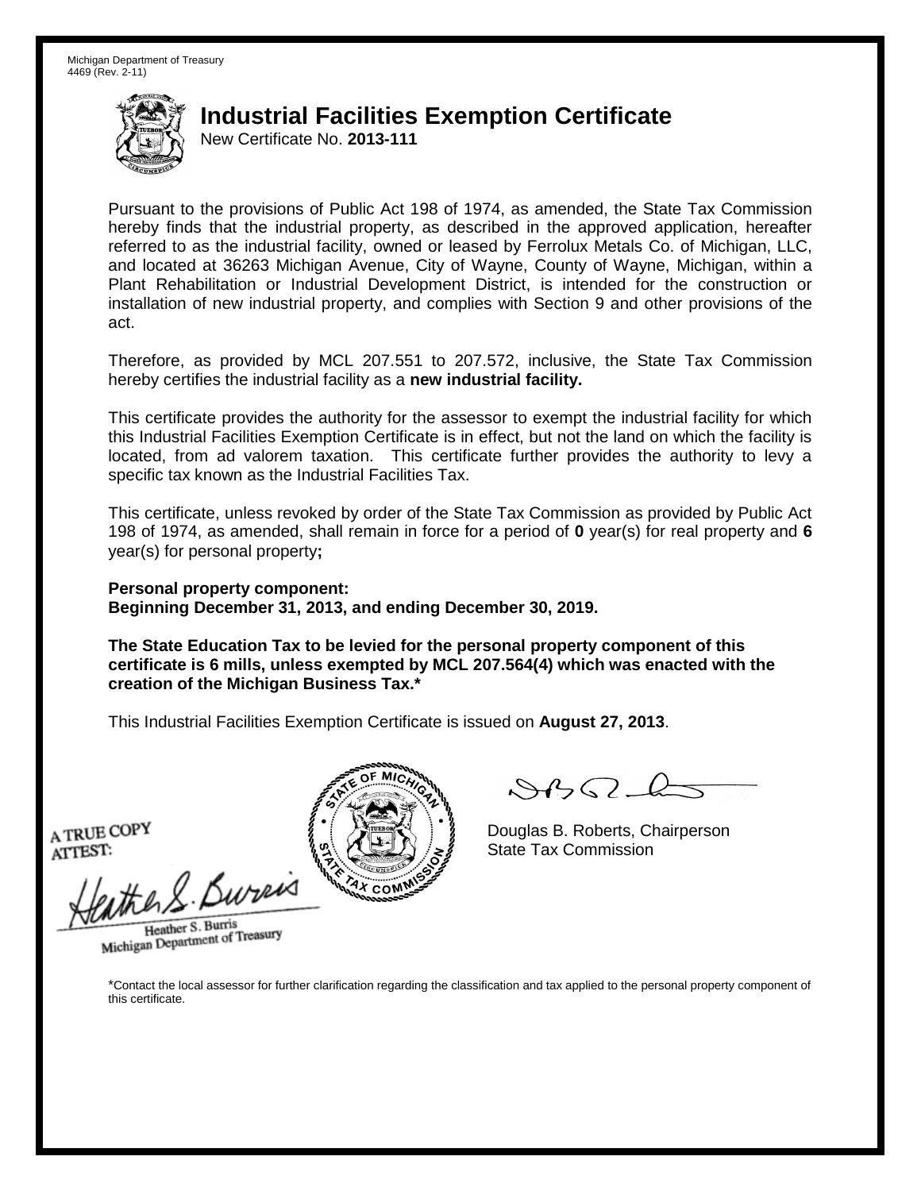Michigan Department of Treasury
4469 (Rev. 2-11)

# Industrial Facilities Exemption Certificate

New Certificate No. **2013-111**

Pursuant to the provisions of Public Act 198 of 1974, as amended, the State Tax Commission hereby finds that the industrial property, as described in the approved application, hereafter referred to as the industrial facility, owned or leased by Ferrolux Metals Co. of Michigan, LLC, and located at 36263 Michigan Avenue, City of Wayne, County of Wayne, Michigan, within a Plant Rehabilitation or Industrial Development District, is intended for the construction or installation of new industrial property, and complies with Section 9 and other provisions of the act.

Therefore, as provided by MCL 207.551 to 207.572, inclusive, the State Tax Commission hereby certifies the industrial facility as a **new industrial facility.**

This certificate provides the authority for the assessor to exempt the industrial facility for which this Industrial Facilities Exemption Certificate is in effect, but not the land on which the facility is located, from ad valorem taxation. This certificate further provides the authority to levy a specific tax known as the Industrial Facilities Tax.

This certificate, unless revoked by order of the State Tax Commission as provided by Public Act 198 of 1974, as amended, shall remain in force for a period of **0** year(s) for real property and **6** year(s) for personal property**;**

**Personal property component:**
**Beginning December 31, 2013, and ending December 30, 2019.**

**The State Education Tax to be levied for the personal property component of this certificate is 6 mills, unless exempted by MCL 207.564(4) which was enacted with the creation of the Michigan Business Tax.***

This Industrial Facilities Exemption Certificate is issued on **August 27, 2013**.

A TRUE COPY
ATTEST:

Heather S. Burris
Michigan Department of Treasury

Douglas B. Roberts, Chairperson
State Tax Commission

*Contact the local assessor for further clarification regarding the classification and tax applied to the personal property component of this certificate.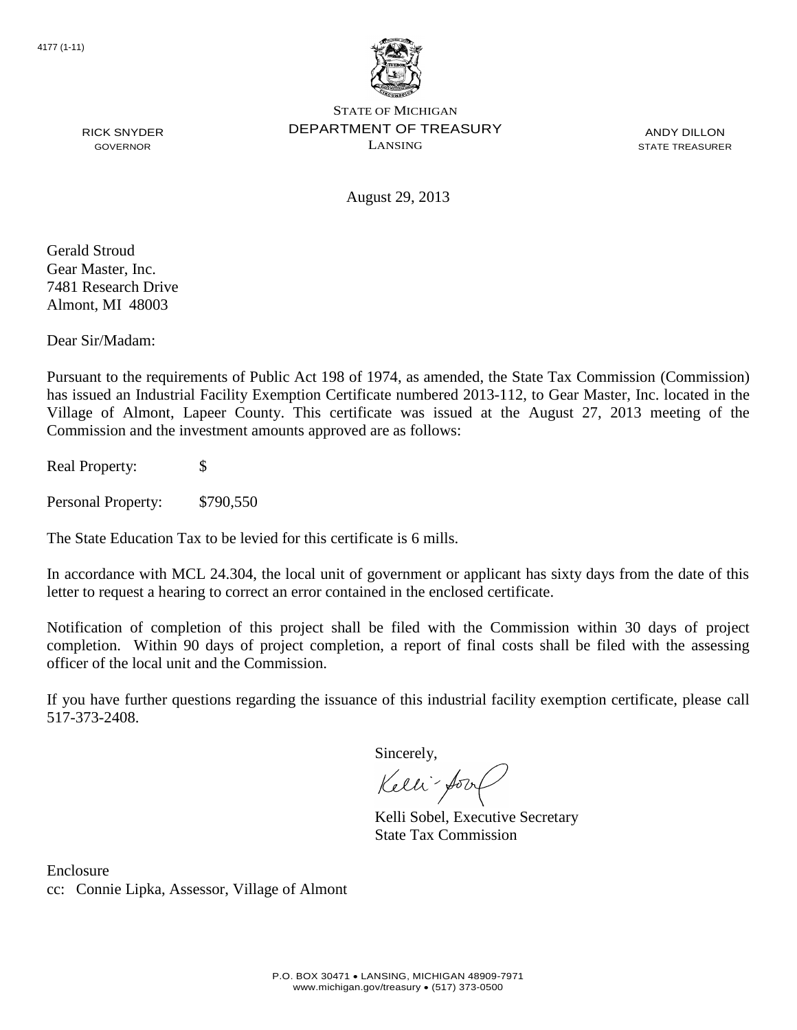4177 (1-11)

STATE OF MICHIGAN
DEPARTMENT OF TREASURY
LANSING

RICK SNYDER
GOVERNOR

ANDY DILLON
STATE TREASURER

August 29, 2013

Gerald Stroud
Gear Master, Inc.
7481 Research Drive
Almont, MI 48003

Dear Sir/Madam:

Pursuant to the requirements of Public Act 198 of 1974, as amended, the State Tax Commission (Commission) has issued an Industrial Facility Exemption Certificate numbered 2013-112, to Gear Master, Inc. located in the Village of Almont, Lapeer County. This certificate was issued at the August 27, 2013 meeting of the Commission and the investment amounts approved are as follows:

Real Property: $

Personal Property: $790,550

The State Education Tax to be levied for this certificate is 6 mills.

In accordance with MCL 24.304, the local unit of government or applicant has sixty days from the date of this letter to request a hearing to correct an error contained in the enclosed certificate.

Notification of completion of this project shall be filed with the Commission within 30 days of project completion. Within 90 days of project completion, a report of final costs shall be filed with the assessing officer of the local unit and the Commission.

If you have further questions regarding the issuance of this industrial facility exemption certificate, please call 517-373-2408.

Sincerely,

Kelli Sobel, Executive Secretary
State Tax Commission

Enclosure
cc: Connie Lipka, Assessor, Village of Almont

P.O. BOX 30471 • LANSING, MICHIGAN 48909-7971
www.michigan.gov/treasury • (517) 373-0500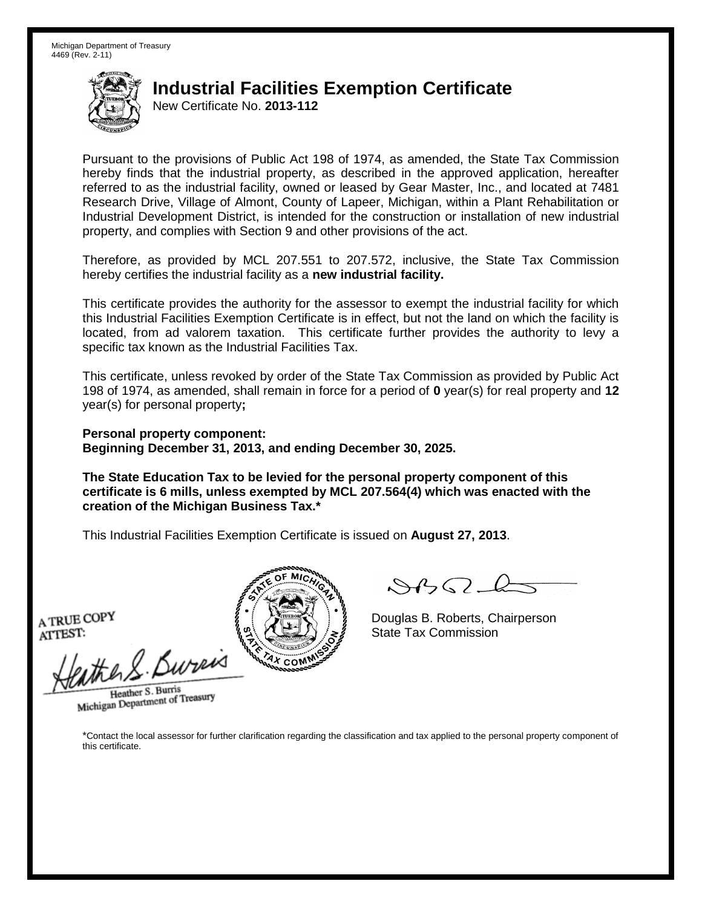Michigan Department of Treasury
4469 (Rev. 2-11)

# Industrial Facilities Exemption Certificate

New Certificate No. **2013-112**

Pursuant to the provisions of Public Act 198 of 1974, as amended, the State Tax Commission hereby finds that the industrial property, as described in the approved application, hereafter referred to as the industrial facility, owned or leased by Gear Master, Inc., and located at 7481 Research Drive, Village of Almont, County of Lapeer, Michigan, within a Plant Rehabilitation or Industrial Development District, is intended for the construction or installation of new industrial property, and complies with Section 9 and other provisions of the act.

Therefore, as provided by MCL 207.551 to 207.572, inclusive, the State Tax Commission hereby certifies the industrial facility as a **new industrial facility.**

This certificate provides the authority for the assessor to exempt the industrial facility for which this Industrial Facilities Exemption Certificate is in effect, but not the land on which the facility is located, from ad valorem taxation. This certificate further provides the authority to levy a specific tax known as the Industrial Facilities Tax.

This certificate, unless revoked by order of the State Tax Commission as provided by Public Act 198 of 1974, as amended, shall remain in force for a period of **0** year(s) for real property and **12** year(s) for personal property**;**

**Personal property component:**
**Beginning December 31, 2013, and ending December 30, 2025.**

**The State Education Tax to be levied for the personal property component of this certificate is 6 mills, unless exempted by MCL 207.564(4) which was enacted with the creation of the Michigan Business Tax.***

This Industrial Facilities Exemption Certificate is issued on **August 27, 2013**.

A TRUE COPY
ATTEST:

Heather S. Burris
Michigan Department of Treasury

Douglas B. Roberts, Chairperson
State Tax Commission

*Contact the local assessor for further clarification regarding the classification and tax applied to the personal property component of this certificate.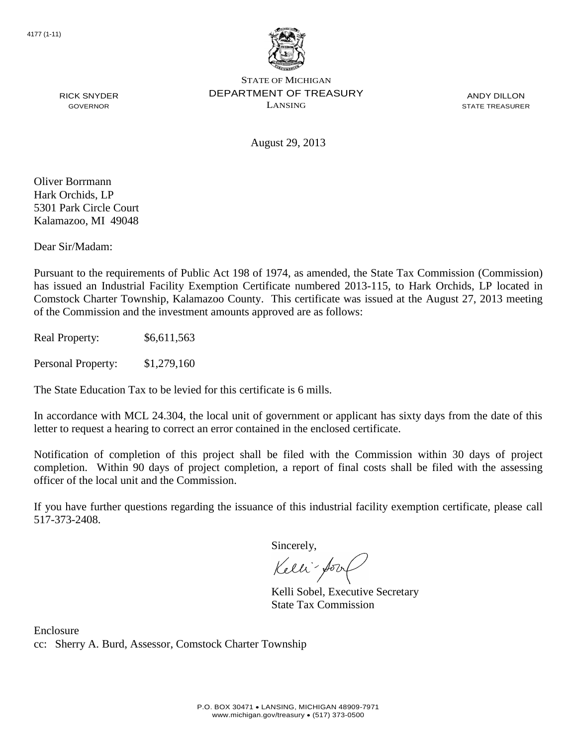4177 (1-11)

STATE OF MICHIGAN
DEPARTMENT OF TREASURY
LANSING

RICK SNYDER
GOVERNOR

ANDY DILLON
STATE TREASURER

August 29, 2013

Oliver Borrmann
Hark Orchids, LP
5301 Park Circle Court
Kalamazoo, MI 49048

Dear Sir/Madam:

Pursuant to the requirements of Public Act 198 of 1974, as amended, the State Tax Commission (Commission) has issued an Industrial Facility Exemption Certificate numbered 2013-115, to Hark Orchids, LP located in Comstock Charter Township, Kalamazoo County. This certificate was issued at the August 27, 2013 meeting of the Commission and the investment amounts approved are as follows:

Real Property: $6,611,563

Personal Property: $1,279,160

The State Education Tax to be levied for this certificate is 6 mills.

In accordance with MCL 24.304, the local unit of government or applicant has sixty days from the date of this letter to request a hearing to correct an error contained in the enclosed certificate.

Notification of completion of this project shall be filed with the Commission within 30 days of project completion. Within 90 days of project completion, a report of final costs shall be filed with the assessing officer of the local unit and the Commission.

If you have further questions regarding the issuance of this industrial facility exemption certificate, please call 517-373-2408.

Sincerely,

Kelli Sobel, Executive Secretary
State Tax Commission

Enclosure
cc: Sherry A. Burd, Assessor, Comstock Charter Township

P.O. BOX 30471 • LANSING, MICHIGAN 48909-7971
www.michigan.gov/treasury • (517) 373-0500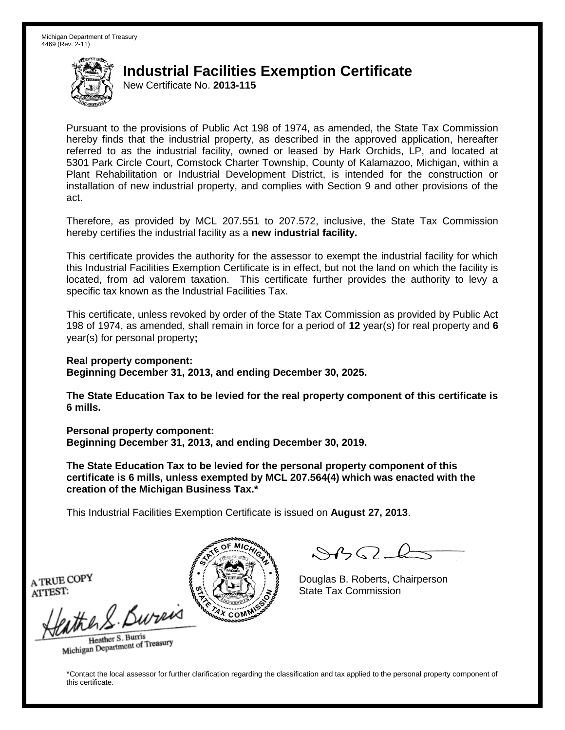Michigan Department of Treasury
4469 (Rev. 2-11)

# Industrial Facilities Exemption Certificate

New Certificate No. **2013-115**

Pursuant to the provisions of Public Act 198 of 1974, as amended, the State Tax Commission hereby finds that the industrial property, as described in the approved application, hereafter referred to as the industrial facility, owned or leased by Hark Orchids, LP, and located at 5301 Park Circle Court, Comstock Charter Township, County of Kalamazoo, Michigan, within a Plant Rehabilitation or Industrial Development District, is intended for the construction or installation of new industrial property, and complies with Section 9 and other provisions of the act.

Therefore, as provided by MCL 207.551 to 207.572, inclusive, the State Tax Commission hereby certifies the industrial facility as a **new industrial facility.**

This certificate provides the authority for the assessor to exempt the industrial facility for which this Industrial Facilities Exemption Certificate is in effect, but not the land on which the facility is located, from ad valorem taxation. This certificate further provides the authority to levy a specific tax known as the Industrial Facilities Tax.

This certificate, unless revoked by order of the State Tax Commission as provided by Public Act 198 of 1974, as amended, shall remain in force for a period of **12** year(s) for real property and **6** year(s) for personal property**;**

**Real property component:**
**Beginning December 31, 2013, and ending December 30, 2025.**

**The State Education Tax to be levied for the real property component of this certificate is 6 mills.**

**Personal property component:**
**Beginning December 31, 2013, and ending December 30, 2019.**

**The State Education Tax to be levied for the personal property component of this certificate is 6 mills, unless exempted by MCL 207.564(4) which was enacted with the creation of the Michigan Business Tax.***

This Industrial Facilities Exemption Certificate is issued on **August 27, 2013**.

A TRUE COPY
ATTEST:

Heather S. Burris
Michigan Department of Treasury

Douglas B. Roberts, Chairperson
State Tax Commission

*Contact the local assessor for further clarification regarding the classification and tax applied to the personal property component of this certificate.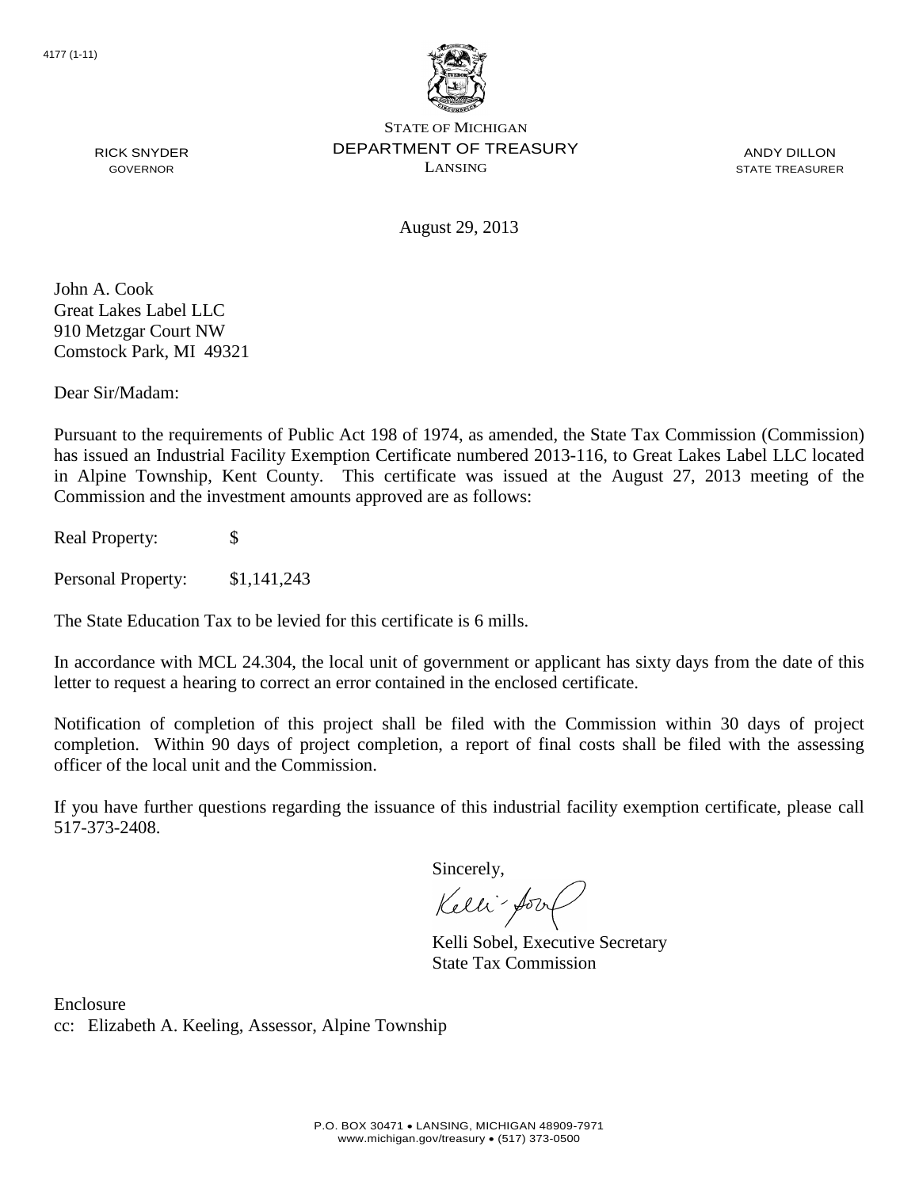4177 (1-11)

STATE OF MICHIGAN
DEPARTMENT OF TREASURY
LANSING

RICK SNYDER
GOVERNOR

ANDY DILLON
STATE TREASURER

August 29, 2013

John A. Cook
Great Lakes Label LLC
910 Metzgar Court NW
Comstock Park, MI 49321

Dear Sir/Madam:

Pursuant to the requirements of Public Act 198 of 1974, as amended, the State Tax Commission (Commission) has issued an Industrial Facility Exemption Certificate numbered 2013-116, to Great Lakes Label LLC located in Alpine Township, Kent County. This certificate was issued at the August 27, 2013 meeting of the Commission and the investment amounts approved are as follows:

Real Property: $

Personal Property: $1,141,243

The State Education Tax to be levied for this certificate is 6 mills.

In accordance with MCL 24.304, the local unit of government or applicant has sixty days from the date of this letter to request a hearing to correct an error contained in the enclosed certificate.

Notification of completion of this project shall be filed with the Commission within 30 days of project completion. Within 90 days of project completion, a report of final costs shall be filed with the assessing officer of the local unit and the Commission.

If you have further questions regarding the issuance of this industrial facility exemption certificate, please call 517-373-2408.

Sincerely,

Kelli Sobel, Executive Secretary
State Tax Commission

Enclosure
cc: Elizabeth A. Keeling, Assessor, Alpine Township

P.O. BOX 30471 • LANSING, MICHIGAN 48909-7971
www.michigan.gov/treasury • (517) 373-0500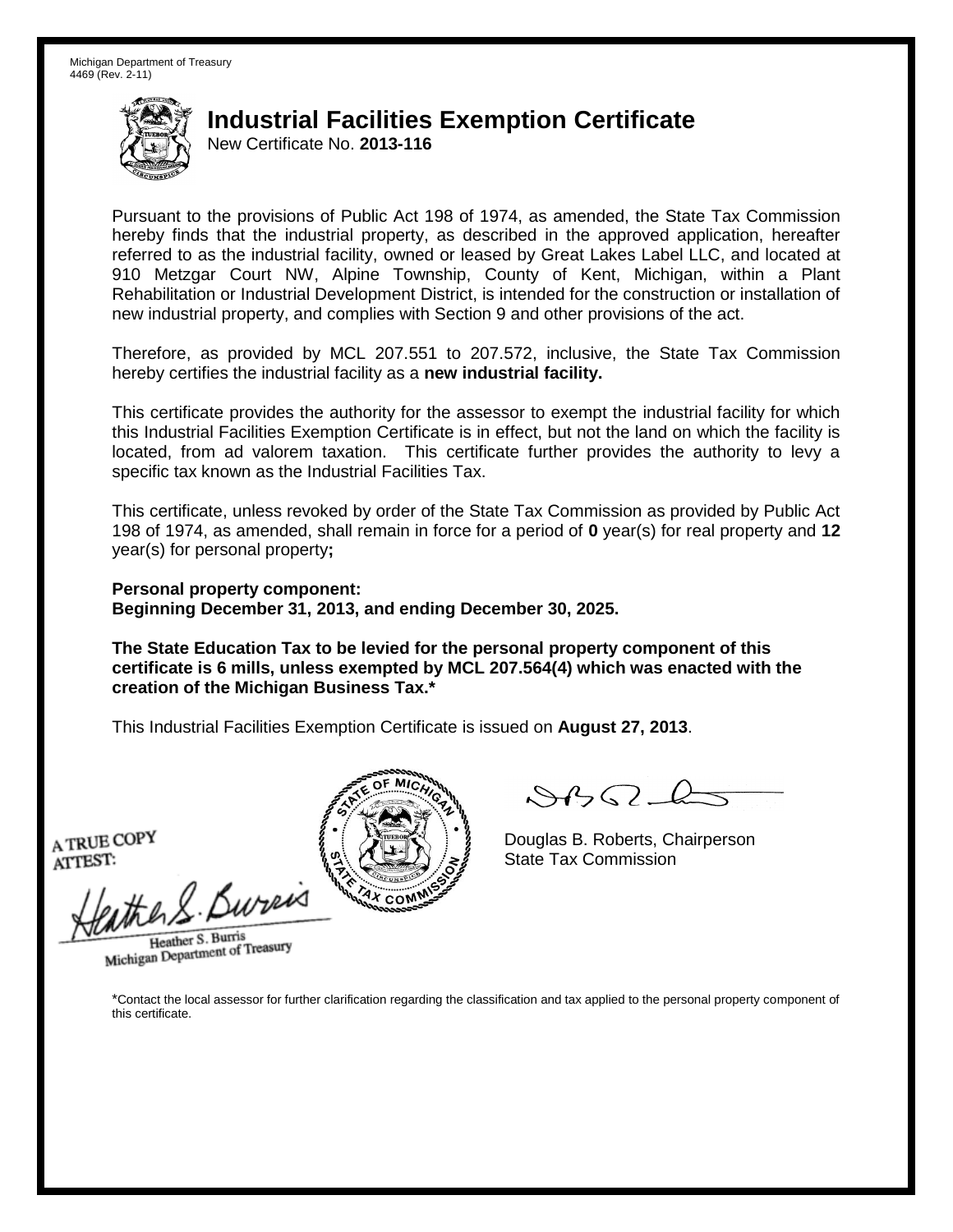Michigan Department of Treasury
4469 (Rev. 2-11)

# Industrial Facilities Exemption Certificate

New Certificate No. **2013-116**

Pursuant to the provisions of Public Act 198 of 1974, as amended, the State Tax Commission hereby finds that the industrial property, as described in the approved application, hereafter referred to as the industrial facility, owned or leased by Great Lakes Label LLC, and located at 910 Metzgar Court NW, Alpine Township, County of Kent, Michigan, within a Plant Rehabilitation or Industrial Development District, is intended for the construction or installation of new industrial property, and complies with Section 9 and other provisions of the act.

Therefore, as provided by MCL 207.551 to 207.572, inclusive, the State Tax Commission hereby certifies the industrial facility as a **new industrial facility.**

This certificate provides the authority for the assessor to exempt the industrial facility for which this Industrial Facilities Exemption Certificate is in effect, but not the land on which the facility is located, from ad valorem taxation. This certificate further provides the authority to levy a specific tax known as the Industrial Facilities Tax.

This certificate, unless revoked by order of the State Tax Commission as provided by Public Act 198 of 1974, as amended, shall remain in force for a period of **0** year(s) for real property and **12** year(s) for personal property**;**

**Personal property component:**
**Beginning December 31, 2013, and ending December 30, 2025.**

**The State Education Tax to be levied for the personal property component of this certificate is 6 mills, unless exempted by MCL 207.564(4) which was enacted with the creation of the Michigan Business Tax.***

This Industrial Facilities Exemption Certificate is issued on **August 27, 2013**.

A TRUE COPY
ATTEST:

Heather S. Burris
Michigan Department of Treasury

Douglas B. Roberts, Chairperson
State Tax Commission

*Contact the local assessor for further clarification regarding the classification and tax applied to the personal property component of this certificate.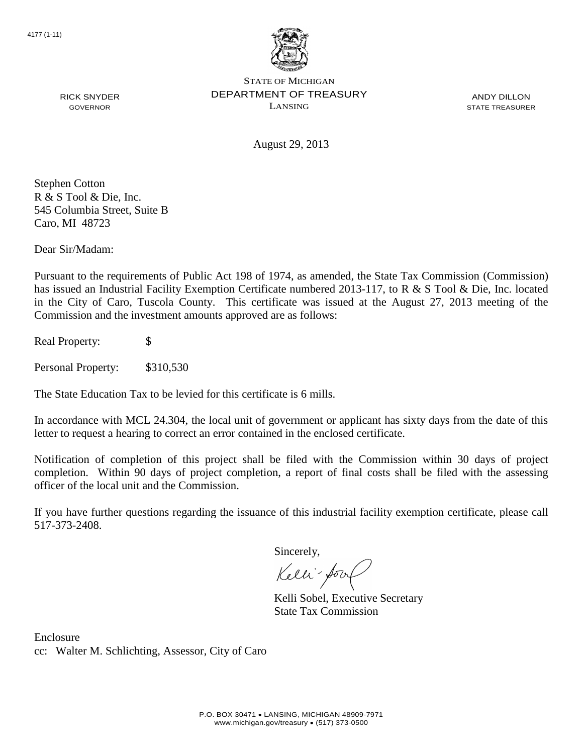4177 (1-11)

STATE OF MICHIGAN
DEPARTMENT OF TREASURY
LANSING

RICK SNYDER
GOVERNOR

ANDY DILLON
STATE TREASURER

August 29, 2013

Stephen Cotton
R & S Tool & Die, Inc.
545 Columbia Street, Suite B
Caro, MI 48723

Dear Sir/Madam:

Pursuant to the requirements of Public Act 198 of 1974, as amended, the State Tax Commission (Commission) has issued an Industrial Facility Exemption Certificate numbered 2013-117, to R & S Tool & Die, Inc. located in the City of Caro, Tuscola County. This certificate was issued at the August 27, 2013 meeting of the Commission and the investment amounts approved are as follows:

Real Property: $

Personal Property: $310,530

The State Education Tax to be levied for this certificate is 6 mills.

In accordance with MCL 24.304, the local unit of government or applicant has sixty days from the date of this letter to request a hearing to correct an error contained in the enclosed certificate.

Notification of completion of this project shall be filed with the Commission within 30 days of project completion. Within 90 days of project completion, a report of final costs shall be filed with the assessing officer of the local unit and the Commission.

If you have further questions regarding the issuance of this industrial facility exemption certificate, please call 517-373-2408.

Sincerely,

Kelli Sobel, Executive Secretary
State Tax Commission

Enclosure
cc: Walter M. Schlichting, Assessor, City of Caro

P.O. BOX 30471 • LANSING, MICHIGAN 48909-7971
www.michigan.gov/treasury • (517) 373-0500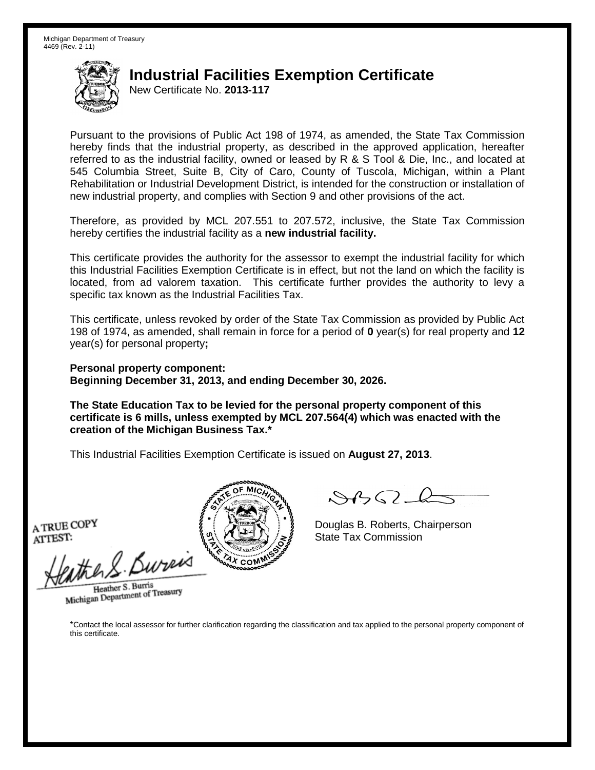Michigan Department of Treasury
4469 (Rev. 2-11)

# Industrial Facilities Exemption Certificate

New Certificate No. **2013-117**

Pursuant to the provisions of Public Act 198 of 1974, as amended, the State Tax Commission hereby finds that the industrial property, as described in the approved application, hereafter referred to as the industrial facility, owned or leased by R & S Tool & Die, Inc., and located at 545 Columbia Street, Suite B, City of Caro, County of Tuscola, Michigan, within a Plant Rehabilitation or Industrial Development District, is intended for the construction or installation of new industrial property, and complies with Section 9 and other provisions of the act.

Therefore, as provided by MCL 207.551 to 207.572, inclusive, the State Tax Commission hereby certifies the industrial facility as a **new industrial facility.**

This certificate provides the authority for the assessor to exempt the industrial facility for which this Industrial Facilities Exemption Certificate is in effect, but not the land on which the facility is located, from ad valorem taxation. This certificate further provides the authority to levy a specific tax known as the Industrial Facilities Tax.

This certificate, unless revoked by order of the State Tax Commission as provided by Public Act 198 of 1974, as amended, shall remain in force for a period of **0** year(s) for real property and **12** year(s) for personal property**;**

**Personal property component:**
**Beginning December 31, 2013, and ending December 30, 2026.**

**The State Education Tax to be levied for the personal property component of this certificate is 6 mills, unless exempted by MCL 207.564(4) which was enacted with the creation of the Michigan Business Tax.***

This Industrial Facilities Exemption Certificate is issued on **August 27, 2013**.

A TRUE COPY
ATTEST:

Heather S. Burris
Michigan Department of Treasury

Douglas B. Roberts, Chairperson
State Tax Commission

*Contact the local assessor for further clarification regarding the classification and tax applied to the personal property component of this certificate.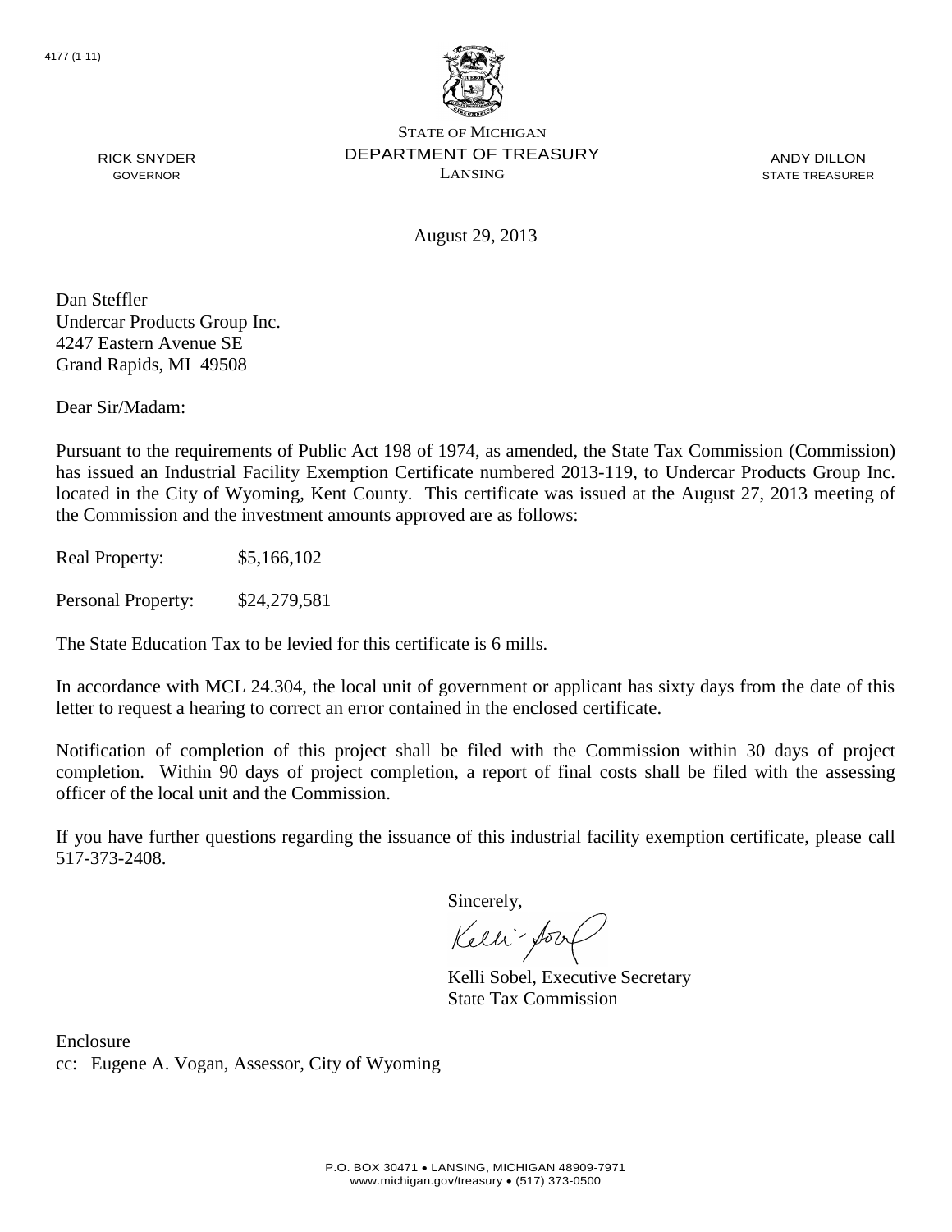4177 (1-11)

STATE OF MICHIGAN
DEPARTMENT OF TREASURY
LANSING

RICK SNYDER
GOVERNOR

ANDY DILLON
STATE TREASURER

August 29, 2013

Dan Steffler
Undercar Products Group Inc.
4247 Eastern Avenue SE
Grand Rapids, MI 49508

Dear Sir/Madam:

Pursuant to the requirements of Public Act 198 of 1974, as amended, the State Tax Commission (Commission) has issued an Industrial Facility Exemption Certificate numbered 2013-119, to Undercar Products Group Inc. located in the City of Wyoming, Kent County. This certificate was issued at the August 27, 2013 meeting of the Commission and the investment amounts approved are as follows:

Real Property: $5,166,102

Personal Property: $24,279,581

The State Education Tax to be levied for this certificate is 6 mills.

In accordance with MCL 24.304, the local unit of government or applicant has sixty days from the date of this letter to request a hearing to correct an error contained in the enclosed certificate.

Notification of completion of this project shall be filed with the Commission within 30 days of project completion. Within 90 days of project completion, a report of final costs shall be filed with the assessing officer of the local unit and the Commission.

If you have further questions regarding the issuance of this industrial facility exemption certificate, please call 517-373-2408.

Sincerely,

Kelli Sobel, Executive Secretary
State Tax Commission

Enclosure
cc: Eugene A. Vogan, Assessor, City of Wyoming

P.O. BOX 30471 • LANSING, MICHIGAN 48909-7971
www.michigan.gov/treasury • (517) 373-0500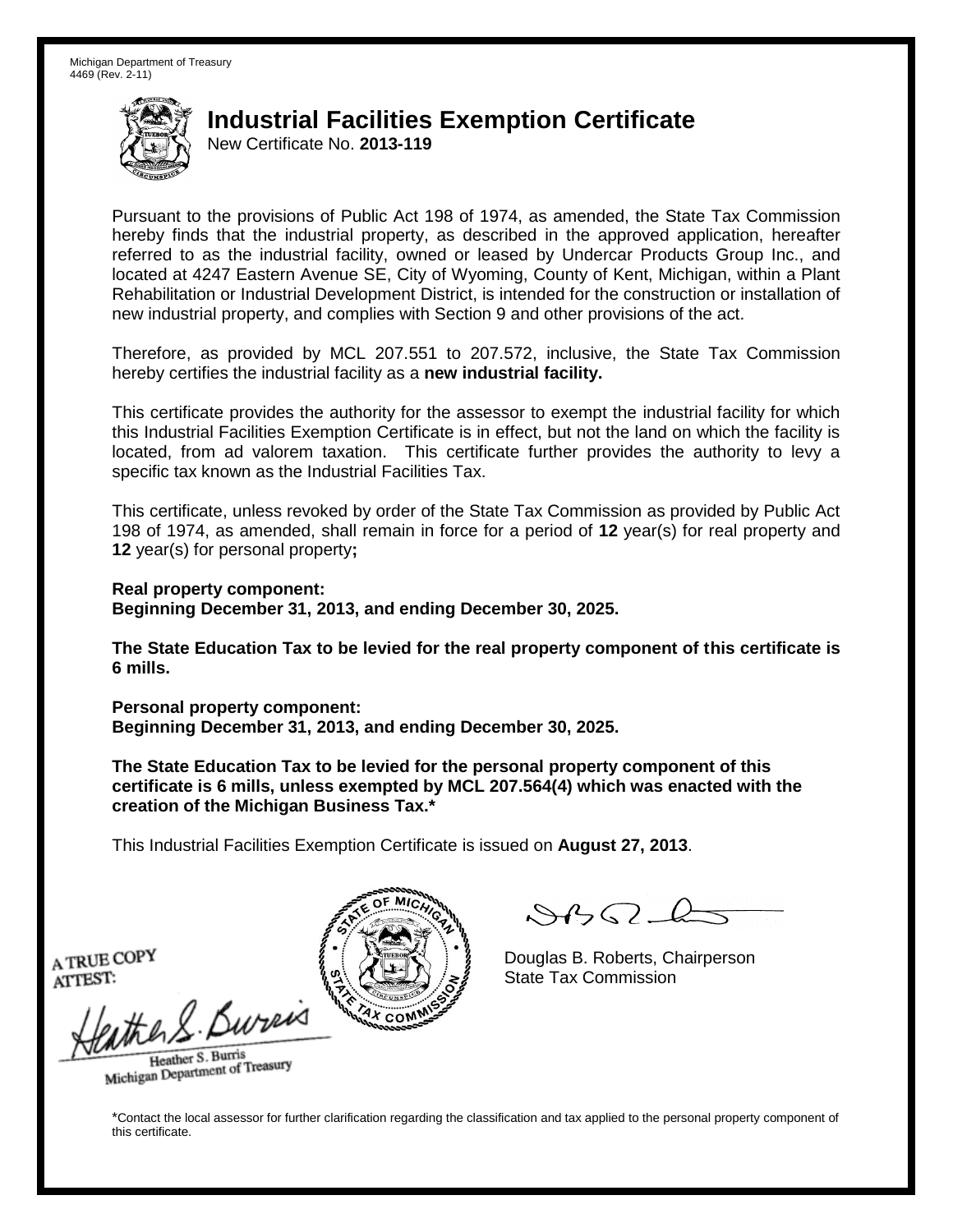Michigan Department of Treasury
4469 (Rev. 2-11)

# Industrial Facilities Exemption Certificate

New Certificate No. **2013-119**

Pursuant to the provisions of Public Act 198 of 1974, as amended, the State Tax Commission hereby finds that the industrial property, as described in the approved application, hereafter referred to as the industrial facility, owned or leased by Undercar Products Group Inc., and located at 4247 Eastern Avenue SE, City of Wyoming, County of Kent, Michigan, within a Plant Rehabilitation or Industrial Development District, is intended for the construction or installation of new industrial property, and complies with Section 9 and other provisions of the act.

Therefore, as provided by MCL 207.551 to 207.572, inclusive, the State Tax Commission hereby certifies the industrial facility as a **new industrial facility.**

This certificate provides the authority for the assessor to exempt the industrial facility for which this Industrial Facilities Exemption Certificate is in effect, but not the land on which the facility is located, from ad valorem taxation. This certificate further provides the authority to levy a specific tax known as the Industrial Facilities Tax.

This certificate, unless revoked by order of the State Tax Commission as provided by Public Act 198 of 1974, as amended, shall remain in force for a period of **12** year(s) for real property and **12** year(s) for personal property**;**

**Real property component:**
**Beginning December 31, 2013, and ending December 30, 2025.**

**The State Education Tax to be levied for the real property component of this certificate is 6 mills.**

**Personal property component:**
**Beginning December 31, 2013, and ending December 30, 2025.**

**The State Education Tax to be levied for the personal property component of this certificate is 6 mills, unless exempted by MCL 207.564(4) which was enacted with the creation of the Michigan Business Tax.***

This Industrial Facilities Exemption Certificate is issued on **August 27, 2013**.

A TRUE COPY
ATTEST:

Heather S. Burris
Michigan Department of Treasury

Douglas B. Roberts, Chairperson
State Tax Commission

*Contact the local assessor for further clarification regarding the classification and tax applied to the personal property component of this certificate.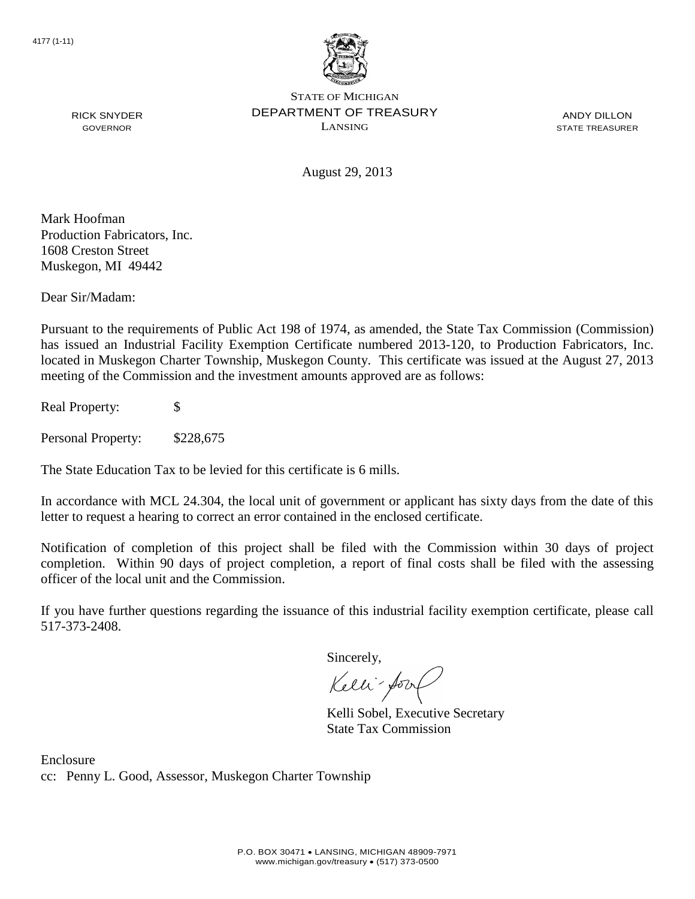4177 (1-11)

STATE OF MICHIGAN
DEPARTMENT OF TREASURY
LANSING

RICK SNYDER
GOVERNOR

ANDY DILLON
STATE TREASURER

August 29, 2013

Mark Hoofman
Production Fabricators, Inc.
1608 Creston Street
Muskegon, MI 49442

Dear Sir/Madam:

Pursuant to the requirements of Public Act 198 of 1974, as amended, the State Tax Commission (Commission) has issued an Industrial Facility Exemption Certificate numbered 2013-120, to Production Fabricators, Inc. located in Muskegon Charter Township, Muskegon County. This certificate was issued at the August 27, 2013 meeting of the Commission and the investment amounts approved are as follows:

Real Property: $

Personal Property: $228,675

The State Education Tax to be levied for this certificate is 6 mills.

In accordance with MCL 24.304, the local unit of government or applicant has sixty days from the date of this letter to request a hearing to correct an error contained in the enclosed certificate.

Notification of completion of this project shall be filed with the Commission within 30 days of project completion. Within 90 days of project completion, a report of final costs shall be filed with the assessing officer of the local unit and the Commission.

If you have further questions regarding the issuance of this industrial facility exemption certificate, please call 517-373-2408.

Sincerely,

Kelli Sobel, Executive Secretary
State Tax Commission

Enclosure
cc: Penny L. Good, Assessor, Muskegon Charter Township

P.O. BOX 30471 • LANSING, MICHIGAN 48909-7971
www.michigan.gov/treasury • (517) 373-0500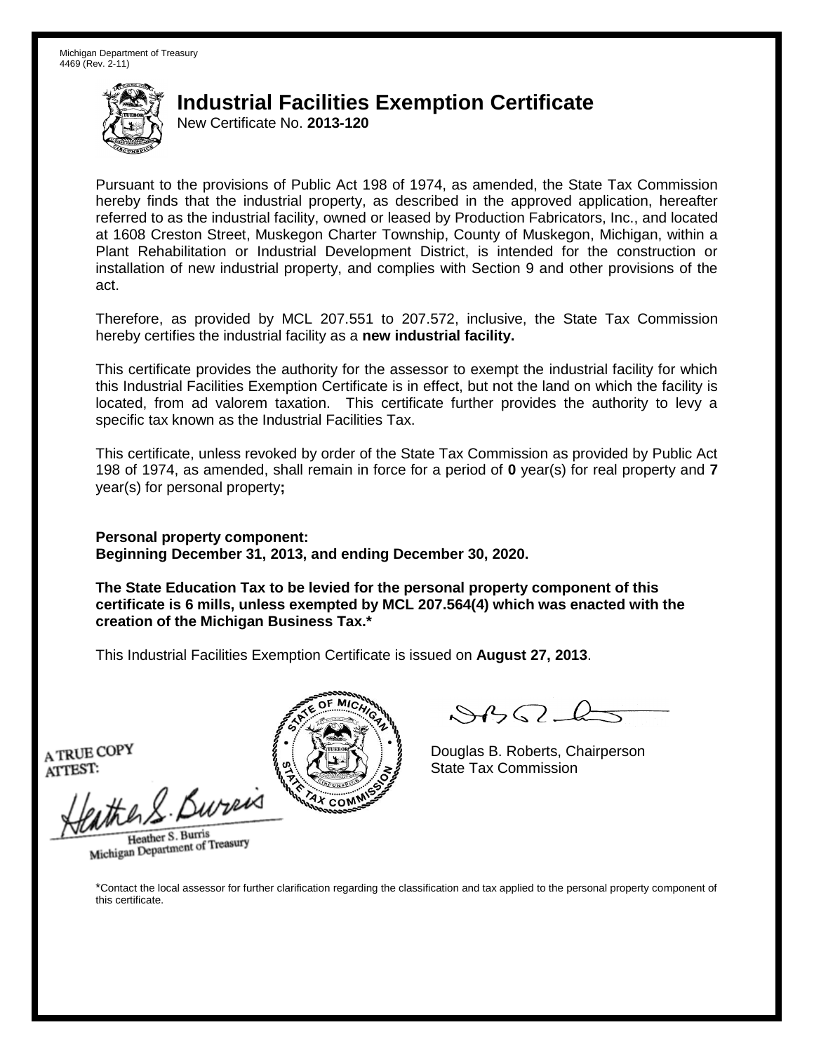Michigan Department of Treasury
4469 (Rev. 2-11)

# Industrial Facilities Exemption Certificate

New Certificate No. **2013-120**

Pursuant to the provisions of Public Act 198 of 1974, as amended, the State Tax Commission hereby finds that the industrial property, as described in the approved application, hereafter referred to as the industrial facility, owned or leased by Production Fabricators, Inc., and located at 1608 Creston Street, Muskegon Charter Township, County of Muskegon, Michigan, within a Plant Rehabilitation or Industrial Development District, is intended for the construction or installation of new industrial property, and complies with Section 9 and other provisions of the act.

Therefore, as provided by MCL 207.551 to 207.572, inclusive, the State Tax Commission hereby certifies the industrial facility as a **new industrial facility.**

This certificate provides the authority for the assessor to exempt the industrial facility for which this Industrial Facilities Exemption Certificate is in effect, but not the land on which the facility is located, from ad valorem taxation. This certificate further provides the authority to levy a specific tax known as the Industrial Facilities Tax.

This certificate, unless revoked by order of the State Tax Commission as provided by Public Act 198 of 1974, as amended, shall remain in force for a period of **0** year(s) for real property and **7** year(s) for personal property**;**

**Personal property component:**
**Beginning December 31, 2013, and ending December 30, 2020.**

**The State Education Tax to be levied for the personal property component of this certificate is 6 mills, unless exempted by MCL 207.564(4) which was enacted with the creation of the Michigan Business Tax.***

This Industrial Facilities Exemption Certificate is issued on **August 27, 2013**.

A TRUE COPY
ATTEST:

Heather S. Burris
Michigan Department of Treasury

Douglas B. Roberts, Chairperson
State Tax Commission

*Contact the local assessor for further clarification regarding the classification and tax applied to the personal property component of this certificate.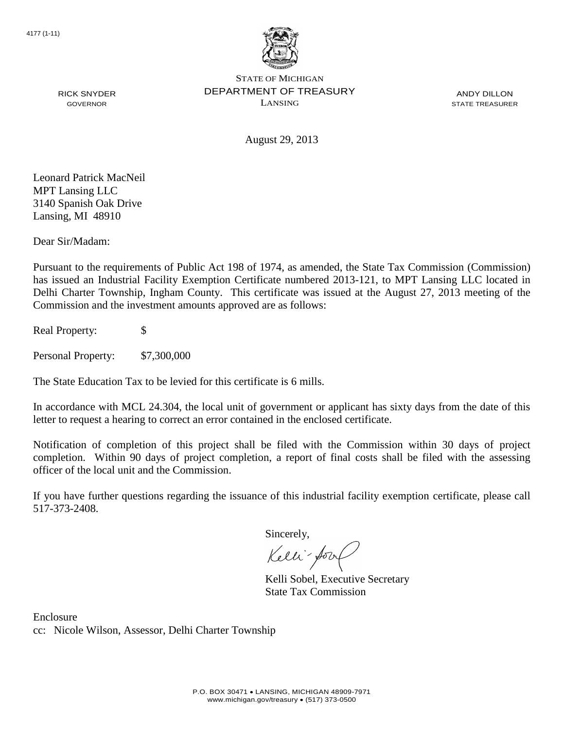4177 (1-11)

STATE OF MICHIGAN
DEPARTMENT OF TREASURY
LANSING

RICK SNYDER
GOVERNOR

ANDY DILLON
STATE TREASURER

August 29, 2013

Leonard Patrick MacNeil
MPT Lansing LLC
3140 Spanish Oak Drive
Lansing, MI 48910

Dear Sir/Madam:

Pursuant to the requirements of Public Act 198 of 1974, as amended, the State Tax Commission (Commission) has issued an Industrial Facility Exemption Certificate numbered 2013-121, to MPT Lansing LLC located in Delhi Charter Township, Ingham County. This certificate was issued at the August 27, 2013 meeting of the Commission and the investment amounts approved are as follows:

Real Property: $

Personal Property: $7,300,000

The State Education Tax to be levied for this certificate is 6 mills.

In accordance with MCL 24.304, the local unit of government or applicant has sixty days from the date of this letter to request a hearing to correct an error contained in the enclosed certificate.

Notification of completion of this project shall be filed with the Commission within 30 days of project completion. Within 90 days of project completion, a report of final costs shall be filed with the assessing officer of the local unit and the Commission.

If you have further questions regarding the issuance of this industrial facility exemption certificate, please call 517-373-2408.

Sincerely,

Kelli Sobel, Executive Secretary
State Tax Commission

Enclosure
cc: Nicole Wilson, Assessor, Delhi Charter Township

P.O. BOX 30471 • LANSING, MICHIGAN 48909-7971
www.michigan.gov/treasury • (517) 373-0500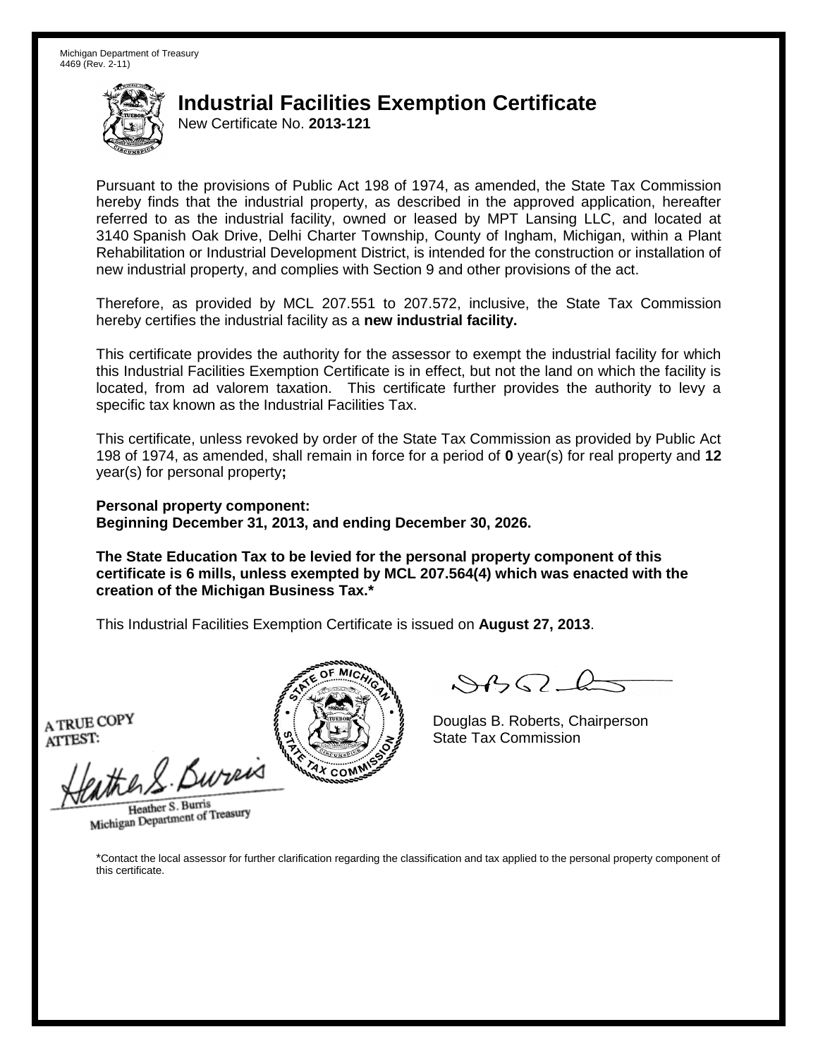Michigan Department of Treasury
4469 (Rev. 2-11)

# Industrial Facilities Exemption Certificate

New Certificate No. **2013-121**

Pursuant to the provisions of Public Act 198 of 1974, as amended, the State Tax Commission hereby finds that the industrial property, as described in the approved application, hereafter referred to as the industrial facility, owned or leased by MPT Lansing LLC, and located at 3140 Spanish Oak Drive, Delhi Charter Township, County of Ingham, Michigan, within a Plant Rehabilitation or Industrial Development District, is intended for the construction or installation of new industrial property, and complies with Section 9 and other provisions of the act.

Therefore, as provided by MCL 207.551 to 207.572, inclusive, the State Tax Commission hereby certifies the industrial facility as a **new industrial facility.**

This certificate provides the authority for the assessor to exempt the industrial facility for which this Industrial Facilities Exemption Certificate is in effect, but not the land on which the facility is located, from ad valorem taxation. This certificate further provides the authority to levy a specific tax known as the Industrial Facilities Tax.

This certificate, unless revoked by order of the State Tax Commission as provided by Public Act 198 of 1974, as amended, shall remain in force for a period of **0** year(s) for real property and **12** year(s) for personal property**;**

**Personal property component:**
**Beginning December 31, 2013, and ending December 30, 2026.**

**The State Education Tax to be levied for the personal property component of this certificate is 6 mills, unless exempted by MCL 207.564(4) which was enacted with the creation of the Michigan Business Tax.***

This Industrial Facilities Exemption Certificate is issued on **August 27, 2013**.

A TRUE COPY
ATTEST:

Heather S. Burris
Michigan Department of Treasury

Douglas B. Roberts, Chairperson
State Tax Commission

*Contact the local assessor for further clarification regarding the classification and tax applied to the personal property component of this certificate.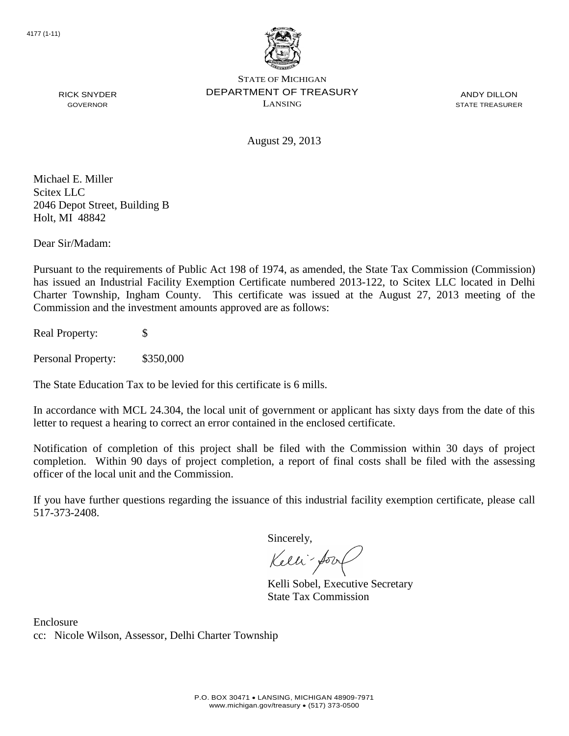4177 (1-11)

STATE OF MICHIGAN
DEPARTMENT OF TREASURY
LANSING

RICK SNYDER
GOVERNOR

ANDY DILLON
STATE TREASURER

August 29, 2013

Michael E. Miller
Scitex LLC
2046 Depot Street, Building B
Holt, MI 48842

Dear Sir/Madam:

Pursuant to the requirements of Public Act 198 of 1974, as amended, the State Tax Commission (Commission) has issued an Industrial Facility Exemption Certificate numbered 2013-122, to Scitex LLC located in Delhi Charter Township, Ingham County. This certificate was issued at the August 27, 2013 meeting of the Commission and the investment amounts approved are as follows:

Real Property: $

Personal Property: $350,000

The State Education Tax to be levied for this certificate is 6 mills.

In accordance with MCL 24.304, the local unit of government or applicant has sixty days from the date of this letter to request a hearing to correct an error contained in the enclosed certificate.

Notification of completion of this project shall be filed with the Commission within 30 days of project completion. Within 90 days of project completion, a report of final costs shall be filed with the assessing officer of the local unit and the Commission.

If you have further questions regarding the issuance of this industrial facility exemption certificate, please call 517-373-2408.

Sincerely,

Kelli Sobel, Executive Secretary
State Tax Commission

Enclosure
cc: Nicole Wilson, Assessor, Delhi Charter Township

P.O. BOX 30471 • LANSING, MICHIGAN 48909-7971
www.michigan.gov/treasury • (517) 373-0500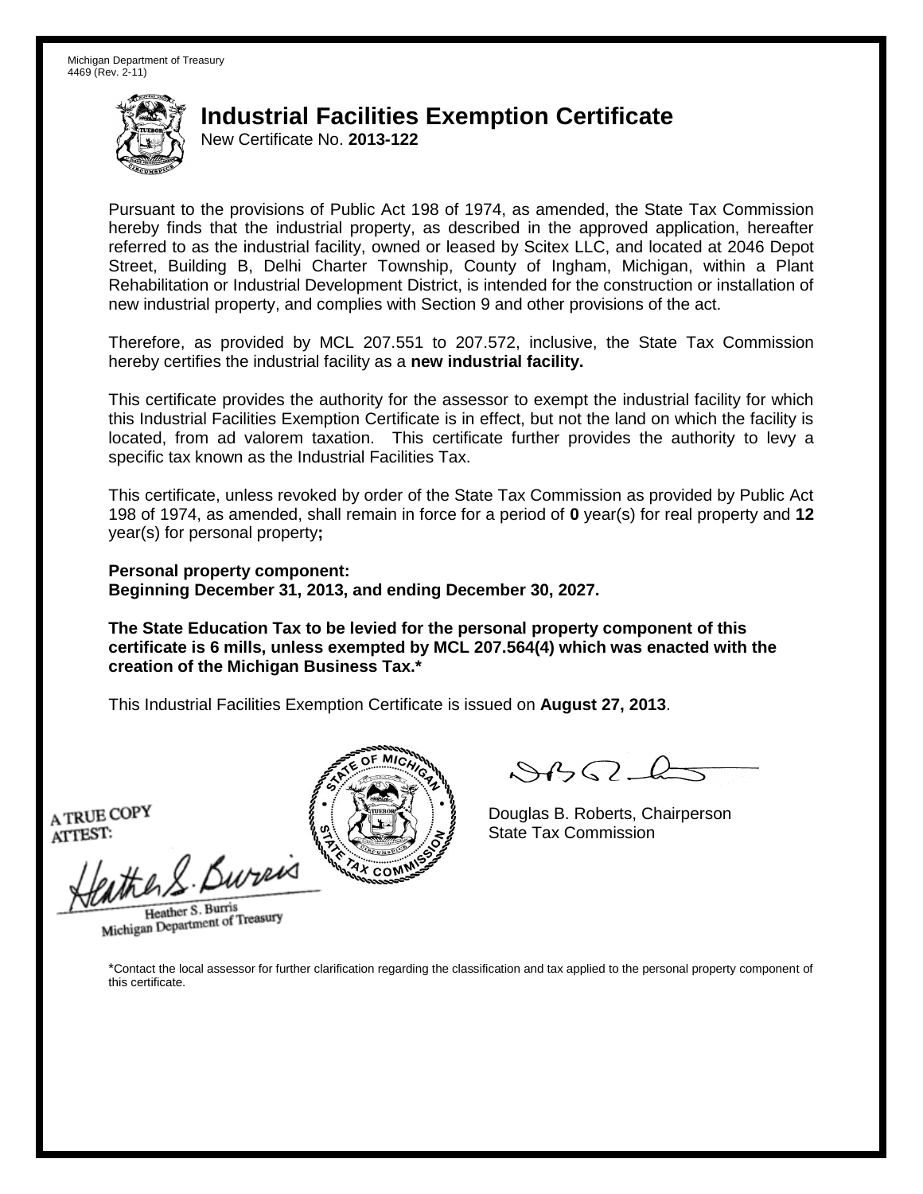Michigan Department of Treasury
4469 (Rev. 2-11)

# Industrial Facilities Exemption Certificate

New Certificate No. **2013-122**

Pursuant to the provisions of Public Act 198 of 1974, as amended, the State Tax Commission hereby finds that the industrial property, as described in the approved application, hereafter referred to as the industrial facility, owned or leased by Scitex LLC, and located at 2046 Depot Street, Building B, Delhi Charter Township, County of Ingham, Michigan, within a Plant Rehabilitation or Industrial Development District, is intended for the construction or installation of new industrial property, and complies with Section 9 and other provisions of the act.

Therefore, as provided by MCL 207.551 to 207.572, inclusive, the State Tax Commission hereby certifies the industrial facility as a **new industrial facility.**

This certificate provides the authority for the assessor to exempt the industrial facility for which this Industrial Facilities Exemption Certificate is in effect, but not the land on which the facility is located, from ad valorem taxation. This certificate further provides the authority to levy a specific tax known as the Industrial Facilities Tax.

This certificate, unless revoked by order of the State Tax Commission as provided by Public Act 198 of 1974, as amended, shall remain in force for a period of **0** year(s) for real property and **12** year(s) for personal property**;**

**Personal property component:**
**Beginning December 31, 2013, and ending December 30, 2027.**

**The State Education Tax to be levied for the personal property component of this certificate is 6 mills, unless exempted by MCL 207.564(4) which was enacted with the creation of the Michigan Business Tax.***

This Industrial Facilities Exemption Certificate is issued on **August 27, 2013**.

A TRUE COPY
ATTEST:

Heather S. Burris
Michigan Department of Treasury

Douglas B. Roberts, Chairperson
State Tax Commission

*Contact the local assessor for further clarification regarding the classification and tax applied to the personal property component of this certificate.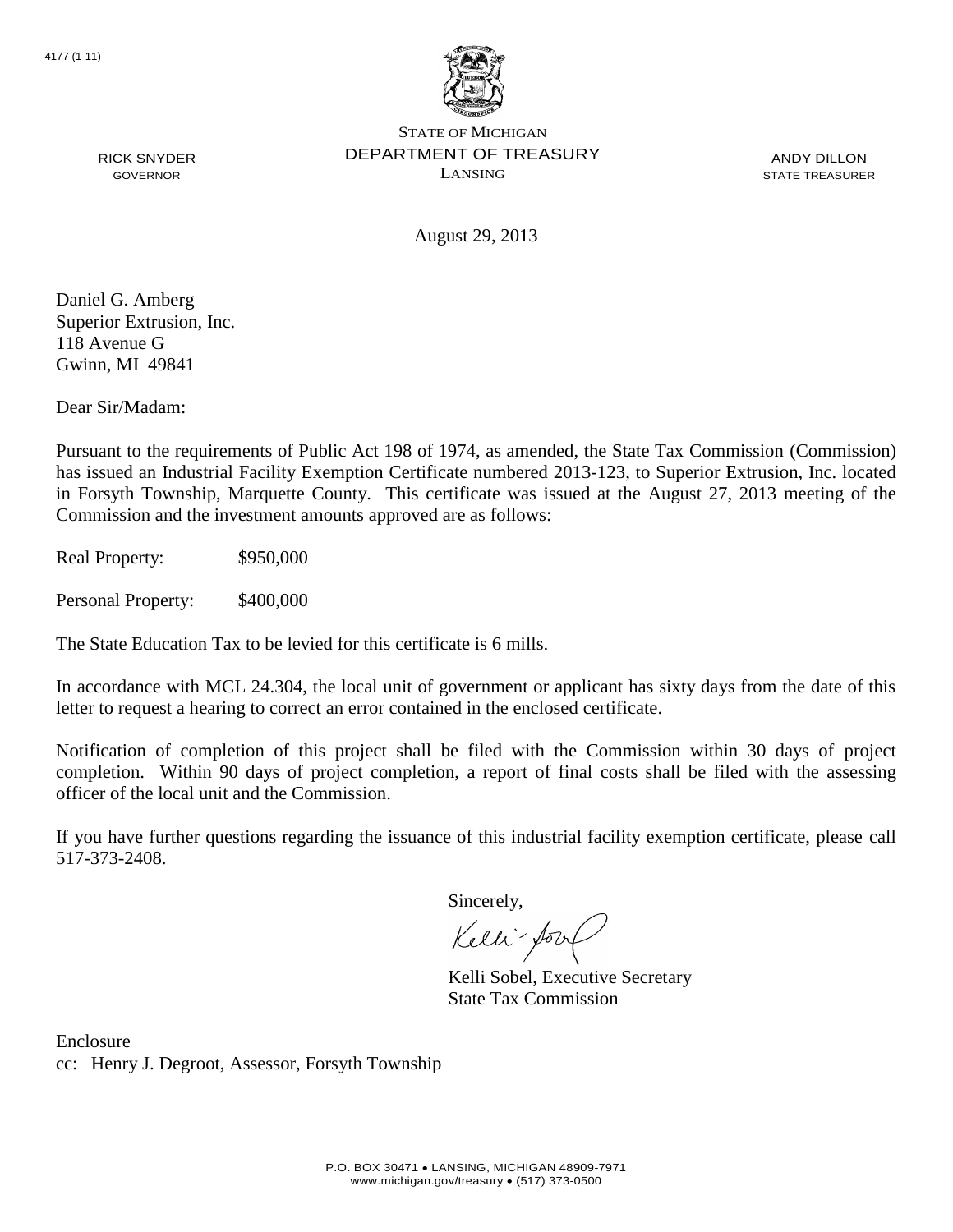4177 (1-11)

STATE OF MICHIGAN
DEPARTMENT OF TREASURY
LANSING

RICK SNYDER
GOVERNOR

ANDY DILLON
STATE TREASURER

August 29, 2013

Daniel G. Amberg
Superior Extrusion, Inc.
118 Avenue G
Gwinn, MI 49841

Dear Sir/Madam:

Pursuant to the requirements of Public Act 198 of 1974, as amended, the State Tax Commission (Commission) has issued an Industrial Facility Exemption Certificate numbered 2013-123, to Superior Extrusion, Inc. located in Forsyth Township, Marquette County. This certificate was issued at the August 27, 2013 meeting of the Commission and the investment amounts approved are as follows:

Real Property: $950,000

Personal Property: $400,000

The State Education Tax to be levied for this certificate is 6 mills.

In accordance with MCL 24.304, the local unit of government or applicant has sixty days from the date of this letter to request a hearing to correct an error contained in the enclosed certificate.

Notification of completion of this project shall be filed with the Commission within 30 days of project completion. Within 90 days of project completion, a report of final costs shall be filed with the assessing officer of the local unit and the Commission.

If you have further questions regarding the issuance of this industrial facility exemption certificate, please call 517-373-2408.

Sincerely,

Kelli Sobel, Executive Secretary
State Tax Commission

Enclosure
cc: Henry J. Degroot, Assessor, Forsyth Township

P.O. BOX 30471 • LANSING, MICHIGAN 48909-7971
www.michigan.gov/treasury • (517) 373-0500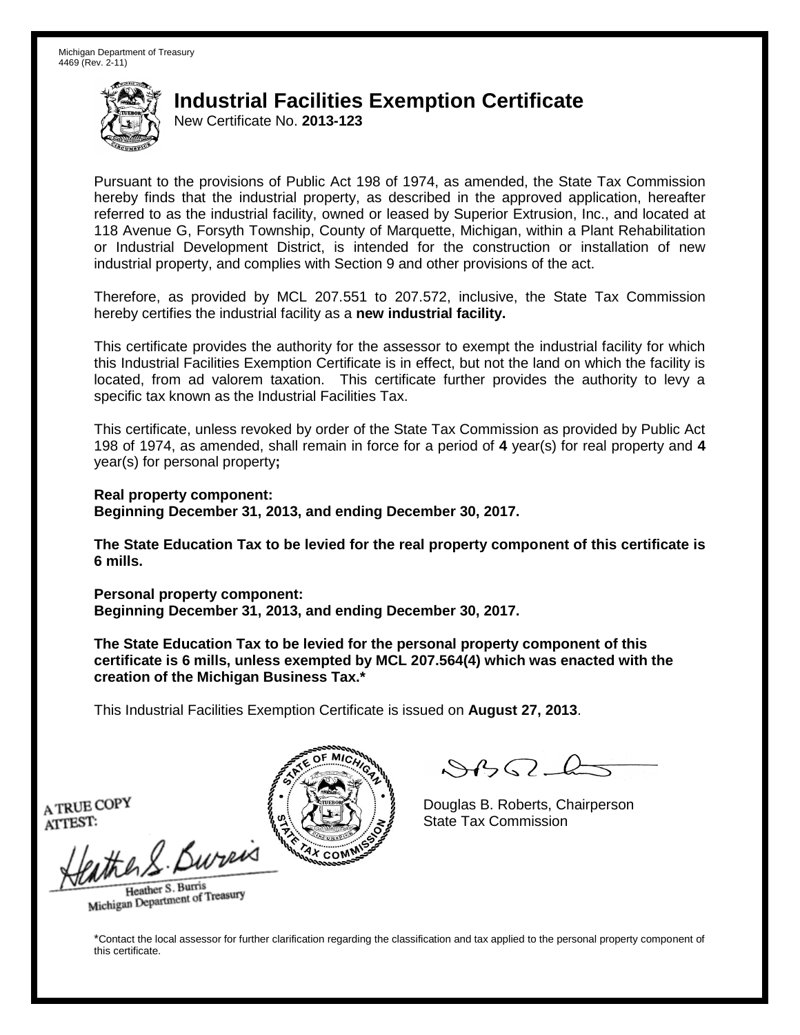Michigan Department of Treasury
4469 (Rev. 2-11)

# Industrial Facilities Exemption Certificate

New Certificate No. **2013-123**

Pursuant to the provisions of Public Act 198 of 1974, as amended, the State Tax Commission hereby finds that the industrial property, as described in the approved application, hereafter referred to as the industrial facility, owned or leased by Superior Extrusion, Inc., and located at 118 Avenue G, Forsyth Township, County of Marquette, Michigan, within a Plant Rehabilitation or Industrial Development District, is intended for the construction or installation of new industrial property, and complies with Section 9 and other provisions of the act.

Therefore, as provided by MCL 207.551 to 207.572, inclusive, the State Tax Commission hereby certifies the industrial facility as a **new industrial facility.**

This certificate provides the authority for the assessor to exempt the industrial facility for which this Industrial Facilities Exemption Certificate is in effect, but not the land on which the facility is located, from ad valorem taxation. This certificate further provides the authority to levy a specific tax known as the Industrial Facilities Tax.

This certificate, unless revoked by order of the State Tax Commission as provided by Public Act 198 of 1974, as amended, shall remain in force for a period of **4** year(s) for real property and **4** year(s) for personal property**;**

**Real property component:**
**Beginning December 31, 2013, and ending December 30, 2017.**

**The State Education Tax to be levied for the real property component of this certificate is 6 mills.**

**Personal property component:**
**Beginning December 31, 2013, and ending December 30, 2017.**

**The State Education Tax to be levied for the personal property component of this certificate is 6 mills, unless exempted by MCL 207.564(4) which was enacted with the creation of the Michigan Business Tax.***

This Industrial Facilities Exemption Certificate is issued on **August 27, 2013**.

A TRUE COPY
ATTEST:

Heather S. Burris
Michigan Department of Treasury

Douglas B. Roberts, Chairperson
State Tax Commission

*Contact the local assessor for further clarification regarding the classification and tax applied to the personal property component of this certificate.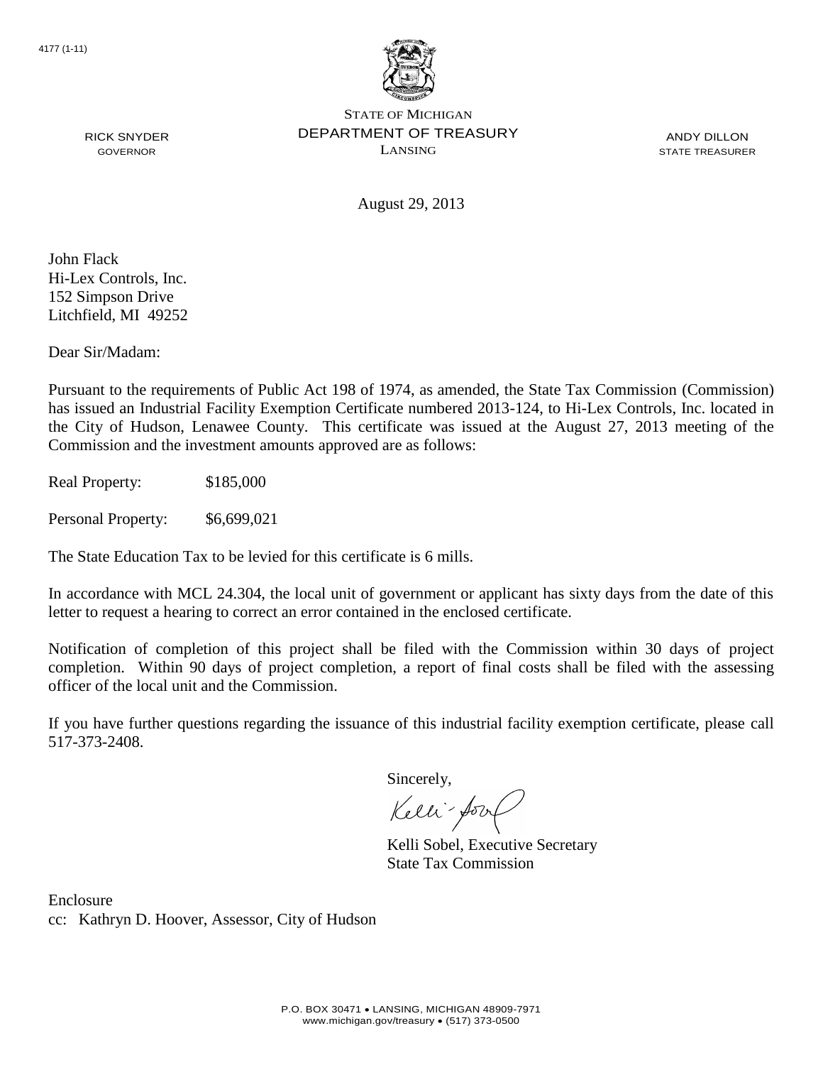4177 (1-11)

STATE OF MICHIGAN
DEPARTMENT OF TREASURY
LANSING

RICK SNYDER
GOVERNOR

ANDY DILLON
STATE TREASURER

August 29, 2013

John Flack
Hi-Lex Controls, Inc.
152 Simpson Drive
Litchfield, MI 49252

Dear Sir/Madam:

Pursuant to the requirements of Public Act 198 of 1974, as amended, the State Tax Commission (Commission) has issued an Industrial Facility Exemption Certificate numbered 2013-124, to Hi-Lex Controls, Inc. located in the City of Hudson, Lenawee County. This certificate was issued at the August 27, 2013 meeting of the Commission and the investment amounts approved are as follows:

Real Property: $185,000

Personal Property: $6,699,021

The State Education Tax to be levied for this certificate is 6 mills.

In accordance with MCL 24.304, the local unit of government or applicant has sixty days from the date of this letter to request a hearing to correct an error contained in the enclosed certificate.

Notification of completion of this project shall be filed with the Commission within 30 days of project completion. Within 90 days of project completion, a report of final costs shall be filed with the assessing officer of the local unit and the Commission.

If you have further questions regarding the issuance of this industrial facility exemption certificate, please call 517-373-2408.

Sincerely,

Kelli Sobel, Executive Secretary
State Tax Commission

Enclosure
cc: Kathryn D. Hoover, Assessor, City of Hudson

P.O. BOX 30471 • LANSING, MICHIGAN 48909-7971
www.michigan.gov/treasury • (517) 373-0500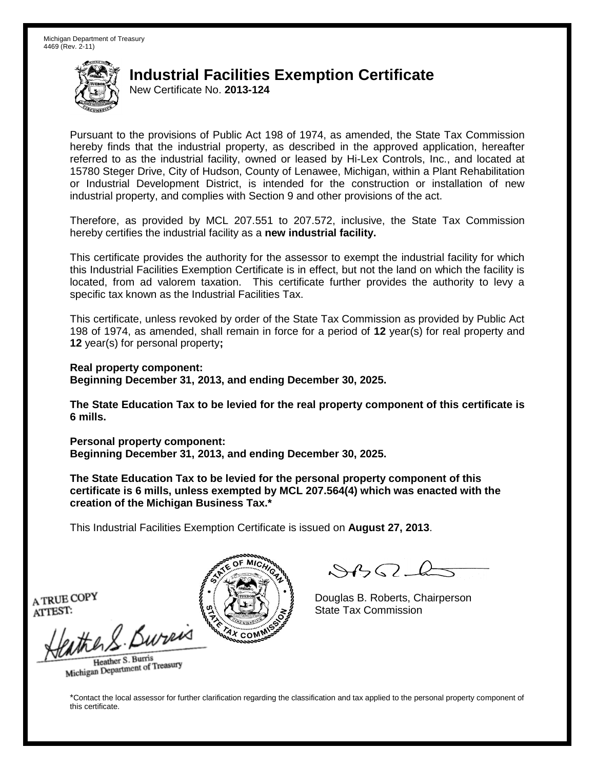Michigan Department of Treasury
4469 (Rev. 2-11)

# Industrial Facilities Exemption Certificate

New Certificate No. **2013-124**

Pursuant to the provisions of Public Act 198 of 1974, as amended, the State Tax Commission hereby finds that the industrial property, as described in the approved application, hereafter referred to as the industrial facility, owned or leased by Hi-Lex Controls, Inc., and located at 15780 Steger Drive, City of Hudson, County of Lenawee, Michigan, within a Plant Rehabilitation or Industrial Development District, is intended for the construction or installation of new industrial property, and complies with Section 9 and other provisions of the act.

Therefore, as provided by MCL 207.551 to 207.572, inclusive, the State Tax Commission hereby certifies the industrial facility as a **new industrial facility.**

This certificate provides the authority for the assessor to exempt the industrial facility for which this Industrial Facilities Exemption Certificate is in effect, but not the land on which the facility is located, from ad valorem taxation. This certificate further provides the authority to levy a specific tax known as the Industrial Facilities Tax.

This certificate, unless revoked by order of the State Tax Commission as provided by Public Act 198 of 1974, as amended, shall remain in force for a period of **12** year(s) for real property and **12** year(s) for personal property**;**

**Real property component:**
**Beginning December 31, 2013, and ending December 30, 2025.**

**The State Education Tax to be levied for the real property component of this certificate is 6 mills.**

**Personal property component:**
**Beginning December 31, 2013, and ending December 30, 2025.**

**The State Education Tax to be levied for the personal property component of this certificate is 6 mills, unless exempted by MCL 207.564(4) which was enacted with the creation of the Michigan Business Tax.***

This Industrial Facilities Exemption Certificate is issued on **August 27, 2013**.

A TRUE COPY
ATTEST:

Heather S. Burris
Michigan Department of Treasury

Douglas B. Roberts, Chairperson
State Tax Commission

*Contact the local assessor for further clarification regarding the classification and tax applied to the personal property component of this certificate.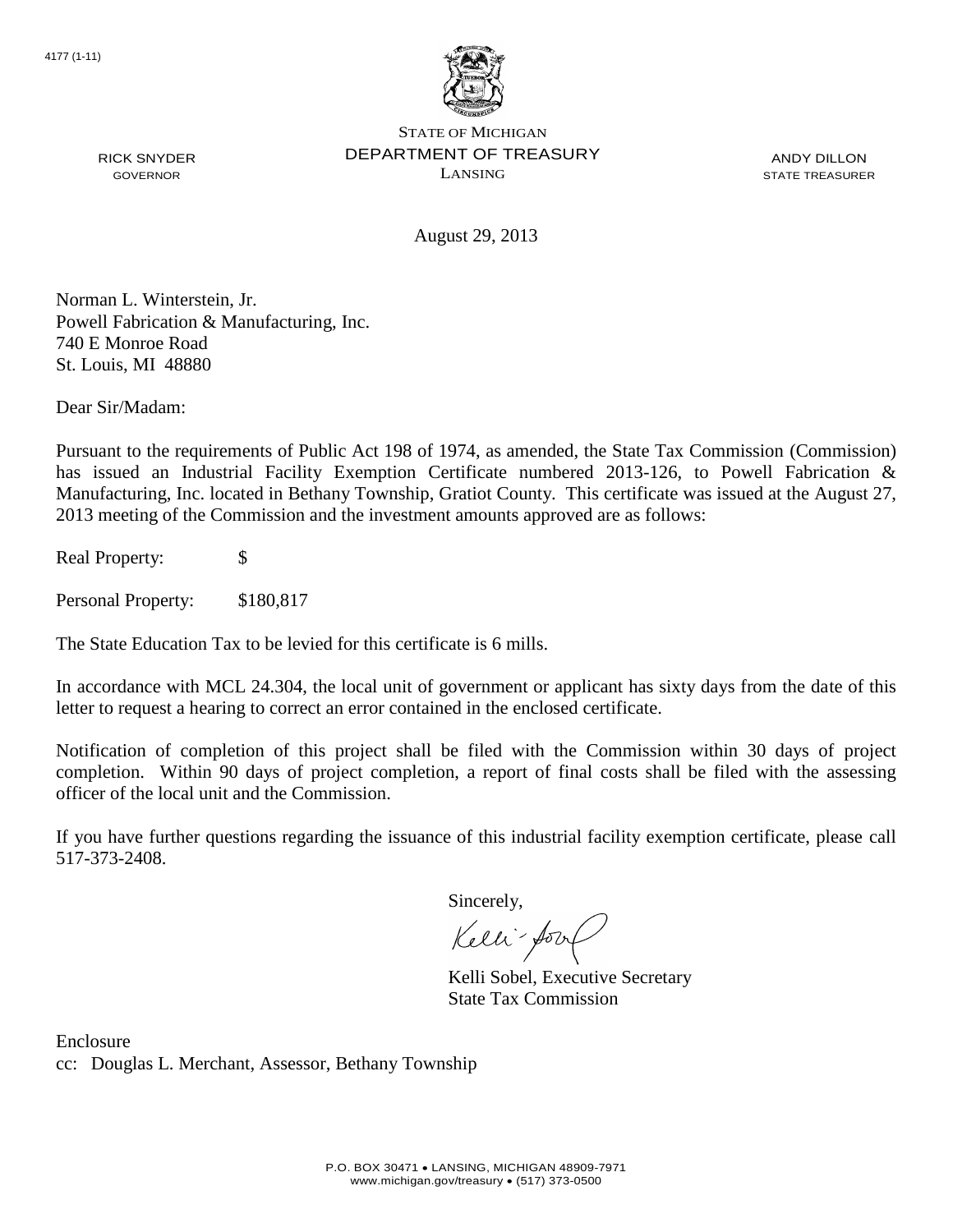4177 (1-11)

STATE OF MICHIGAN
DEPARTMENT OF TREASURY
LANSING

RICK SNYDER
GOVERNOR

ANDY DILLON
STATE TREASURER

August 29, 2013

Norman L. Winterstein, Jr.
Powell Fabrication & Manufacturing, Inc.
740 E Monroe Road
St. Louis, MI 48880

Dear Sir/Madam:

Pursuant to the requirements of Public Act 198 of 1974, as amended, the State Tax Commission (Commission) has issued an Industrial Facility Exemption Certificate numbered 2013-126, to Powell Fabrication & Manufacturing, Inc. located in Bethany Township, Gratiot County. This certificate was issued at the August 27, 2013 meeting of the Commission and the investment amounts approved are as follows:

Real Property: $

Personal Property: $180,817

The State Education Tax to be levied for this certificate is 6 mills.

In accordance with MCL 24.304, the local unit of government or applicant has sixty days from the date of this letter to request a hearing to correct an error contained in the enclosed certificate.

Notification of completion of this project shall be filed with the Commission within 30 days of project completion. Within 90 days of project completion, a report of final costs shall be filed with the assessing officer of the local unit and the Commission.

If you have further questions regarding the issuance of this industrial facility exemption certificate, please call 517-373-2408.

Sincerely,

Kelli Sobel, Executive Secretary
State Tax Commission

Enclosure
cc: Douglas L. Merchant, Assessor, Bethany Township

P.O. BOX 30471 • LANSING, MICHIGAN 48909-7971
www.michigan.gov/treasury • (517) 373-0500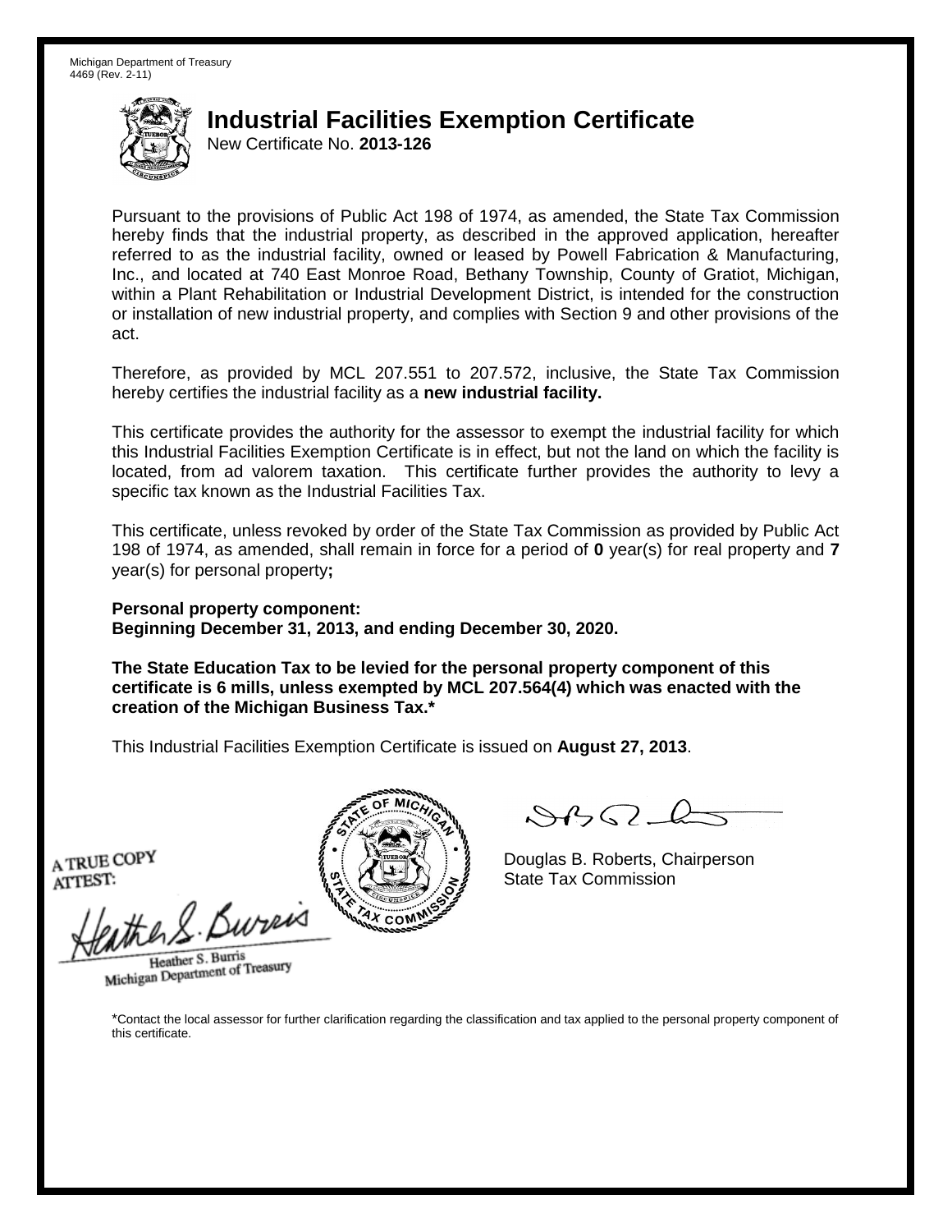Michigan Department of Treasury
4469 (Rev. 2-11)

# Industrial Facilities Exemption Certificate

New Certificate No. **2013-126**

Pursuant to the provisions of Public Act 198 of 1974, as amended, the State Tax Commission hereby finds that the industrial property, as described in the approved application, hereafter referred to as the industrial facility, owned or leased by Powell Fabrication & Manufacturing, Inc., and located at 740 East Monroe Road, Bethany Township, County of Gratiot, Michigan, within a Plant Rehabilitation or Industrial Development District, is intended for the construction or installation of new industrial property, and complies with Section 9 and other provisions of the act.

Therefore, as provided by MCL 207.551 to 207.572, inclusive, the State Tax Commission hereby certifies the industrial facility as a **new industrial facility.**

This certificate provides the authority for the assessor to exempt the industrial facility for which this Industrial Facilities Exemption Certificate is in effect, but not the land on which the facility is located, from ad valorem taxation. This certificate further provides the authority to levy a specific tax known as the Industrial Facilities Tax.

This certificate, unless revoked by order of the State Tax Commission as provided by Public Act 198 of 1974, as amended, shall remain in force for a period of **0** year(s) for real property and **7** year(s) for personal property**;**

**Personal property component:**
**Beginning December 31, 2013, and ending December 30, 2020.**

**The State Education Tax to be levied for the personal property component of this certificate is 6 mills, unless exempted by MCL 207.564(4) which was enacted with the creation of the Michigan Business Tax.***

This Industrial Facilities Exemption Certificate is issued on **August 27, 2013**.

A TRUE COPY
ATTEST:

Heather S. Burris
Michigan Department of Treasury

Douglas B. Roberts, Chairperson
State Tax Commission

*Contact the local assessor for further clarification regarding the classification and tax applied to the personal property component of this certificate.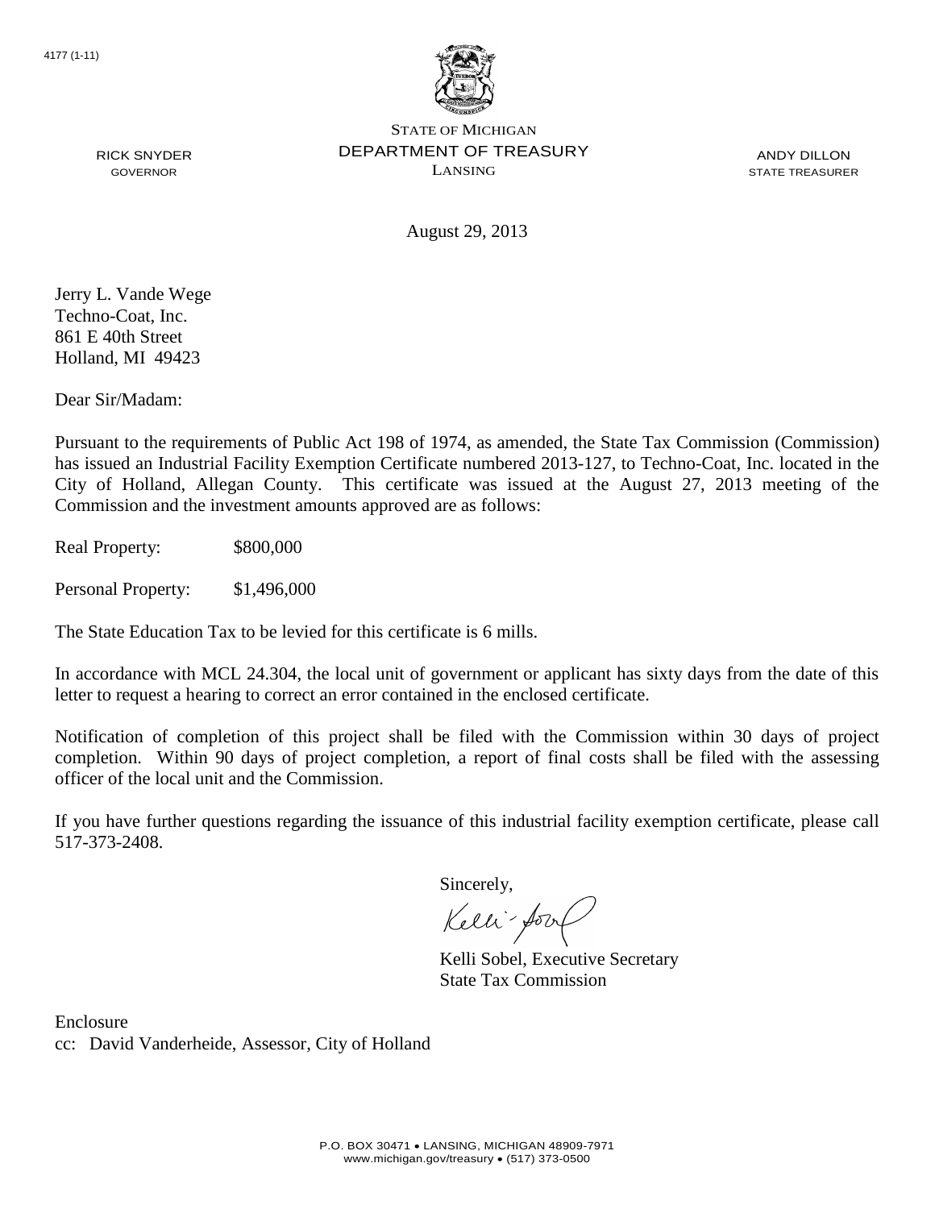4177 (1-11)

STATE OF MICHIGAN
DEPARTMENT OF TREASURY
LANSING

RICK SNYDER
GOVERNOR

ANDY DILLON
STATE TREASURER

August 29, 2013

Jerry L. Vande Wege
Techno-Coat, Inc.
861 E 40th Street
Holland, MI 49423

Dear Sir/Madam:

Pursuant to the requirements of Public Act 198 of 1974, as amended, the State Tax Commission (Commission) has issued an Industrial Facility Exemption Certificate numbered 2013-127, to Techno-Coat, Inc. located in the City of Holland, Allegan County. This certificate was issued at the August 27, 2013 meeting of the Commission and the investment amounts approved are as follows:

Real Property: $800,000

Personal Property: $1,496,000

The State Education Tax to be levied for this certificate is 6 mills.

In accordance with MCL 24.304, the local unit of government or applicant has sixty days from the date of this letter to request a hearing to correct an error contained in the enclosed certificate.

Notification of completion of this project shall be filed with the Commission within 30 days of project completion. Within 90 days of project completion, a report of final costs shall be filed with the assessing officer of the local unit and the Commission.

If you have further questions regarding the issuance of this industrial facility exemption certificate, please call 517-373-2408.

Sincerely,

Kelli Sobel, Executive Secretary
State Tax Commission

Enclosure
cc: David Vanderheide, Assessor, City of Holland

P.O. BOX 30471 • LANSING, MICHIGAN 48909-7971
www.michigan.gov/treasury • (517) 373-0500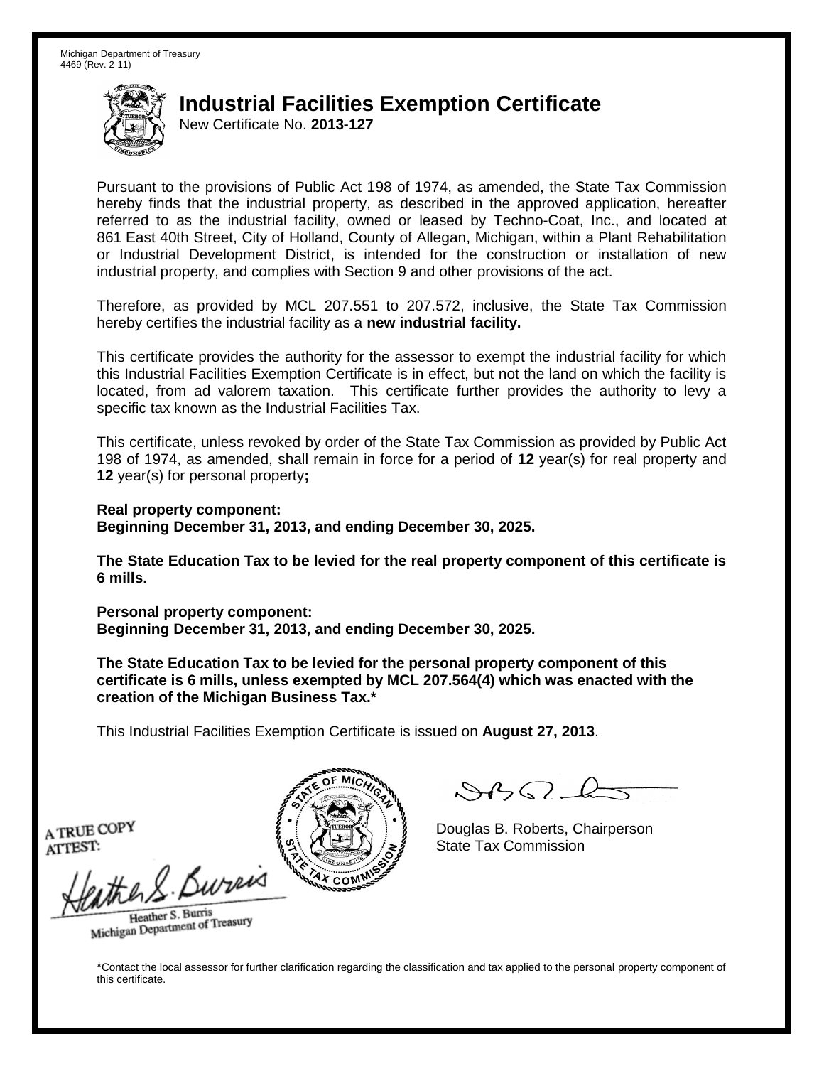Michigan Department of Treasury
4469 (Rev. 2-11)

# Industrial Facilities Exemption Certificate

New Certificate No. **2013-127**

Pursuant to the provisions of Public Act 198 of 1974, as amended, the State Tax Commission hereby finds that the industrial property, as described in the approved application, hereafter referred to as the industrial facility, owned or leased by Techno-Coat, Inc., and located at 861 East 40th Street, City of Holland, County of Allegan, Michigan, within a Plant Rehabilitation or Industrial Development District, is intended for the construction or installation of new industrial property, and complies with Section 9 and other provisions of the act.

Therefore, as provided by MCL 207.551 to 207.572, inclusive, the State Tax Commission hereby certifies the industrial facility as a **new industrial facility.**

This certificate provides the authority for the assessor to exempt the industrial facility for which this Industrial Facilities Exemption Certificate is in effect, but not the land on which the facility is located, from ad valorem taxation. This certificate further provides the authority to levy a specific tax known as the Industrial Facilities Tax.

This certificate, unless revoked by order of the State Tax Commission as provided by Public Act 198 of 1974, as amended, shall remain in force for a period of **12** year(s) for real property and **12** year(s) for personal property**;**

**Real property component:**
**Beginning December 31, 2013, and ending December 30, 2025.**

**The State Education Tax to be levied for the real property component of this certificate is 6 mills.**

**Personal property component:**
**Beginning December 31, 2013, and ending December 30, 2025.**

**The State Education Tax to be levied for the personal property component of this certificate is 6 mills, unless exempted by MCL 207.564(4) which was enacted with the creation of the Michigan Business Tax.***

This Industrial Facilities Exemption Certificate is issued on **August 27, 2013**.

A TRUE COPY
ATTEST:

Heather S. Burris
Michigan Department of Treasury

Douglas B. Roberts, Chairperson
State Tax Commission

*Contact the local assessor for further clarification regarding the classification and tax applied to the personal property component of this certificate.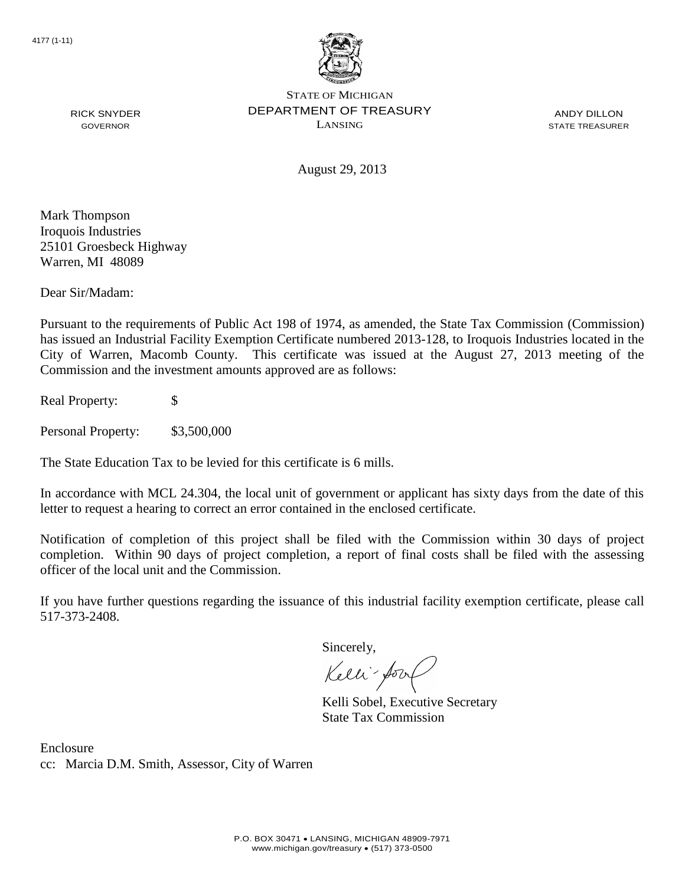4177 (1-11)

STATE OF MICHIGAN
DEPARTMENT OF TREASURY
LANSING

RICK SNYDER
GOVERNOR

ANDY DILLON
STATE TREASURER

August 29, 2013

Mark Thompson
Iroquois Industries
25101 Groesbeck Highway
Warren, MI 48089

Dear Sir/Madam:

Pursuant to the requirements of Public Act 198 of 1974, as amended, the State Tax Commission (Commission) has issued an Industrial Facility Exemption Certificate numbered 2013-128, to Iroquois Industries located in the City of Warren, Macomb County. This certificate was issued at the August 27, 2013 meeting of the Commission and the investment amounts approved are as follows:

Real Property: $

Personal Property: $3,500,000

The State Education Tax to be levied for this certificate is 6 mills.

In accordance with MCL 24.304, the local unit of government or applicant has sixty days from the date of this letter to request a hearing to correct an error contained in the enclosed certificate.

Notification of completion of this project shall be filed with the Commission within 30 days of project completion. Within 90 days of project completion, a report of final costs shall be filed with the assessing officer of the local unit and the Commission.

If you have further questions regarding the issuance of this industrial facility exemption certificate, please call 517-373-2408.

Sincerely,

Kelli Sobel, Executive Secretary
State Tax Commission

Enclosure
cc: Marcia D.M. Smith, Assessor, City of Warren

P.O. BOX 30471 • LANSING, MICHIGAN 48909-7971
www.michigan.gov/treasury • (517) 373-0500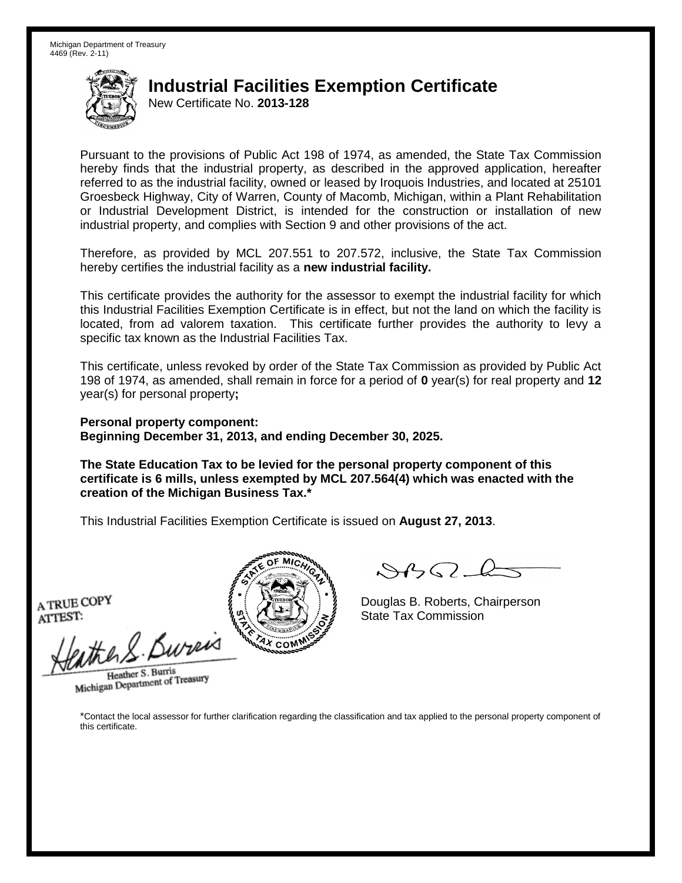Michigan Department of Treasury
4469 (Rev. 2-11)

# Industrial Facilities Exemption Certificate

New Certificate No. **2013-128**

Pursuant to the provisions of Public Act 198 of 1974, as amended, the State Tax Commission hereby finds that the industrial property, as described in the approved application, hereafter referred to as the industrial facility, owned or leased by Iroquois Industries, and located at 25101 Groesbeck Highway, City of Warren, County of Macomb, Michigan, within a Plant Rehabilitation or Industrial Development District, is intended for the construction or installation of new industrial property, and complies with Section 9 and other provisions of the act.

Therefore, as provided by MCL 207.551 to 207.572, inclusive, the State Tax Commission hereby certifies the industrial facility as a **new industrial facility.**

This certificate provides the authority for the assessor to exempt the industrial facility for which this Industrial Facilities Exemption Certificate is in effect, but not the land on which the facility is located, from ad valorem taxation. This certificate further provides the authority to levy a specific tax known as the Industrial Facilities Tax.

This certificate, unless revoked by order of the State Tax Commission as provided by Public Act 198 of 1974, as amended, shall remain in force for a period of **0** year(s) for real property and **12** year(s) for personal property**;**

**Personal property component:**
**Beginning December 31, 2013, and ending December 30, 2025.**

**The State Education Tax to be levied for the personal property component of this certificate is 6 mills, unless exempted by MCL 207.564(4) which was enacted with the creation of the Michigan Business Tax.***

This Industrial Facilities Exemption Certificate is issued on **August 27, 2013**.

A TRUE COPY
ATTEST:

Heather S. Burris
Michigan Department of Treasury

Douglas B. Roberts, Chairperson
State Tax Commission

*Contact the local assessor for further clarification regarding the classification and tax applied to the personal property component of this certificate.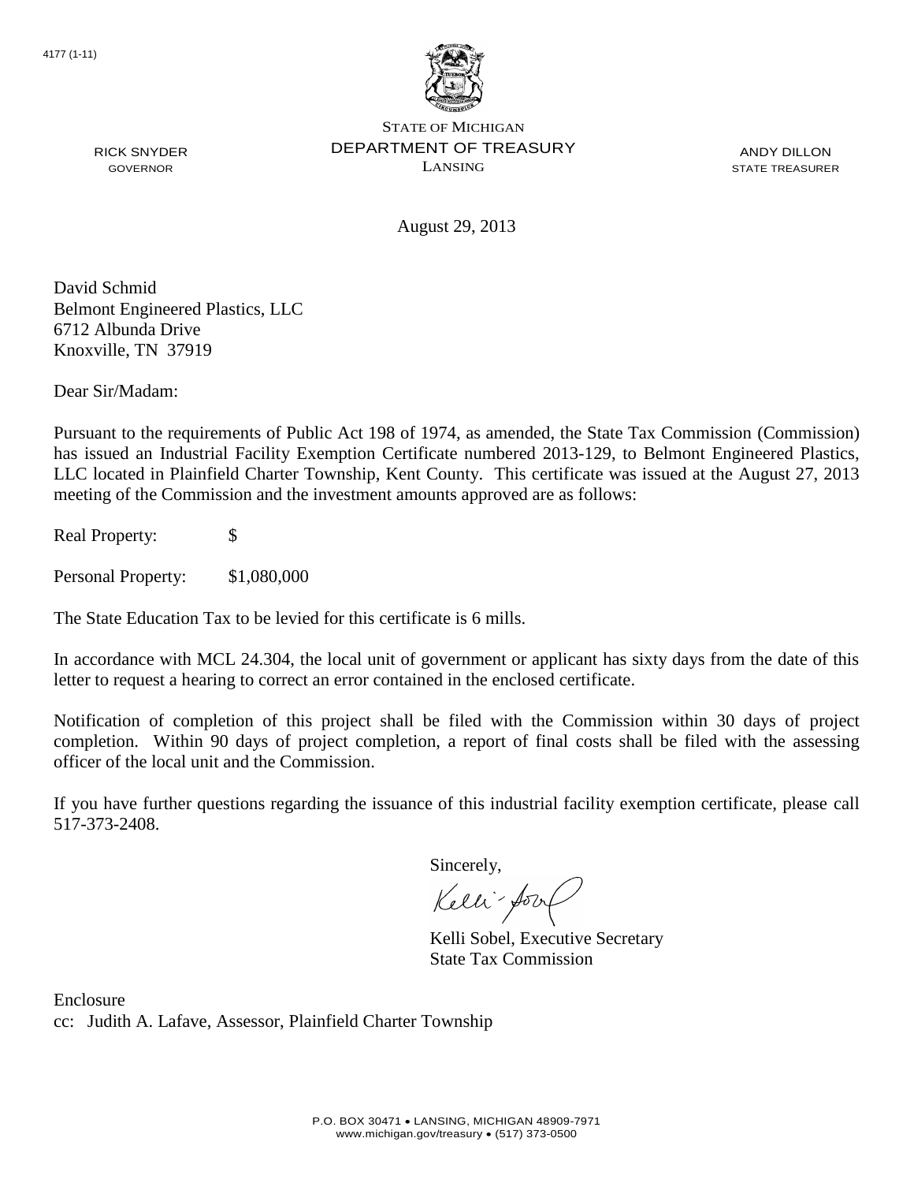4177 (1-11)

STATE OF MICHIGAN
DEPARTMENT OF TREASURY
LANSING

RICK SNYDER
GOVERNOR

ANDY DILLON
STATE TREASURER

August 29, 2013

David Schmid
Belmont Engineered Plastics, LLC
6712 Albunda Drive
Knoxville, TN 37919

Dear Sir/Madam:

Pursuant to the requirements of Public Act 198 of 1974, as amended, the State Tax Commission (Commission) has issued an Industrial Facility Exemption Certificate numbered 2013-129, to Belmont Engineered Plastics, LLC located in Plainfield Charter Township, Kent County. This certificate was issued at the August 27, 2013 meeting of the Commission and the investment amounts approved are as follows:

Real Property: $

Personal Property: $1,080,000

The State Education Tax to be levied for this certificate is 6 mills.

In accordance with MCL 24.304, the local unit of government or applicant has sixty days from the date of this letter to request a hearing to correct an error contained in the enclosed certificate.

Notification of completion of this project shall be filed with the Commission within 30 days of project completion. Within 90 days of project completion, a report of final costs shall be filed with the assessing officer of the local unit and the Commission.

If you have further questions regarding the issuance of this industrial facility exemption certificate, please call 517-373-2408.

Sincerely,

Kelli Sobel, Executive Secretary
State Tax Commission

Enclosure
cc: Judith A. Lafave, Assessor, Plainfield Charter Township

P.O. BOX 30471 • LANSING, MICHIGAN 48909-7971
www.michigan.gov/treasury • (517) 373-0500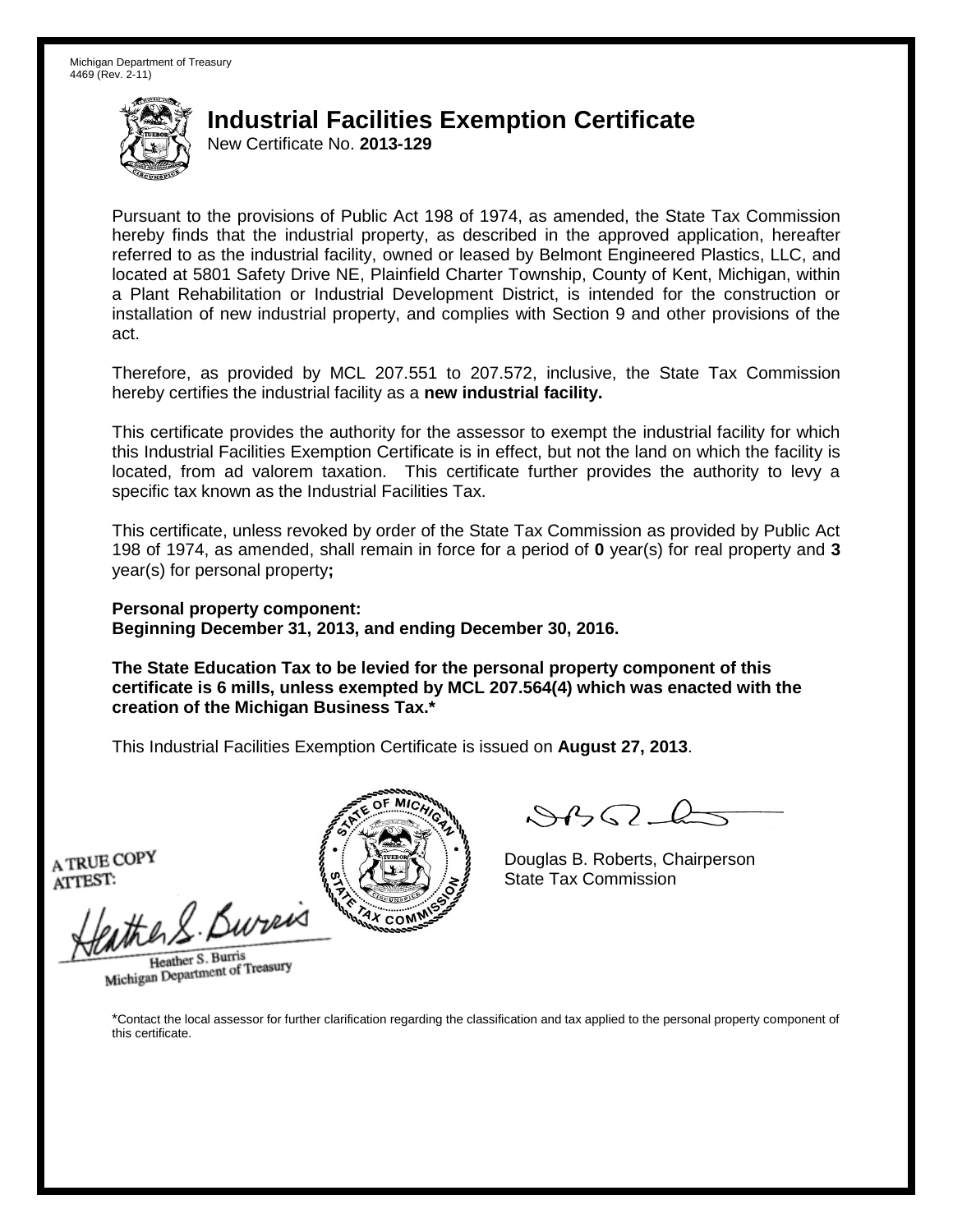Michigan Department of Treasury
4469 (Rev. 2-11)

# Industrial Facilities Exemption Certificate

New Certificate No. **2013-129**

Pursuant to the provisions of Public Act 198 of 1974, as amended, the State Tax Commission hereby finds that the industrial property, as described in the approved application, hereafter referred to as the industrial facility, owned or leased by Belmont Engineered Plastics, LLC, and located at 5801 Safety Drive NE, Plainfield Charter Township, County of Kent, Michigan, within a Plant Rehabilitation or Industrial Development District, is intended for the construction or installation of new industrial property, and complies with Section 9 and other provisions of the act.

Therefore, as provided by MCL 207.551 to 207.572, inclusive, the State Tax Commission hereby certifies the industrial facility as a **new industrial facility.**

This certificate provides the authority for the assessor to exempt the industrial facility for which this Industrial Facilities Exemption Certificate is in effect, but not the land on which the facility is located, from ad valorem taxation. This certificate further provides the authority to levy a specific tax known as the Industrial Facilities Tax.

This certificate, unless revoked by order of the State Tax Commission as provided by Public Act 198 of 1974, as amended, shall remain in force for a period of **0** year(s) for real property and **3** year(s) for personal property**;**

**Personal property component:**
**Beginning December 31, 2013, and ending December 30, 2016.**

**The State Education Tax to be levied for the personal property component of this certificate is 6 mills, unless exempted by MCL 207.564(4) which was enacted with the creation of the Michigan Business Tax.***

This Industrial Facilities Exemption Certificate is issued on **August 27, 2013**.

A TRUE COPY
ATTEST:

Heather S. Burris
Michigan Department of Treasury

Douglas B. Roberts, Chairperson
State Tax Commission

*Contact the local assessor for further clarification regarding the classification and tax applied to the personal property component of this certificate.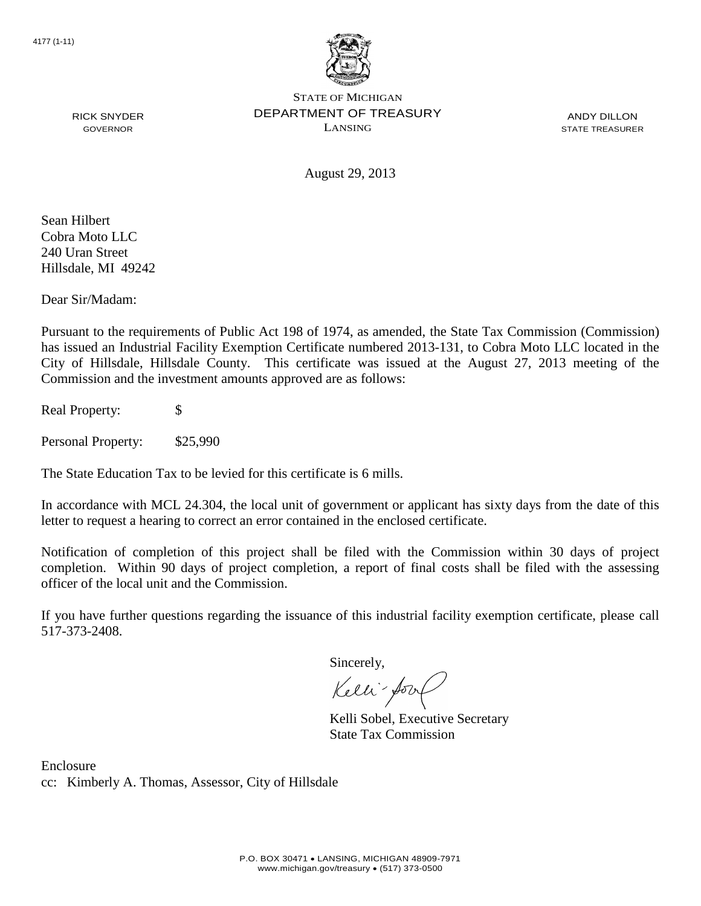4177 (1-11)

STATE OF MICHIGAN
DEPARTMENT OF TREASURY
LANSING

RICK SNYDER
GOVERNOR

ANDY DILLON
STATE TREASURER

August 29, 2013

Sean Hilbert
Cobra Moto LLC
240 Uran Street
Hillsdale, MI 49242

Dear Sir/Madam:

Pursuant to the requirements of Public Act 198 of 1974, as amended, the State Tax Commission (Commission) has issued an Industrial Facility Exemption Certificate numbered 2013-131, to Cobra Moto LLC located in the City of Hillsdale, Hillsdale County. This certificate was issued at the August 27, 2013 meeting of the Commission and the investment amounts approved are as follows:

Real Property: $

Personal Property: $25,990

The State Education Tax to be levied for this certificate is 6 mills.

In accordance with MCL 24.304, the local unit of government or applicant has sixty days from the date of this letter to request a hearing to correct an error contained in the enclosed certificate.

Notification of completion of this project shall be filed with the Commission within 30 days of project completion. Within 90 days of project completion, a report of final costs shall be filed with the assessing officer of the local unit and the Commission.

If you have further questions regarding the issuance of this industrial facility exemption certificate, please call 517-373-2408.

Sincerely,

Kelli Sobel, Executive Secretary
State Tax Commission

Enclosure
cc: Kimberly A. Thomas, Assessor, City of Hillsdale

P.O. BOX 30471 • LANSING, MICHIGAN 48909-7971
www.michigan.gov/treasury • (517) 373-0500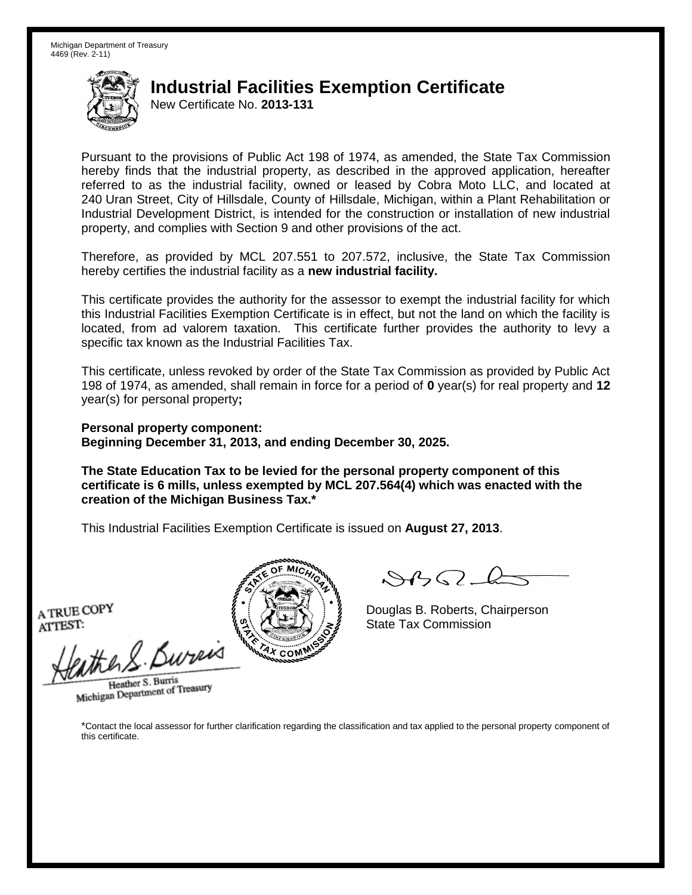Michigan Department of Treasury
4469 (Rev. 2-11)

# Industrial Facilities Exemption Certificate

New Certificate No. **2013-131**

Pursuant to the provisions of Public Act 198 of 1974, as amended, the State Tax Commission hereby finds that the industrial property, as described in the approved application, hereafter referred to as the industrial facility, owned or leased by Cobra Moto LLC, and located at 240 Uran Street, City of Hillsdale, County of Hillsdale, Michigan, within a Plant Rehabilitation or Industrial Development District, is intended for the construction or installation of new industrial property, and complies with Section 9 and other provisions of the act.

Therefore, as provided by MCL 207.551 to 207.572, inclusive, the State Tax Commission hereby certifies the industrial facility as a **new industrial facility.**

This certificate provides the authority for the assessor to exempt the industrial facility for which this Industrial Facilities Exemption Certificate is in effect, but not the land on which the facility is located, from ad valorem taxation. This certificate further provides the authority to levy a specific tax known as the Industrial Facilities Tax.

This certificate, unless revoked by order of the State Tax Commission as provided by Public Act 198 of 1974, as amended, shall remain in force for a period of **0** year(s) for real property and **12** year(s) for personal property**;**

**Personal property component:**
**Beginning December 31, 2013, and ending December 30, 2025.**

**The State Education Tax to be levied for the personal property component of this certificate is 6 mills, unless exempted by MCL 207.564(4) which was enacted with the creation of the Michigan Business Tax.***

This Industrial Facilities Exemption Certificate is issued on **August 27, 2013**.

A TRUE COPY
ATTEST:

Heather S. Burris
Michigan Department of Treasury

Douglas B. Roberts, Chairperson
State Tax Commission

*Contact the local assessor for further clarification regarding the classification and tax applied to the personal property component of this certificate.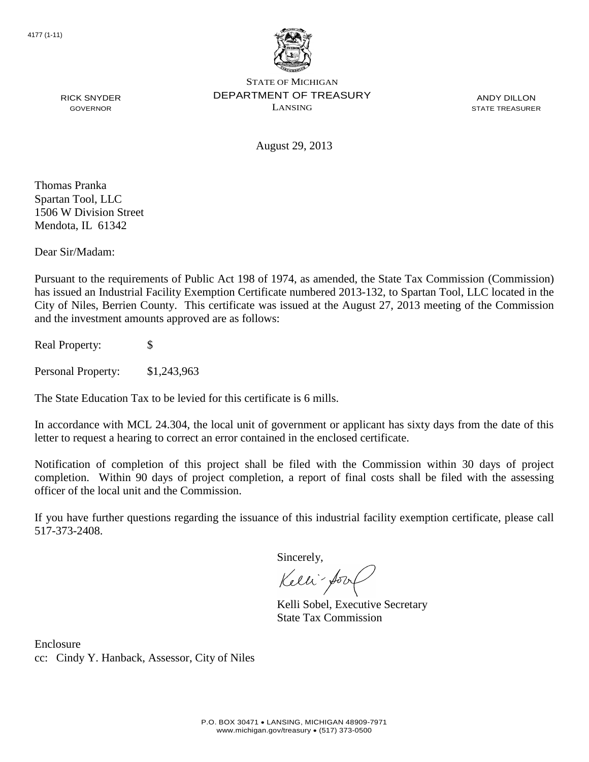4177 (1-11)

STATE OF MICHIGAN
DEPARTMENT OF TREASURY
LANSING

RICK SNYDER
GOVERNOR

ANDY DILLON
STATE TREASURER

August 29, 2013

Thomas Pranka
Spartan Tool, LLC
1506 W Division Street
Mendota, IL 61342

Dear Sir/Madam:

Pursuant to the requirements of Public Act 198 of 1974, as amended, the State Tax Commission (Commission) has issued an Industrial Facility Exemption Certificate numbered 2013-132, to Spartan Tool, LLC located in the City of Niles, Berrien County. This certificate was issued at the August 27, 2013 meeting of the Commission and the investment amounts approved are as follows:

Real Property: $

Personal Property: $1,243,963

The State Education Tax to be levied for this certificate is 6 mills.

In accordance with MCL 24.304, the local unit of government or applicant has sixty days from the date of this letter to request a hearing to correct an error contained in the enclosed certificate.

Notification of completion of this project shall be filed with the Commission within 30 days of project completion. Within 90 days of project completion, a report of final costs shall be filed with the assessing officer of the local unit and the Commission.

If you have further questions regarding the issuance of this industrial facility exemption certificate, please call 517-373-2408.

Sincerely,

Kelli Sobel, Executive Secretary
State Tax Commission

Enclosure
cc: Cindy Y. Hanback, Assessor, City of Niles

P.O. BOX 30471 • LANSING, MICHIGAN 48909-7971
www.michigan.gov/treasury • (517) 373-0500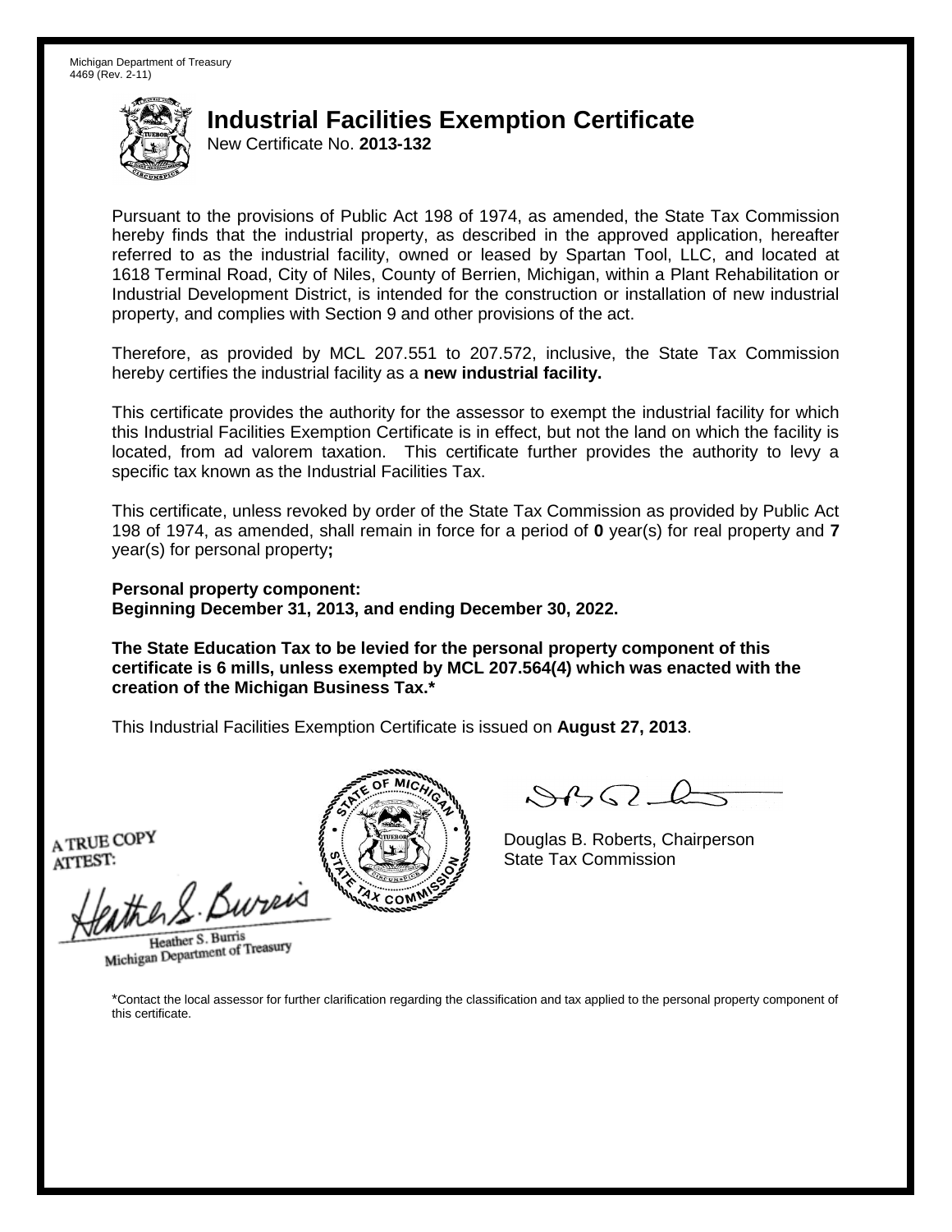Michigan Department of Treasury
4469 (Rev. 2-11)

# Industrial Facilities Exemption Certificate

New Certificate No. **2013-132**

Pursuant to the provisions of Public Act 198 of 1974, as amended, the State Tax Commission hereby finds that the industrial property, as described in the approved application, hereafter referred to as the industrial facility, owned or leased by Spartan Tool, LLC, and located at 1618 Terminal Road, City of Niles, County of Berrien, Michigan, within a Plant Rehabilitation or Industrial Development District, is intended for the construction or installation of new industrial property, and complies with Section 9 and other provisions of the act.

Therefore, as provided by MCL 207.551 to 207.572, inclusive, the State Tax Commission hereby certifies the industrial facility as a **new industrial facility.**

This certificate provides the authority for the assessor to exempt the industrial facility for which this Industrial Facilities Exemption Certificate is in effect, but not the land on which the facility is located, from ad valorem taxation. This certificate further provides the authority to levy a specific tax known as the Industrial Facilities Tax.

This certificate, unless revoked by order of the State Tax Commission as provided by Public Act 198 of 1974, as amended, shall remain in force for a period of **0** year(s) for real property and **7** year(s) for personal property**;**

**Personal property component:**
**Beginning December 31, 2013, and ending December 30, 2022.**

**The State Education Tax to be levied for the personal property component of this certificate is 6 mills, unless exempted by MCL 207.564(4) which was enacted with the creation of the Michigan Business Tax.***

This Industrial Facilities Exemption Certificate is issued on **August 27, 2013**.

A TRUE COPY
ATTEST:

Heather S. Burris
Michigan Department of Treasury

Douglas B. Roberts, Chairperson
State Tax Commission

*Contact the local assessor for further clarification regarding the classification and tax applied to the personal property component of this certificate.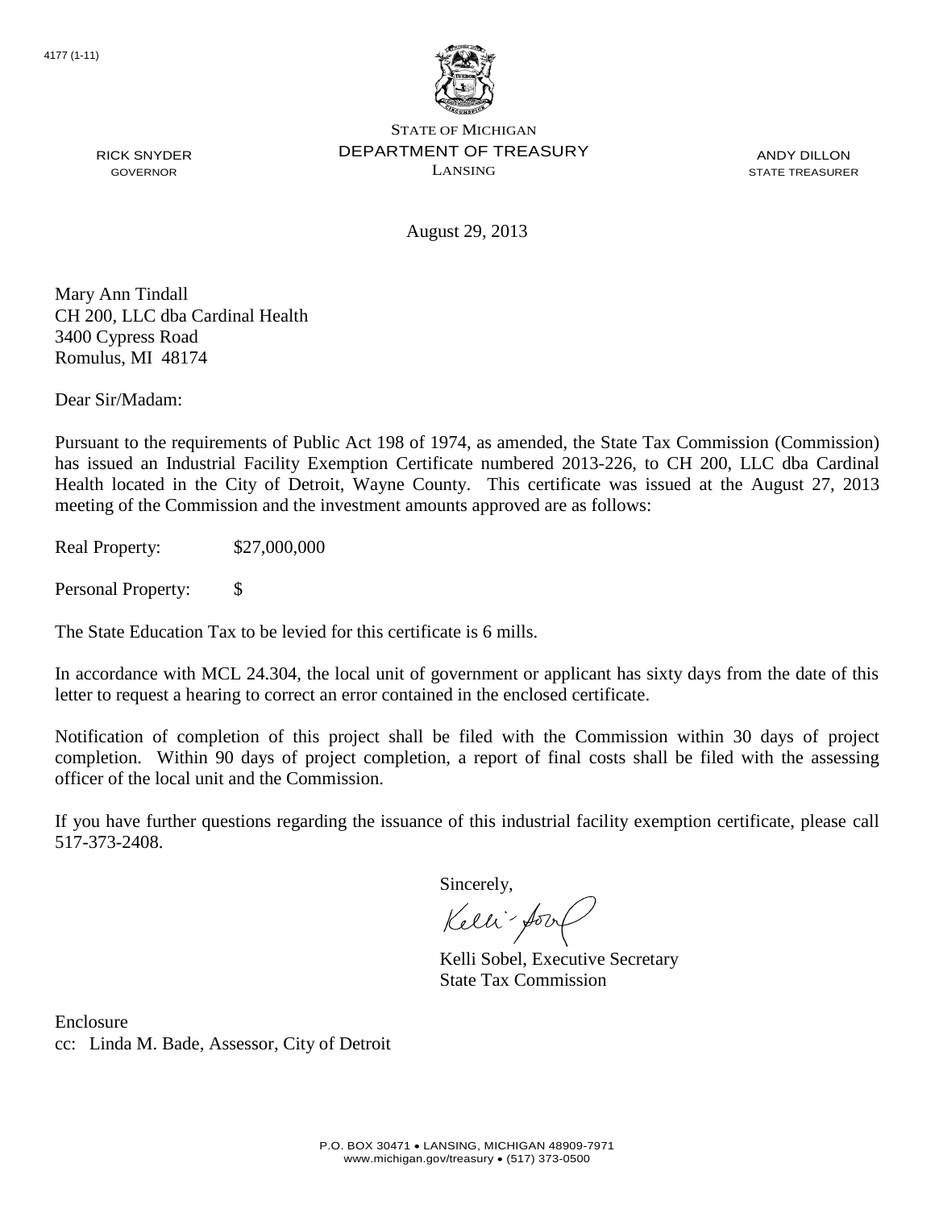4177 (1-11)

STATE OF MICHIGAN
DEPARTMENT OF TREASURY
LANSING

RICK SNYDER
GOVERNOR

ANDY DILLON
STATE TREASURER

August 29, 2013

Mary Ann Tindall
CH 200, LLC dba Cardinal Health
3400 Cypress Road
Romulus, MI 48174

Dear Sir/Madam:

Pursuant to the requirements of Public Act 198 of 1974, as amended, the State Tax Commission (Commission) has issued an Industrial Facility Exemption Certificate numbered 2013-226, to CH 200, LLC dba Cardinal Health located in the City of Detroit, Wayne County. This certificate was issued at the August 27, 2013 meeting of the Commission and the investment amounts approved are as follows:

Real Property: $27,000,000

Personal Property: $

The State Education Tax to be levied for this certificate is 6 mills.

In accordance with MCL 24.304, the local unit of government or applicant has sixty days from the date of this letter to request a hearing to correct an error contained in the enclosed certificate.

Notification of completion of this project shall be filed with the Commission within 30 days of project completion. Within 90 days of project completion, a report of final costs shall be filed with the assessing officer of the local unit and the Commission.

If you have further questions regarding the issuance of this industrial facility exemption certificate, please call 517-373-2408.

Sincerely,

Kelli Sobel, Executive Secretary
State Tax Commission

Enclosure
cc: Linda M. Bade, Assessor, City of Detroit

P.O. BOX 30471 • LANSING, MICHIGAN 48909-7971
www.michigan.gov/treasury • (517) 373-0500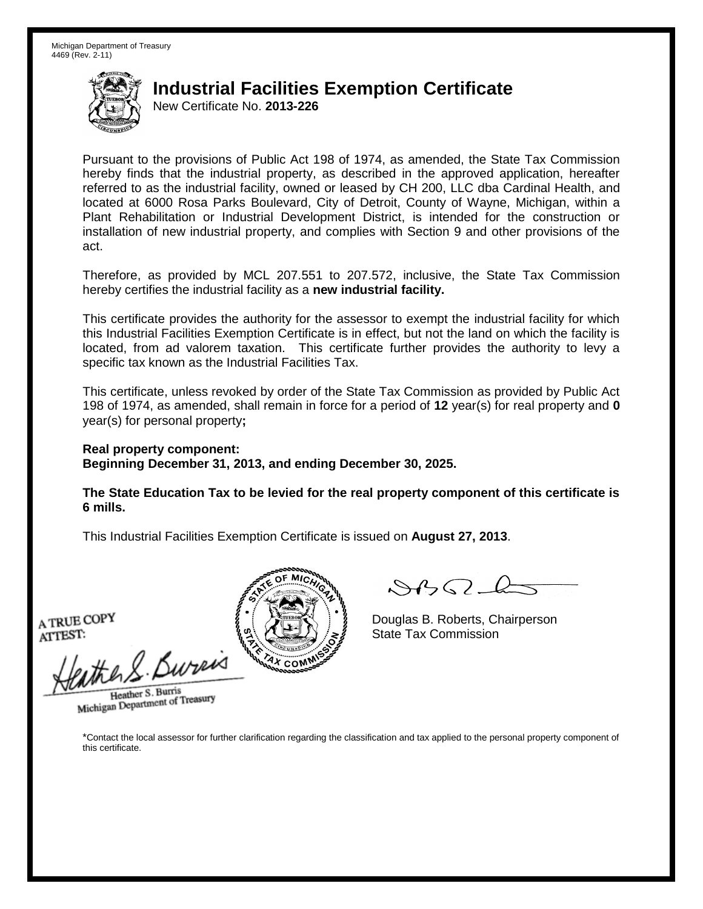Michigan Department of Treasury
4469 (Rev. 2-11)

# Industrial Facilities Exemption Certificate

New Certificate No. **2013-226**

Pursuant to the provisions of Public Act 198 of 1974, as amended, the State Tax Commission hereby finds that the industrial property, as described in the approved application, hereafter referred to as the industrial facility, owned or leased by CH 200, LLC dba Cardinal Health, and located at 6000 Rosa Parks Boulevard, City of Detroit, County of Wayne, Michigan, within a Plant Rehabilitation or Industrial Development District, is intended for the construction or installation of new industrial property, and complies with Section 9 and other provisions of the act.

Therefore, as provided by MCL 207.551 to 207.572, inclusive, the State Tax Commission hereby certifies the industrial facility as a **new industrial facility.**

This certificate provides the authority for the assessor to exempt the industrial facility for which this Industrial Facilities Exemption Certificate is in effect, but not the land on which the facility is located, from ad valorem taxation. This certificate further provides the authority to levy a specific tax known as the Industrial Facilities Tax.

This certificate, unless revoked by order of the State Tax Commission as provided by Public Act 198 of 1974, as amended, shall remain in force for a period of **12** year(s) for real property and **0** year(s) for personal property**;**

**Real property component:**
**Beginning December 31, 2013, and ending December 30, 2025.**

**The State Education Tax to be levied for the real property component of this certificate is 6 mills.**

This Industrial Facilities Exemption Certificate is issued on **August 27, 2013**.

A TRUE COPY
ATTEST:

Heather S. Burris
Michigan Department of Treasury

Douglas B. Roberts, Chairperson
State Tax Commission

*Contact the local assessor for further clarification regarding the classification and tax applied to the personal property component of this certificate.